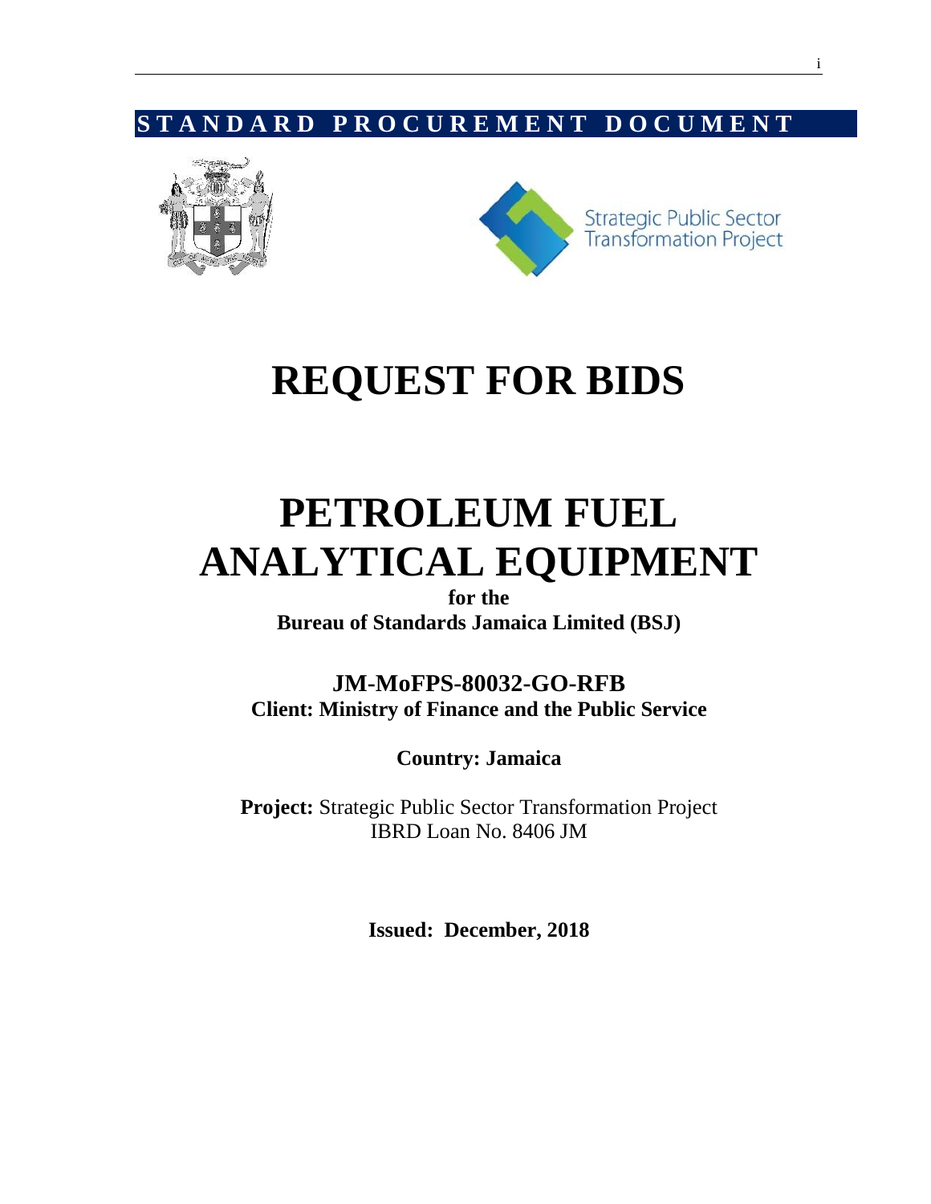STANDARD PROCUREMENT DOCUMENT

Strategic Public Sector Transformation Project

# REQUEST FOR BIDS

# PETROLEUM FUEL ANALYTICAL EQUIPMENT

**for the**

**Bureau of Standards Jamaica Limited (BSJ)**

**JM-MoFPS-80032-GO-RFB**

**Client: Ministry of Finance and the Public Service**

**Country: Jamaica**

**Project:** Strategic Public Sector Transformation Project
IBRD Loan No. 8406 JM

**Issued: December, 2018**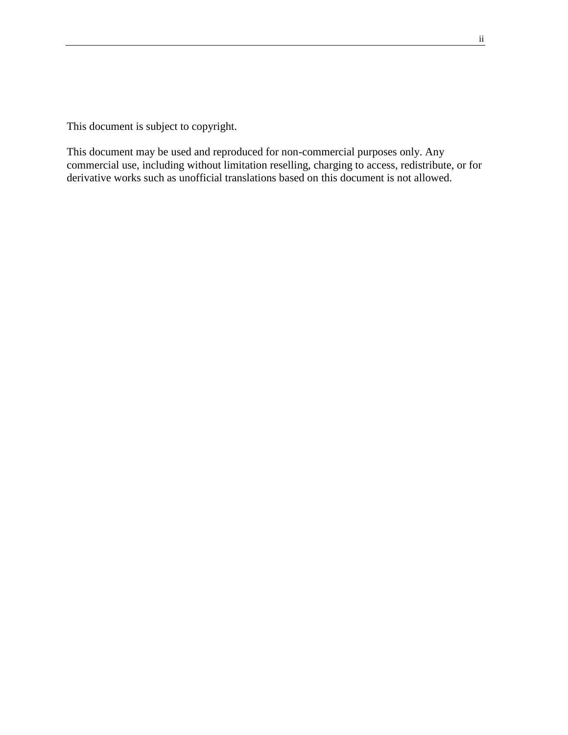This document is subject to copyright.

This document may be used and reproduced for non-commercial purposes only. Any commercial use, including without limitation reselling, charging to access, redistribute, or for derivative works such as unofficial translations based on this document is not allowed.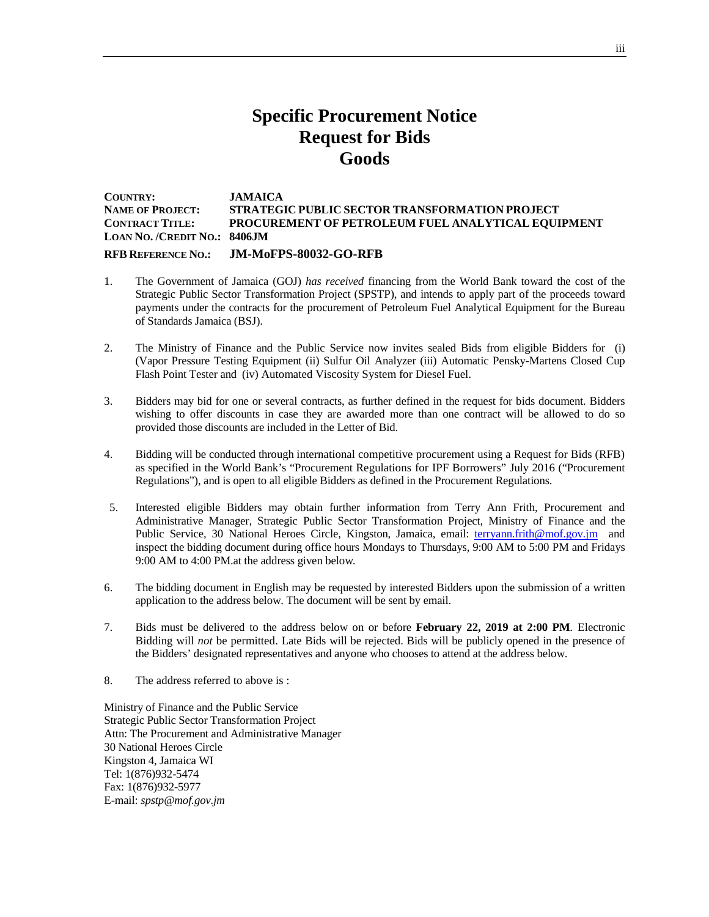# Specific Procurement Notice
# Request for Bids
# Goods

**COUNTRY:** **JAMAICA**
**NAME OF PROJECT:** **STRATEGIC PUBLIC SECTOR TRANSFORMATION PROJECT**
**CONTRACT TITLE:** **PROCUREMENT OF PETROLEUM FUEL ANALYTICAL EQUIPMENT**
**LOAN NO. /CREDIT NO.:** **8406JM**
**RFB REFERENCE NO.:** **JM-MoFPS-80032-GO-RFB**

1. The Government of Jamaica (GOJ) *has received* financing from the World Bank toward the cost of the Strategic Public Sector Transformation Project (SPSTP), and intends to apply part of the proceeds toward payments under the contracts for the procurement of Petroleum Fuel Analytical Equipment for the Bureau of Standards Jamaica (BSJ).

2. The Ministry of Finance and the Public Service now invites sealed Bids from eligible Bidders for (i) (Vapor Pressure Testing Equipment (ii) Sulfur Oil Analyzer (iii) Automatic Pensky-Martens Closed Cup Flash Point Tester and (iv) Automated Viscosity System for Diesel Fuel.

3. Bidders may bid for one or several contracts, as further defined in the request for bids document. Bidders wishing to offer discounts in case they are awarded more than one contract will be allowed to do so provided those discounts are included in the Letter of Bid.

4. Bidding will be conducted through international competitive procurement using a Request for Bids (RFB) as specified in the World Bank's "Procurement Regulations for IPF Borrowers" July 2016 ("Procurement Regulations"), and is open to all eligible Bidders as defined in the Procurement Regulations.

5. Interested eligible Bidders may obtain further information from Terry Ann Frith, Procurement and Administrative Manager, Strategic Public Sector Transformation Project, Ministry of Finance and the Public Service, 30 National Heroes Circle, Kingston, Jamaica, email: terryann.frith@mof.gov.jm and inspect the bidding document during office hours Mondays to Thursdays, 9:00 AM to 5:00 PM and Fridays 9:00 AM to 4:00 PM.at the address given below.

6. The bidding document in English may be requested by interested Bidders upon the submission of a written application to the address below. The document will be sent by email.

7. Bids must be delivered to the address below on or before **February 22, 2019 at 2:00 PM**. Electronic Bidding will *not* be permitted. Late Bids will be rejected. Bids will be publicly opened in the presence of the Bidders' designated representatives and anyone who chooses to attend at the address below.

8. The address referred to above is :

Ministry of Finance and the Public Service
Strategic Public Sector Transformation Project
Attn: The Procurement and Administrative Manager
30 National Heroes Circle
Kingston 4, Jamaica WI
Tel: 1(876)932-5474
Fax: 1(876)932-5977
E-mail: *spstp@mof.gov.jm*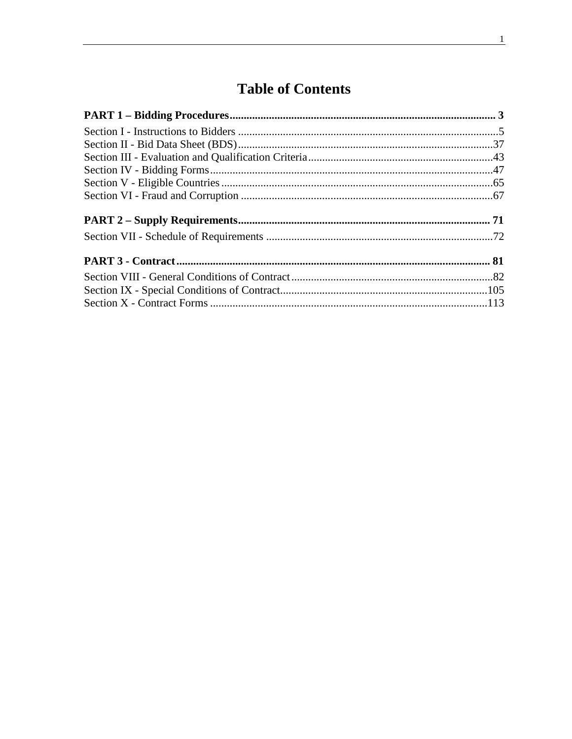# Table of Contents

**PART 1 – Bidding Procedures ........................................................................................ 3**

Section I - Instructions to Bidders ........................................................................................5
Section II - Bid Data Sheet (BDS)........................................................................................37
Section III - Evaluation and Qualification Criteria ..............................................................43
Section IV - Bidding Forms..................................................................................................47
Section V - Eligible Countries ..............................................................................................65
Section VI - Fraud and Corruption .......................................................................................67

**PART 2 – Supply Requirements.................................................................................... 71**

Section VII - Schedule of Requirements ..............................................................................72

**PART 3 - Contract ........................................................................................................ 81**

Section VIII - General Conditions of Contract .....................................................................82
Section IX - Special Conditions of Contract........................................................................105
Section X - Contract Forms .................................................................................................113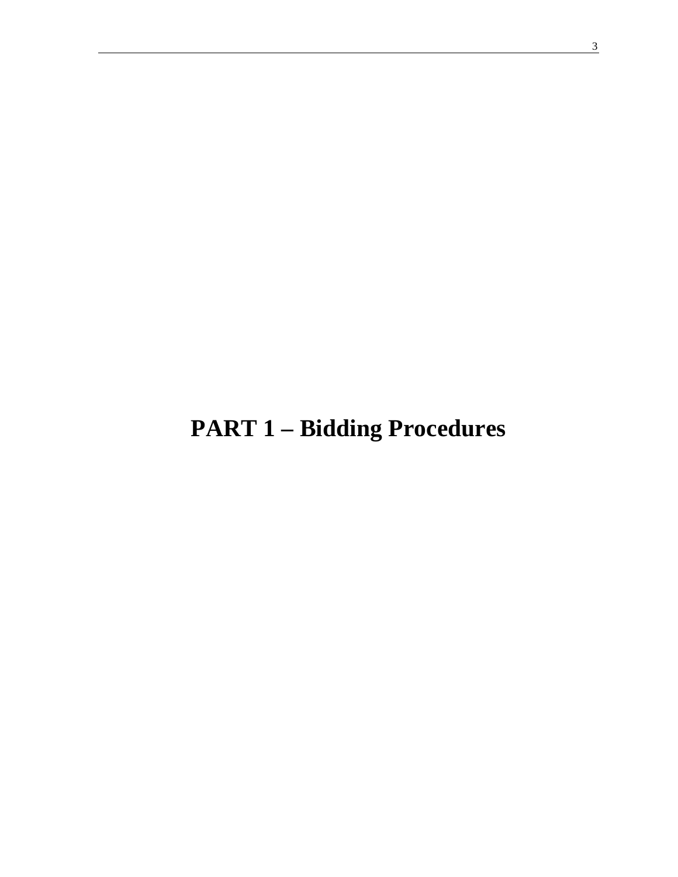# PART 1 – Bidding Procedures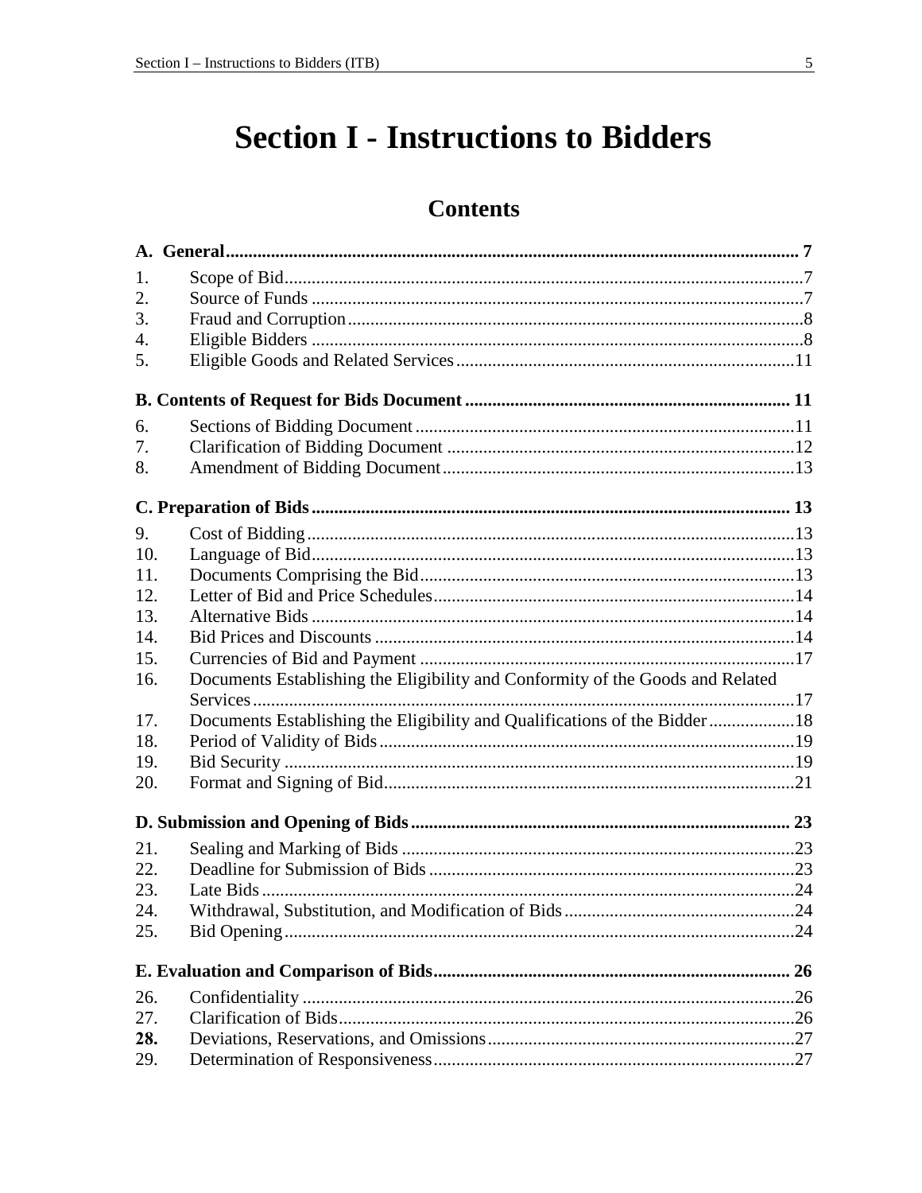# Section I - Instructions to Bidders

## Contents

**A. General** .......... **7**

1. Scope of Bid .......... 7
2. Source of Funds .......... 7
3. Fraud and Corruption .......... 8
4. Eligible Bidders .......... 8
5. Eligible Goods and Related Services .......... 11

**B. Contents of Request for Bids Document** .......... **11**

6. Sections of Bidding Document .......... 11
7. Clarification of Bidding Document .......... 12
8. Amendment of Bidding Document .......... 13

**C. Preparation of Bids** .......... **13**

9. Cost of Bidding .......... 13
10. Language of Bid .......... 13
11. Documents Comprising the Bid .......... 13
12. Letter of Bid and Price Schedules .......... 14
13. Alternative Bids .......... 14
14. Bid Prices and Discounts .......... 14
15. Currencies of Bid and Payment .......... 17
16. Documents Establishing the Eligibility and Conformity of the Goods and Related Services .......... 17
17. Documents Establishing the Eligibility and Qualifications of the Bidder .......... 18
18. Period of Validity of Bids .......... 19
19. Bid Security .......... 19
20. Format and Signing of Bid .......... 21

**D. Submission and Opening of Bids** .......... **23**

21. Sealing and Marking of Bids .......... 23
22. Deadline for Submission of Bids .......... 23
23. Late Bids .......... 24
24. Withdrawal, Substitution, and Modification of Bids .......... 24
25. Bid Opening .......... 24

**E. Evaluation and Comparison of Bids** .......... **26**

26. Confidentiality .......... 26
27. Clarification of Bids .......... 26
28. Deviations, Reservations, and Omissions .......... 27
29. Determination of Responsiveness .......... 27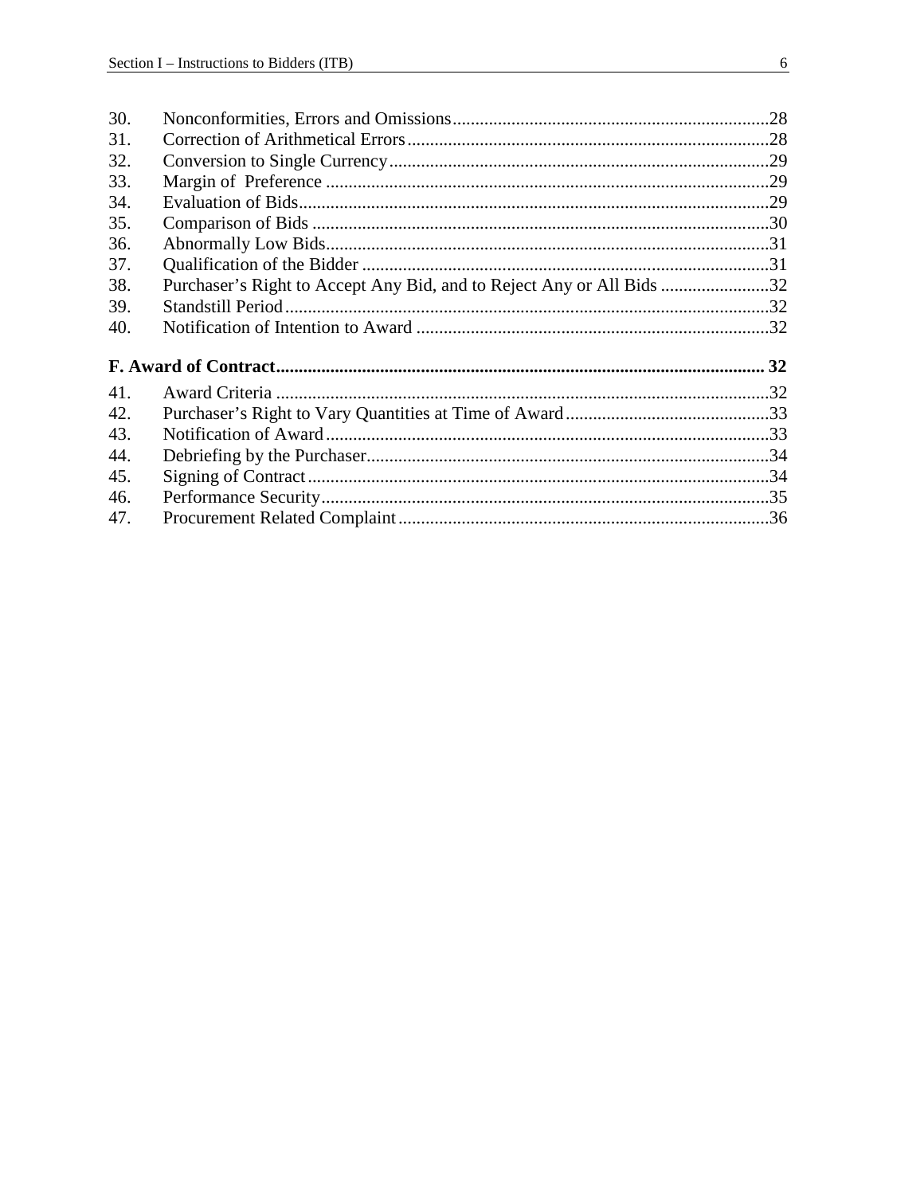| | | |
|---|---|---|
| 30. | Nonconformities, Errors and Omissions | 28 |
| 31. | Correction of Arithmetical Errors | 28 |
| 32. | Conversion to Single Currency | 29 |
| 33. | Margin of Preference | 29 |
| 34. | Evaluation of Bids | 29 |
| 35. | Comparison of Bids | 30 |
| 36. | Abnormally Low Bids | 31 |
| 37. | Qualification of the Bidder | 31 |
| 38. | Purchaser's Right to Accept Any Bid, and to Reject Any or All Bids | 32 |
| 39. | Standstill Period | 32 |
| 40. | Notification of Intention to Award | 32 |

**F. Award of Contract ... 32**

| | | |
|---|---|---|
| 41. | Award Criteria | 32 |
| 42. | Purchaser's Right to Vary Quantities at Time of Award | 33 |
| 43. | Notification of Award | 33 |
| 44. | Debriefing by the Purchaser | 34 |
| 45. | Signing of Contract | 34 |
| 46. | Performance Security | 35 |
| 47. | Procurement Related Complaint | 36 |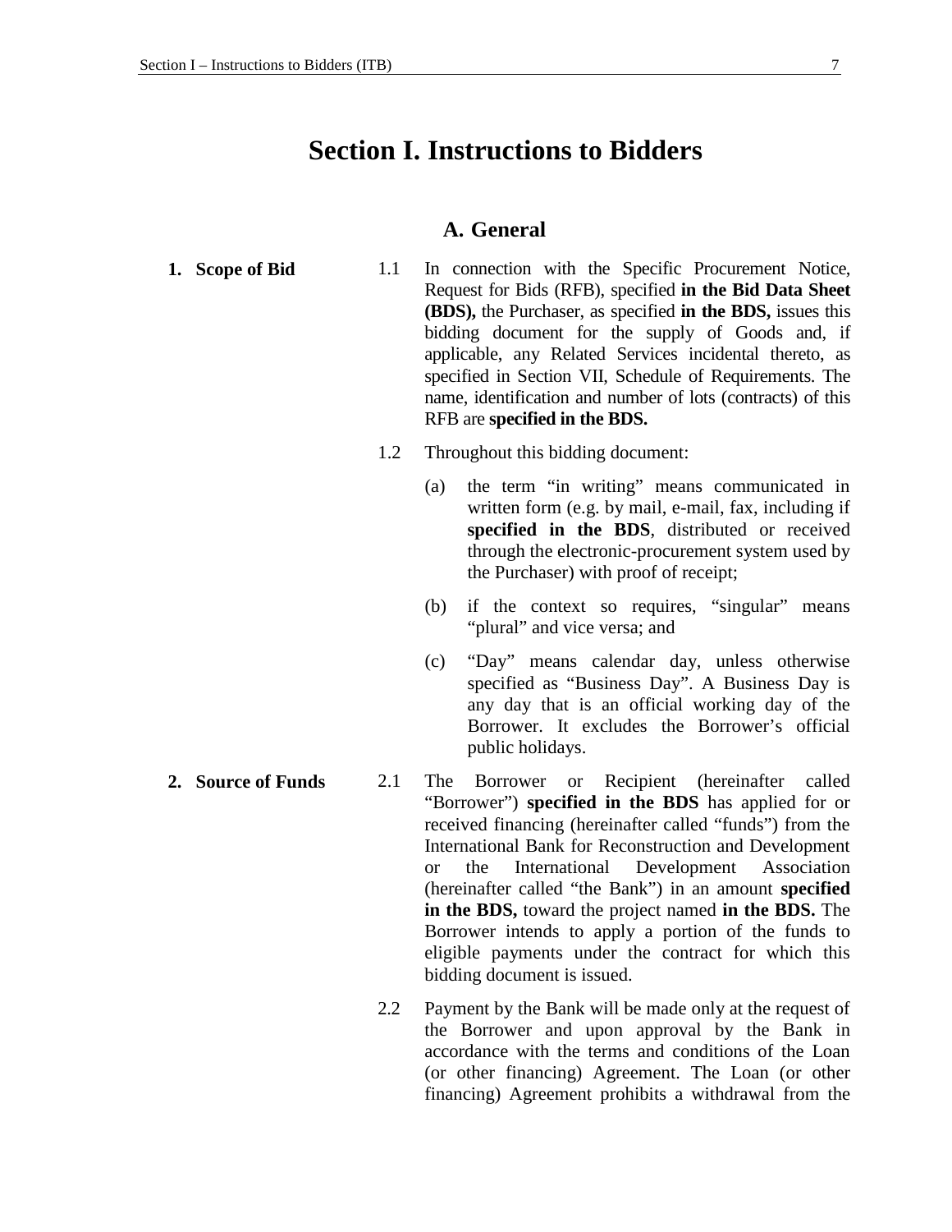# Section I. Instructions to Bidders

## A. General

**1. Scope of Bid**

1.1 In connection with the Specific Procurement Notice, Request for Bids (RFB), specified **in the Bid Data Sheet (BDS),** the Purchaser, as specified **in the BDS,** issues this bidding document for the supply of Goods and, if applicable, any Related Services incidental thereto, as specified in Section VII, Schedule of Requirements. The name, identification and number of lots (contracts) of this RFB are **specified in the BDS.**

1.2 Throughout this bidding document:

(a) the term "in writing" means communicated in written form (e.g. by mail, e-mail, fax, including if **specified in the BDS**, distributed or received through the electronic-procurement system used by the Purchaser) with proof of receipt;

(b) if the context so requires, "singular" means "plural" and vice versa; and

(c) "Day" means calendar day, unless otherwise specified as "Business Day". A Business Day is any day that is an official working day of the Borrower. It excludes the Borrower's official public holidays.

**2. Source of Funds**

2.1 The Borrower or Recipient (hereinafter called "Borrower") **specified in the BDS** has applied for or received financing (hereinafter called "funds") from the International Bank for Reconstruction and Development or the International Development Association (hereinafter called "the Bank") in an amount **specified in the BDS,** toward the project named **in the BDS.** The Borrower intends to apply a portion of the funds to eligible payments under the contract for which this bidding document is issued.

2.2 Payment by the Bank will be made only at the request of the Borrower and upon approval by the Bank in accordance with the terms and conditions of the Loan (or other financing) Agreement. The Loan (or other financing) Agreement prohibits a withdrawal from the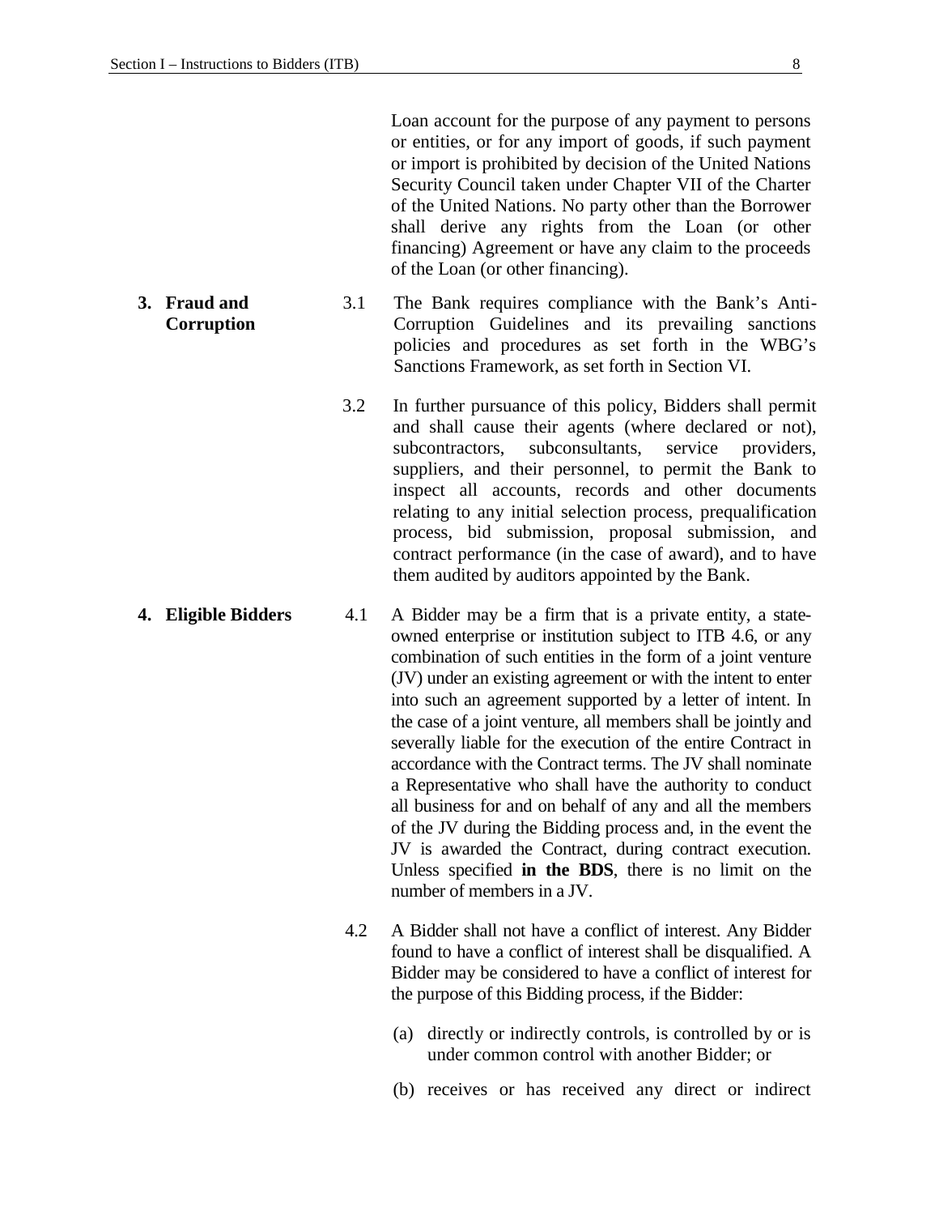Loan account for the purpose of any payment to persons or entities, or for any import of goods, if such payment or import is prohibited by decision of the United Nations Security Council taken under Chapter VII of the Charter of the United Nations. No party other than the Borrower shall derive any rights from the Loan (or other financing) Agreement or have any claim to the proceeds of the Loan (or other financing).

**3. Fraud and Corruption**

3.1 The Bank requires compliance with the Bank's Anti-Corruption Guidelines and its prevailing sanctions policies and procedures as set forth in the WBG's Sanctions Framework, as set forth in Section VI.

3.2 In further pursuance of this policy, Bidders shall permit and shall cause their agents (where declared or not), subcontractors, subconsultants, service providers, suppliers, and their personnel, to permit the Bank to inspect all accounts, records and other documents relating to any initial selection process, prequalification process, bid submission, proposal submission, and contract performance (in the case of award), and to have them audited by auditors appointed by the Bank.

**4. Eligible Bidders**

4.1 A Bidder may be a firm that is a private entity, a state-owned enterprise or institution subject to ITB 4.6, or any combination of such entities in the form of a joint venture (JV) under an existing agreement or with the intent to enter into such an agreement supported by a letter of intent. In the case of a joint venture, all members shall be jointly and severally liable for the execution of the entire Contract in accordance with the Contract terms. The JV shall nominate a Representative who shall have the authority to conduct all business for and on behalf of any and all the members of the JV during the Bidding process and, in the event the JV is awarded the Contract, during contract execution. Unless specified **in the BDS**, there is no limit on the number of members in a JV.

4.2 A Bidder shall not have a conflict of interest. Any Bidder found to have a conflict of interest shall be disqualified. A Bidder may be considered to have a conflict of interest for the purpose of this Bidding process, if the Bidder:

(a) directly or indirectly controls, is controlled by or is under common control with another Bidder; or

(b) receives or has received any direct or indirect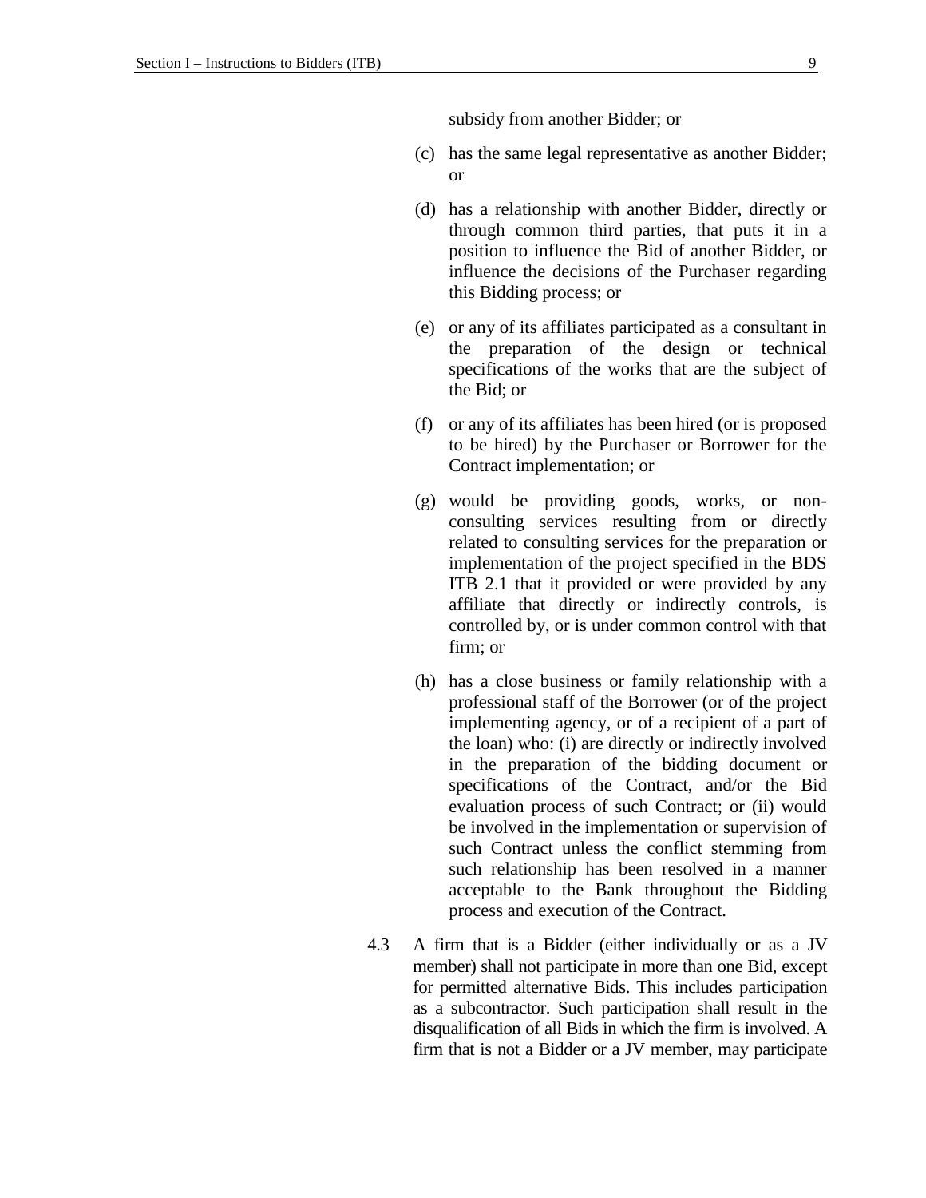subsidy from another Bidder; or

(c) has the same legal representative as another Bidder; or

(d) has a relationship with another Bidder, directly or through common third parties, that puts it in a position to influence the Bid of another Bidder, or influence the decisions of the Purchaser regarding this Bidding process; or

(e) or any of its affiliates participated as a consultant in the preparation of the design or technical specifications of the works that are the subject of the Bid; or

(f) or any of its affiliates has been hired (or is proposed to be hired) by the Purchaser or Borrower for the Contract implementation; or

(g) would be providing goods, works, or non-consulting services resulting from or directly related to consulting services for the preparation or implementation of the project specified in the BDS ITB 2.1 that it provided or were provided by any affiliate that directly or indirectly controls, is controlled by, or is under common control with that firm; or

(h) has a close business or family relationship with a professional staff of the Borrower (or of the project implementing agency, or of a recipient of a part of the loan) who: (i) are directly or indirectly involved in the preparation of the bidding document or specifications of the Contract, and/or the Bid evaluation process of such Contract; or (ii) would be involved in the implementation or supervision of such Contract unless the conflict stemming from such relationship has been resolved in a manner acceptable to the Bank throughout the Bidding process and execution of the Contract.

4.3 A firm that is a Bidder (either individually or as a JV member) shall not participate in more than one Bid, except for permitted alternative Bids. This includes participation as a subcontractor. Such participation shall result in the disqualification of all Bids in which the firm is involved. A firm that is not a Bidder or a JV member, may participate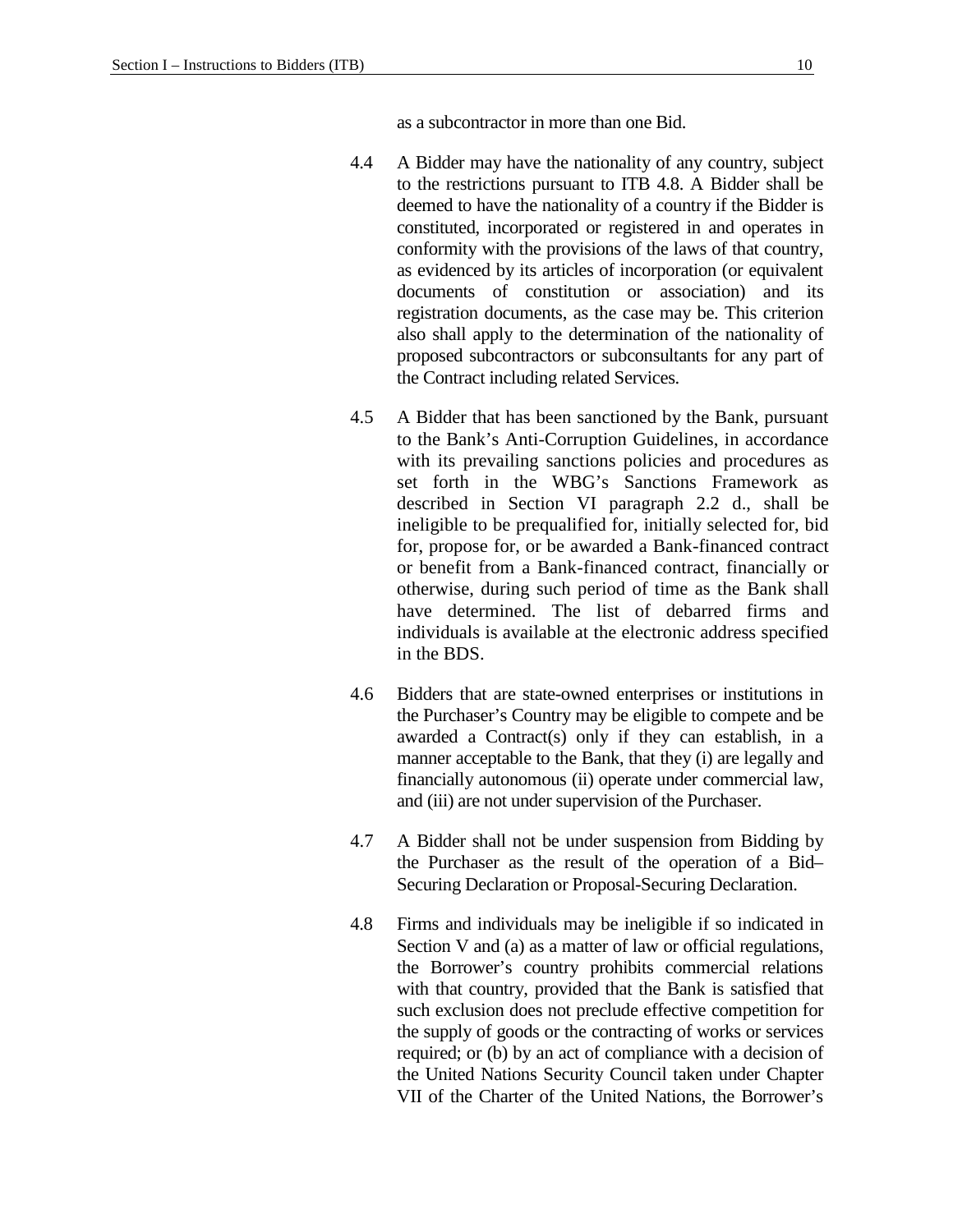as a subcontractor in more than one Bid.

4.4 A Bidder may have the nationality of any country, subject to the restrictions pursuant to ITB 4.8. A Bidder shall be deemed to have the nationality of a country if the Bidder is constituted, incorporated or registered in and operates in conformity with the provisions of the laws of that country, as evidenced by its articles of incorporation (or equivalent documents of constitution or association) and its registration documents, as the case may be. This criterion also shall apply to the determination of the nationality of proposed subcontractors or subconsultants for any part of the Contract including related Services.

4.5 A Bidder that has been sanctioned by the Bank, pursuant to the Bank's Anti-Corruption Guidelines, in accordance with its prevailing sanctions policies and procedures as set forth in the WBG's Sanctions Framework as described in Section VI paragraph 2.2 d., shall be ineligible to be prequalified for, initially selected for, bid for, propose for, or be awarded a Bank-financed contract or benefit from a Bank-financed contract, financially or otherwise, during such period of time as the Bank shall have determined. The list of debarred firms and individuals is available at the electronic address specified in the BDS.

4.6 Bidders that are state-owned enterprises or institutions in the Purchaser's Country may be eligible to compete and be awarded a Contract(s) only if they can establish, in a manner acceptable to the Bank, that they (i) are legally and financially autonomous (ii) operate under commercial law, and (iii) are not under supervision of the Purchaser.

4.7 A Bidder shall not be under suspension from Bidding by the Purchaser as the result of the operation of a Bid–Securing Declaration or Proposal-Securing Declaration.

4.8 Firms and individuals may be ineligible if so indicated in Section V and (a) as a matter of law or official regulations, the Borrower's country prohibits commercial relations with that country, provided that the Bank is satisfied that such exclusion does not preclude effective competition for the supply of goods or the contracting of works or services required; or (b) by an act of compliance with a decision of the United Nations Security Council taken under Chapter VII of the Charter of the United Nations, the Borrower's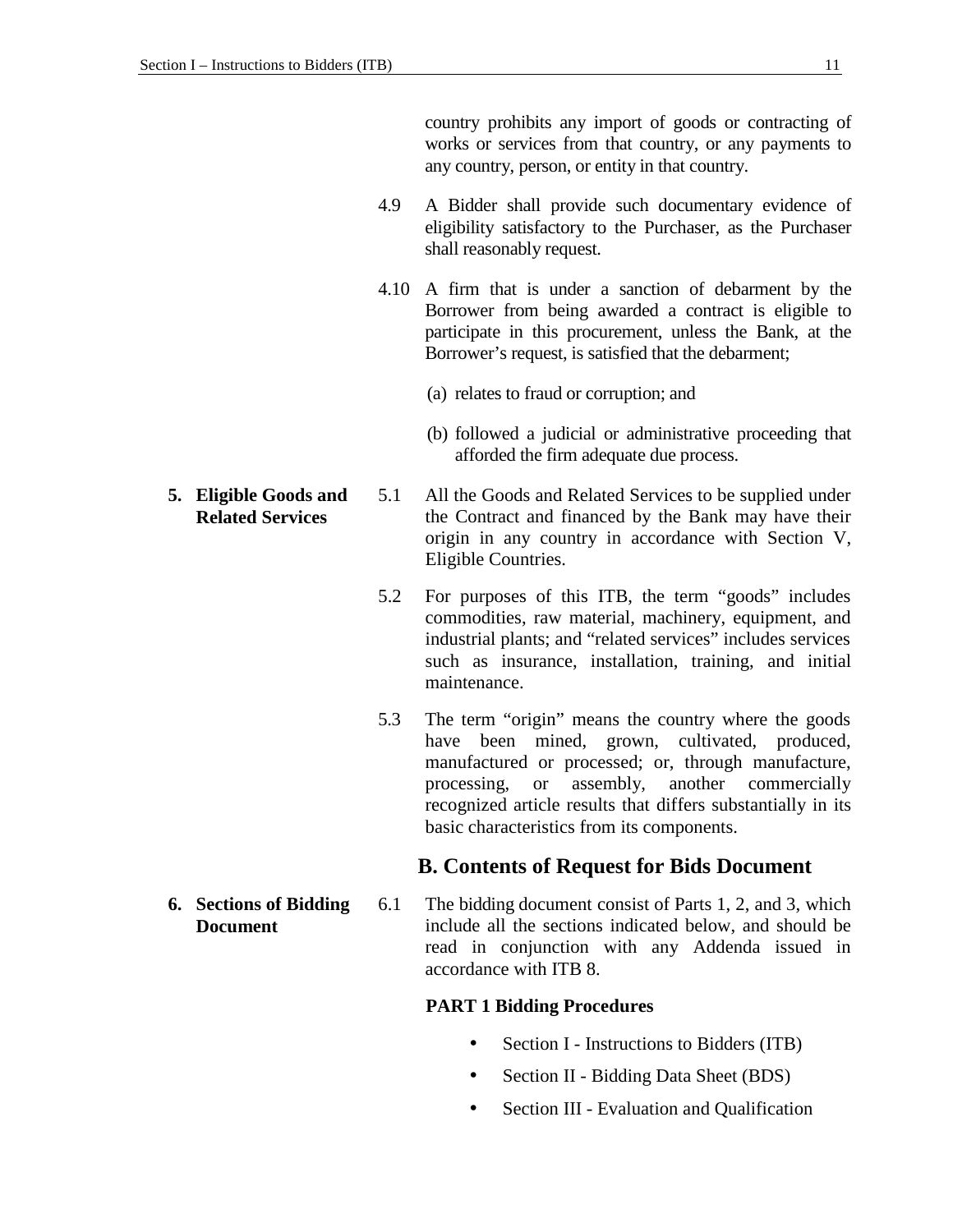country prohibits any import of goods or contracting of works or services from that country, or any payments to any country, person, or entity in that country.

4.9 A Bidder shall provide such documentary evidence of eligibility satisfactory to the Purchaser, as the Purchaser shall reasonably request.

4.10 A firm that is under a sanction of debarment by the Borrower from being awarded a contract is eligible to participate in this procurement, unless the Bank, at the Borrower's request, is satisfied that the debarment;

(a) relates to fraud or corruption; and

(b) followed a judicial or administrative proceeding that afforded the firm adequate due process.

**5. Eligible Goods and Related Services**

5.1 All the Goods and Related Services to be supplied under the Contract and financed by the Bank may have their origin in any country in accordance with Section V, Eligible Countries.

5.2 For purposes of this ITB, the term "goods" includes commodities, raw material, machinery, equipment, and industrial plants; and "related services" includes services such as insurance, installation, training, and initial maintenance.

5.3 The term "origin" means the country where the goods have been mined, grown, cultivated, produced, manufactured or processed; or, through manufacture, processing, or assembly, another commercially recognized article results that differs substantially in its basic characteristics from its components.

## B. Contents of Request for Bids Document

**6. Sections of Bidding Document**

6.1 The bidding document consist of Parts 1, 2, and 3, which include all the sections indicated below, and should be read in conjunction with any Addenda issued in accordance with ITB 8.

**PART 1 Bidding Procedures**

- Section I - Instructions to Bidders (ITB)
- Section II - Bidding Data Sheet (BDS)
- Section III - Evaluation and Qualification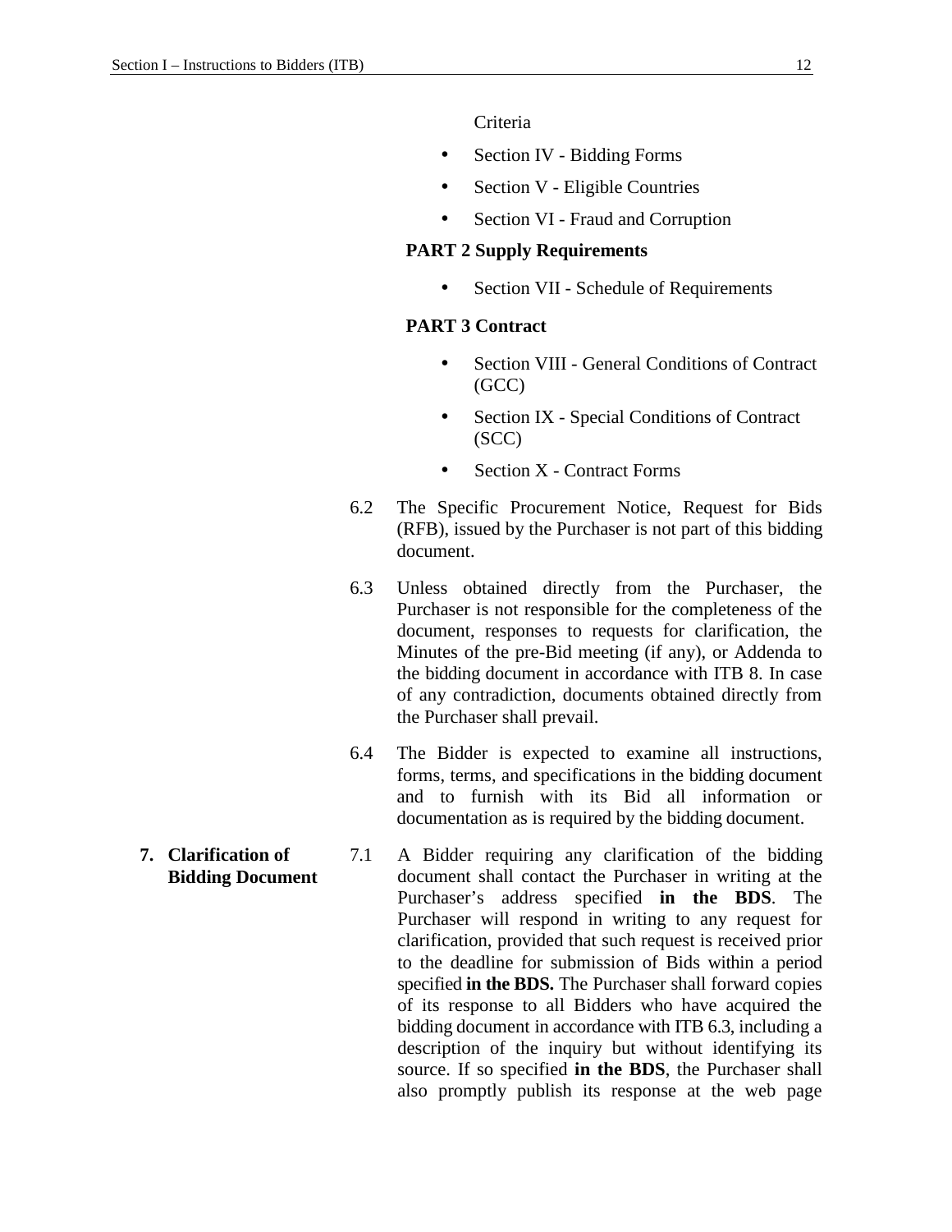Criteria

- Section IV - Bidding Forms
- Section V - Eligible Countries
- Section VI - Fraud and Corruption

**PART 2 Supply Requirements**

- Section VII - Schedule of Requirements

**PART 3 Contract**

- Section VIII - General Conditions of Contract (GCC)
- Section IX - Special Conditions of Contract (SCC)
- Section X - Contract Forms

6.2 The Specific Procurement Notice, Request for Bids (RFB), issued by the Purchaser is not part of this bidding document.

6.3 Unless obtained directly from the Purchaser, the Purchaser is not responsible for the completeness of the document, responses to requests for clarification, the Minutes of the pre-Bid meeting (if any), or Addenda to the bidding document in accordance with ITB 8. In case of any contradiction, documents obtained directly from the Purchaser shall prevail.

6.4 The Bidder is expected to examine all instructions, forms, terms, and specifications in the bidding document and to furnish with its Bid all information or documentation as is required by the bidding document.

**7. Clarification of Bidding Document**

7.1 A Bidder requiring any clarification of the bidding document shall contact the Purchaser in writing at the Purchaser's address specified **in the BDS**. The Purchaser will respond in writing to any request for clarification, provided that such request is received prior to the deadline for submission of Bids within a period specified **in the BDS.** The Purchaser shall forward copies of its response to all Bidders who have acquired the bidding document in accordance with ITB 6.3, including a description of the inquiry but without identifying its source. If so specified **in the BDS**, the Purchaser shall also promptly publish its response at the web page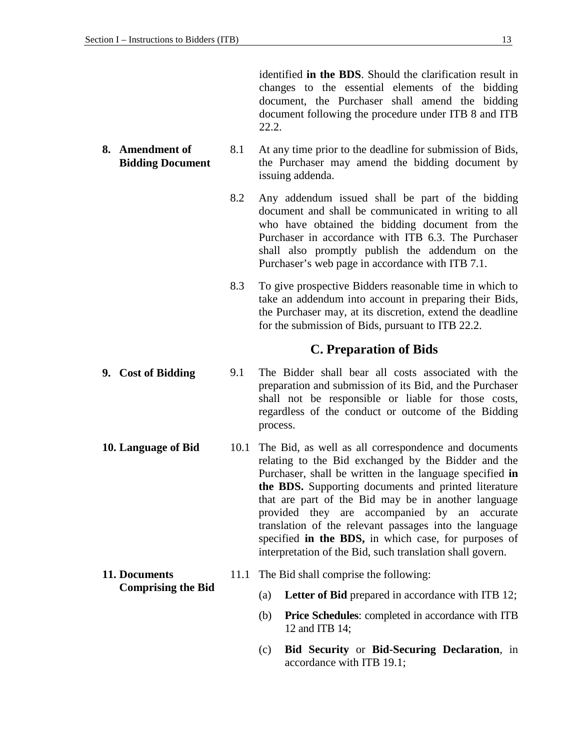identified **in the BDS**. Should the clarification result in changes to the essential elements of the bidding document, the Purchaser shall amend the bidding document following the procedure under ITB 8 and ITB 22.2.

**8. Amendment of Bidding Document**

8.1 At any time prior to the deadline for submission of Bids, the Purchaser may amend the bidding document by issuing addenda.

8.2 Any addendum issued shall be part of the bidding document and shall be communicated in writing to all who have obtained the bidding document from the Purchaser in accordance with ITB 6.3. The Purchaser shall also promptly publish the addendum on the Purchaser's web page in accordance with ITB 7.1.

8.3 To give prospective Bidders reasonable time in which to take an addendum into account in preparing their Bids, the Purchaser may, at its discretion, extend the deadline for the submission of Bids, pursuant to ITB 22.2.

## C. Preparation of Bids

**9. Cost of Bidding**

9.1 The Bidder shall bear all costs associated with the preparation and submission of its Bid, and the Purchaser shall not be responsible or liable for those costs, regardless of the conduct or outcome of the Bidding process.

**10. Language of Bid**

10.1 The Bid, as well as all correspondence and documents relating to the Bid exchanged by the Bidder and the Purchaser, shall be written in the language specified **in the BDS.** Supporting documents and printed literature that are part of the Bid may be in another language provided they are accompanied by an accurate translation of the relevant passages into the language specified **in the BDS,** in which case, for purposes of interpretation of the Bid, such translation shall govern.

**11. Documents Comprising the Bid**

11.1 The Bid shall comprise the following:

(a) **Letter of Bid** prepared in accordance with ITB 12;

(b) **Price Schedules**: completed in accordance with ITB 12 and ITB 14;

(c) **Bid Security** or **Bid-Securing Declaration**, in accordance with ITB 19.1;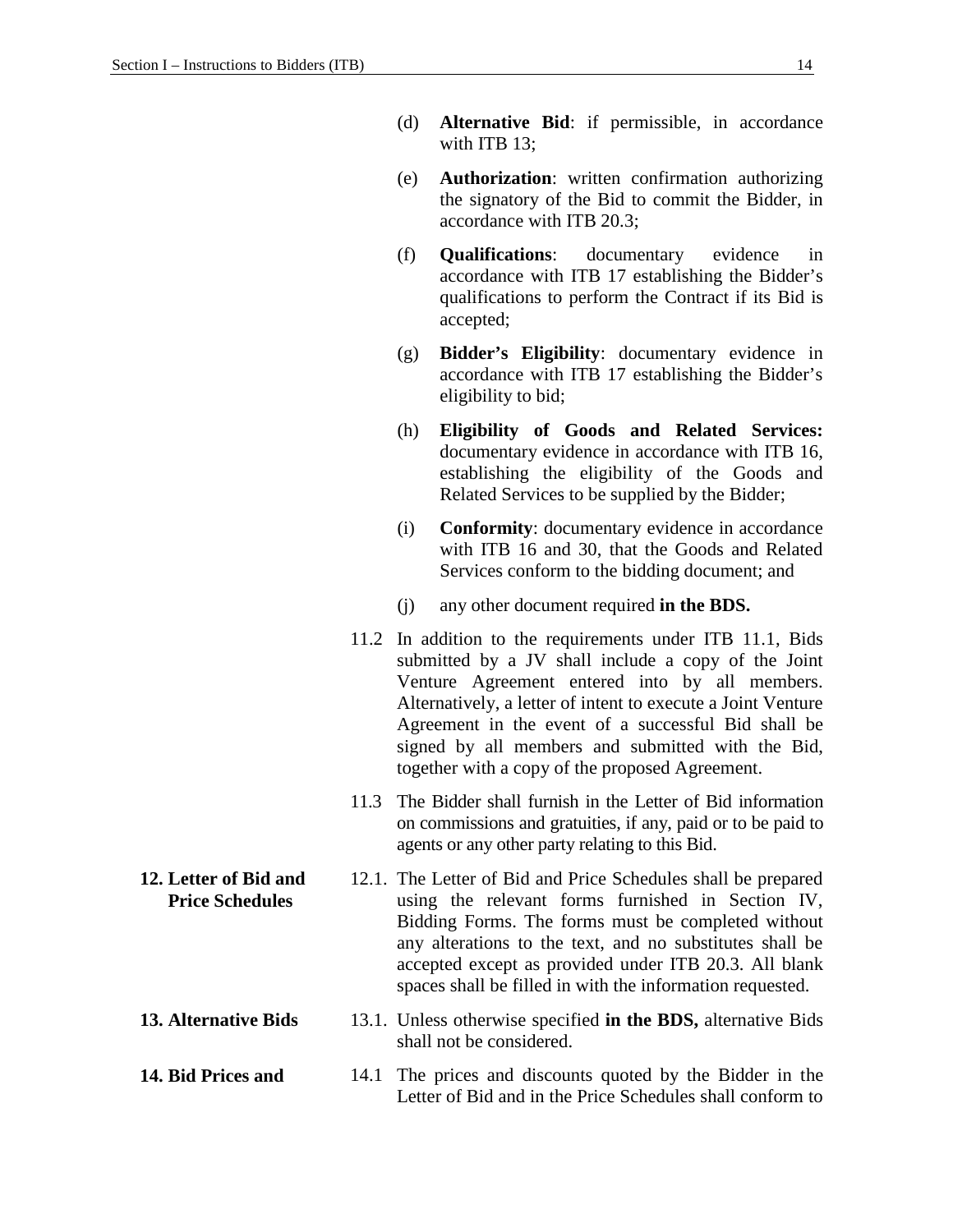(d) **Alternative Bid**: if permissible, in accordance with ITB 13;

(e) **Authorization**: written confirmation authorizing the signatory of the Bid to commit the Bidder, in accordance with ITB 20.3;

(f) **Qualifications**: documentary evidence in accordance with ITB 17 establishing the Bidder's qualifications to perform the Contract if its Bid is accepted;

(g) **Bidder's Eligibility**: documentary evidence in accordance with ITB 17 establishing the Bidder's eligibility to bid;

(h) **Eligibility of Goods and Related Services:** documentary evidence in accordance with ITB 16, establishing the eligibility of the Goods and Related Services to be supplied by the Bidder;

(i) **Conformity**: documentary evidence in accordance with ITB 16 and 30, that the Goods and Related Services conform to the bidding document; and

(j) any other document required **in the BDS.**

11.2 In addition to the requirements under ITB 11.1, Bids submitted by a JV shall include a copy of the Joint Venture Agreement entered into by all members. Alternatively, a letter of intent to execute a Joint Venture Agreement in the event of a successful Bid shall be signed by all members and submitted with the Bid, together with a copy of the proposed Agreement.

11.3 The Bidder shall furnish in the Letter of Bid information on commissions and gratuities, if any, paid or to be paid to agents or any other party relating to this Bid.

**12. Letter of Bid and Price Schedules**

12.1. The Letter of Bid and Price Schedules shall be prepared using the relevant forms furnished in Section IV, Bidding Forms. The forms must be completed without any alterations to the text, and no substitutes shall be accepted except as provided under ITB 20.3. All blank spaces shall be filled in with the information requested.

**13. Alternative Bids**

13.1. Unless otherwise specified **in the BDS,** alternative Bids shall not be considered.

**14. Bid Prices and**

14.1 The prices and discounts quoted by the Bidder in the Letter of Bid and in the Price Schedules shall conform to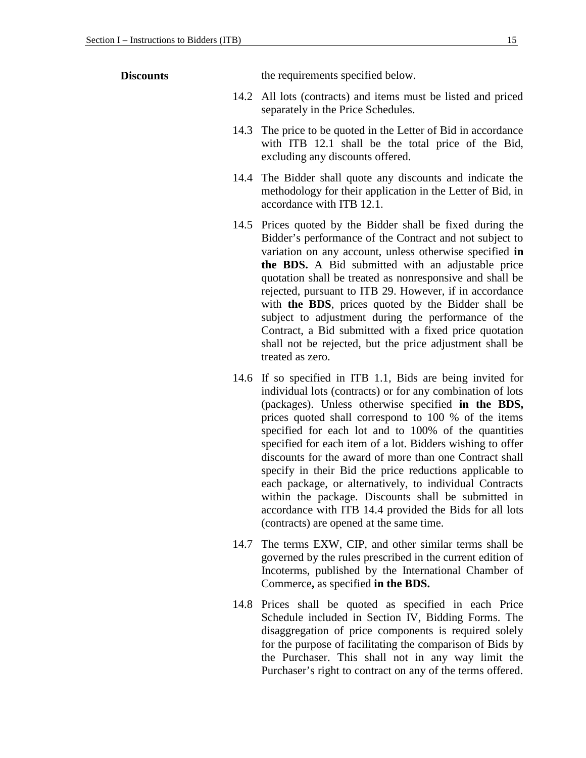**Discounts**

the requirements specified below.

14.2 All lots (contracts) and items must be listed and priced separately in the Price Schedules.

14.3 The price to be quoted in the Letter of Bid in accordance with ITB 12.1 shall be the total price of the Bid, excluding any discounts offered.

14.4 The Bidder shall quote any discounts and indicate the methodology for their application in the Letter of Bid, in accordance with ITB 12.1.

14.5 Prices quoted by the Bidder shall be fixed during the Bidder's performance of the Contract and not subject to variation on any account, unless otherwise specified **in the BDS.** A Bid submitted with an adjustable price quotation shall be treated as nonresponsive and shall be rejected, pursuant to ITB 29. However, if in accordance with **the BDS**, prices quoted by the Bidder shall be subject to adjustment during the performance of the Contract, a Bid submitted with a fixed price quotation shall not be rejected, but the price adjustment shall be treated as zero.

14.6 If so specified in ITB 1.1, Bids are being invited for individual lots (contracts) or for any combination of lots (packages). Unless otherwise specified **in the BDS,** prices quoted shall correspond to 100 % of the items specified for each lot and to 100% of the quantities specified for each item of a lot. Bidders wishing to offer discounts for the award of more than one Contract shall specify in their Bid the price reductions applicable to each package, or alternatively, to individual Contracts within the package. Discounts shall be submitted in accordance with ITB 14.4 provided the Bids for all lots (contracts) are opened at the same time.

14.7 The terms EXW, CIP, and other similar terms shall be governed by the rules prescribed in the current edition of Incoterms, published by the International Chamber of Commerce**,** as specified **in the BDS.**

14.8 Prices shall be quoted as specified in each Price Schedule included in Section IV, Bidding Forms. The disaggregation of price components is required solely for the purpose of facilitating the comparison of Bids by the Purchaser. This shall not in any way limit the Purchaser's right to contract on any of the terms offered.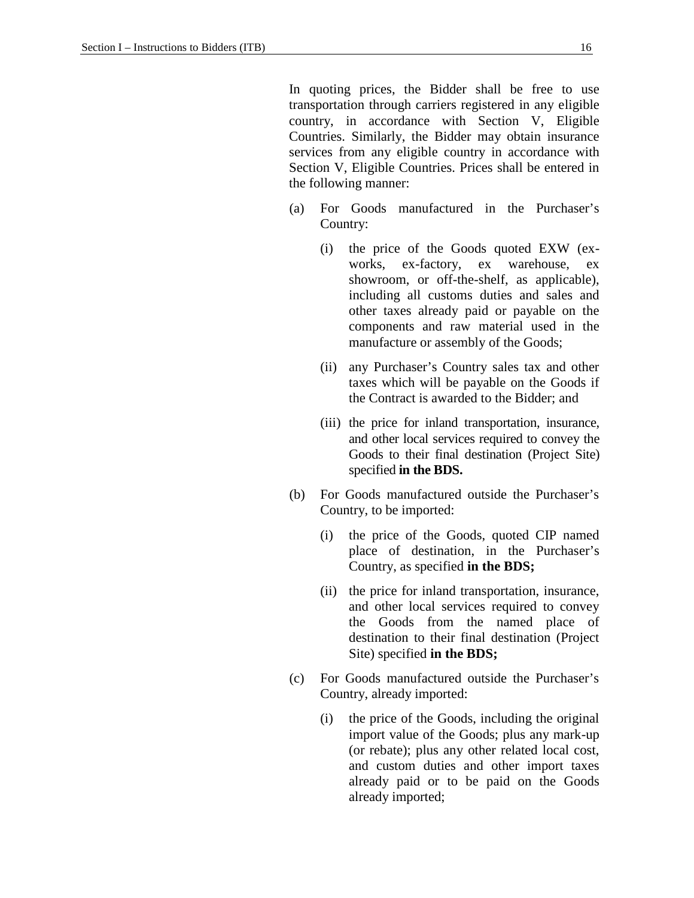In quoting prices, the Bidder shall be free to use transportation through carriers registered in any eligible country, in accordance with Section V, Eligible Countries. Similarly, the Bidder may obtain insurance services from any eligible country in accordance with Section V, Eligible Countries. Prices shall be entered in the following manner:

(a) For Goods manufactured in the Purchaser's Country:

  (i) the price of the Goods quoted EXW (ex-works, ex-factory, ex warehouse, ex showroom, or off-the-shelf, as applicable), including all customs duties and sales and other taxes already paid or payable on the components and raw material used in the manufacture or assembly of the Goods;

  (ii) any Purchaser's Country sales tax and other taxes which will be payable on the Goods if the Contract is awarded to the Bidder; and

  (iii) the price for inland transportation, insurance, and other local services required to convey the Goods to their final destination (Project Site) specified **in the BDS.**

(b) For Goods manufactured outside the Purchaser's Country, to be imported:

  (i) the price of the Goods, quoted CIP named place of destination, in the Purchaser's Country, as specified **in the BDS;**

  (ii) the price for inland transportation, insurance, and other local services required to convey the Goods from the named place of destination to their final destination (Project Site) specified **in the BDS;**

(c) For Goods manufactured outside the Purchaser's Country, already imported:

  (i) the price of the Goods, including the original import value of the Goods; plus any mark-up (or rebate); plus any other related local cost, and custom duties and other import taxes already paid or to be paid on the Goods already imported;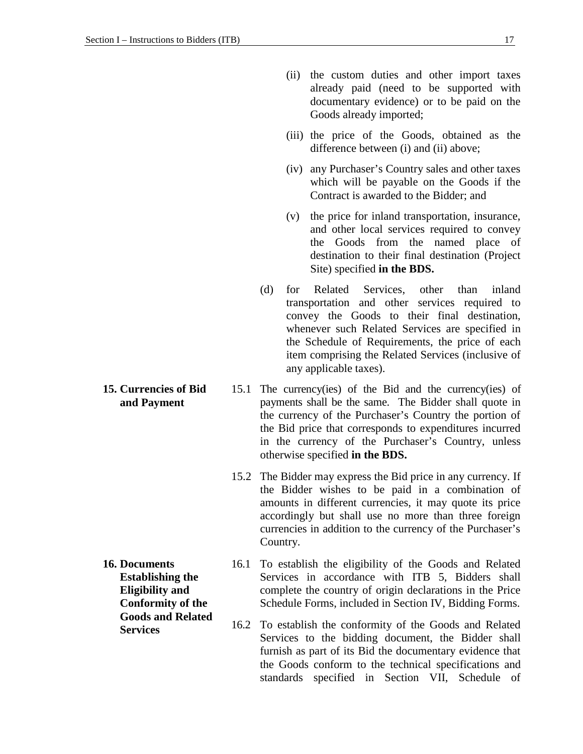(ii) the custom duties and other import taxes already paid (need to be supported with documentary evidence) or to be paid on the Goods already imported;

(iii) the price of the Goods, obtained as the difference between (i) and (ii) above;

(iv) any Purchaser's Country sales and other taxes which will be payable on the Goods if the Contract is awarded to the Bidder; and

(v) the price for inland transportation, insurance, and other local services required to convey the Goods from the named place of destination to their final destination (Project Site) specified **in the BDS.**

(d) for Related Services, other than inland transportation and other services required to convey the Goods to their final destination, whenever such Related Services are specified in the Schedule of Requirements, the price of each item comprising the Related Services (inclusive of any applicable taxes).

**15. Currencies of Bid and Payment**

15.1 The currency(ies) of the Bid and the currency(ies) of payments shall be the same. The Bidder shall quote in the currency of the Purchaser's Country the portion of the Bid price that corresponds to expenditures incurred in the currency of the Purchaser's Country, unless otherwise specified **in the BDS.**

15.2 The Bidder may express the Bid price in any currency. If the Bidder wishes to be paid in a combination of amounts in different currencies, it may quote its price accordingly but shall use no more than three foreign currencies in addition to the currency of the Purchaser's Country.

**16. Documents Establishing the Eligibility and Conformity of the Goods and Related Services**

16.1 To establish the eligibility of the Goods and Related Services in accordance with ITB 5, Bidders shall complete the country of origin declarations in the Price Schedule Forms, included in Section IV, Bidding Forms.

16.2 To establish the conformity of the Goods and Related Services to the bidding document, the Bidder shall furnish as part of its Bid the documentary evidence that the Goods conform to the technical specifications and standards specified in Section VII, Schedule of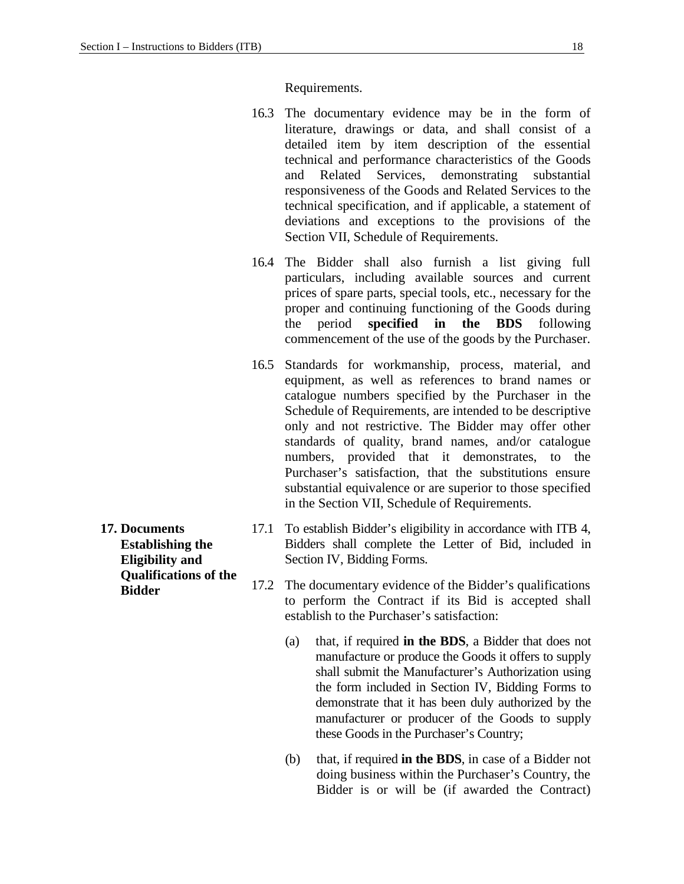Requirements.

16.3 The documentary evidence may be in the form of literature, drawings or data, and shall consist of a detailed item by item description of the essential technical and performance characteristics of the Goods and Related Services, demonstrating substantial responsiveness of the Goods and Related Services to the technical specification, and if applicable, a statement of deviations and exceptions to the provisions of the Section VII, Schedule of Requirements.

16.4 The Bidder shall also furnish a list giving full particulars, including available sources and current prices of spare parts, special tools, etc., necessary for the proper and continuing functioning of the Goods during the period **specified in the BDS** following commencement of the use of the goods by the Purchaser.

16.5 Standards for workmanship, process, material, and equipment, as well as references to brand names or catalogue numbers specified by the Purchaser in the Schedule of Requirements, are intended to be descriptive only and not restrictive. The Bidder may offer other standards of quality, brand names, and/or catalogue numbers, provided that it demonstrates, to the Purchaser's satisfaction, that the substitutions ensure substantial equivalence or are superior to those specified in the Section VII, Schedule of Requirements.

**17. Documents Establishing the Eligibility and Qualifications of the Bidder**

17.1 To establish Bidder's eligibility in accordance with ITB 4, Bidders shall complete the Letter of Bid, included in Section IV, Bidding Forms.

17.2 The documentary evidence of the Bidder's qualifications to perform the Contract if its Bid is accepted shall establish to the Purchaser's satisfaction:

(a) that, if required **in the BDS**, a Bidder that does not manufacture or produce the Goods it offers to supply shall submit the Manufacturer's Authorization using the form included in Section IV, Bidding Forms to demonstrate that it has been duly authorized by the manufacturer or producer of the Goods to supply these Goods in the Purchaser's Country;

(b) that, if required **in the BDS**, in case of a Bidder not doing business within the Purchaser's Country, the Bidder is or will be (if awarded the Contract)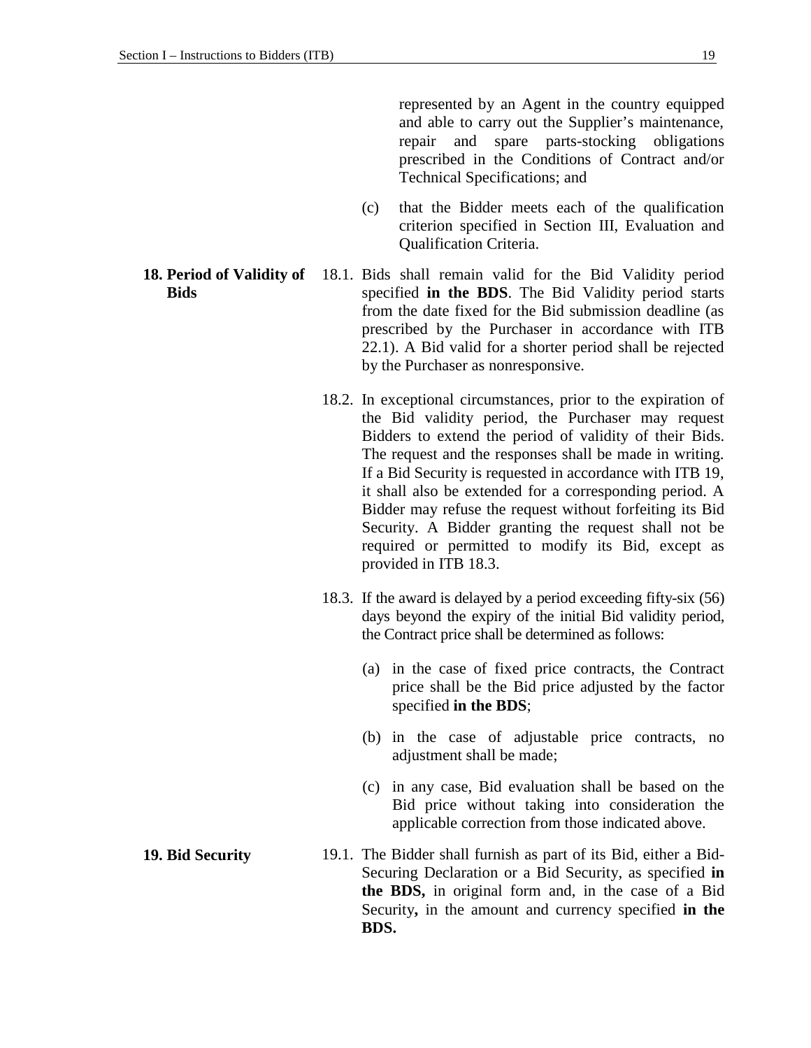represented by an Agent in the country equipped and able to carry out the Supplier's maintenance, repair and spare parts-stocking obligations prescribed in the Conditions of Contract and/or Technical Specifications; and

(c) that the Bidder meets each of the qualification criterion specified in Section III, Evaluation and Qualification Criteria.

## 18. Period of Validity of Bids

18.1. Bids shall remain valid for the Bid Validity period specified **in the BDS**. The Bid Validity period starts from the date fixed for the Bid submission deadline (as prescribed by the Purchaser in accordance with ITB 22.1). A Bid valid for a shorter period shall be rejected by the Purchaser as nonresponsive.

18.2. In exceptional circumstances, prior to the expiration of the Bid validity period, the Purchaser may request Bidders to extend the period of validity of their Bids. The request and the responses shall be made in writing. If a Bid Security is requested in accordance with ITB 19, it shall also be extended for a corresponding period. A Bidder may refuse the request without forfeiting its Bid Security. A Bidder granting the request shall not be required or permitted to modify its Bid, except as provided in ITB 18.3.

18.3. If the award is delayed by a period exceeding fifty-six (56) days beyond the expiry of the initial Bid validity period, the Contract price shall be determined as follows:

(a) in the case of fixed price contracts, the Contract price shall be the Bid price adjusted by the factor specified **in the BDS**;

(b) in the case of adjustable price contracts, no adjustment shall be made;

(c) in any case, Bid evaluation shall be based on the Bid price without taking into consideration the applicable correction from those indicated above.

## 19. Bid Security

19.1. The Bidder shall furnish as part of its Bid, either a Bid-Securing Declaration or a Bid Security, as specified **in the BDS,** in original form and, in the case of a Bid Security**,** in the amount and currency specified **in the BDS.**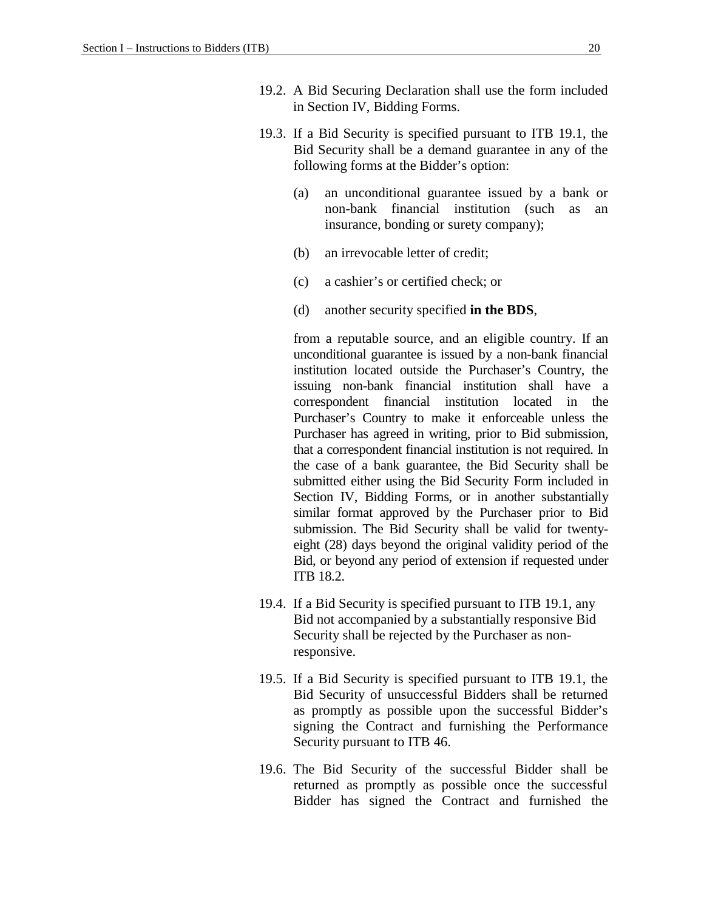19.2. A Bid Securing Declaration shall use the form included in Section IV, Bidding Forms.

19.3. If a Bid Security is specified pursuant to ITB 19.1, the Bid Security shall be a demand guarantee in any of the following forms at the Bidder's option:

   (a) an unconditional guarantee issued by a bank or non-bank financial institution (such as an insurance, bonding or surety company);

   (b) an irrevocable letter of credit;

   (c) a cashier's or certified check; or

   (d) another security specified **in the BDS**,

   from a reputable source, and an eligible country. If an unconditional guarantee is issued by a non-bank financial institution located outside the Purchaser's Country, the issuing non-bank financial institution shall have a correspondent financial institution located in the Purchaser's Country to make it enforceable unless the Purchaser has agreed in writing, prior to Bid submission, that a correspondent financial institution is not required. In the case of a bank guarantee, the Bid Security shall be submitted either using the Bid Security Form included in Section IV, Bidding Forms, or in another substantially similar format approved by the Purchaser prior to Bid submission. The Bid Security shall be valid for twenty-eight (28) days beyond the original validity period of the Bid, or beyond any period of extension if requested under ITB 18.2.

19.4. If a Bid Security is specified pursuant to ITB 19.1, any Bid not accompanied by a substantially responsive Bid Security shall be rejected by the Purchaser as non-responsive.

19.5. If a Bid Security is specified pursuant to ITB 19.1, the Bid Security of unsuccessful Bidders shall be returned as promptly as possible upon the successful Bidder's signing the Contract and furnishing the Performance Security pursuant to ITB 46.

19.6. The Bid Security of the successful Bidder shall be returned as promptly as possible once the successful Bidder has signed the Contract and furnished the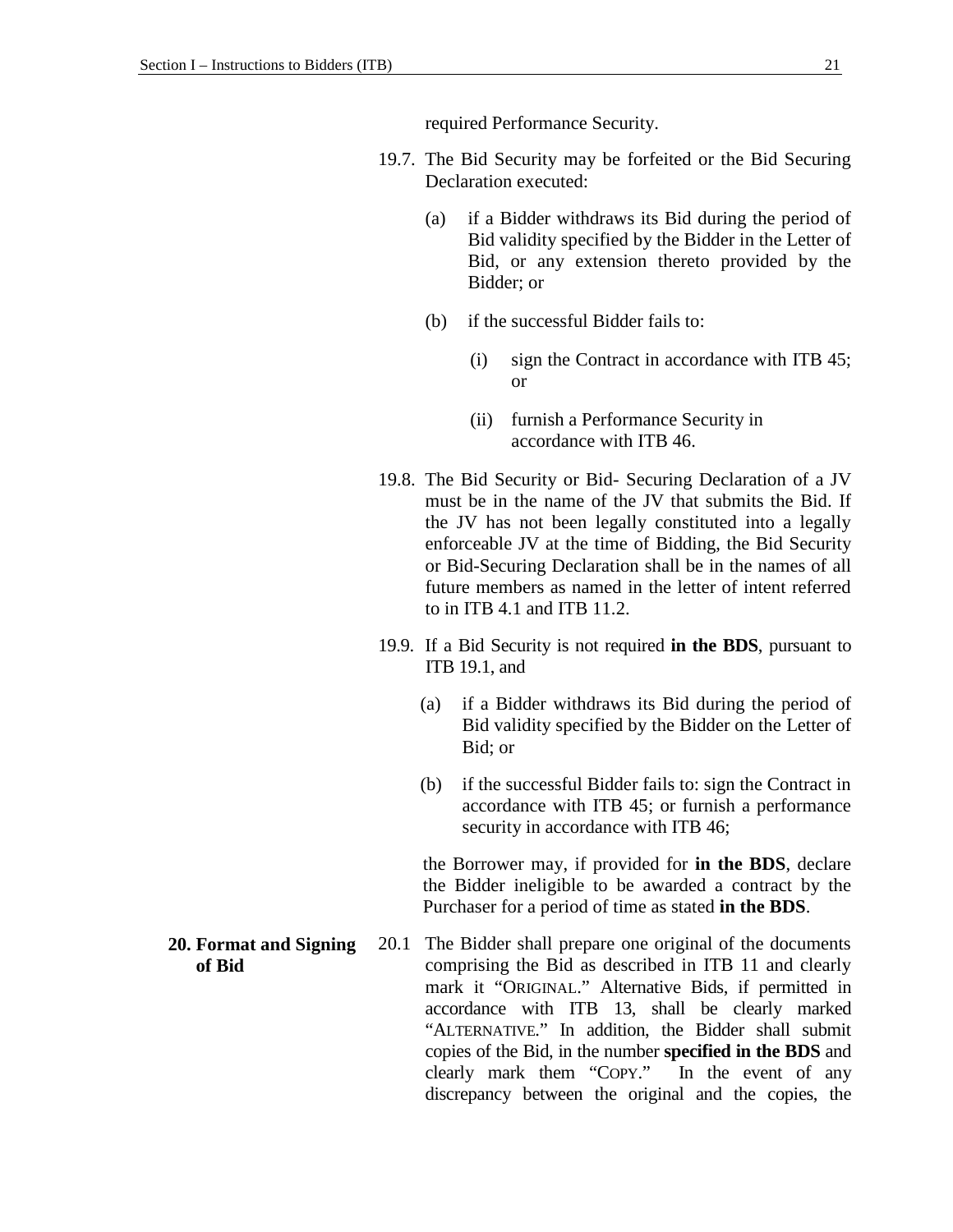required Performance Security.

19.7. The Bid Security may be forfeited or the Bid Securing Declaration executed:

(a) if a Bidder withdraws its Bid during the period of Bid validity specified by the Bidder in the Letter of Bid, or any extension thereto provided by the Bidder; or

(b) if the successful Bidder fails to:

(i) sign the Contract in accordance with ITB 45; or

(ii) furnish a Performance Security in accordance with ITB 46.

19.8. The Bid Security or Bid- Securing Declaration of a JV must be in the name of the JV that submits the Bid. If the JV has not been legally constituted into a legally enforceable JV at the time of Bidding, the Bid Security or Bid-Securing Declaration shall be in the names of all future members as named in the letter of intent referred to in ITB 4.1 and ITB 11.2.

19.9. If a Bid Security is not required **in the BDS**, pursuant to ITB 19.1, and

(a) if a Bidder withdraws its Bid during the period of Bid validity specified by the Bidder on the Letter of Bid; or

(b) if the successful Bidder fails to: sign the Contract in accordance with ITB 45; or furnish a performance security in accordance with ITB 46;

the Borrower may, if provided for **in the BDS**, declare the Bidder ineligible to be awarded a contract by the Purchaser for a period of time as stated **in the BDS**.

**20. Format and Signing of Bid**

20.1 The Bidder shall prepare one original of the documents comprising the Bid as described in ITB 11 and clearly mark it "ORIGINAL." Alternative Bids, if permitted in accordance with ITB 13, shall be clearly marked "ALTERNATIVE." In addition, the Bidder shall submit copies of the Bid, in the number **specified in the BDS** and clearly mark them "COPY." In the event of any discrepancy between the original and the copies, the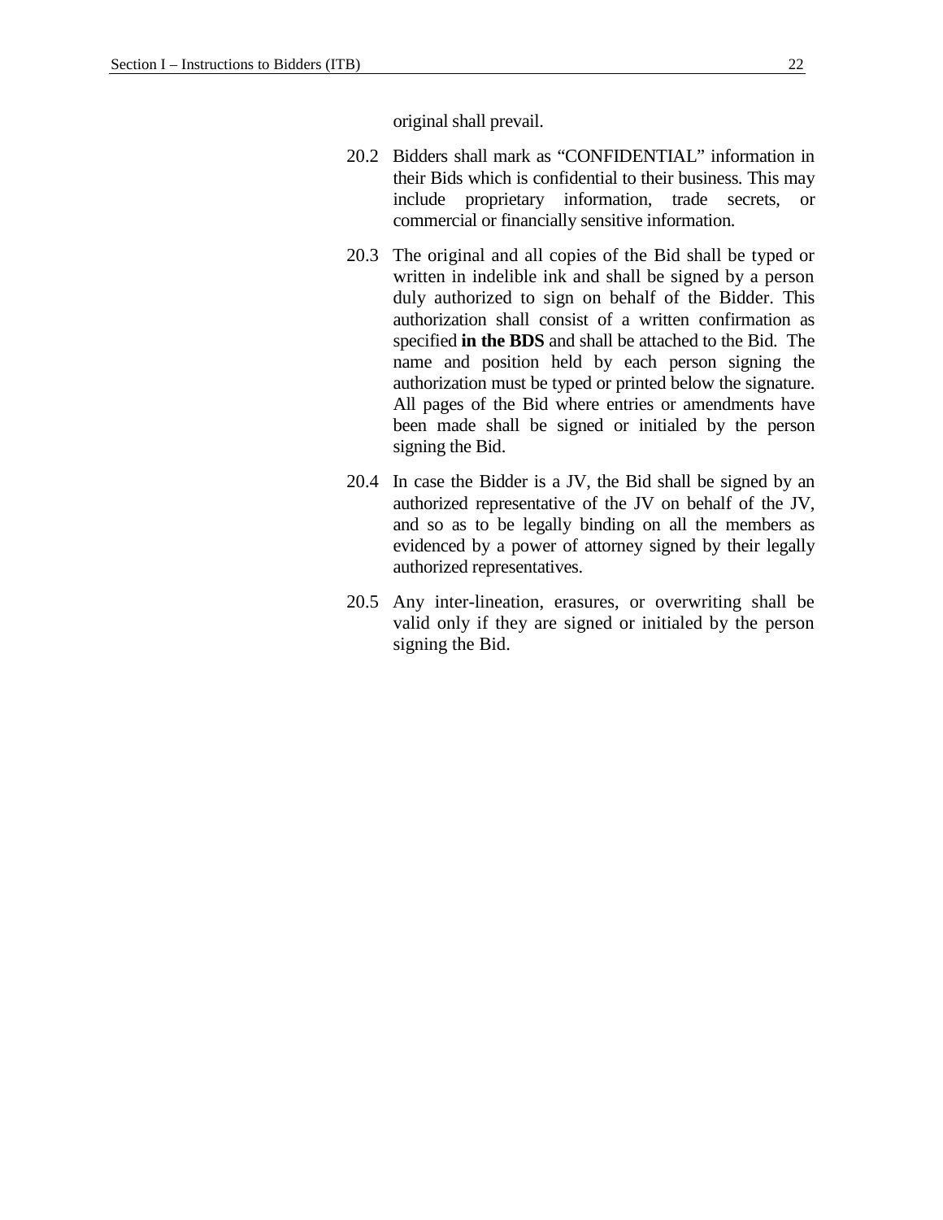original shall prevail.

20.2 Bidders shall mark as "CONFIDENTIAL" information in their Bids which is confidential to their business. This may include proprietary information, trade secrets, or commercial or financially sensitive information.

20.3 The original and all copies of the Bid shall be typed or written in indelible ink and shall be signed by a person duly authorized to sign on behalf of the Bidder. This authorization shall consist of a written confirmation as specified **in the BDS** and shall be attached to the Bid. The name and position held by each person signing the authorization must be typed or printed below the signature. All pages of the Bid where entries or amendments have been made shall be signed or initialed by the person signing the Bid.

20.4 In case the Bidder is a JV, the Bid shall be signed by an authorized representative of the JV on behalf of the JV, and so as to be legally binding on all the members as evidenced by a power of attorney signed by their legally authorized representatives.

20.5 Any inter-lineation, erasures, or overwriting shall be valid only if they are signed or initialed by the person signing the Bid.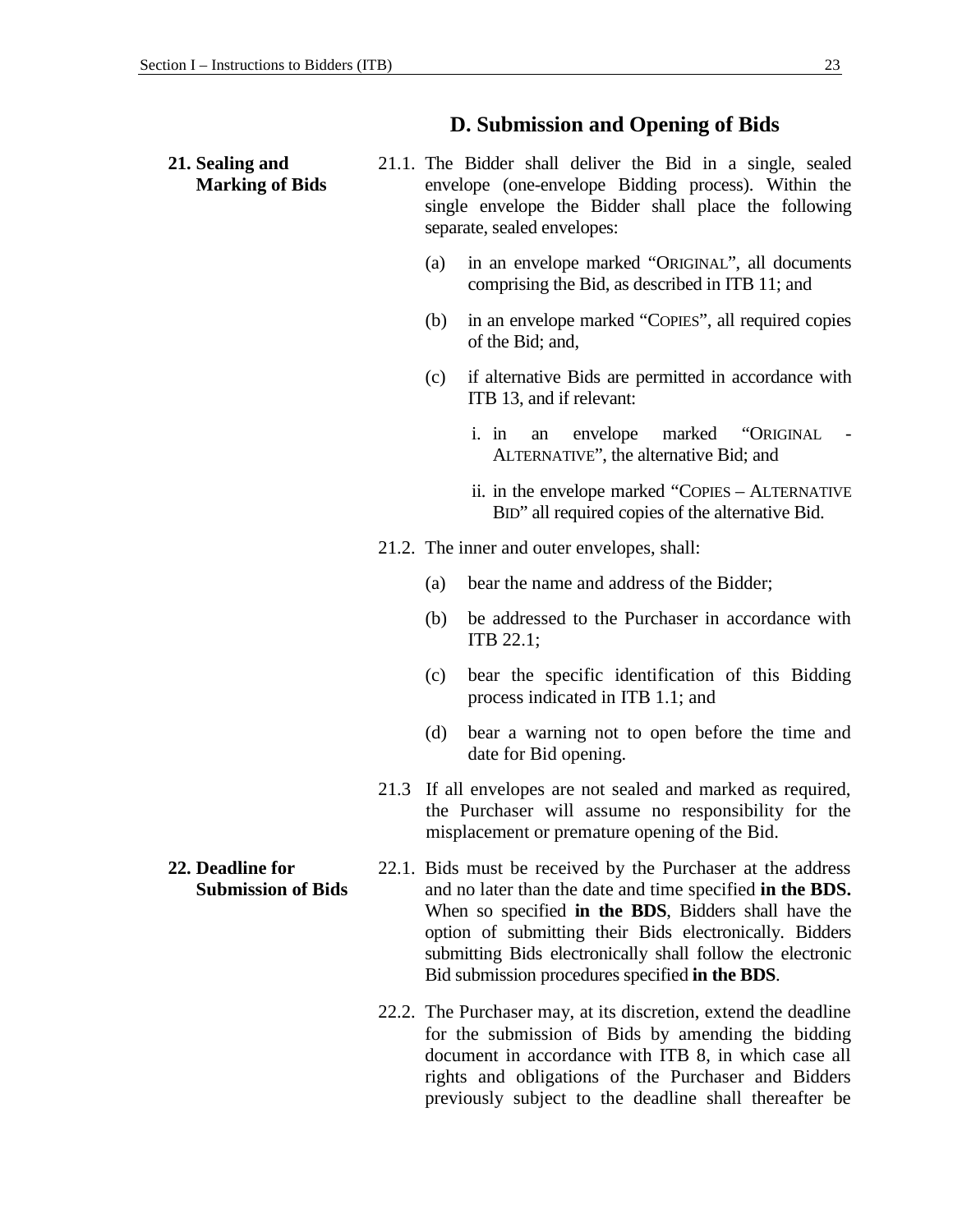## D. Submission and Opening of Bids

**21. Sealing and Marking of Bids**

21.1. The Bidder shall deliver the Bid in a single, sealed envelope (one-envelope Bidding process). Within the single envelope the Bidder shall place the following separate, sealed envelopes:

(a) in an envelope marked "ORIGINAL", all documents comprising the Bid, as described in ITB 11; and

(b) in an envelope marked "COPIES", all required copies of the Bid; and,

(c) if alternative Bids are permitted in accordance with ITB 13, and if relevant:

i. in an envelope marked "ORIGINAL - ALTERNATIVE", the alternative Bid; and

ii. in the envelope marked "COPIES – ALTERNATIVE BID" all required copies of the alternative Bid.

21.2. The inner and outer envelopes, shall:

(a) bear the name and address of the Bidder;

(b) be addressed to the Purchaser in accordance with ITB 22.1;

(c) bear the specific identification of this Bidding process indicated in ITB 1.1; and

(d) bear a warning not to open before the time and date for Bid opening.

21.3 If all envelopes are not sealed and marked as required, the Purchaser will assume no responsibility for the misplacement or premature opening of the Bid.

**22. Deadline for Submission of Bids**

22.1. Bids must be received by the Purchaser at the address and no later than the date and time specified **in the BDS.** When so specified **in the BDS**, Bidders shall have the option of submitting their Bids electronically. Bidders submitting Bids electronically shall follow the electronic Bid submission procedures specified **in the BDS**.

22.2. The Purchaser may, at its discretion, extend the deadline for the submission of Bids by amending the bidding document in accordance with ITB 8, in which case all rights and obligations of the Purchaser and Bidders previously subject to the deadline shall thereafter be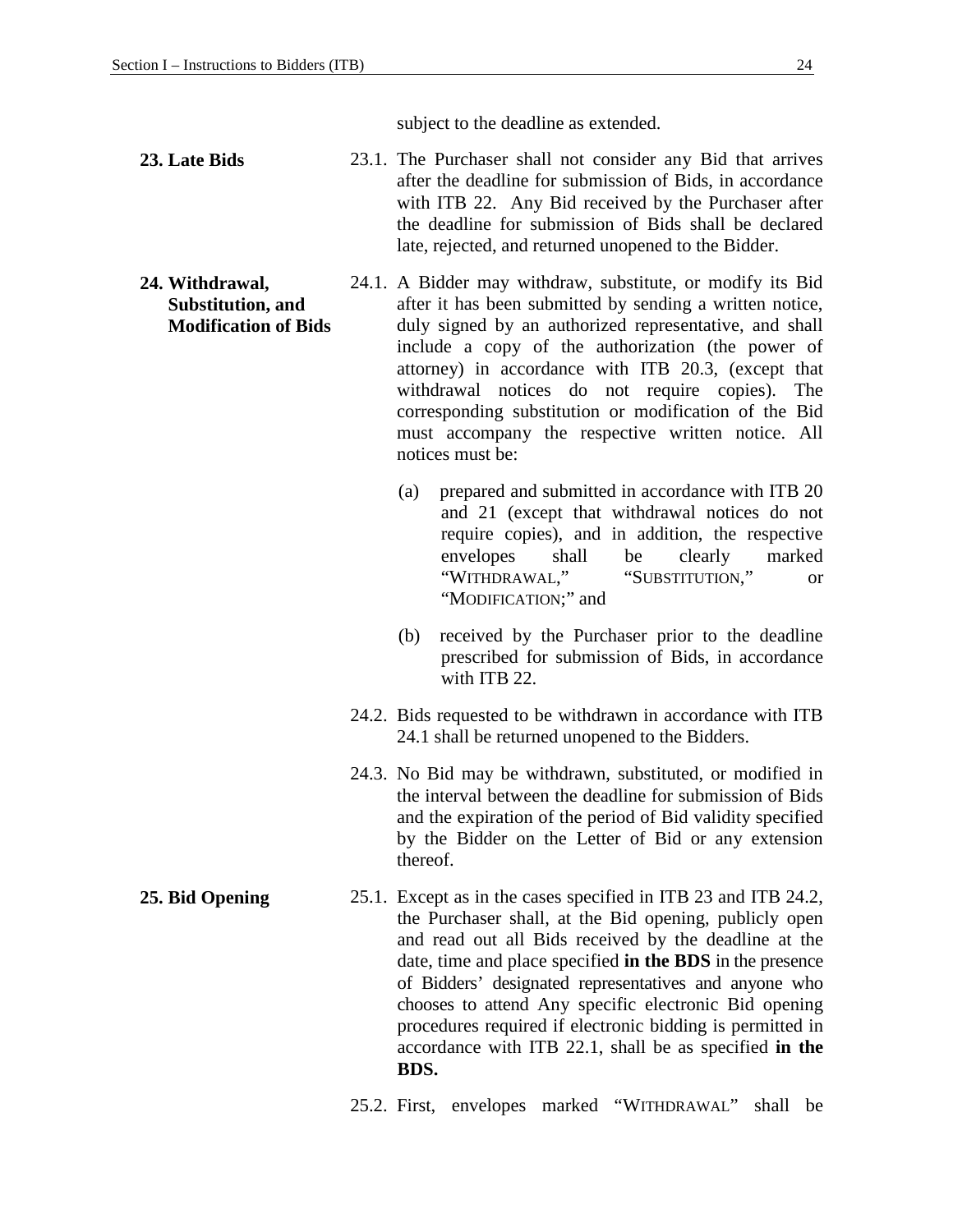subject to the deadline as extended.

**23. Late Bids**

23.1. The Purchaser shall not consider any Bid that arrives after the deadline for submission of Bids, in accordance with ITB 22. Any Bid received by the Purchaser after the deadline for submission of Bids shall be declared late, rejected, and returned unopened to the Bidder.

**24. Withdrawal, Substitution, and Modification of Bids**

24.1. A Bidder may withdraw, substitute, or modify its Bid after it has been submitted by sending a written notice, duly signed by an authorized representative, and shall include a copy of the authorization (the power of attorney) in accordance with ITB 20.3, (except that withdrawal notices do not require copies). The corresponding substitution or modification of the Bid must accompany the respective written notice. All notices must be:

(a) prepared and submitted in accordance with ITB 20 and 21 (except that withdrawal notices do not require copies), and in addition, the respective envelopes shall be clearly marked "WITHDRAWAL," "SUBSTITUTION," or "MODIFICATION;" and

(b) received by the Purchaser prior to the deadline prescribed for submission of Bids, in accordance with ITB 22.

24.2. Bids requested to be withdrawn in accordance with ITB 24.1 shall be returned unopened to the Bidders.

24.3. No Bid may be withdrawn, substituted, or modified in the interval between the deadline for submission of Bids and the expiration of the period of Bid validity specified by the Bidder on the Letter of Bid or any extension thereof.

**25. Bid Opening**

25.1. Except as in the cases specified in ITB 23 and ITB 24.2, the Purchaser shall, at the Bid opening, publicly open and read out all Bids received by the deadline at the date, time and place specified **in the BDS** in the presence of Bidders' designated representatives and anyone who chooses to attend Any specific electronic Bid opening procedures required if electronic bidding is permitted in accordance with ITB 22.1, shall be as specified **in the BDS.**

25.2. First, envelopes marked "WITHDRAWAL" shall be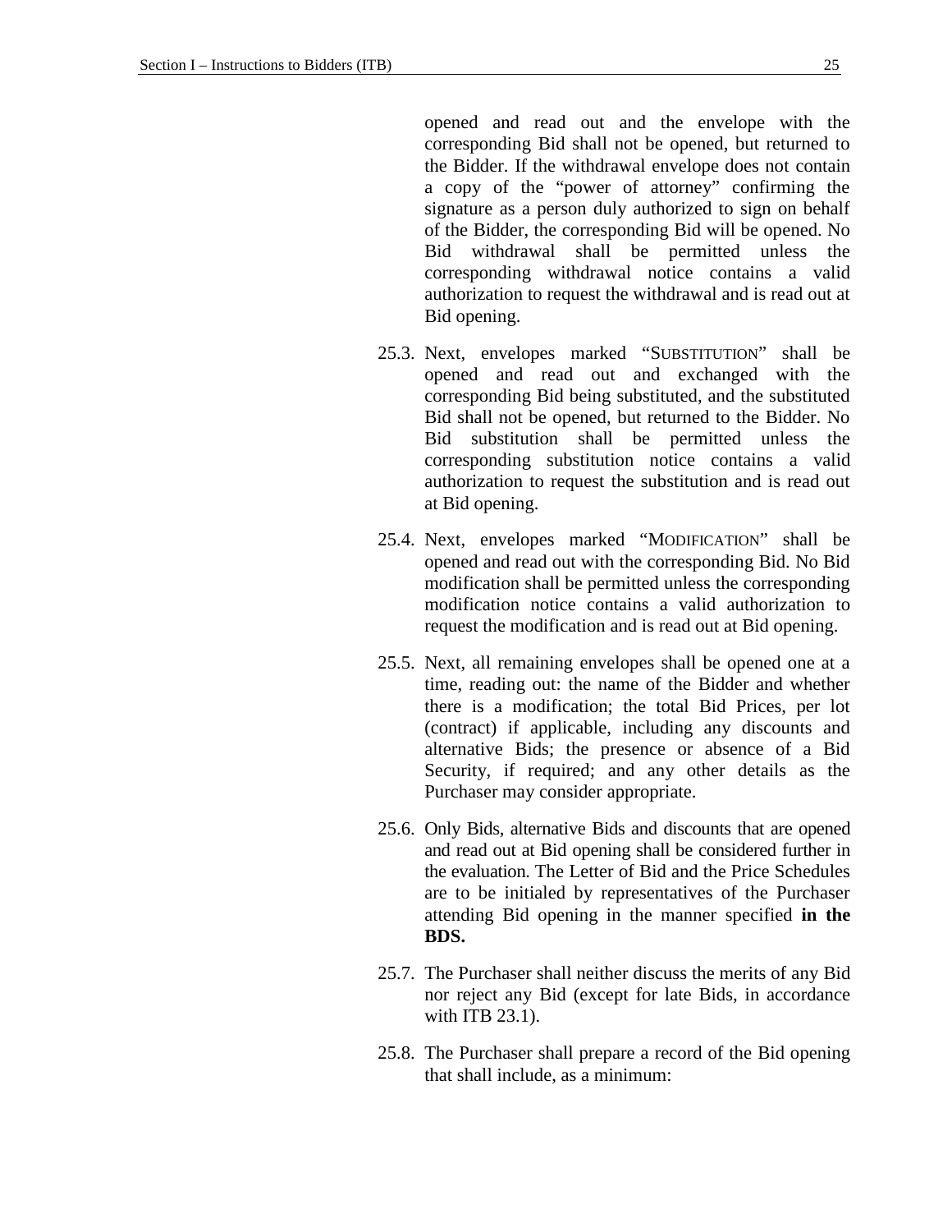opened and read out and the envelope with the corresponding Bid shall not be opened, but returned to the Bidder. If the withdrawal envelope does not contain a copy of the "power of attorney" confirming the signature as a person duly authorized to sign on behalf of the Bidder, the corresponding Bid will be opened. No Bid withdrawal shall be permitted unless the corresponding withdrawal notice contains a valid authorization to request the withdrawal and is read out at Bid opening.

25.3. Next, envelopes marked "SUBSTITUTION" shall be opened and read out and exchanged with the corresponding Bid being substituted, and the substituted Bid shall not be opened, but returned to the Bidder. No Bid substitution shall be permitted unless the corresponding substitution notice contains a valid authorization to request the substitution and is read out at Bid opening.

25.4. Next, envelopes marked "MODIFICATION" shall be opened and read out with the corresponding Bid. No Bid modification shall be permitted unless the corresponding modification notice contains a valid authorization to request the modification and is read out at Bid opening.

25.5. Next, all remaining envelopes shall be opened one at a time, reading out: the name of the Bidder and whether there is a modification; the total Bid Prices, per lot (contract) if applicable, including any discounts and alternative Bids; the presence or absence of a Bid Security, if required; and any other details as the Purchaser may consider appropriate.

25.6. Only Bids, alternative Bids and discounts that are opened and read out at Bid opening shall be considered further in the evaluation. The Letter of Bid and the Price Schedules are to be initialed by representatives of the Purchaser attending Bid opening in the manner specified **in the BDS.**

25.7. The Purchaser shall neither discuss the merits of any Bid nor reject any Bid (except for late Bids, in accordance with ITB 23.1).

25.8. The Purchaser shall prepare a record of the Bid opening that shall include, as a minimum: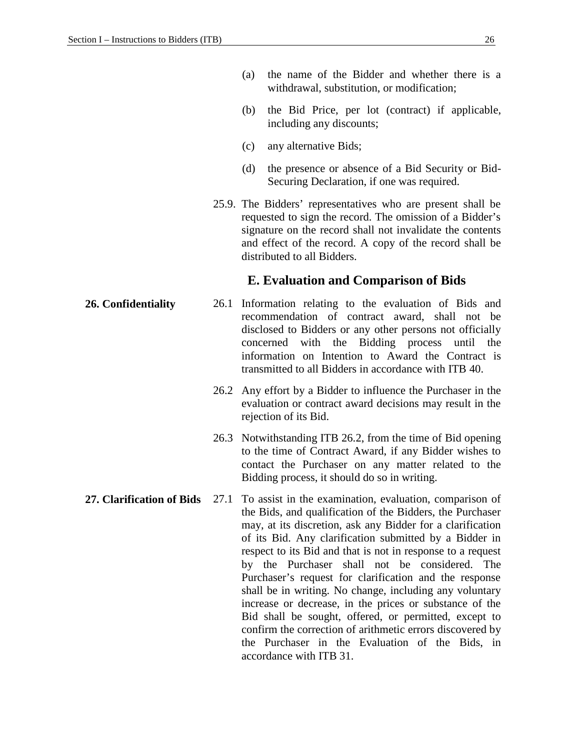(a) the name of the Bidder and whether there is a withdrawal, substitution, or modification;

(b) the Bid Price, per lot (contract) if applicable, including any discounts;

(c) any alternative Bids;

(d) the presence or absence of a Bid Security or Bid-Securing Declaration, if one was required.

25.9. The Bidders' representatives who are present shall be requested to sign the record. The omission of a Bidder's signature on the record shall not invalidate the contents and effect of the record. A copy of the record shall be distributed to all Bidders.

## E. Evaluation and Comparison of Bids

**26. Confidentiality**

26.1 Information relating to the evaluation of Bids and recommendation of contract award, shall not be disclosed to Bidders or any other persons not officially concerned with the Bidding process until the information on Intention to Award the Contract is transmitted to all Bidders in accordance with ITB 40.

26.2 Any effort by a Bidder to influence the Purchaser in the evaluation or contract award decisions may result in the rejection of its Bid.

26.3 Notwithstanding ITB 26.2, from the time of Bid opening to the time of Contract Award, if any Bidder wishes to contact the Purchaser on any matter related to the Bidding process, it should do so in writing.

**27. Clarification of Bids**

27.1 To assist in the examination, evaluation, comparison of the Bids, and qualification of the Bidders, the Purchaser may, at its discretion, ask any Bidder for a clarification of its Bid. Any clarification submitted by a Bidder in respect to its Bid and that is not in response to a request by the Purchaser shall not be considered. The Purchaser's request for clarification and the response shall be in writing. No change, including any voluntary increase or decrease, in the prices or substance of the Bid shall be sought, offered, or permitted, except to confirm the correction of arithmetic errors discovered by the Purchaser in the Evaluation of the Bids, in accordance with ITB 31.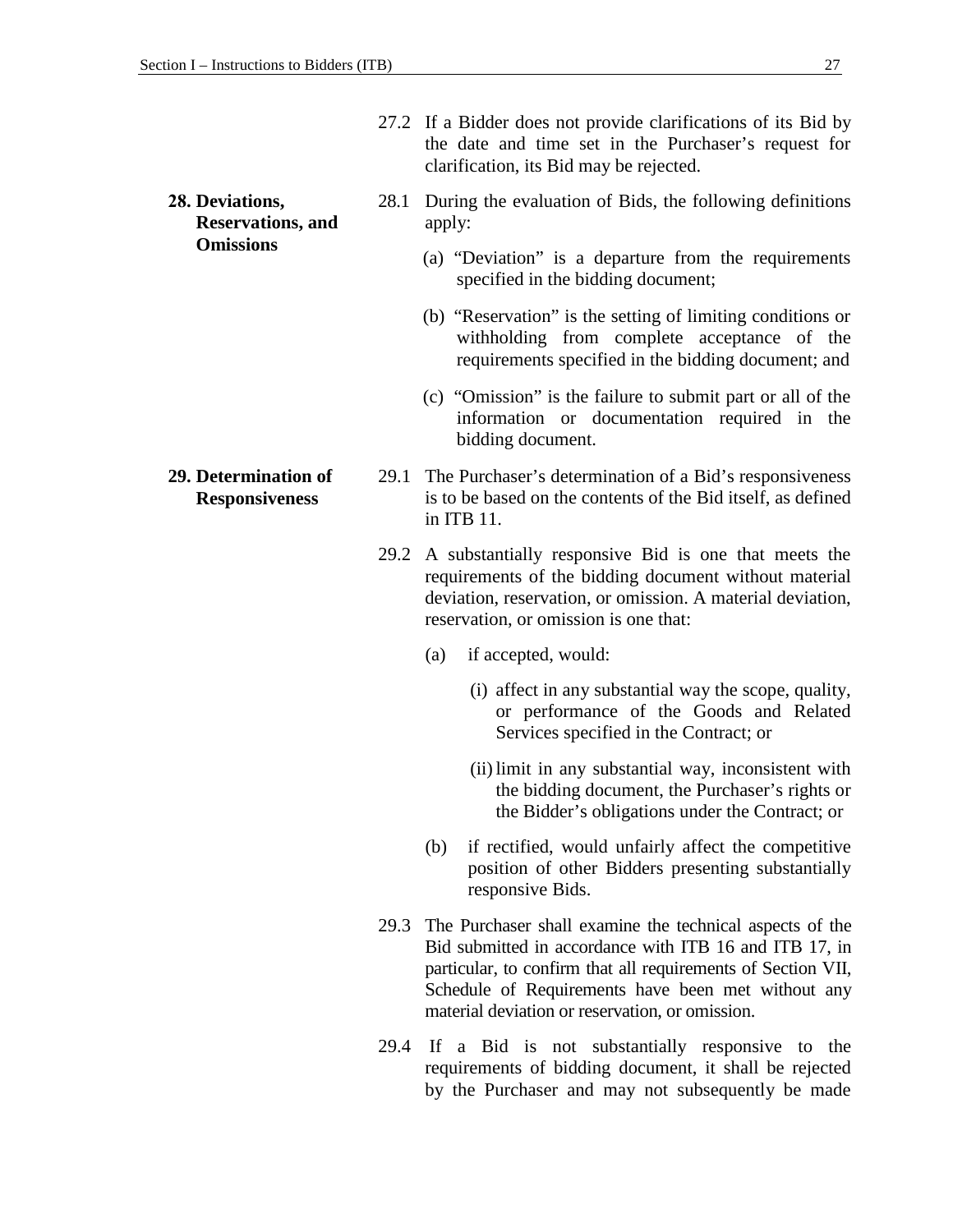27.2 If a Bidder does not provide clarifications of its Bid by the date and time set in the Purchaser's request for clarification, its Bid may be rejected.

**28. Deviations, Reservations, and Omissions**

28.1 During the evaluation of Bids, the following definitions apply:

(a) "Deviation" is a departure from the requirements specified in the bidding document;

(b) "Reservation" is the setting of limiting conditions or withholding from complete acceptance of the requirements specified in the bidding document; and

(c) "Omission" is the failure to submit part or all of the information or documentation required in the bidding document.

**29. Determination of Responsiveness**

29.1 The Purchaser's determination of a Bid's responsiveness is to be based on the contents of the Bid itself, as defined in ITB 11.

29.2 A substantially responsive Bid is one that meets the requirements of the bidding document without material deviation, reservation, or omission. A material deviation, reservation, or omission is one that:

(a) if accepted, would:

(i) affect in any substantial way the scope, quality, or performance of the Goods and Related Services specified in the Contract; or

(ii) limit in any substantial way, inconsistent with the bidding document, the Purchaser's rights or the Bidder's obligations under the Contract; or

(b) if rectified, would unfairly affect the competitive position of other Bidders presenting substantially responsive Bids.

29.3 The Purchaser shall examine the technical aspects of the Bid submitted in accordance with ITB 16 and ITB 17, in particular, to confirm that all requirements of Section VII, Schedule of Requirements have been met without any material deviation or reservation, or omission.

29.4 If a Bid is not substantially responsive to the requirements of bidding document, it shall be rejected by the Purchaser and may not subsequently be made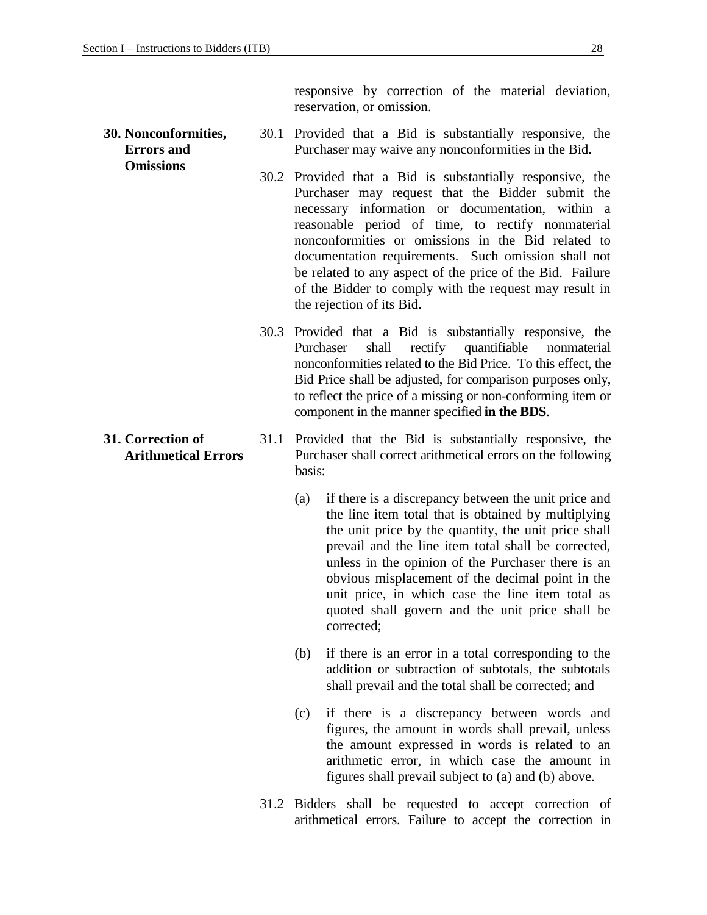responsive by correction of the material deviation, reservation, or omission.

**30. Nonconformities, Errors and Omissions**

30.1 Provided that a Bid is substantially responsive, the Purchaser may waive any nonconformities in the Bid.

30.2 Provided that a Bid is substantially responsive, the Purchaser may request that the Bidder submit the necessary information or documentation, within a reasonable period of time, to rectify nonmaterial nonconformities or omissions in the Bid related to documentation requirements. Such omission shall not be related to any aspect of the price of the Bid. Failure of the Bidder to comply with the request may result in the rejection of its Bid.

30.3 Provided that a Bid is substantially responsive, the Purchaser shall rectify quantifiable nonmaterial nonconformities related to the Bid Price. To this effect, the Bid Price shall be adjusted, for comparison purposes only, to reflect the price of a missing or non-conforming item or component in the manner specified **in the BDS**.

**31. Correction of Arithmetical Errors**

31.1 Provided that the Bid is substantially responsive, the Purchaser shall correct arithmetical errors on the following basis:

(a) if there is a discrepancy between the unit price and the line item total that is obtained by multiplying the unit price by the quantity, the unit price shall prevail and the line item total shall be corrected, unless in the opinion of the Purchaser there is an obvious misplacement of the decimal point in the unit price, in which case the line item total as quoted shall govern and the unit price shall be corrected;

(b) if there is an error in a total corresponding to the addition or subtraction of subtotals, the subtotals shall prevail and the total shall be corrected; and

(c) if there is a discrepancy between words and figures, the amount in words shall prevail, unless the amount expressed in words is related to an arithmetic error, in which case the amount in figures shall prevail subject to (a) and (b) above.

31.2 Bidders shall be requested to accept correction of arithmetical errors. Failure to accept the correction in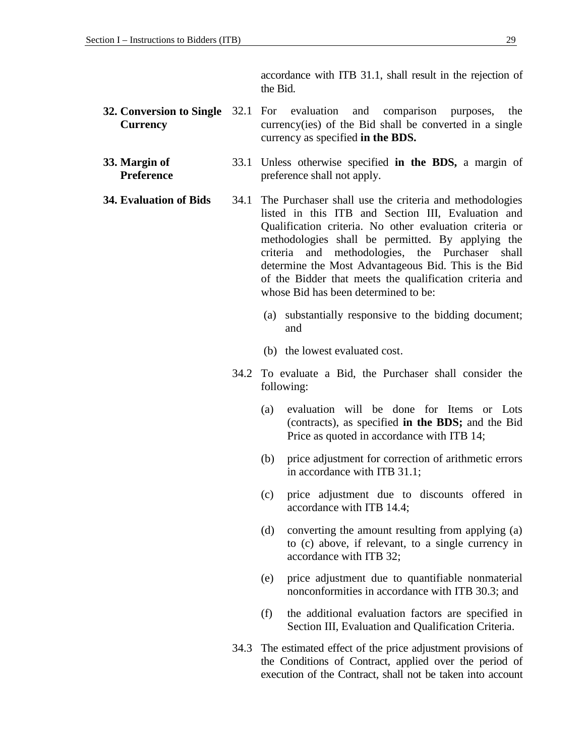accordance with ITB 31.1, shall result in the rejection of the Bid.

**32. Conversion to Single Currency**

32.1 For evaluation and comparison purposes, the currency(ies) of the Bid shall be converted in a single currency as specified **in the BDS.**

**33. Margin of Preference**

33.1 Unless otherwise specified **in the BDS,** a margin of preference shall not apply.

**34. Evaluation of Bids**

34.1 The Purchaser shall use the criteria and methodologies listed in this ITB and Section III, Evaluation and Qualification criteria. No other evaluation criteria or methodologies shall be permitted. By applying the criteria and methodologies, the Purchaser shall determine the Most Advantageous Bid. This is the Bid of the Bidder that meets the qualification criteria and whose Bid has been determined to be:

(a) substantially responsive to the bidding document; and

(b) the lowest evaluated cost.

34.2 To evaluate a Bid, the Purchaser shall consider the following:

(a) evaluation will be done for Items or Lots (contracts), as specified **in the BDS;** and the Bid Price as quoted in accordance with ITB 14;

(b) price adjustment for correction of arithmetic errors in accordance with ITB 31.1;

(c) price adjustment due to discounts offered in accordance with ITB 14.4;

(d) converting the amount resulting from applying (a) to (c) above, if relevant, to a single currency in accordance with ITB 32;

(e) price adjustment due to quantifiable nonmaterial nonconformities in accordance with ITB 30.3; and

(f) the additional evaluation factors are specified in Section III, Evaluation and Qualification Criteria.

34.3 The estimated effect of the price adjustment provisions of the Conditions of Contract, applied over the period of execution of the Contract, shall not be taken into account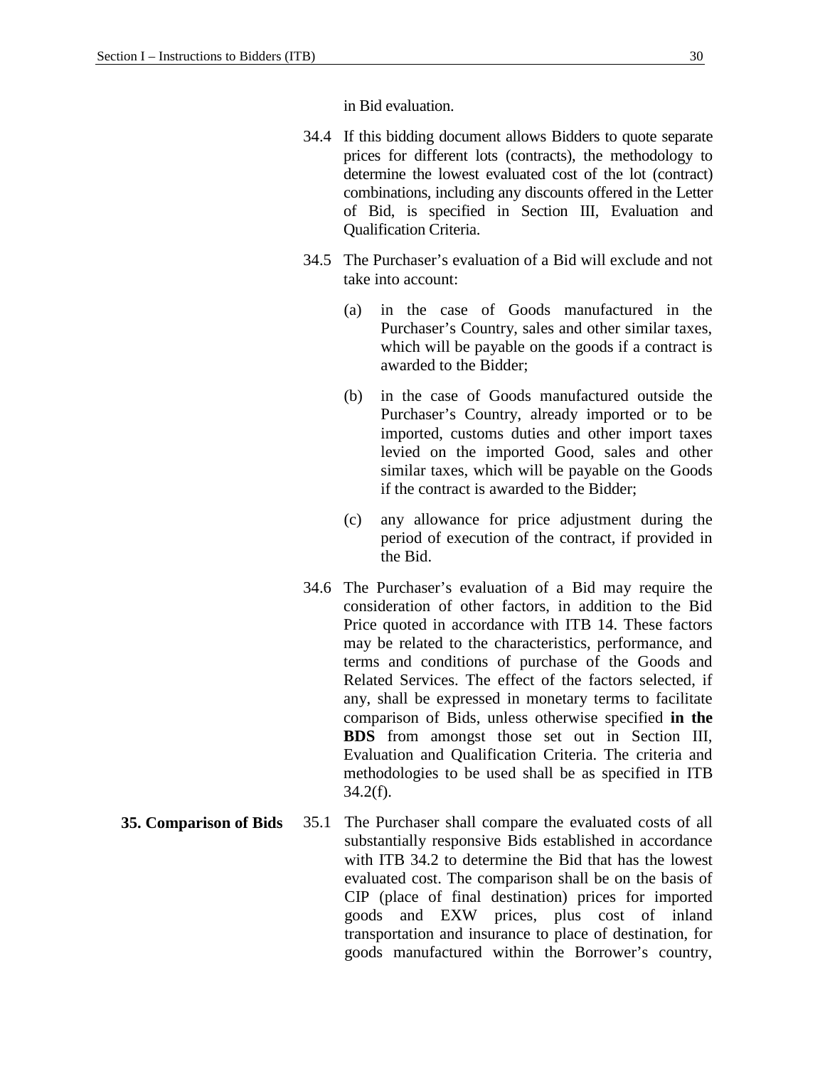in Bid evaluation.

34.4 If this bidding document allows Bidders to quote separate prices for different lots (contracts), the methodology to determine the lowest evaluated cost of the lot (contract) combinations, including any discounts offered in the Letter of Bid, is specified in Section III, Evaluation and Qualification Criteria.

34.5 The Purchaser's evaluation of a Bid will exclude and not take into account:

(a) in the case of Goods manufactured in the Purchaser's Country, sales and other similar taxes, which will be payable on the goods if a contract is awarded to the Bidder;

(b) in the case of Goods manufactured outside the Purchaser's Country, already imported or to be imported, customs duties and other import taxes levied on the imported Good, sales and other similar taxes, which will be payable on the Goods if the contract is awarded to the Bidder;

(c) any allowance for price adjustment during the period of execution of the contract, if provided in the Bid.

34.6 The Purchaser's evaluation of a Bid may require the consideration of other factors, in addition to the Bid Price quoted in accordance with ITB 14. These factors may be related to the characteristics, performance, and terms and conditions of purchase of the Goods and Related Services. The effect of the factors selected, if any, shall be expressed in monetary terms to facilitate comparison of Bids, unless otherwise specified **in the BDS** from amongst those set out in Section III, Evaluation and Qualification Criteria. The criteria and methodologies to be used shall be as specified in ITB 34.2(f).

**35. Comparison of Bids**

35.1 The Purchaser shall compare the evaluated costs of all substantially responsive Bids established in accordance with ITB 34.2 to determine the Bid that has the lowest evaluated cost. The comparison shall be on the basis of CIP (place of final destination) prices for imported goods and EXW prices, plus cost of inland transportation and insurance to place of destination, for goods manufactured within the Borrower's country,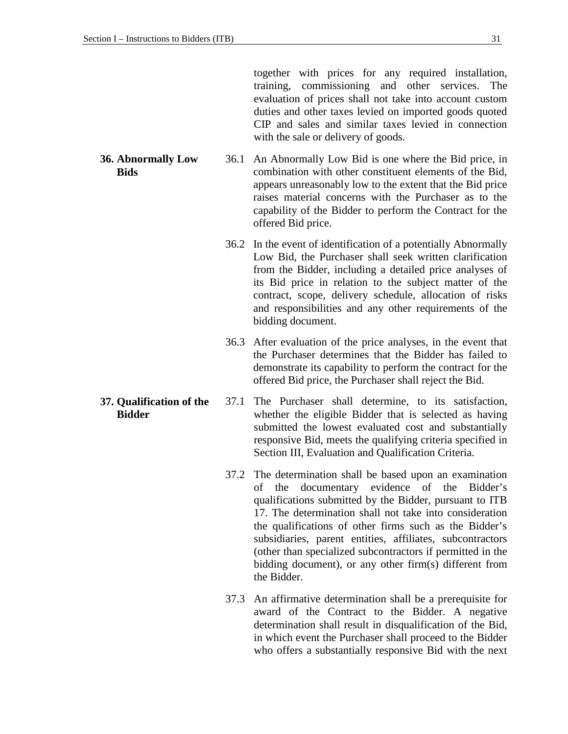together with prices for any required installation, training, commissioning and other services. The evaluation of prices shall not take into account custom duties and other taxes levied on imported goods quoted CIP and sales and similar taxes levied in connection with the sale or delivery of goods.

**36. Abnormally Low Bids**

36.1 An Abnormally Low Bid is one where the Bid price, in combination with other constituent elements of the Bid, appears unreasonably low to the extent that the Bid price raises material concerns with the Purchaser as to the capability of the Bidder to perform the Contract for the offered Bid price.

36.2 In the event of identification of a potentially Abnormally Low Bid, the Purchaser shall seek written clarification from the Bidder, including a detailed price analyses of its Bid price in relation to the subject matter of the contract, scope, delivery schedule, allocation of risks and responsibilities and any other requirements of the bidding document.

36.3 After evaluation of the price analyses, in the event that the Purchaser determines that the Bidder has failed to demonstrate its capability to perform the contract for the offered Bid price, the Purchaser shall reject the Bid.

**37. Qualification of the Bidder**

37.1 The Purchaser shall determine, to its satisfaction, whether the eligible Bidder that is selected as having submitted the lowest evaluated cost and substantially responsive Bid, meets the qualifying criteria specified in Section III, Evaluation and Qualification Criteria.

37.2 The determination shall be based upon an examination of the documentary evidence of the Bidder's qualifications submitted by the Bidder, pursuant to ITB 17. The determination shall not take into consideration the qualifications of other firms such as the Bidder's subsidiaries, parent entities, affiliates, subcontractors (other than specialized subcontractors if permitted in the bidding document), or any other firm(s) different from the Bidder.

37.3 An affirmative determination shall be a prerequisite for award of the Contract to the Bidder. A negative determination shall result in disqualification of the Bid, in which event the Purchaser shall proceed to the Bidder who offers a substantially responsive Bid with the next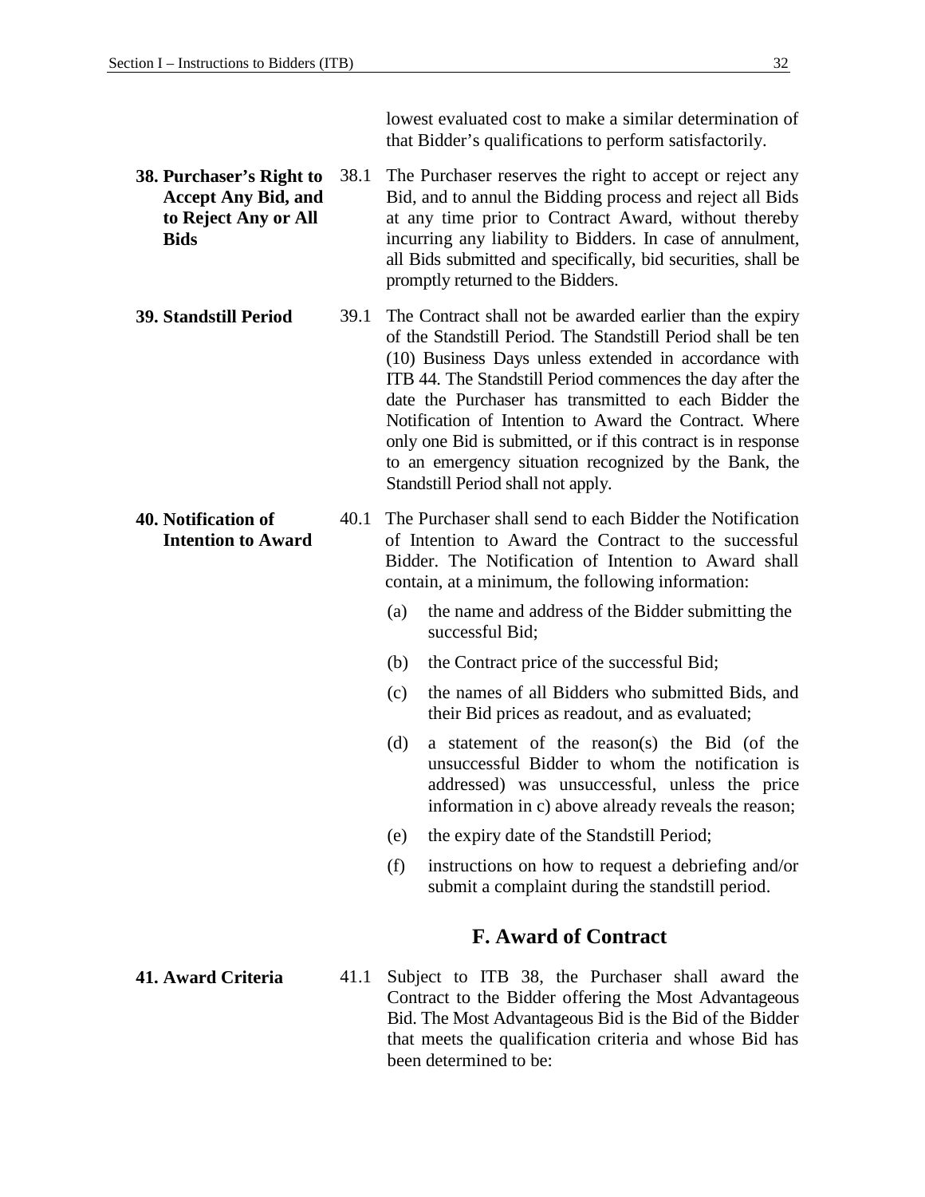lowest evaluated cost to make a similar determination of that Bidder's qualifications to perform satisfactorily.

**38. Purchaser's Right to Accept Any Bid, and to Reject Any or All Bids**

38.1 The Purchaser reserves the right to accept or reject any Bid, and to annul the Bidding process and reject all Bids at any time prior to Contract Award, without thereby incurring any liability to Bidders. In case of annulment, all Bids submitted and specifically, bid securities, shall be promptly returned to the Bidders.

**39. Standstill Period**

39.1 The Contract shall not be awarded earlier than the expiry of the Standstill Period. The Standstill Period shall be ten (10) Business Days unless extended in accordance with ITB 44. The Standstill Period commences the day after the date the Purchaser has transmitted to each Bidder the Notification of Intention to Award the Contract. Where only one Bid is submitted, or if this contract is in response to an emergency situation recognized by the Bank, the Standstill Period shall not apply.

**40. Notification of Intention to Award**

40.1 The Purchaser shall send to each Bidder the Notification of Intention to Award the Contract to the successful Bidder. The Notification of Intention to Award shall contain, at a minimum, the following information:

(a) the name and address of the Bidder submitting the successful Bid;

(b) the Contract price of the successful Bid;

(c) the names of all Bidders who submitted Bids, and their Bid prices as readout, and as evaluated;

(d) a statement of the reason(s) the Bid (of the unsuccessful Bidder to whom the notification is addressed) was unsuccessful, unless the price information in c) above already reveals the reason;

(e) the expiry date of the Standstill Period;

(f) instructions on how to request a debriefing and/or submit a complaint during the standstill period.

## F. Award of Contract

**41. Award Criteria**

41.1 Subject to ITB 38, the Purchaser shall award the Contract to the Bidder offering the Most Advantageous Bid. The Most Advantageous Bid is the Bid of the Bidder that meets the qualification criteria and whose Bid has been determined to be: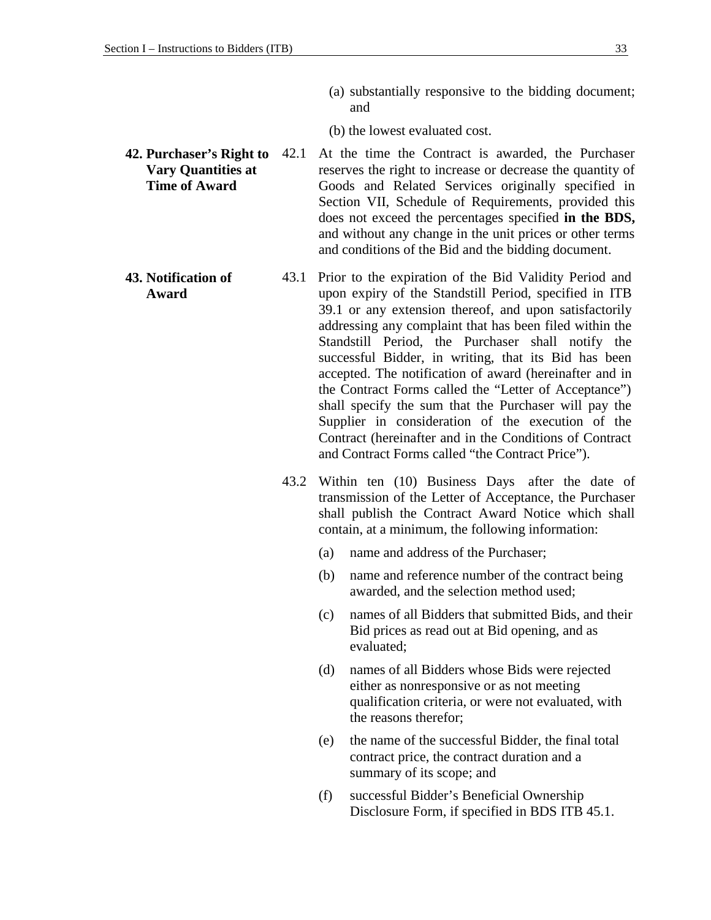(a) substantially responsive to the bidding document; and

(b) the lowest evaluated cost.

**42. Purchaser's Right to Vary Quantities at Time of Award**

42.1 At the time the Contract is awarded, the Purchaser reserves the right to increase or decrease the quantity of Goods and Related Services originally specified in Section VII, Schedule of Requirements, provided this does not exceed the percentages specified **in the BDS,** and without any change in the unit prices or other terms and conditions of the Bid and the bidding document.

**43. Notification of Award**

43.1 Prior to the expiration of the Bid Validity Period and upon expiry of the Standstill Period, specified in ITB 39.1 or any extension thereof, and upon satisfactorily addressing any complaint that has been filed within the Standstill Period, the Purchaser shall notify the successful Bidder, in writing, that its Bid has been accepted. The notification of award (hereinafter and in the Contract Forms called the "Letter of Acceptance") shall specify the sum that the Purchaser will pay the Supplier in consideration of the execution of the Contract (hereinafter and in the Conditions of Contract and Contract Forms called "the Contract Price").

43.2 Within ten (10) Business Days after the date of transmission of the Letter of Acceptance, the Purchaser shall publish the Contract Award Notice which shall contain, at a minimum, the following information:

(a) name and address of the Purchaser;

(b) name and reference number of the contract being awarded, and the selection method used;

(c) names of all Bidders that submitted Bids, and their Bid prices as read out at Bid opening, and as evaluated;

(d) names of all Bidders whose Bids were rejected either as nonresponsive or as not meeting qualification criteria, or were not evaluated, with the reasons therefor;

(e) the name of the successful Bidder, the final total contract price, the contract duration and a summary of its scope; and

(f) successful Bidder's Beneficial Ownership Disclosure Form, if specified in BDS ITB 45.1.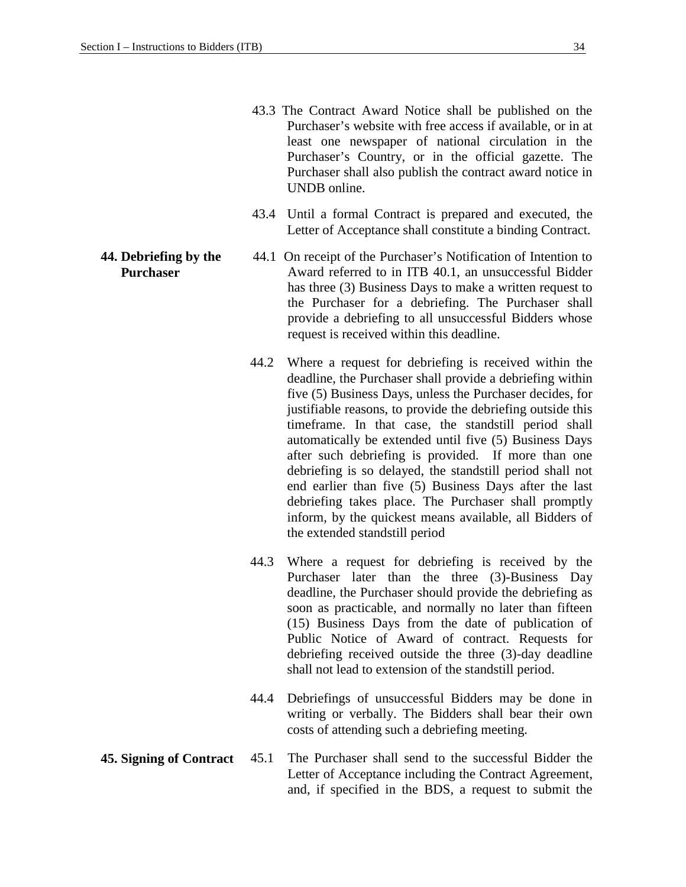43.3 The Contract Award Notice shall be published on the Purchaser's website with free access if available, or in at least one newspaper of national circulation in the Purchaser's Country, or in the official gazette. The Purchaser shall also publish the contract award notice in UNDB online.

43.4 Until a formal Contract is prepared and executed, the Letter of Acceptance shall constitute a binding Contract.

**44. Debriefing by the Purchaser**

44.1 On receipt of the Purchaser's Notification of Intention to Award referred to in ITB 40.1, an unsuccessful Bidder has three (3) Business Days to make a written request to the Purchaser for a debriefing. The Purchaser shall provide a debriefing to all unsuccessful Bidders whose request is received within this deadline.

44.2 Where a request for debriefing is received within the deadline, the Purchaser shall provide a debriefing within five (5) Business Days, unless the Purchaser decides, for justifiable reasons, to provide the debriefing outside this timeframe. In that case, the standstill period shall automatically be extended until five (5) Business Days after such debriefing is provided. If more than one debriefing is so delayed, the standstill period shall not end earlier than five (5) Business Days after the last debriefing takes place. The Purchaser shall promptly inform, by the quickest means available, all Bidders of the extended standstill period

44.3 Where a request for debriefing is received by the Purchaser later than the three (3)-Business Day deadline, the Purchaser should provide the debriefing as soon as practicable, and normally no later than fifteen (15) Business Days from the date of publication of Public Notice of Award of contract. Requests for debriefing received outside the three (3)-day deadline shall not lead to extension of the standstill period.

44.4 Debriefings of unsuccessful Bidders may be done in writing or verbally. The Bidders shall bear their own costs of attending such a debriefing meeting.

**45. Signing of Contract**

45.1 The Purchaser shall send to the successful Bidder the Letter of Acceptance including the Contract Agreement, and, if specified in the BDS, a request to submit the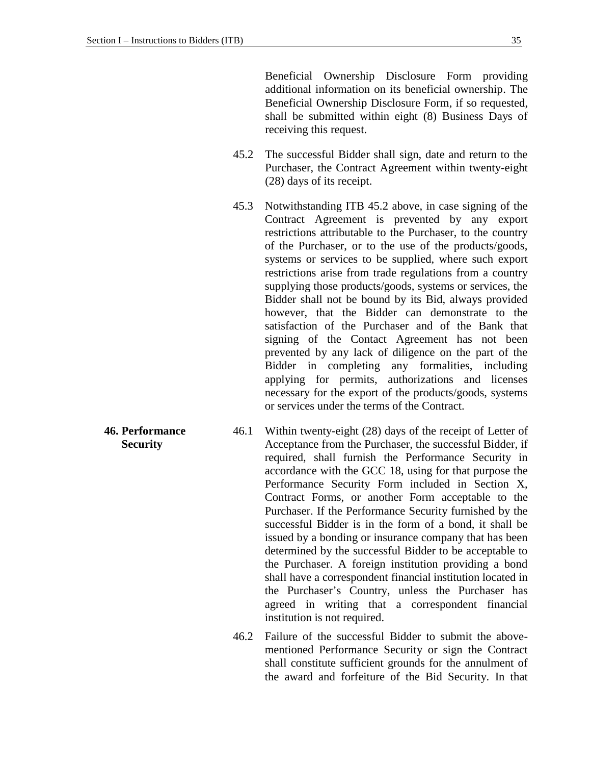Beneficial Ownership Disclosure Form providing additional information on its beneficial ownership. The Beneficial Ownership Disclosure Form, if so requested, shall be submitted within eight (8) Business Days of receiving this request.

45.2 The successful Bidder shall sign, date and return to the Purchaser, the Contract Agreement within twenty-eight (28) days of its receipt.

45.3 Notwithstanding ITB 45.2 above, in case signing of the Contract Agreement is prevented by any export restrictions attributable to the Purchaser, to the country of the Purchaser, or to the use of the products/goods, systems or services to be supplied, where such export restrictions arise from trade regulations from a country supplying those products/goods, systems or services, the Bidder shall not be bound by its Bid, always provided however, that the Bidder can demonstrate to the satisfaction of the Purchaser and of the Bank that signing of the Contact Agreement has not been prevented by any lack of diligence on the part of the Bidder in completing any formalities, including applying for permits, authorizations and licenses necessary for the export of the products/goods, systems or services under the terms of the Contract.

**46. Performance Security**

46.1 Within twenty-eight (28) days of the receipt of Letter of Acceptance from the Purchaser, the successful Bidder, if required, shall furnish the Performance Security in accordance with the GCC 18, using for that purpose the Performance Security Form included in Section X, Contract Forms, or another Form acceptable to the Purchaser. If the Performance Security furnished by the successful Bidder is in the form of a bond, it shall be issued by a bonding or insurance company that has been determined by the successful Bidder to be acceptable to the Purchaser. A foreign institution providing a bond shall have a correspondent financial institution located in the Purchaser's Country, unless the Purchaser has agreed in writing that a correspondent financial institution is not required.

46.2 Failure of the successful Bidder to submit the above-mentioned Performance Security or sign the Contract shall constitute sufficient grounds for the annulment of the award and forfeiture of the Bid Security. In that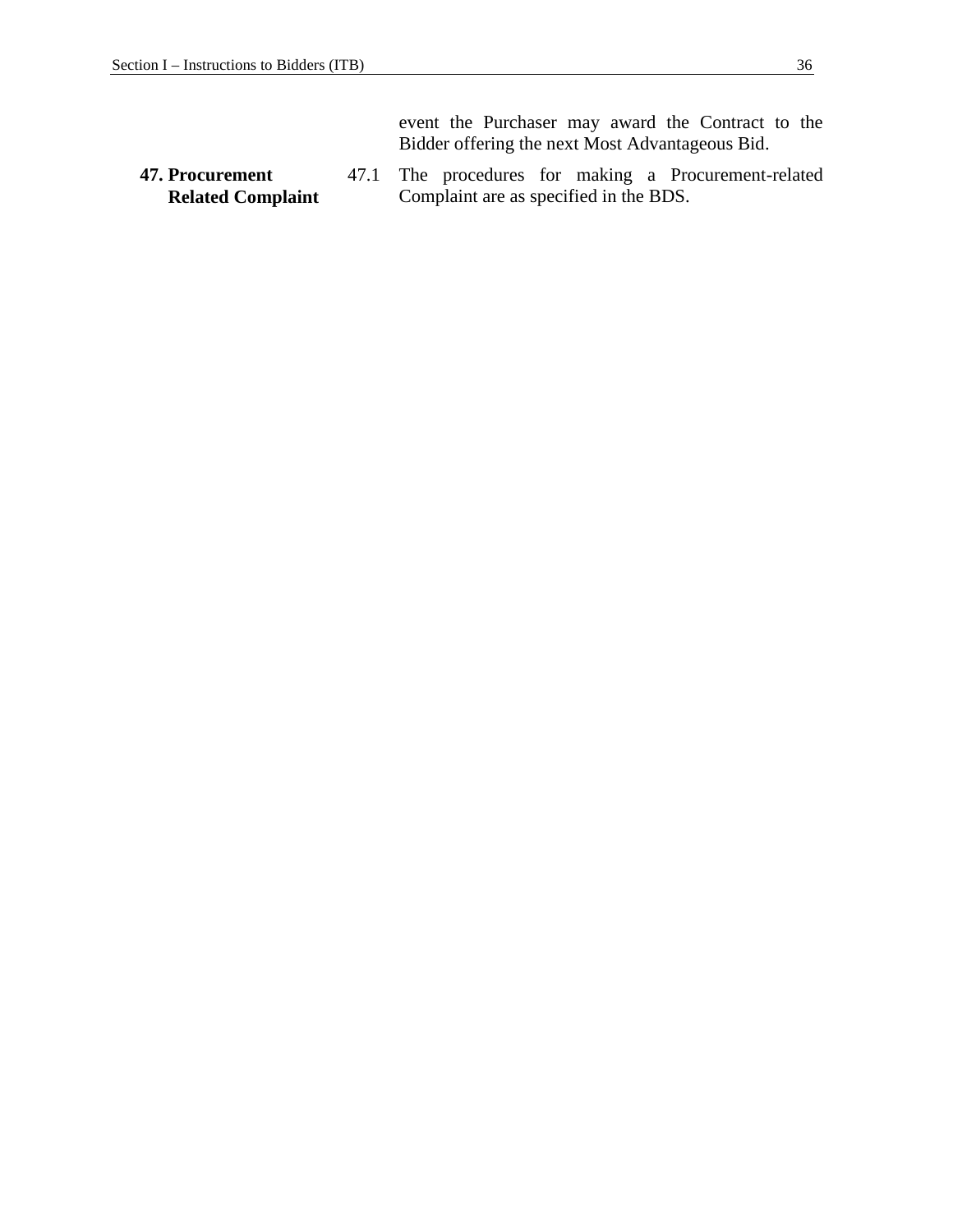event the Purchaser may award the Contract to the Bidder offering the next Most Advantageous Bid.

**47. Procurement Related Complaint**

47.1 The procedures for making a Procurement-related Complaint are as specified in the BDS.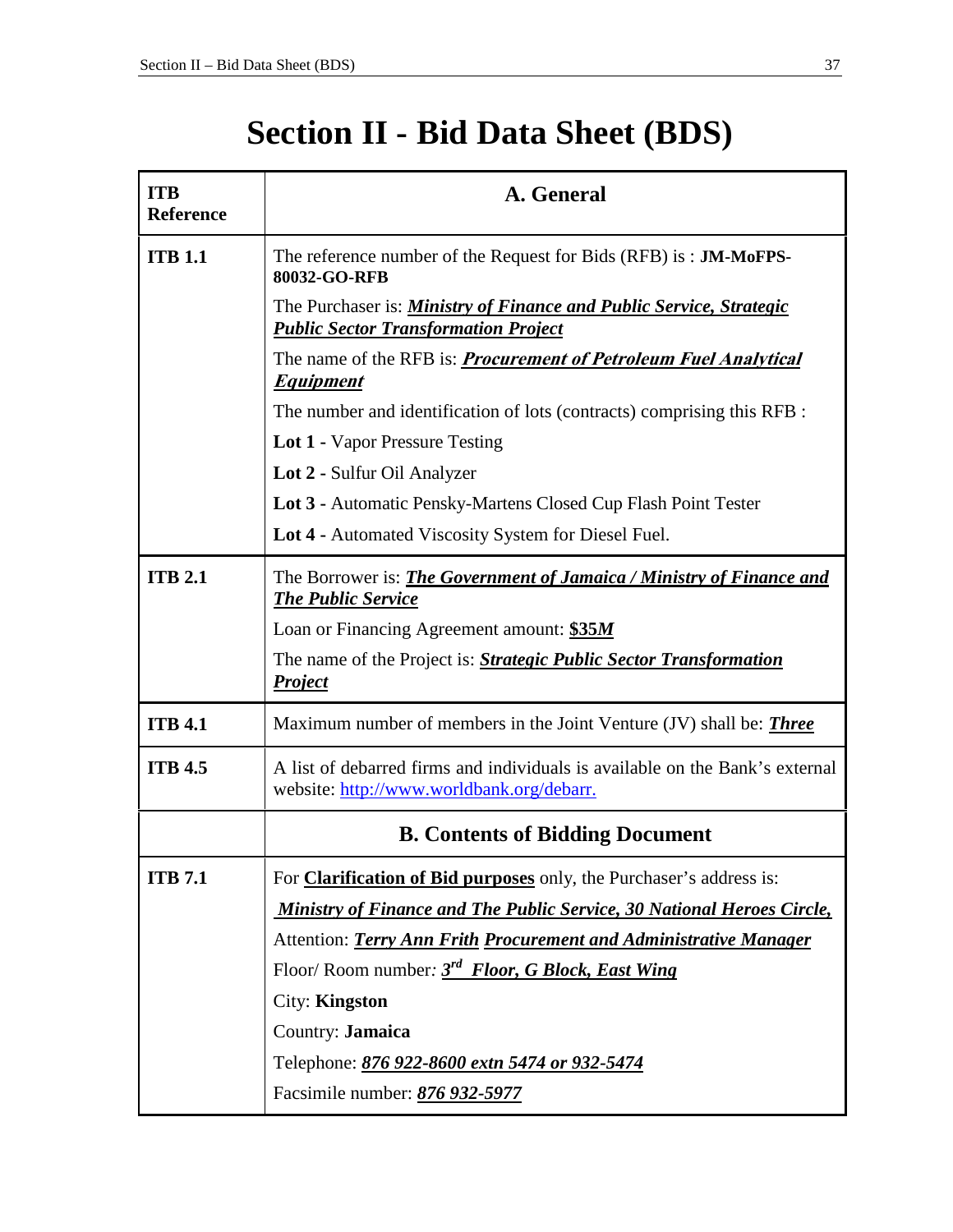# Section II - Bid Data Sheet (BDS)

| ITB Reference | A. General |
|---|---|
| ITB 1.1 | The reference number of the Request for Bids (RFB) is : **JM-MoFPS-80032-GO-RFB**<br><br>The Purchaser is: ***Ministry of Finance and Public Service, Strategic Public Sector Transformation Project***<br><br>The name of the RFB is: ***Procurement of Petroleum Fuel Analytical Equipment***<br><br>The number and identification of lots (contracts) comprising this RFB :<br><br>**Lot 1 -** Vapor Pressure Testing<br><br>**Lot 2 -** Sulfur Oil Analyzer<br><br>**Lot 3 -** Automatic Pensky-Martens Closed Cup Flash Point Tester<br><br>**Lot 4 -** Automated Viscosity System for Diesel Fuel. |
| ITB 2.1 | The Borrower is: ***The Government of Jamaica / Ministry of Finance and The Public Service***<br><br>Loan or Financing Agreement amount: **$35*M***<br><br>The name of the Project is: ***Strategic Public Sector Transformation Project*** |
| ITB 4.1 | Maximum number of members in the Joint Venture (JV) shall be: ***Three*** |
| ITB 4.5 | A list of debarred firms and individuals is available on the Bank's external website: http://www.worldbank.org/debarr. |
| | **B. Contents of Bidding Document** |
| ITB 7.1 | For **Clarification of Bid purposes** only, the Purchaser's address is:<br><br>***Ministry of Finance and The Public Service, 30 National Heroes Circle,***<br><br>Attention: ***Terry Ann Frith Procurement and Administrative Manager***<br><br>Floor/ Room number: ***3rd Floor, G Block, East Wing***<br><br>City: **Kingston**<br><br>Country: **Jamaica**<br><br>Telephone: ***876 922-8600 extn 5474 or 932-5474***<br><br>Facsimile number: ***876 932-5977*** |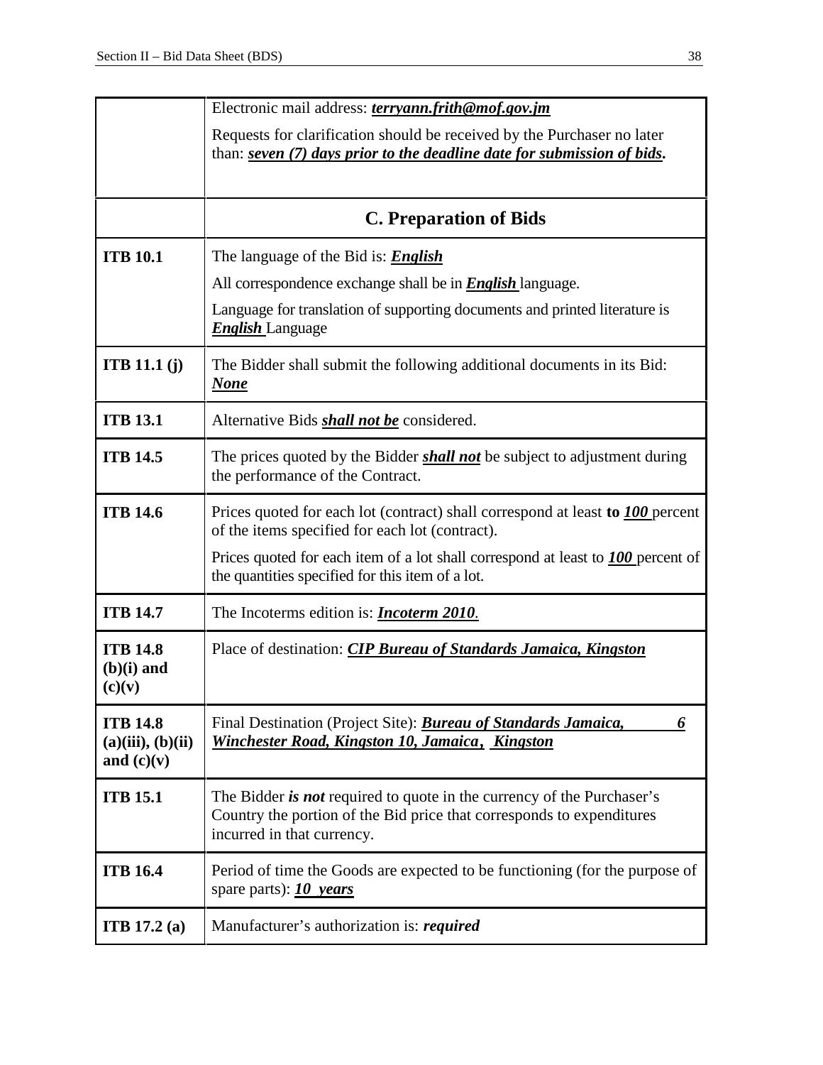| | |
|---|---|
| | Electronic mail address: ***terryann.frith@mof.gov.jm***<br><br>Requests for clarification should be received by the Purchaser no later than: ***seven (7) days prior to the deadline date for submission of bids*.** |
| | **C. Preparation of Bids** |
| **ITB 10.1** | The language of the Bid is: ***English***<br><br>All correspondence exchange shall be in ***English*** language.<br><br>Language for translation of supporting documents and printed literature is ***English*** Language |
| **ITB 11.1 (j)** | The Bidder shall submit the following additional documents in its Bid: ***None*** |
| **ITB 13.1** | Alternative Bids ***shall not be*** considered. |
| **ITB 14.5** | The prices quoted by the Bidder ***shall not*** be subject to adjustment during the performance of the Contract. |
| **ITB 14.6** | Prices quoted for each lot (contract) shall correspond at least **to** ***100*** percent of the items specified for each lot (contract).<br><br>Prices quoted for each item of a lot shall correspond at least to ***100*** percent of the quantities specified for this item of a lot. |
| **ITB 14.7** | The Incoterms edition is: ***Incoterm 2010*.** |
| **ITB 14.8 (b)(i) and (c)(v)** | Place of destination: ***CIP Bureau of Standards Jamaica, Kingston*** |
| **ITB 14.8 (a)(iii), (b)(ii) and (c)(v)** | Final Destination (Project Site): ***Bureau of Standards Jamaica, 6 Winchester Road, Kingston 10, Jamaica, Kingston*** |
| **ITB 15.1** | The Bidder ***is not*** required to quote in the currency of the Purchaser's Country the portion of the Bid price that corresponds to expenditures incurred in that currency. |
| **ITB 16.4** | Period of time the Goods are expected to be functioning (for the purpose of spare parts): ***10 years*** |
| **ITB 17.2 (a)** | Manufacturer's authorization is: ***required*** |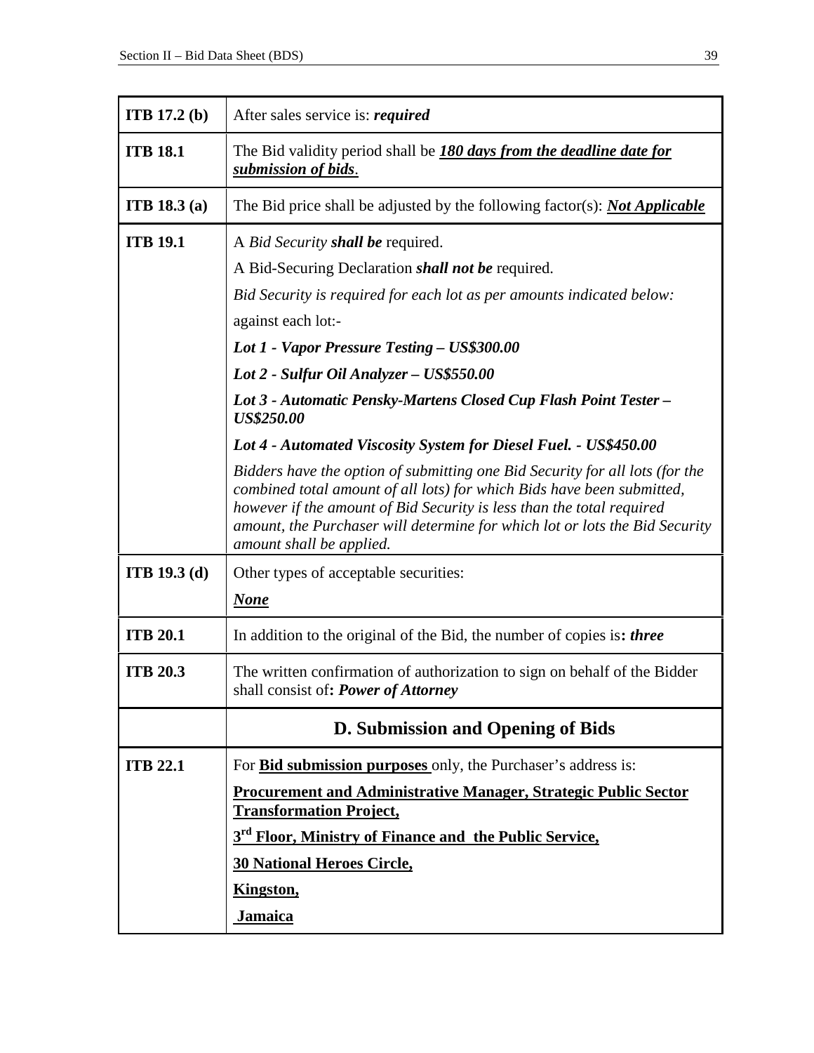| | |
|---|---|
| **ITB 17.2 (b)** | After sales service is: ***required*** |
| **ITB 18.1** | The Bid validity period shall be ***180 days from the deadline date for submission of bids***. |
| **ITB 18.3 (a)** | The Bid price shall be adjusted by the following factor(s): ***Not Applicable*** |
| **ITB 19.1** | A *Bid Security* ***shall be*** required.<br><br>A Bid-Securing Declaration ***shall not be*** required.<br><br>*Bid Security is required for each lot as per amounts indicated below:*<br><br>against each lot:-<br><br>***Lot 1 - Vapor Pressure Testing – US$300.00***<br><br>***Lot 2 - Sulfur Oil Analyzer – US$550.00***<br><br>***Lot 3 - Automatic Pensky-Martens Closed Cup Flash Point Tester – US$250.00***<br><br>***Lot 4 - Automated Viscosity System for Diesel Fuel. - US$450.00***<br><br>*Bidders have the option of submitting one Bid Security for all lots (for the combined total amount of all lots) for which Bids have been submitted, however if the amount of Bid Security is less than the total required amount, the Purchaser will determine for which lot or lots the Bid Security amount shall be applied.* |
| **ITB 19.3 (d)** | Other types of acceptable securities:<br><br>***None*** |
| **ITB 20.1** | In addition to the original of the Bid, the number of copies is**:** ***three*** |
| **ITB 20.3** | The written confirmation of authorization to sign on behalf of the Bidder shall consist of**:** ***Power of Attorney*** |
| | **D. Submission and Opening of Bids** |
| **ITB 22.1** | For **Bid submission purposes** only, the Purchaser's address is:<br><br>**Procurement and Administrative Manager, Strategic Public Sector Transformation Project,**<br><br>**3rd Floor, Ministry of Finance and the Public Service,**<br><br>**30 National Heroes Circle,**<br><br>**Kingston,**<br><br>**Jamaica** |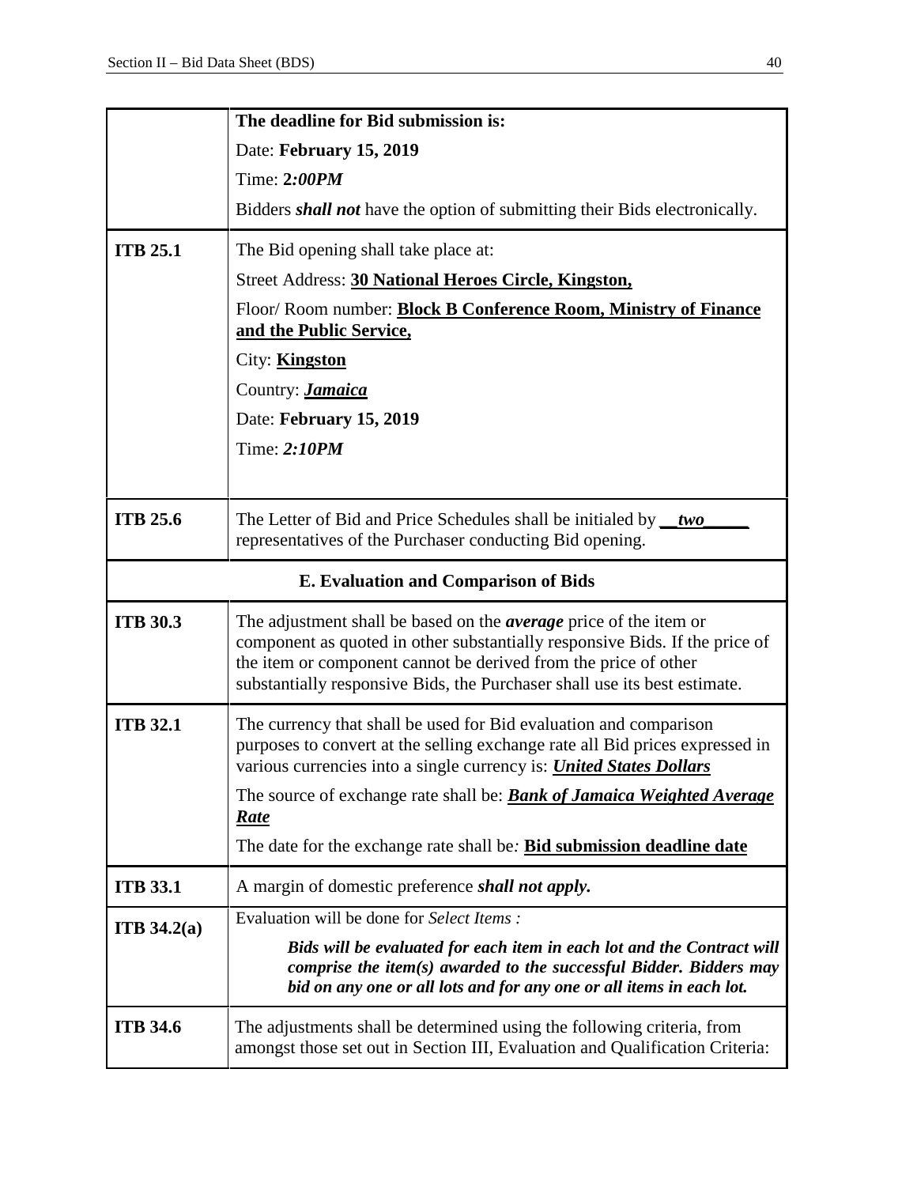| | |
|---|---|
| | **The deadline for Bid submission is:**<br>Date: **February 15, 2019**<br>Time: **2*:00PM***<br>Bidders ***shall not*** have the option of submitting their Bids electronically. |
| **ITB 25.1** | The Bid opening shall take place at:<br>Street Address: **<u>30 National Heroes Circle, Kingston,</u>**<br>Floor/ Room number: **<u>Block B Conference Room, Ministry of Finance and the Public Service,</u>**<br>City: **<u>Kingston</u>**<br>Country: ***<u>Jamaica</u>***<br>Date: **February 15, 2019**<br>Time: ***2:10PM*** |
| **ITB 25.6** | The Letter of Bid and Price Schedules shall be initialed by __***two***_____ representatives of the Purchaser conducting Bid opening. |
| **E. Evaluation and Comparison of Bids** | |
| **ITB 30.3** | The adjustment shall be based on the ***average*** price of the item or component as quoted in other substantially responsive Bids. If the price of the item or component cannot be derived from the price of other substantially responsive Bids, the Purchaser shall use its best estimate. |
| **ITB 32.1** | The currency that shall be used for Bid evaluation and comparison purposes to convert at the selling exchange rate all Bid prices expressed in various currencies into a single currency is: ***<u>United States Dollars</u>***<br>The source of exchange rate shall be: ***<u>Bank of Jamaica Weighted Average Rate</u>***<br>The date for the exchange rate shall be*:* **<u>Bid submission deadline date</u>** |
| **ITB 33.1** | A margin of domestic preference ***shall not apply.*** |
| **ITB 34.2(a)** | Evaluation will be done for *Select Items :*<br>***Bids will be evaluated for each item in each lot and the Contract will comprise the item(s) awarded to the successful Bidder. Bidders may bid on any one or all lots and for any one or all items in each lot.*** |
| **ITB 34.6** | The adjustments shall be determined using the following criteria, from amongst those set out in Section III, Evaluation and Qualification Criteria: |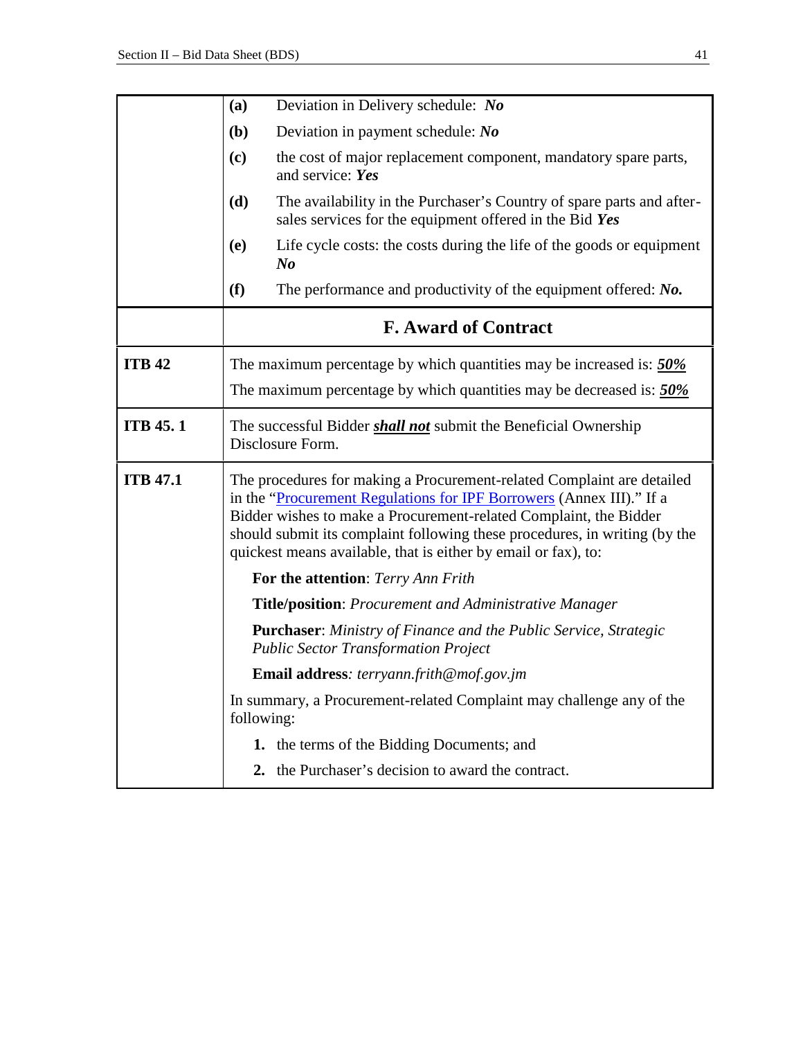| | |
|---|---|
| | **(a)** Deviation in Delivery schedule: ***No*** |
| | **(b)** Deviation in payment schedule: ***No*** |
| | **(c)** the cost of major replacement component, mandatory spare parts, and service: ***Yes*** |
| | **(d)** The availability in the Purchaser's Country of spare parts and after-sales services for the equipment offered in the Bid ***Yes*** |
| | **(e)** Life cycle costs: the costs during the life of the goods or equipment ***No*** |
| | **(f)** The performance and productivity of the equipment offered: ***No.*** |
| | **F. Award of Contract** |
| **ITB 42** | The maximum percentage by which quantities may be increased is: ***50%***<br>The maximum percentage by which quantities may be decreased is: ***50%*** |
| **ITB 45. 1** | The successful Bidder ***shall not*** submit the Beneficial Ownership Disclosure Form. |
| **ITB 47.1** | The procedures for making a Procurement-related Complaint are detailed in the "Procurement Regulations for IPF Borrowers (Annex III)." If a Bidder wishes to make a Procurement-related Complaint, the Bidder should submit its complaint following these procedures, in writing (by the quickest means available, that is either by email or fax), to:<br>**For the attention**: *Terry Ann Frith*<br>**Title/position**: *Procurement and Administrative Manager*<br>**Purchaser**: *Ministry of Finance and the Public Service, Strategic Public Sector Transformation Project*<br>**Email address**: *terryann.frith@mof.gov.jm*<br>In summary, a Procurement-related Complaint may challenge any of the following:<br>**1.** the terms of the Bidding Documents; and<br>**2.** the Purchaser's decision to award the contract. |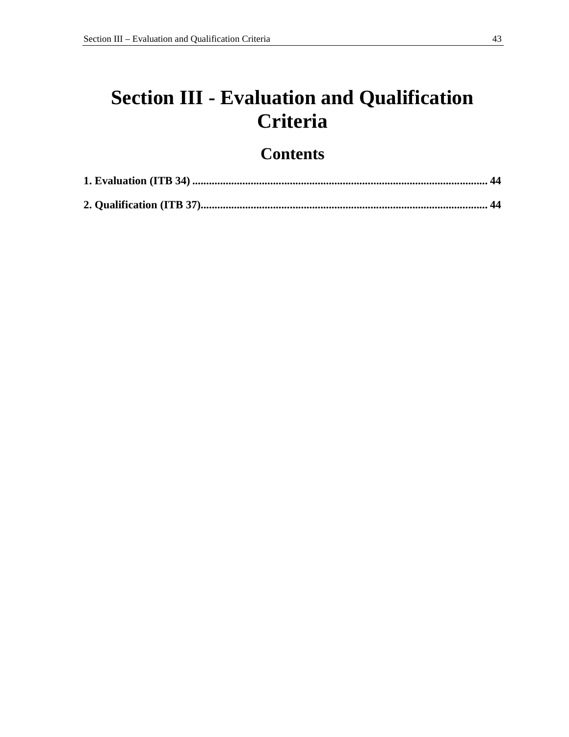# Section III - Evaluation and Qualification Criteria

## Contents

**1. Evaluation (ITB 34) .......................................................................................................... 44**

**2. Qualification (ITB 37)........................................................................................................ 44**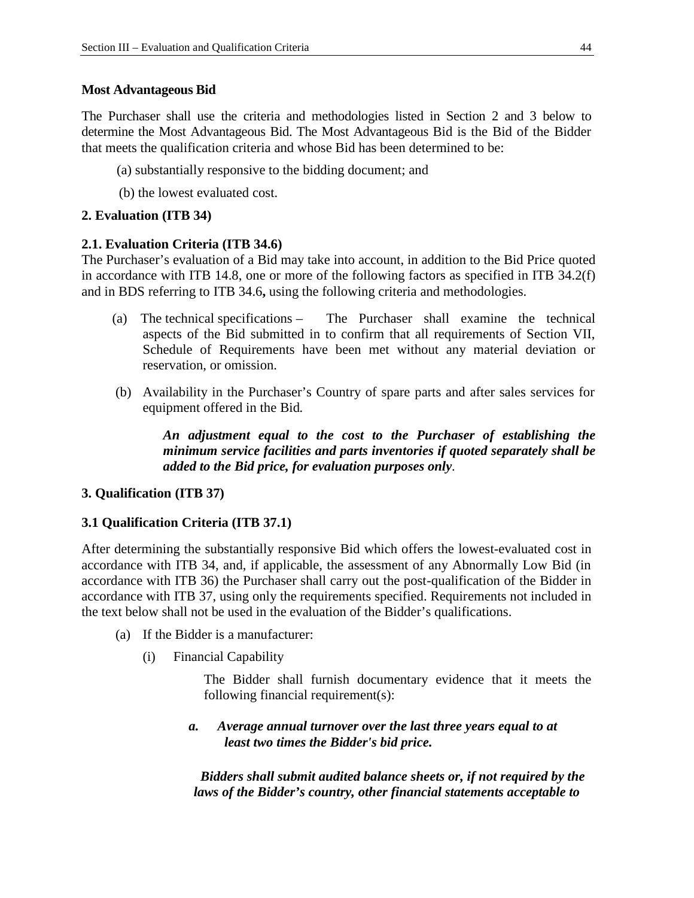**Most Advantageous Bid**

The Purchaser shall use the criteria and methodologies listed in Section 2 and 3 below to determine the Most Advantageous Bid. The Most Advantageous Bid is the Bid of the Bidder that meets the qualification criteria and whose Bid has been determined to be:

(a) substantially responsive to the bidding document; and

(b) the lowest evaluated cost.

**2. Evaluation (ITB 34)**

**2.1. Evaluation Criteria (ITB 34.6)**

The Purchaser's evaluation of a Bid may take into account, in addition to the Bid Price quoted in accordance with ITB 14.8, one or more of the following factors as specified in ITB 34.2(f) and in BDS referring to ITB 34.6**,** using the following criteria and methodologies.

(a) The technical specifications – The Purchaser shall examine the technical aspects of the Bid submitted in to confirm that all requirements of Section VII, Schedule of Requirements have been met without any material deviation or reservation, or omission.

(b) Availability in the Purchaser's Country of spare parts and after sales services for equipment offered in the Bid.

***An adjustment equal to the cost to the Purchaser of establishing the minimum service facilities and parts inventories if quoted separately shall be added to the Bid price, for evaluation purposes only***.

**3. Qualification (ITB 37)**

**3.1 Qualification Criteria (ITB 37.1)**

After determining the substantially responsive Bid which offers the lowest-evaluated cost in accordance with ITB 34, and, if applicable, the assessment of any Abnormally Low Bid (in accordance with ITB 36) the Purchaser shall carry out the post-qualification of the Bidder in accordance with ITB 37, using only the requirements specified. Requirements not included in the text below shall not be used in the evaluation of the Bidder's qualifications.

(a) If the Bidder is a manufacturer:

(i) Financial Capability

The Bidder shall furnish documentary evidence that it meets the following financial requirement(s):

***a. Average annual turnover over the last three years equal to at least two times the Bidder's bid price.***

***Bidders shall submit audited balance sheets or, if not required by the laws of the Bidder's country, other financial statements acceptable to***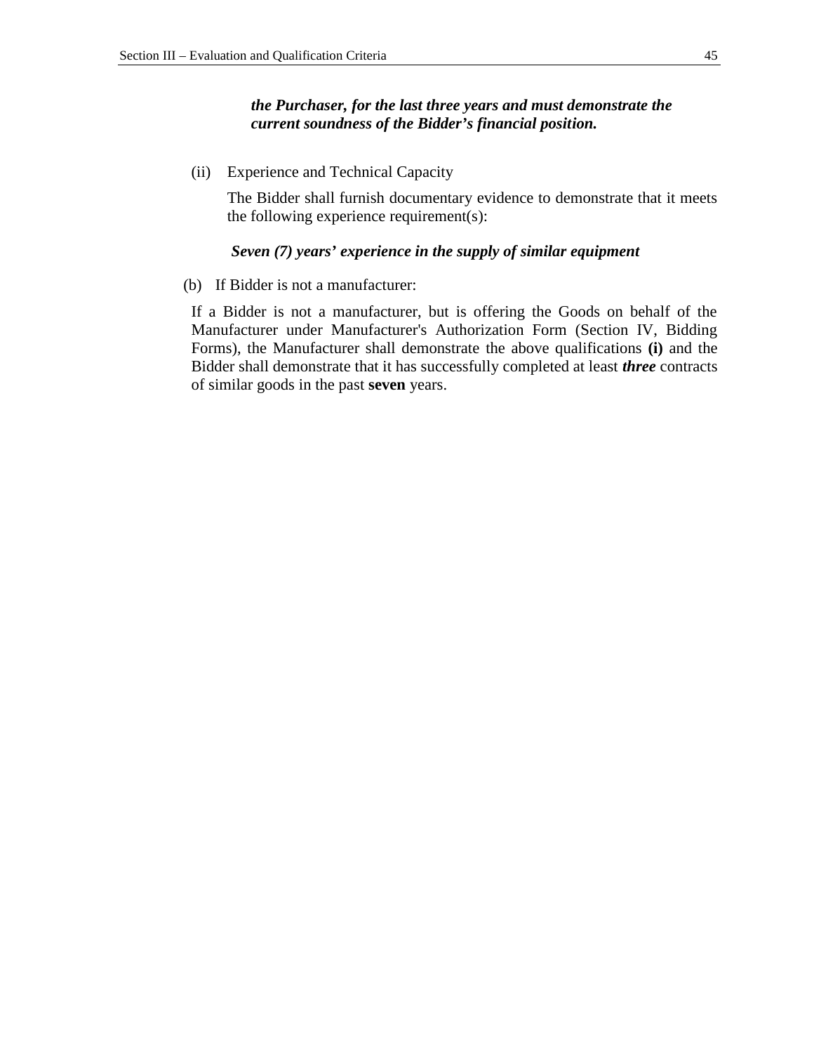***the Purchaser, for the last three years and must demonstrate the current soundness of the Bidder's financial position.***

(ii) Experience and Technical Capacity

The Bidder shall furnish documentary evidence to demonstrate that it meets the following experience requirement(s):

***Seven (7) years' experience in the supply of similar equipment***

(b) If Bidder is not a manufacturer:

If a Bidder is not a manufacturer, but is offering the Goods on behalf of the Manufacturer under Manufacturer's Authorization Form (Section IV, Bidding Forms), the Manufacturer shall demonstrate the above qualifications **(i)** and the Bidder shall demonstrate that it has successfully completed at least ***three*** contracts of similar goods in the past **seven** years.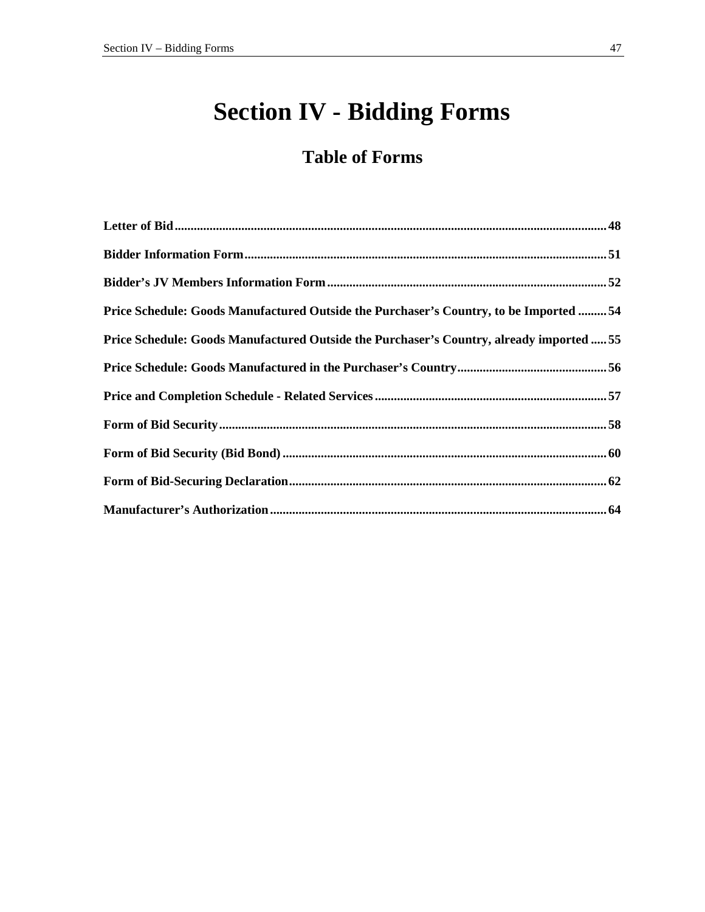# Section IV - Bidding Forms

## Table of Forms

**Letter of Bid** .......... **48**

**Bidder Information Form** .......... **51**

**Bidder's JV Members Information Form** .......... **52**

**Price Schedule: Goods Manufactured Outside the Purchaser's Country, to be Imported** .......... **54**

**Price Schedule: Goods Manufactured Outside the Purchaser's Country, already imported** .......... **55**

**Price Schedule: Goods Manufactured in the Purchaser's Country** .......... **56**

**Price and Completion Schedule - Related Services** .......... **57**

**Form of Bid Security** .......... **58**

**Form of Bid Security (Bid Bond)** .......... **60**

**Form of Bid-Securing Declaration** .......... **62**

**Manufacturer's Authorization** .......... **64**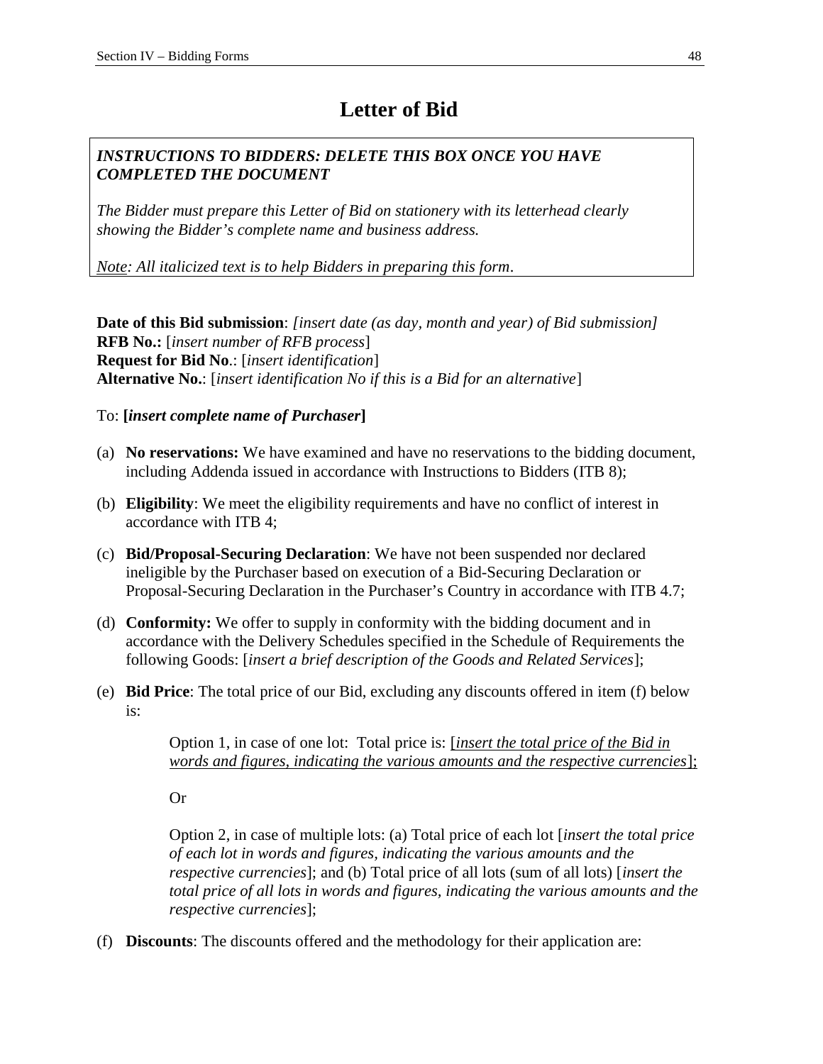# Letter of Bid

> ***INSTRUCTIONS TO BIDDERS: DELETE THIS BOX ONCE YOU HAVE COMPLETED THE DOCUMENT***
>
> *The Bidder must prepare this Letter of Bid on stationery with its letterhead clearly showing the Bidder's complete name and business address.*
>
> *Note: All italicized text is to help Bidders in preparing this form*.

**Date of this Bid submission**: *[insert date (as day, month and year) of Bid submission]*
**RFB No.:** [*insert number of RFB process*]
**Request for Bid No**.: [*insert identification*]
**Alternative No.**: [*insert identification No if this is a Bid for an alternative*]

To: **[*insert complete name of Purchaser*]**

(a) **No reservations:** We have examined and have no reservations to the bidding document, including Addenda issued in accordance with Instructions to Bidders (ITB 8);

(b) **Eligibility**: We meet the eligibility requirements and have no conflict of interest in accordance with ITB 4;

(c) **Bid/Proposal-Securing Declaration**: We have not been suspended nor declared ineligible by the Purchaser based on execution of a Bid-Securing Declaration or Proposal-Securing Declaration in the Purchaser's Country in accordance with ITB 4.7;

(d) **Conformity:** We offer to supply in conformity with the bidding document and in accordance with the Delivery Schedules specified in the Schedule of Requirements the following Goods: [*insert a brief description of the Goods and Related Services*];

(e) **Bid Price**: The total price of our Bid, excluding any discounts offered in item (f) below is:

    Option 1, in case of one lot: Total price is: [*insert the total price of the Bid in words and figures, indicating the various amounts and the respective currencies*];

    Or

    Option 2, in case of multiple lots: (a) Total price of each lot [*insert the total price of each lot in words and figures, indicating the various amounts and the respective currencies*]; and (b) Total price of all lots (sum of all lots) [*insert the total price of all lots in words and figures, indicating the various amounts and the respective currencies*];

(f) **Discounts**: The discounts offered and the methodology for their application are: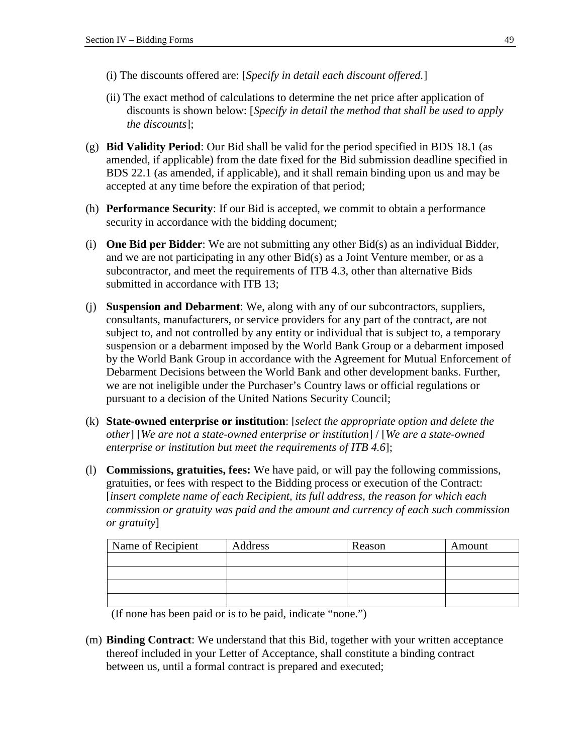(i) The discounts offered are: [*Specify in detail each discount offered.*]

(ii) The exact method of calculations to determine the net price after application of discounts is shown below: [*Specify in detail the method that shall be used to apply the discounts*];

(g) **Bid Validity Period**: Our Bid shall be valid for the period specified in BDS 18.1 (as amended, if applicable) from the date fixed for the Bid submission deadline specified in BDS 22.1 (as amended, if applicable), and it shall remain binding upon us and may be accepted at any time before the expiration of that period;

(h) **Performance Security**: If our Bid is accepted, we commit to obtain a performance security in accordance with the bidding document;

(i) **One Bid per Bidder**: We are not submitting any other Bid(s) as an individual Bidder, and we are not participating in any other Bid(s) as a Joint Venture member, or as a subcontractor, and meet the requirements of ITB 4.3, other than alternative Bids submitted in accordance with ITB 13;

(j) **Suspension and Debarment**: We, along with any of our subcontractors, suppliers, consultants, manufacturers, or service providers for any part of the contract, are not subject to, and not controlled by any entity or individual that is subject to, a temporary suspension or a debarment imposed by the World Bank Group or a debarment imposed by the World Bank Group in accordance with the Agreement for Mutual Enforcement of Debarment Decisions between the World Bank and other development banks. Further, we are not ineligible under the Purchaser's Country laws or official regulations or pursuant to a decision of the United Nations Security Council;

(k) **State-owned enterprise or institution**: [*select the appropriate option and delete the other*] [*We are not a state-owned enterprise or institution*] / [*We are a state-owned enterprise or institution but meet the requirements of ITB 4.6*];

(l) **Commissions, gratuities, fees:** We have paid, or will pay the following commissions, gratuities, or fees with respect to the Bidding process or execution of the Contract: [*insert complete name of each Recipient, its full address, the reason for which each commission or gratuity was paid and the amount and currency of each such commission or gratuity*]

| Name of Recipient | Address | Reason | Amount |
|---|---|---|---|
| | | | |
| | | | |
| | | | |
| | | | |

(If none has been paid or is to be paid, indicate "none.")

(m) **Binding Contract**: We understand that this Bid, together with your written acceptance thereof included in your Letter of Acceptance, shall constitute a binding contract between us, until a formal contract is prepared and executed;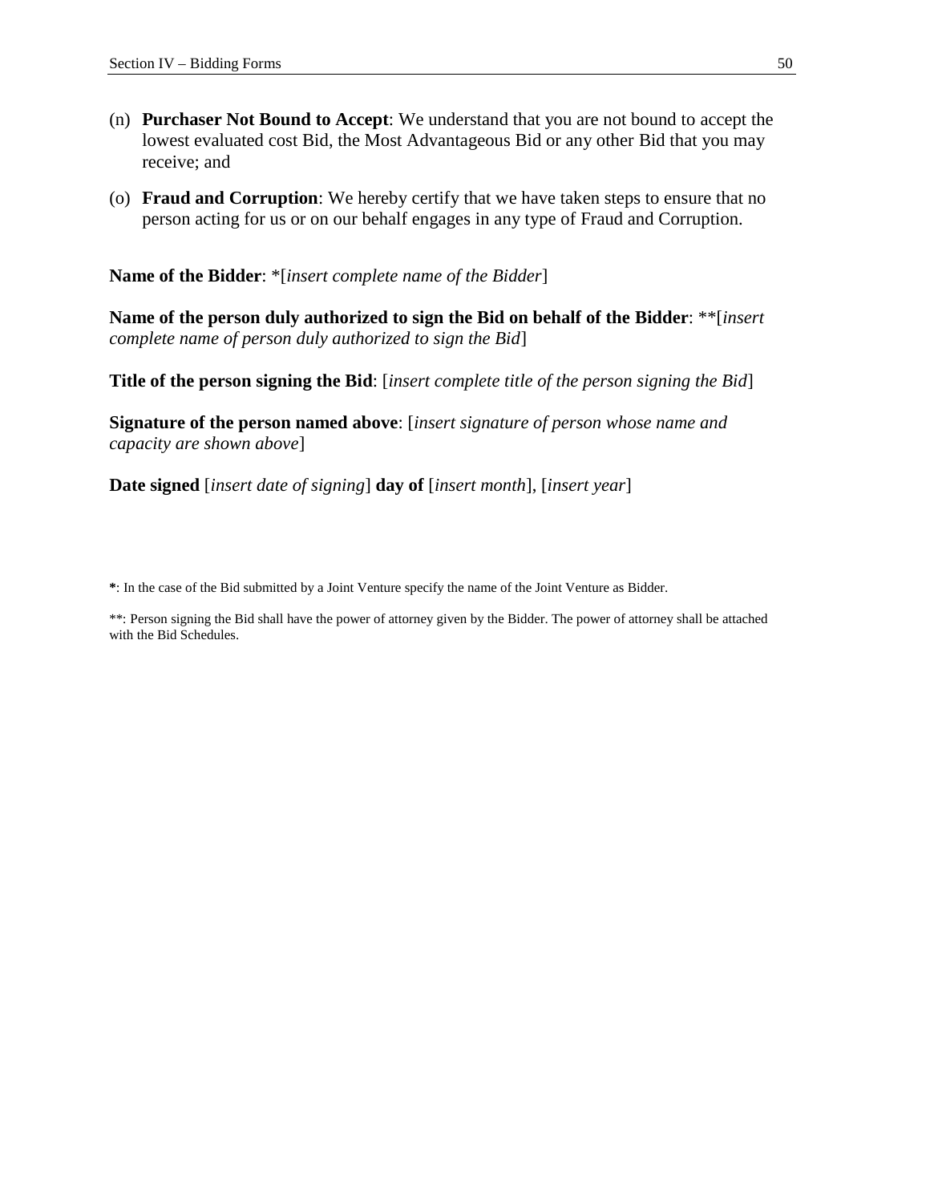(n) **Purchaser Not Bound to Accept**: We understand that you are not bound to accept the lowest evaluated cost Bid, the Most Advantageous Bid or any other Bid that you may receive; and

(o) **Fraud and Corruption**: We hereby certify that we have taken steps to ensure that no person acting for us or on our behalf engages in any type of Fraud and Corruption.

**Name of the Bidder**: *[*insert complete name of the Bidder*]

**Name of the person duly authorized to sign the Bid on behalf of the Bidder**: **[*insert complete name of person duly authorized to sign the Bid*]

**Title of the person signing the Bid**: [*insert complete title of the person signing the Bid*]

**Signature of the person named above**: [*insert signature of person whose name and capacity are shown above*]

**Date signed** [*insert date of signing*] **day of** [*insert month*], [*insert year*]

**\***: In the case of the Bid submitted by a Joint Venture specify the name of the Joint Venture as Bidder.

**: Person signing the Bid shall have the power of attorney given by the Bidder. The power of attorney shall be attached with the Bid Schedules.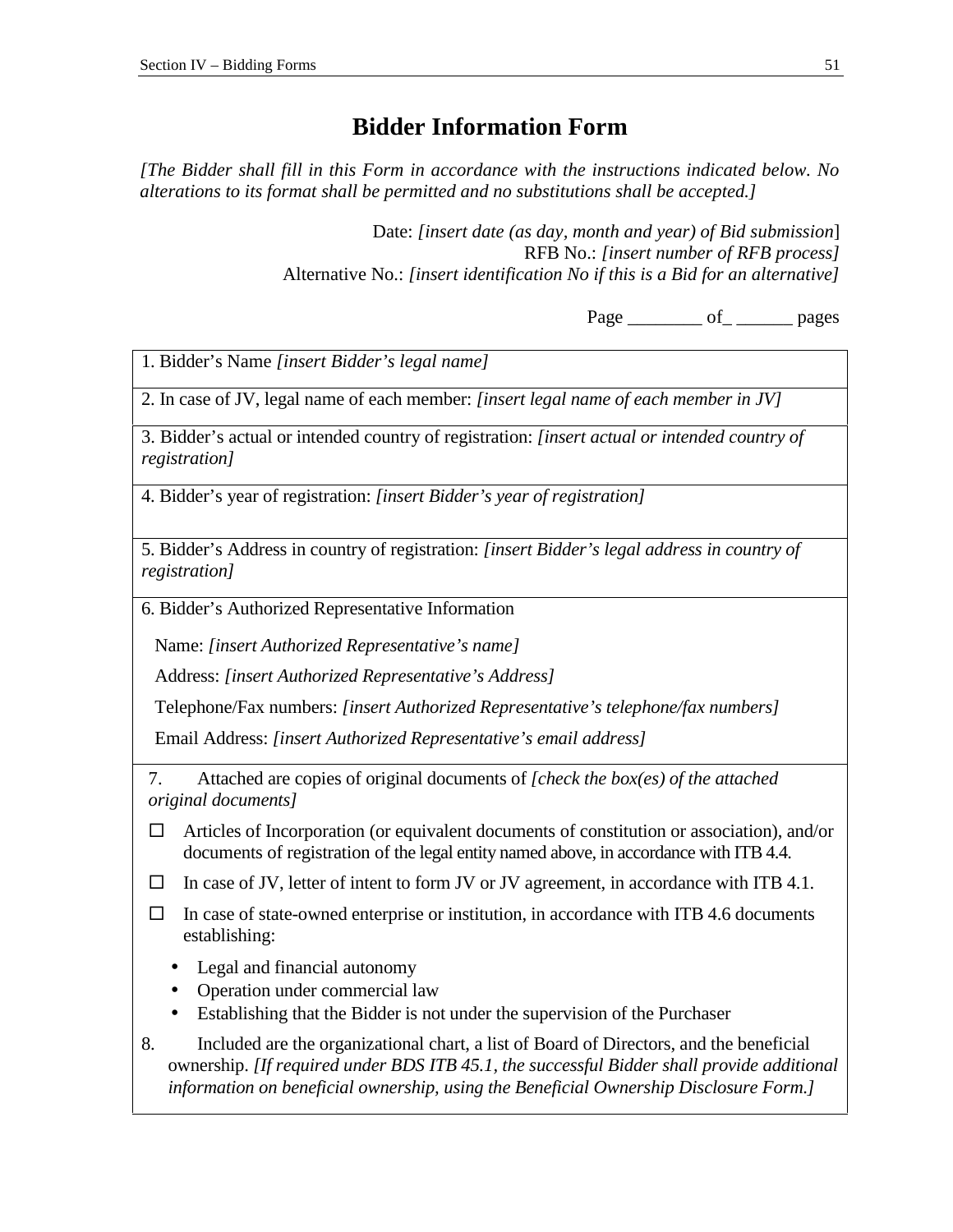# Bidder Information Form

*[The Bidder shall fill in this Form in accordance with the instructions indicated below. No alterations to its format shall be permitted and no substitutions shall be accepted.]*

Date: *[insert date (as day, month and year) of Bid submission*]
RFB No.: *[insert number of RFB process]*
Alternative No.: *[insert identification No if this is a Bid for an alternative]*

Page ________ of_ ______ pages

| |
|---|
| 1. Bidder's Name *[insert Bidder's legal name]* |
| 2. In case of JV, legal name of each member: *[insert legal name of each member in JV]* |
| 3. Bidder's actual or intended country of registration: *[insert actual or intended country of registration]* |
| 4. Bidder's year of registration: *[insert Bidder's year of registration]* |
| 5. Bidder's Address in country of registration: *[insert Bidder's legal address in country of registration]* |
| 6. Bidder's Authorized Representative Information<br><br>Name: *[insert Authorized Representative's name]*<br><br>Address: *[insert Authorized Representative's Address]*<br><br>Telephone/Fax numbers: *[insert Authorized Representative's telephone/fax numbers]*<br><br>Email Address: *[insert Authorized Representative's email address]* |
| 7. Attached are copies of original documents of *[check the box(es) of the attached original documents]*<br><br>☐ Articles of Incorporation (or equivalent documents of constitution or association), and/or documents of registration of the legal entity named above, in accordance with ITB 4.4.<br><br>☐ In case of JV, letter of intent to form JV or JV agreement, in accordance with ITB 4.1.<br><br>☐ In case of state-owned enterprise or institution, in accordance with ITB 4.6 documents establishing:<br><br>• Legal and financial autonomy<br>• Operation under commercial law<br>• Establishing that the Bidder is not under the supervision of the Purchaser |
| 8. Included are the organizational chart, a list of Board of Directors, and the beneficial ownership. *[If required under BDS ITB 45.1, the successful Bidder shall provide additional information on beneficial ownership, using the Beneficial Ownership Disclosure Form.]* |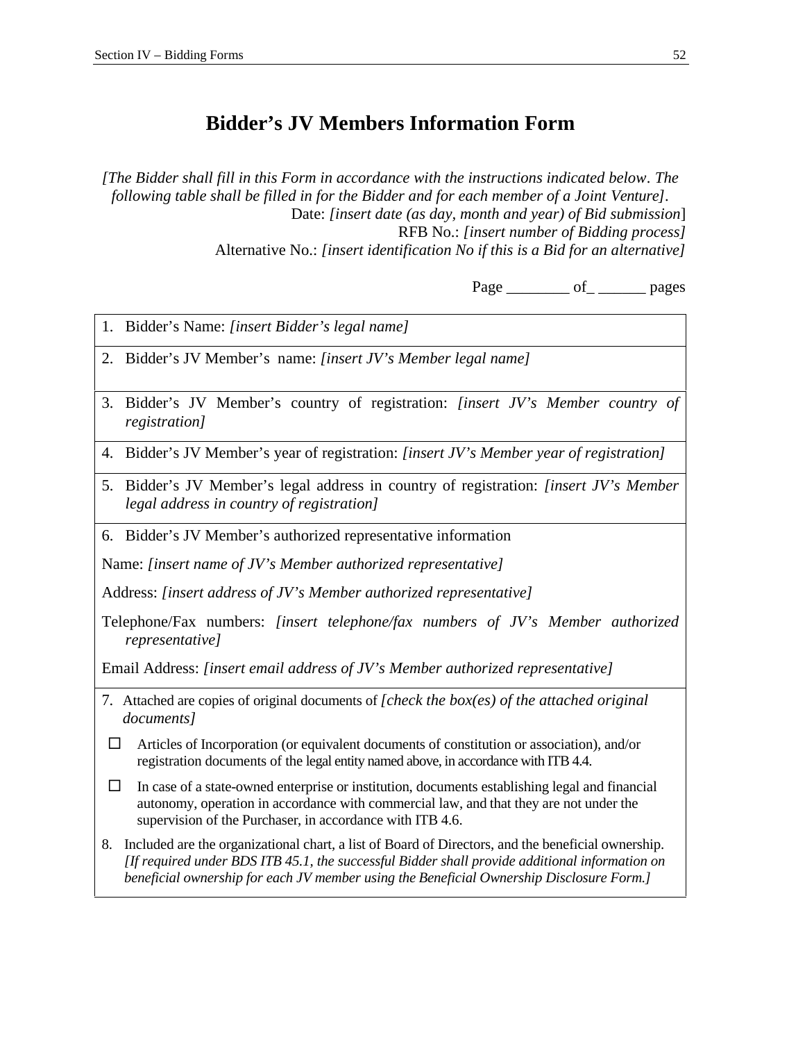# Bidder's JV Members Information Form

*[The Bidder shall fill in this Form in accordance with the instructions indicated below. The following table shall be filled in for the Bidder and for each member of a Joint Venture].*

Date: *[insert date (as day, month and year) of Bid submission]*
RFB No.: *[insert number of Bidding process]*
Alternative No.: *[insert identification No if this is a Bid for an alternative]*

Page ________ of_ ______ pages

| |
|---|
| 1. Bidder's Name: *[insert Bidder's legal name]* |
| 2. Bidder's JV Member's name: *[insert JV's Member legal name]* |
| 3. Bidder's JV Member's country of registration: *[insert JV's Member country of registration]* |
| 4. Bidder's JV Member's year of registration: *[insert JV's Member year of registration]* |
| 5. Bidder's JV Member's legal address in country of registration: *[insert JV's Member legal address in country of registration]* |
| 6. Bidder's JV Member's authorized representative information<br><br>Name: *[insert name of JV's Member authorized representative]*<br><br>Address: *[insert address of JV's Member authorized representative]*<br><br>Telephone/Fax numbers: *[insert telephone/fax numbers of JV's Member authorized representative]*<br><br>Email Address: *[insert email address of JV's Member authorized representative]* |
| 7. Attached are copies of original documents of *[check the box(es) of the attached original documents]*<br><br>☐ Articles of Incorporation (or equivalent documents of constitution or association), and/or registration documents of the legal entity named above, in accordance with ITB 4.4.<br><br>☐ In case of a state-owned enterprise or institution, documents establishing legal and financial autonomy, operation in accordance with commercial law, and that they are not under the supervision of the Purchaser, in accordance with ITB 4.6.<br><br>8. Included are the organizational chart, a list of Board of Directors, and the beneficial ownership. *[If required under BDS ITB 45.1, the successful Bidder shall provide additional information on beneficial ownership for each JV member using the Beneficial Ownership Disclosure Form.]* |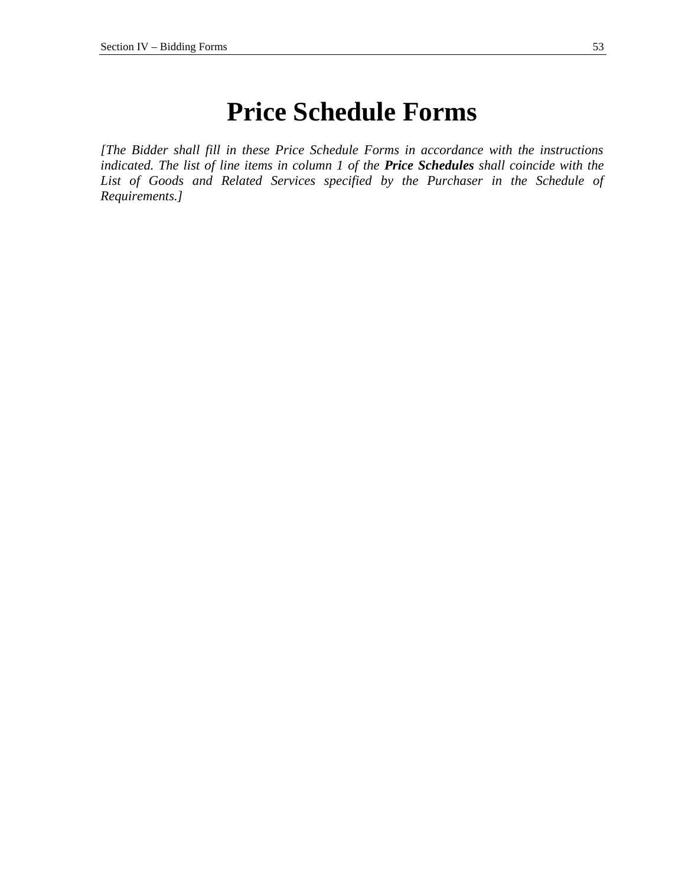# Price Schedule Forms

*[The Bidder shall fill in these Price Schedule Forms in accordance with the instructions indicated. The list of line items in column 1 of the **Price Schedules** shall coincide with the List of Goods and Related Services specified by the Purchaser in the Schedule of Requirements.]*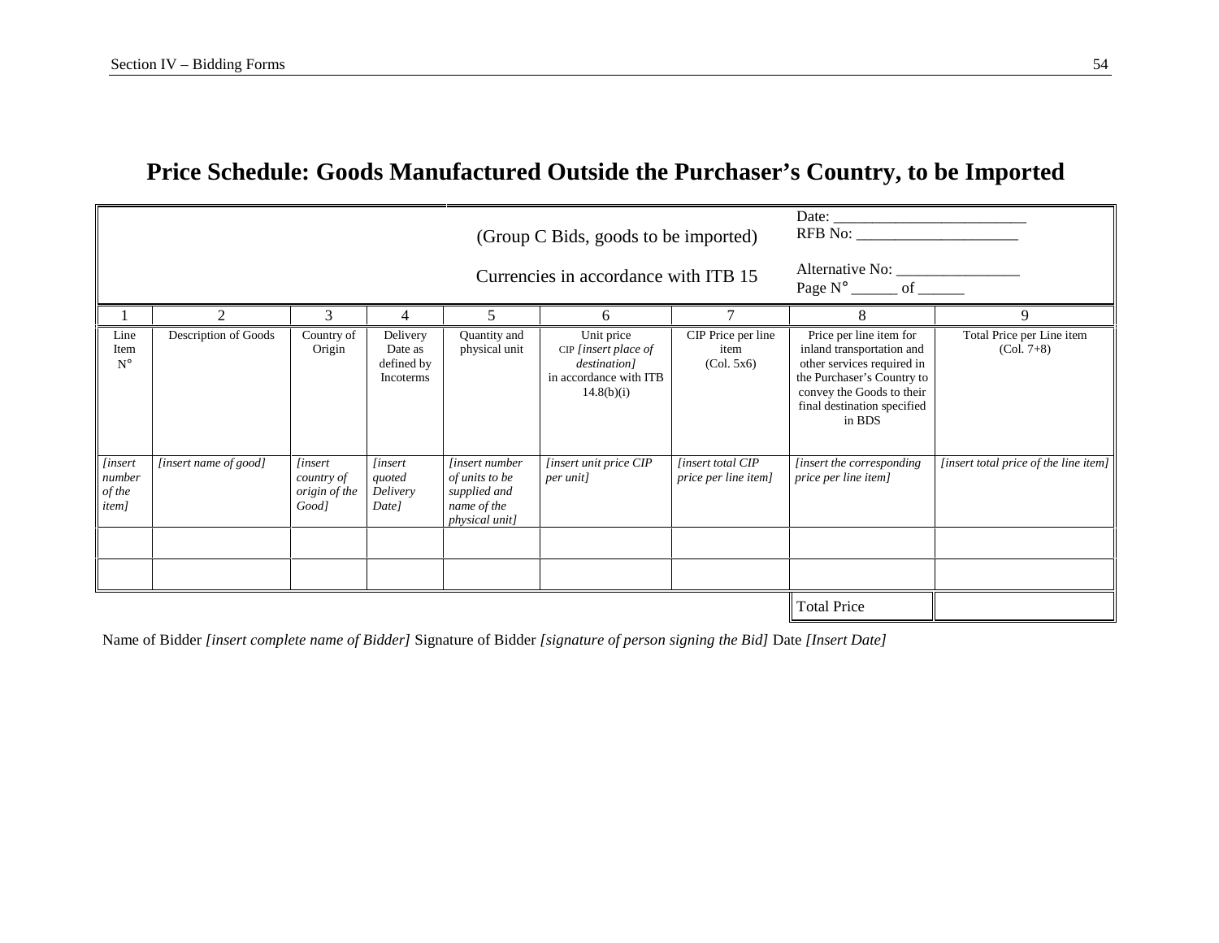# Price Schedule: Goods Manufactured Outside the Purchaser's Country, to be Imported

| (Group C Bids, goods to be imported)<br><br>Currencies in accordance with ITB 15 | | | | | | | Date: ______________________<br>RFB No: ___________________<br><br>Alternative No: _______________<br>Page N° ______ of ______ | |
|---|---|---|---|---|---|---|---|---|
| 1 | 2 | 3 | 4 | 5 | 6 | 7 | 8 | 9 |
| Line Item N° | Description of Goods | Country of Origin | Delivery Date as defined by Incoterms | Quantity and physical unit | Unit price CIP *[insert place of destination]* in accordance with ITB 14.8(b)(i) | CIP Price per line item (Col. 5x6) | Price per line item for inland transportation and other services required in the Purchaser's Country to convey the Goods to their final destination specified in BDS | Total Price per Line item (Col. 7+8) |
| *[insert number of the item]* | *[insert name of good]* | *[insert country of origin of the Good]* | *[insert quoted Delivery Date]* | *[insert number of units to be supplied and name of the physical unit]* | *[insert unit price CIP per unit]* | *[insert total CIP price per line item]* | *[insert the corresponding price per line item]* | *[insert total price of the line item]* |
| | | | | | | | | |
| | | | | | | | | |
| | | | | | | | Total Price | |

Name of Bidder *[insert complete name of Bidder]* Signature of Bidder *[signature of person signing the Bid]* Date *[Insert Date]*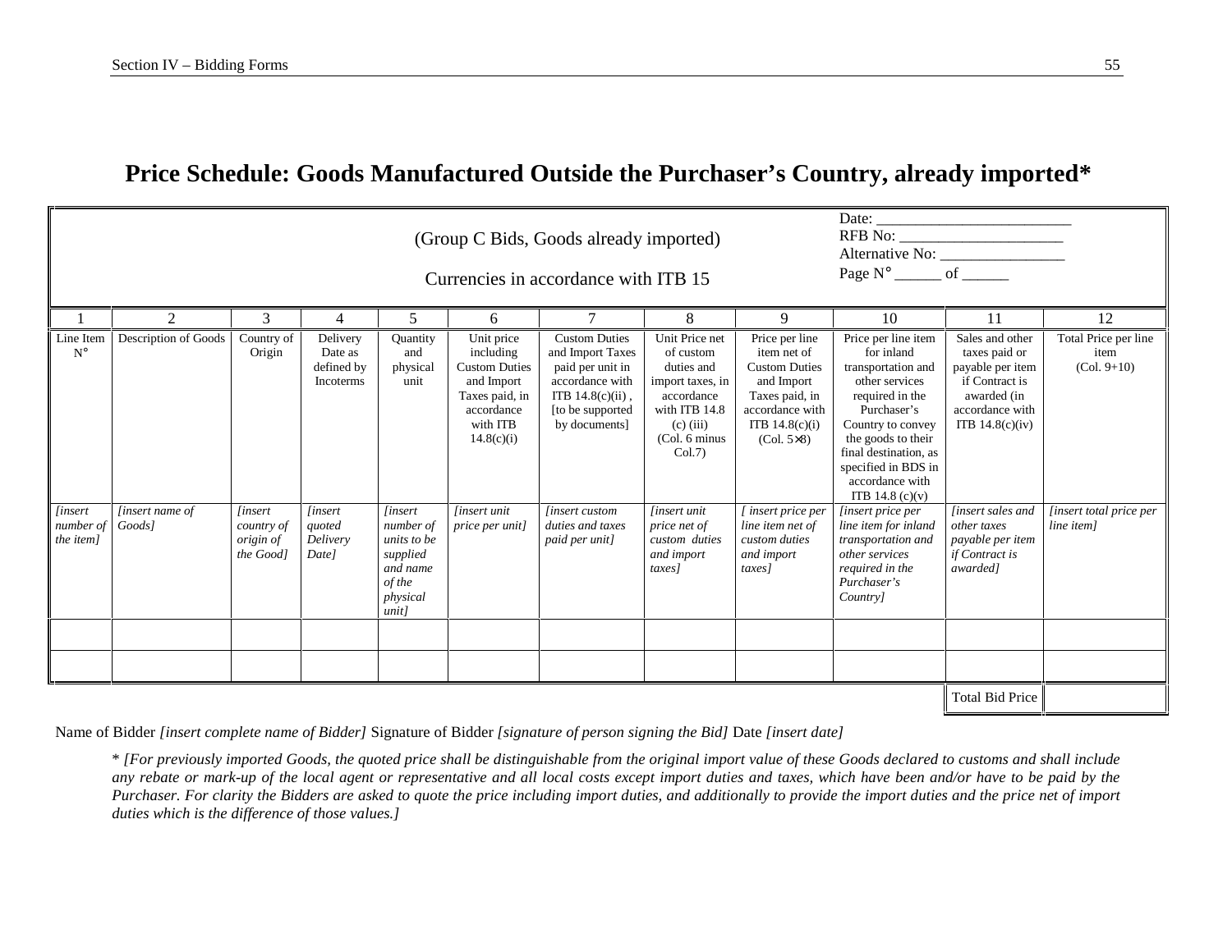# Price Schedule: Goods Manufactured Outside the Purchaser's Country, already imported*

| (Group C Bids, Goods already imported)<br><br>Currencies in accordance with ITB 15 | | | | | | | | | Date: _________________________<br>RFB No: _____________________<br>Alternative No: ________________<br>Page N° ______ of ______ | | |
|---|---|---|---|---|---|---|---|---|---|---|---|
| 1 | 2 | 3 | 4 | 5 | 6 | 7 | 8 | 9 | 10 | 11 | 12 |
| Line Item N° | Description of Goods | Country of Origin | Delivery Date as defined by Incoterms | Quantity and physical unit | Unit price including Custom Duties and Import Taxes paid, in accordance with ITB 14.8(c)(i) | Custom Duties and Import Taxes paid per unit in accordance with ITB 14.8(c)(ii), [to be supported by documents] | Unit Price net of custom duties and import taxes, in accordance with ITB 14.8 (c) (iii) (Col. 6 minus Col.7) | Price per line item net of Custom Duties and Import Taxes paid, in accordance with ITB 14.8(c)(i) (Col. 5×8) | Price per line item for inland transportation and other services required in the Purchaser's Country to convey the goods to their final destination, as specified in BDS in accordance with ITB 14.8 (c)(v) | Sales and other taxes paid or payable per item if Contract is awarded (in accordance with ITB 14.8(c)(iv) | Total Price per line item (Col. 9+10) |
| *[insert number of the item]* | *[insert name of Goods]* | *[insert country of origin of the Good]* | *[insert quoted Delivery Date]* | *[insert number of units to be supplied and name of the physical unit]* | *[insert unit price per unit]* | *[insert custom duties and taxes paid per unit]* | *[insert unit price net of custom duties and import taxes]* | *[ insert price per line item net of custom duties and import taxes]* | *[insert price per line item for inland transportation and other services required in the Purchaser's Country]* | *[insert sales and other taxes payable per item if Contract is awarded]* | *[insert total price per line item]* |
| | | | | | | | | | | | |
| | | | | | | | | | | | |
| | | | | | | | | | | Total Bid Price | |

Name of Bidder *[insert complete name of Bidder]* Signature of Bidder *[signature of person signing the Bid]* Date *[insert date]*

\* *[For previously imported Goods, the quoted price shall be distinguishable from the original import value of these Goods declared to customs and shall include any rebate or mark-up of the local agent or representative and all local costs except import duties and taxes, which have been and/or have to be paid by the Purchaser. For clarity the Bidders are asked to quote the price including import duties, and additionally to provide the import duties and the price net of import duties which is the difference of those values.]*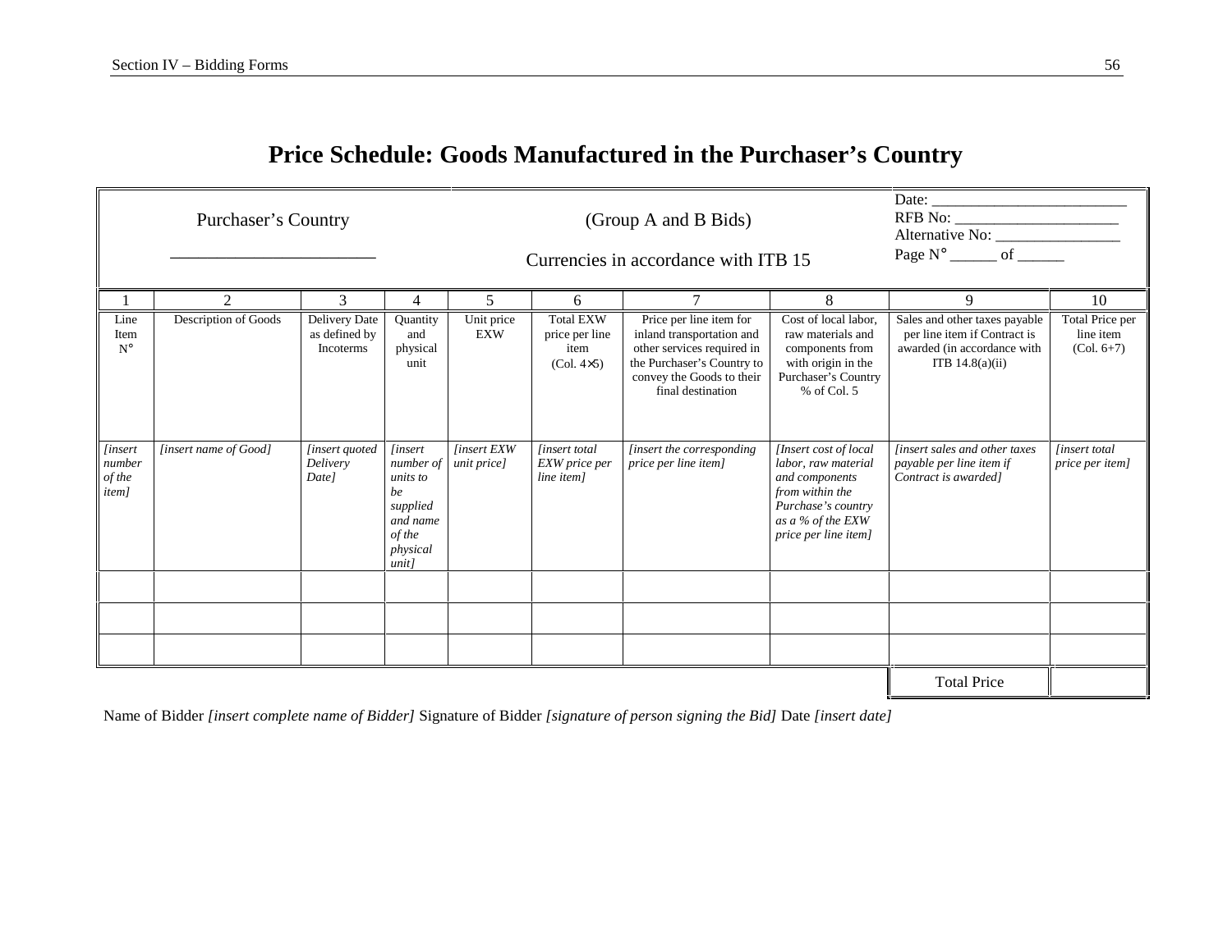# Price Schedule: Goods Manufactured in the Purchaser's Country

| Purchaser's Country<br>________________________ | | | | (Group A and B Bids)<br><br>Currencies in accordance with ITB 15 | | | | Date: ________________________<br>RFB No: ____________________<br>Alternative No: _______________<br>Page N° ______ of ______ | |
|---|---|---|---|---|---|---|---|---|---|
| 1 | 2 | 3 | 4 | 5 | 6 | 7 | 8 | 9 | 10 |
| Line Item N° | Description of Goods | Delivery Date as defined by Incoterms | Quantity and physical unit | Unit price EXW | Total EXW price per line item (Col. 4×5) | Price per line item for inland transportation and other services required in the Purchaser's Country to convey the Goods to their final destination | Cost of local labor, raw materials and components from with origin in the Purchaser's Country % of Col. 5 | Sales and other taxes payable per line item if Contract is awarded (in accordance with ITB 14.8(a)(ii) | Total Price per line item (Col. 6+7) |
| *[insert number of the item]* | *[insert name of Good]* | *[insert quoted Delivery Date]* | *[insert number of units to be supplied and name of the physical unit]* | *[insert EXW unit price]* | *[insert total EXW price per line item]* | *[insert the corresponding price per line item]* | *[Insert cost of local labor, raw material and components from within the Purchase's country as a % of the EXW price per line item]* | *[insert sales and other taxes payable per line item if Contract is awarded]* | *[insert total price per item]* |
| | | | | | | | | | |
| | | | | | | | | | |
| | | | | | | | | | |
| | | | | | | | | Total Price | |

Name of Bidder *[insert complete name of Bidder]* Signature of Bidder *[signature of person signing the Bid]* Date *[insert date]*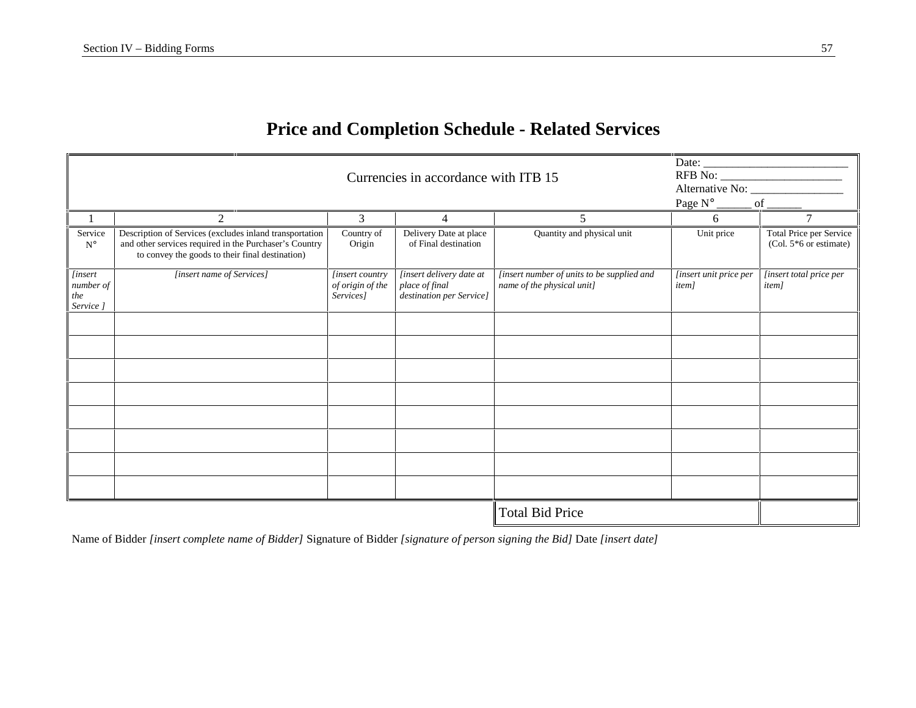# Price and Completion Schedule - Related Services

| Currencies in accordance with ITB 15 | | | | | Date: ________________________<br>RFB No: _____________________<br>Alternative No: ________________<br>Page N° ______ of ______ | |
|---|---|---|---|---|---|---|
| 1 | 2 | 3 | 4 | 5 | 6 | 7 |
| Service N° | Description of Services (excludes inland transportation and other services required in the Purchaser's Country to convey the goods to their final destination) | Country of Origin | Delivery Date at place of Final destination | Quantity and physical unit | Unit price | Total Price per Service (Col. 5*6 or estimate) |
| *[insert number of the Service ]* | *[insert name of Services]* | *[insert country of origin of the Services]* | *[insert delivery date at place of final destination per Service]* | *[insert number of units to be supplied and name of the physical unit]* | *[insert unit price per item]* | *[insert total price per item]* |
| | | | | | | |
| | | | | | | |
| | | | | | | |
| | | | | | | |
| | | | | | | |
| | | | | | | |
| | | | | | | |
| | | | | | | |
| | | | | Total Bid Price | | |

Name of Bidder *[insert complete name of Bidder]* Signature of Bidder *[signature of person signing the Bid]* Date *[insert date]*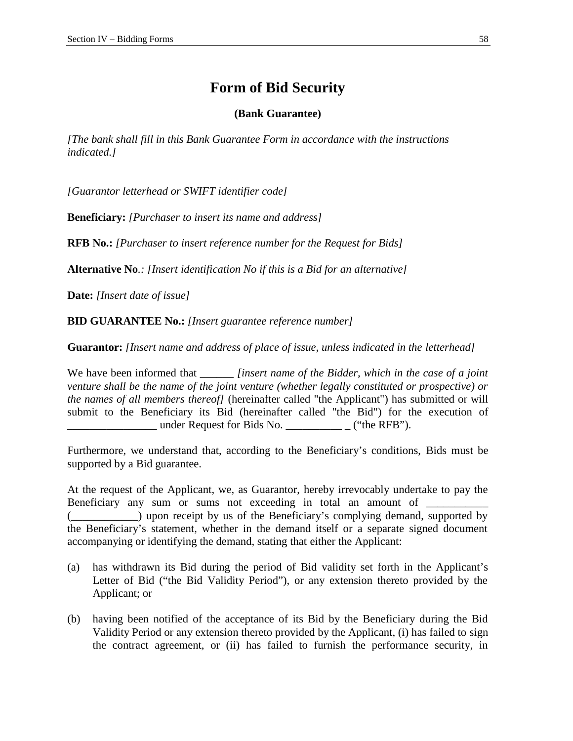# Form of Bid Security

**(Bank Guarantee)**

*[The bank shall fill in this Bank Guarantee Form in accordance with the instructions indicated.]*

*[Guarantor letterhead or SWIFT identifier code]*

**Beneficiary:** *[Purchaser to insert its name and address]*

**RFB No.:** *[Purchaser to insert reference number for the Request for Bids]*

**Alternative No***.: [Insert identification No if this is a Bid for an alternative]*

**Date:** *[Insert date of issue]*

**BID GUARANTEE No.:** *[Insert guarantee reference number]*

**Guarantor:** *[Insert name and address of place of issue, unless indicated in the letterhead]*

We have been informed that ______ *[insert name of the Bidder, which in the case of a joint venture shall be the name of the joint venture (whether legally constituted or prospective) or the names of all members thereof]* (hereinafter called "the Applicant") has submitted or will submit to the Beneficiary its Bid (hereinafter called "the Bid") for the execution of ________________ under Request for Bids No. __________ _ ("the RFB").

Furthermore, we understand that, according to the Beneficiary's conditions, Bids must be supported by a Bid guarantee.

At the request of the Applicant, we, as Guarantor, hereby irrevocably undertake to pay the Beneficiary any sum or sums not exceeding in total an amount of ___________ (____________) upon receipt by us of the Beneficiary's complying demand, supported by the Beneficiary's statement, whether in the demand itself or a separate signed document accompanying or identifying the demand, stating that either the Applicant:

(a) has withdrawn its Bid during the period of Bid validity set forth in the Applicant's Letter of Bid ("the Bid Validity Period"), or any extension thereto provided by the Applicant; or

(b) having been notified of the acceptance of its Bid by the Beneficiary during the Bid Validity Period or any extension thereto provided by the Applicant, (i) has failed to sign the contract agreement, or (ii) has failed to furnish the performance security, in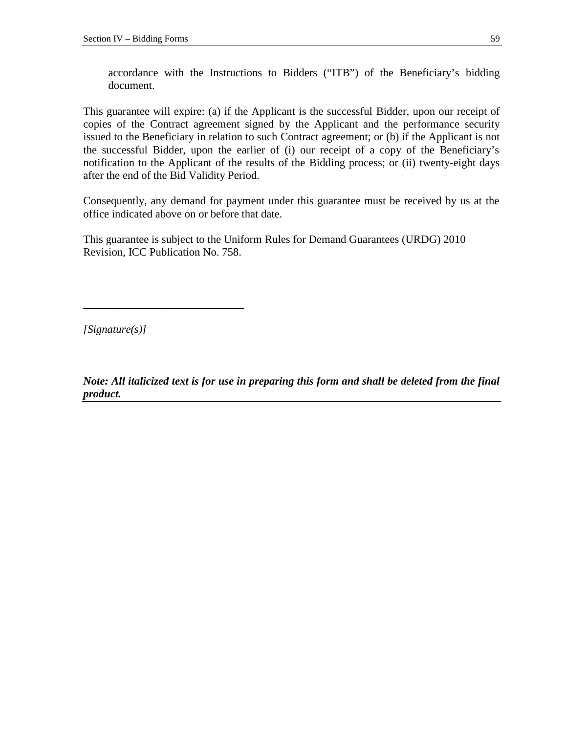accordance with the Instructions to Bidders (“ITB”) of the Beneficiary’s bidding document.

This guarantee will expire: (a) if the Applicant is the successful Bidder, upon our receipt of copies of the Contract agreement signed by the Applicant and the performance security issued to the Beneficiary in relation to such Contract agreement; or (b) if the Applicant is not the successful Bidder, upon the earlier of (i) our receipt of a copy of the Beneficiary’s notification to the Applicant of the results of the Bidding process; or (ii) twenty-eight days after the end of the Bid Validity Period.

Consequently, any demand for payment under this guarantee must be received by us at the office indicated above on or before that date.

This guarantee is subject to the Uniform Rules for Demand Guarantees (URDG) 2010 Revision, ICC Publication No. 758.

_____________________________

*[Signature(s)]*

***Note: All italicized text is for use in preparing this form and shall be deleted from the final product.***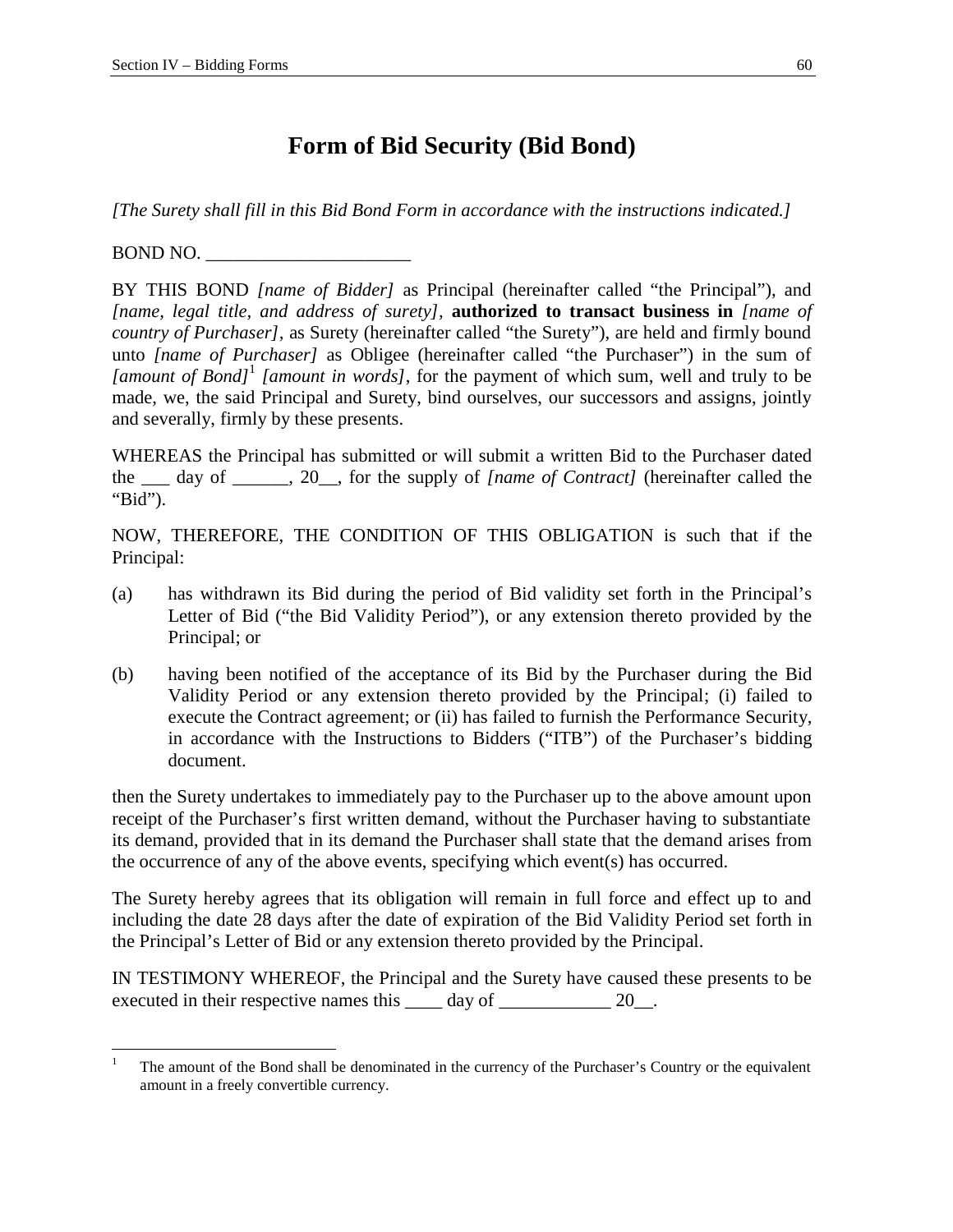# Form of Bid Security (Bid Bond)

*[The Surety shall fill in this Bid Bond Form in accordance with the instructions indicated.]*

BOND NO. ______________________

BY THIS BOND *[name of Bidder]* as Principal (hereinafter called "the Principal"), and *[name, legal title, and address of surety]*, **authorized to transact business in** *[name of country of Purchaser]*, as Surety (hereinafter called "the Surety"), are held and firmly bound unto *[name of Purchaser]* as Obligee (hereinafter called "the Purchaser") in the sum of *[amount of Bond]*[1] *[amount in words]*, for the payment of which sum, well and truly to be made, we, the said Principal and Surety, bind ourselves, our successors and assigns, jointly and severally, firmly by these presents.

WHEREAS the Principal has submitted or will submit a written Bid to the Purchaser dated the ___ day of ______, 20__, for the supply of *[name of Contract]* (hereinafter called the "Bid").

NOW, THEREFORE, THE CONDITION OF THIS OBLIGATION is such that if the Principal:

(a) has withdrawn its Bid during the period of Bid validity set forth in the Principal's Letter of Bid ("the Bid Validity Period"), or any extension thereto provided by the Principal; or

(b) having been notified of the acceptance of its Bid by the Purchaser during the Bid Validity Period or any extension thereto provided by the Principal; (i) failed to execute the Contract agreement; or (ii) has failed to furnish the Performance Security, in accordance with the Instructions to Bidders ("ITB") of the Purchaser's bidding document.

then the Surety undertakes to immediately pay to the Purchaser up to the above amount upon receipt of the Purchaser's first written demand, without the Purchaser having to substantiate its demand, provided that in its demand the Purchaser shall state that the demand arises from the occurrence of any of the above events, specifying which event(s) has occurred.

The Surety hereby agrees that its obligation will remain in full force and effect up to and including the date 28 days after the date of expiration of the Bid Validity Period set forth in the Principal's Letter of Bid or any extension thereto provided by the Principal.

IN TESTIMONY WHEREOF, the Principal and the Surety have caused these presents to be executed in their respective names this ____ day of ____________ 20__.

---

[1] The amount of the Bond shall be denominated in the currency of the Purchaser's Country or the equivalent amount in a freely convertible currency.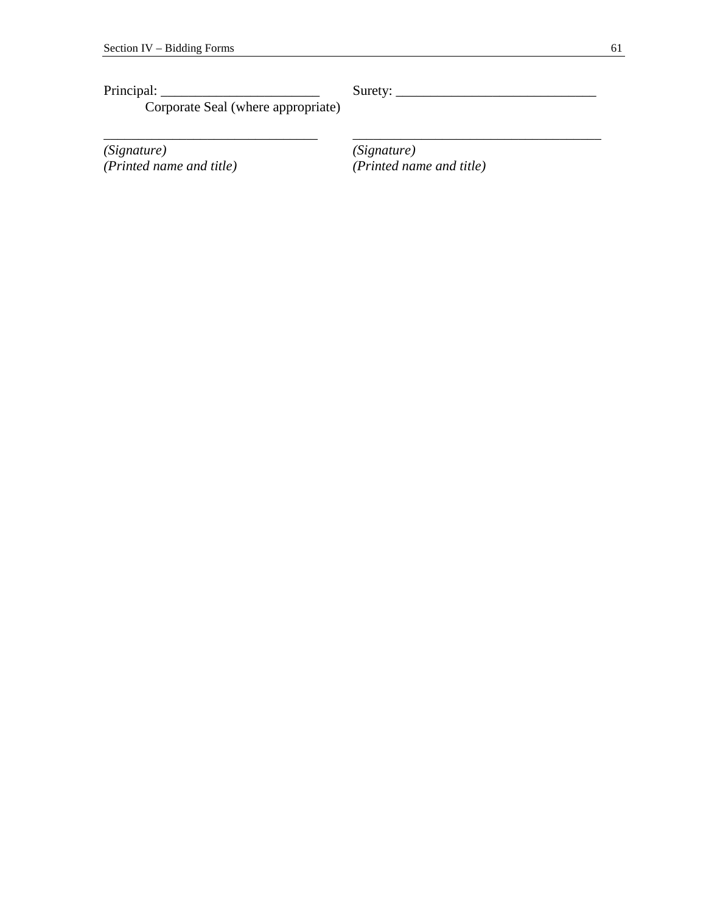Principal: _______________________ Surety: _____________________________

Corporate Seal (where appropriate)

_______________________________ ____________________________________

*(Signature)* *(Signature)*

*(Printed name and title)* *(Printed name and title)*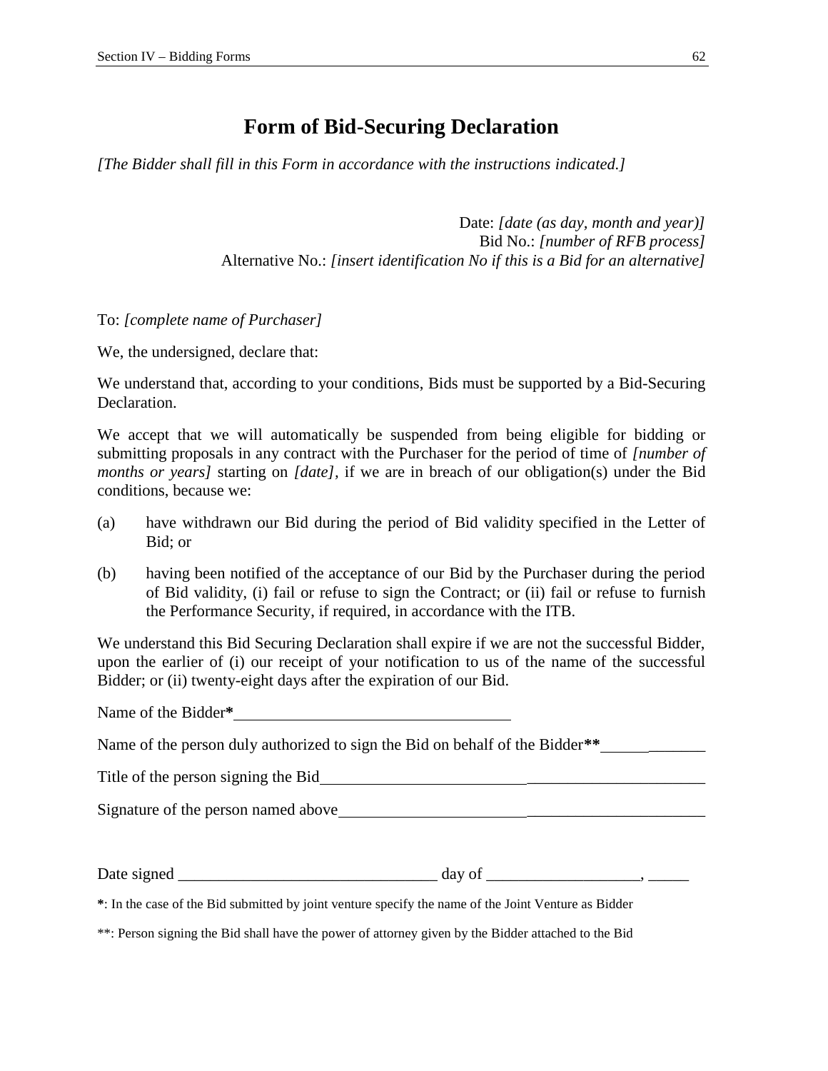# Form of Bid-Securing Declaration

*[The Bidder shall fill in this Form in accordance with the instructions indicated.]*

Date: *[date (as day, month and year)]*
Bid No.: *[number of RFB process]*
Alternative No.: *[insert identification No if this is a Bid for an alternative]*

To: *[complete name of Purchaser]*

We, the undersigned, declare that:

We understand that, according to your conditions, Bids must be supported by a Bid-Securing Declaration.

We accept that we will automatically be suspended from being eligible for bidding or submitting proposals in any contract with the Purchaser for the period of time of *[number of months or years]* starting on *[date]*, if we are in breach of our obligation(s) under the Bid conditions, because we:

(a) have withdrawn our Bid during the period of Bid validity specified in the Letter of Bid; or

(b) having been notified of the acceptance of our Bid by the Purchaser during the period of Bid validity, (i) fail or refuse to sign the Contract; or (ii) fail or refuse to furnish the Performance Security, if required, in accordance with the ITB.

We understand this Bid Securing Declaration shall expire if we are not the successful Bidder, upon the earlier of (i) our receipt of your notification to us of the name of the successful Bidder; or (ii) twenty-eight days after the expiration of our Bid.

Name of the Bidder**\***____________________________________

Name of the person duly authorized to sign the Bid on behalf of the Bidder**\*\***_____________

Title of the person signing the Bid_______________________________________________

Signature of the person named above_____________________________________________

Date signed ________________________________ day of ___________________, _____

**\***: In the case of the Bid submitted by joint venture specify the name of the Joint Venture as Bidder

\*\*: Person signing the Bid shall have the power of attorney given by the Bidder attached to the Bid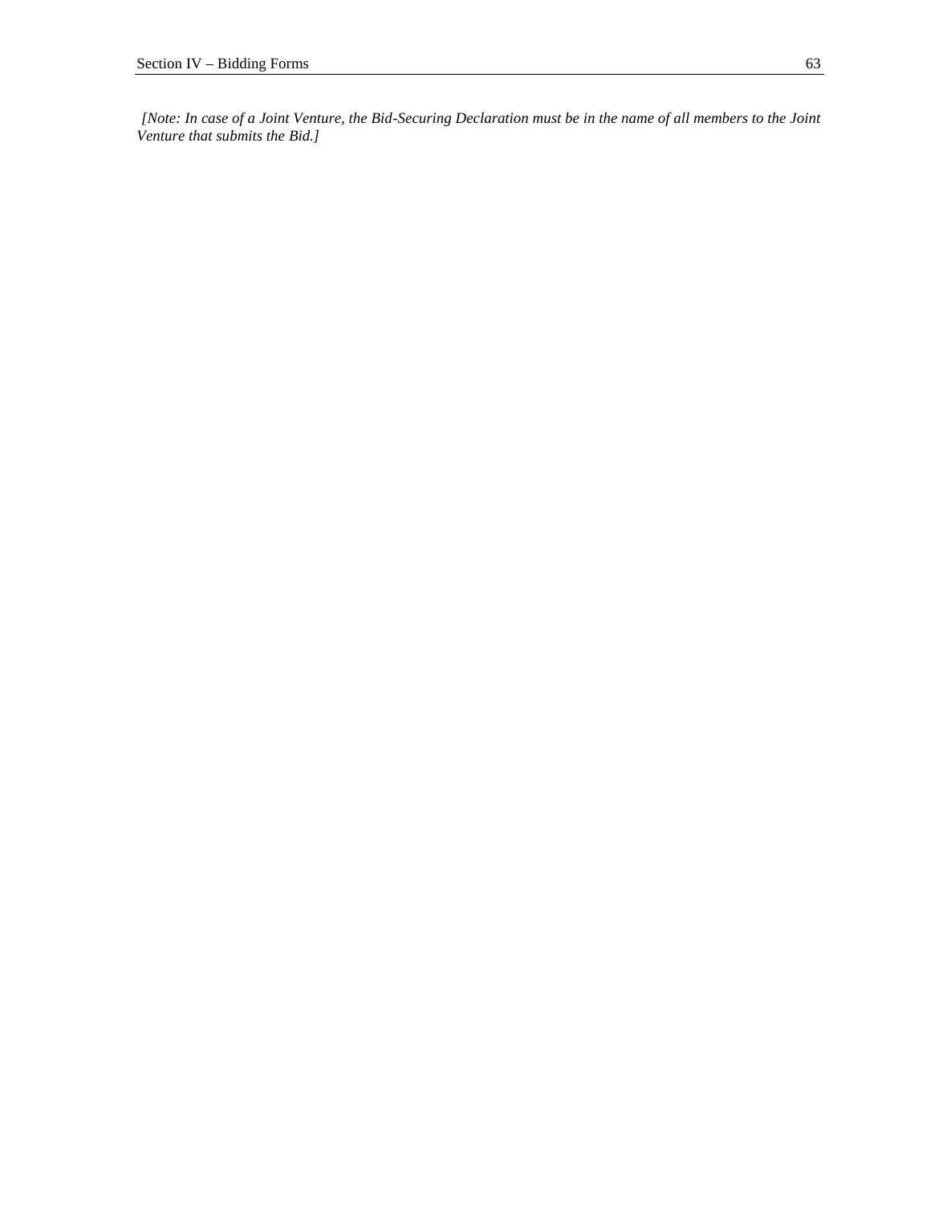*[Note: In case of a Joint Venture, the Bid-Securing Declaration must be in the name of all members to the Joint Venture that submits the Bid.]*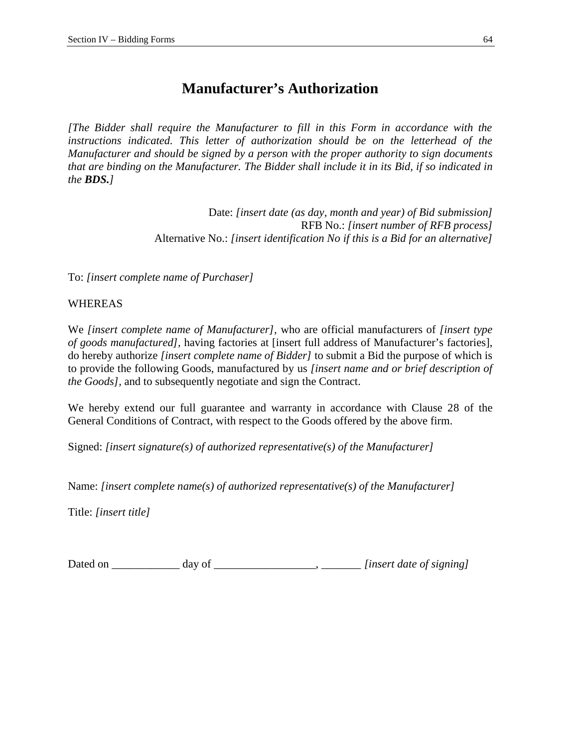# Manufacturer's Authorization

*[The Bidder shall require the Manufacturer to fill in this Form in accordance with the instructions indicated. This letter of authorization should be on the letterhead of the Manufacturer and should be signed by a person with the proper authority to sign documents that are binding on the Manufacturer. The Bidder shall include it in its Bid, if so indicated in the* ***BDS.****]*

Date: *[insert date (as day, month and year) of Bid submission]*
RFB No.: *[insert number of RFB process]*
Alternative No.: *[insert identification No if this is a Bid for an alternative]*

To: *[insert complete name of Purchaser]*

WHEREAS

We *[insert complete name of Manufacturer],* who are official manufacturers of *[insert type of goods manufactured],* having factories at [insert full address of Manufacturer's factories], do hereby authorize *[insert complete name of Bidder]* to submit a Bid the purpose of which is to provide the following Goods, manufactured by us *[insert name and or brief description of the Goods],* and to subsequently negotiate and sign the Contract.

We hereby extend our full guarantee and warranty in accordance with Clause 28 of the General Conditions of Contract, with respect to the Goods offered by the above firm.

Signed: *[insert signature(s) of authorized representative(s) of the Manufacturer]*

Name: *[insert complete name(s) of authorized representative(s) of the Manufacturer]*

Title: *[insert title]*

Dated on ____________ day of __________________, _______ *[insert date of signing]*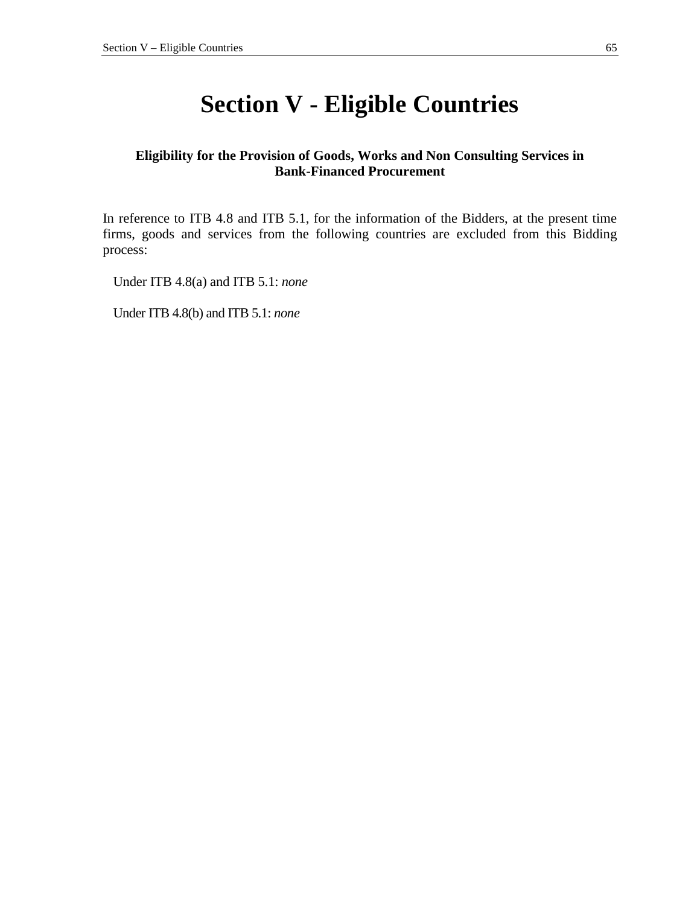# Section V - Eligible Countries

### Eligibility for the Provision of Goods, Works and Non Consulting Services in Bank-Financed Procurement

In reference to ITB 4.8 and ITB 5.1, for the information of the Bidders, at the present time firms, goods and services from the following countries are excluded from this Bidding process:

Under ITB 4.8(a) and ITB 5.1: *none*

Under ITB 4.8(b) and ITB 5.1: *none*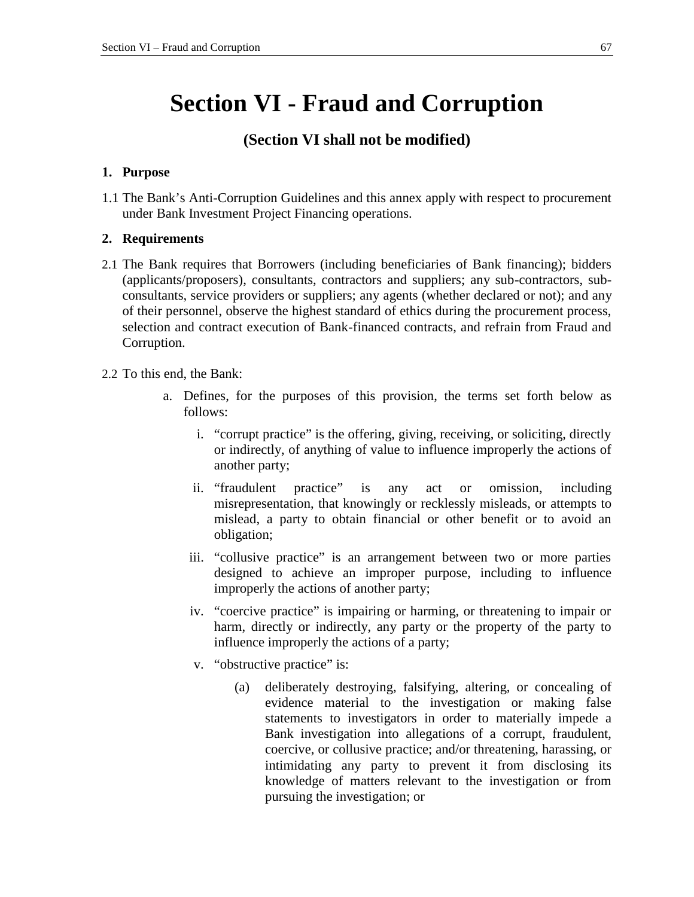# Section VI - Fraud and Corruption

**(Section VI shall not be modified)**

## 1. Purpose

1.1 The Bank's Anti-Corruption Guidelines and this annex apply with respect to procurement under Bank Investment Project Financing operations.

## 2. Requirements

2.1 The Bank requires that Borrowers (including beneficiaries of Bank financing); bidders (applicants/proposers), consultants, contractors and suppliers; any sub-contractors, sub-consultants, service providers or suppliers; any agents (whether declared or not); and any of their personnel, observe the highest standard of ethics during the procurement process, selection and contract execution of Bank-financed contracts, and refrain from Fraud and Corruption.

2.2 To this end, the Bank:

a. Defines, for the purposes of this provision, the terms set forth below as follows:

   i. "corrupt practice" is the offering, giving, receiving, or soliciting, directly or indirectly, of anything of value to influence improperly the actions of another party;

   ii. "fraudulent practice" is any act or omission, including misrepresentation, that knowingly or recklessly misleads, or attempts to mislead, a party to obtain financial or other benefit or to avoid an obligation;

   iii. "collusive practice" is an arrangement between two or more parties designed to achieve an improper purpose, including to influence improperly the actions of another party;

   iv. "coercive practice" is impairing or harming, or threatening to impair or harm, directly or indirectly, any party or the property of the party to influence improperly the actions of a party;

   v. "obstructive practice" is:

      (a) deliberately destroying, falsifying, altering, or concealing of evidence material to the investigation or making false statements to investigators in order to materially impede a Bank investigation into allegations of a corrupt, fraudulent, coercive, or collusive practice; and/or threatening, harassing, or intimidating any party to prevent it from disclosing its knowledge of matters relevant to the investigation or from pursuing the investigation; or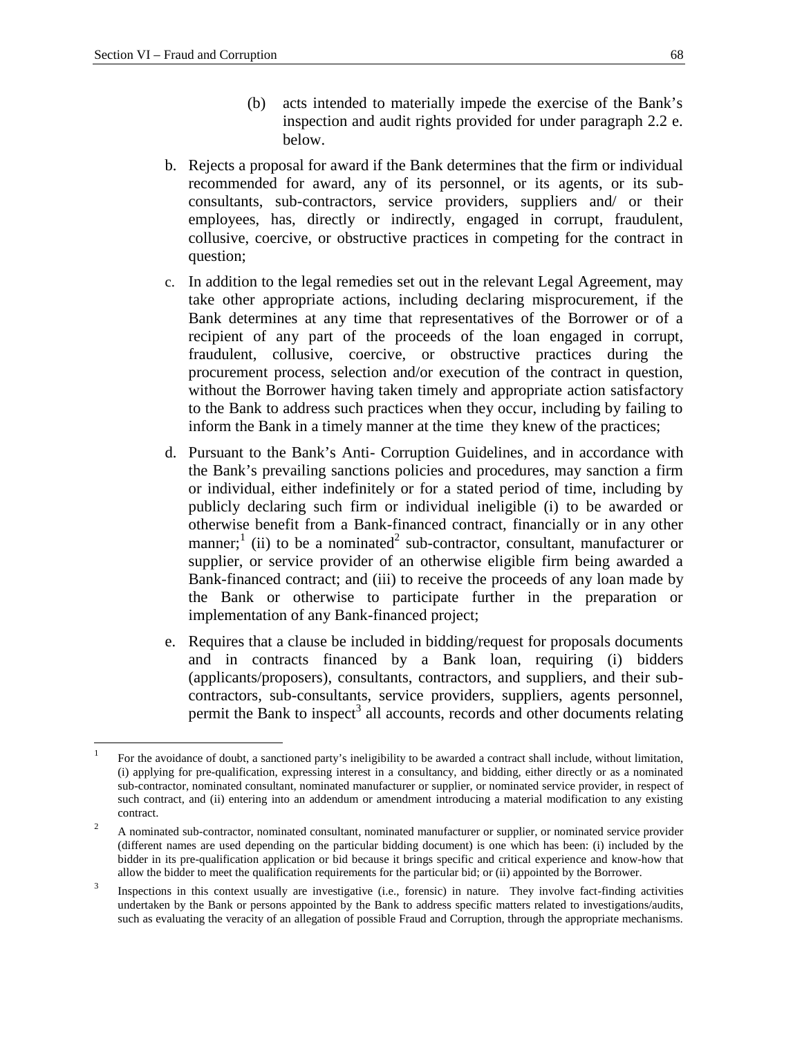(b) acts intended to materially impede the exercise of the Bank's inspection and audit rights provided for under paragraph 2.2 e. below.

b. Rejects a proposal for award if the Bank determines that the firm or individual recommended for award, any of its personnel, or its agents, or its sub-consultants, sub-contractors, service providers, suppliers and/ or their employees, has, directly or indirectly, engaged in corrupt, fraudulent, collusive, coercive, or obstructive practices in competing for the contract in question;

c. In addition to the legal remedies set out in the relevant Legal Agreement, may take other appropriate actions, including declaring misprocurement, if the Bank determines at any time that representatives of the Borrower or of a recipient of any part of the proceeds of the loan engaged in corrupt, fraudulent, collusive, coercive, or obstructive practices during the procurement process, selection and/or execution of the contract in question, without the Borrower having taken timely and appropriate action satisfactory to the Bank to address such practices when they occur, including by failing to inform the Bank in a timely manner at the time they knew of the practices;

d. Pursuant to the Bank's Anti- Corruption Guidelines, and in accordance with the Bank's prevailing sanctions policies and procedures, may sanction a firm or individual, either indefinitely or for a stated period of time, including by publicly declaring such firm or individual ineligible (i) to be awarded or otherwise benefit from a Bank-financed contract, financially or in any other manner;[1] (ii) to be a nominated[2] sub-contractor, consultant, manufacturer or supplier, or service provider of an otherwise eligible firm being awarded a Bank-financed contract; and (iii) to receive the proceeds of any loan made by the Bank or otherwise to participate further in the preparation or implementation of any Bank-financed project;

e. Requires that a clause be included in bidding/request for proposals documents and in contracts financed by a Bank loan, requiring (i) bidders (applicants/proposers), consultants, contractors, and suppliers, and their sub-contractors, sub-consultants, service providers, suppliers, agents personnel, permit the Bank to inspect[3] all accounts, records and other documents relating

---

[1] For the avoidance of doubt, a sanctioned party's ineligibility to be awarded a contract shall include, without limitation, (i) applying for pre-qualification, expressing interest in a consultancy, and bidding, either directly or as a nominated sub-contractor, nominated consultant, nominated manufacturer or supplier, or nominated service provider, in respect of such contract, and (ii) entering into an addendum or amendment introducing a material modification to any existing contract.

[2] A nominated sub-contractor, nominated consultant, nominated manufacturer or supplier, or nominated service provider (different names are used depending on the particular bidding document) is one which has been: (i) included by the bidder in its pre-qualification application or bid because it brings specific and critical experience and know-how that allow the bidder to meet the qualification requirements for the particular bid; or (ii) appointed by the Borrower.

[3] Inspections in this context usually are investigative (i.e., forensic) in nature. They involve fact-finding activities undertaken by the Bank or persons appointed by the Bank to address specific matters related to investigations/audits, such as evaluating the veracity of an allegation of possible Fraud and Corruption, through the appropriate mechanisms.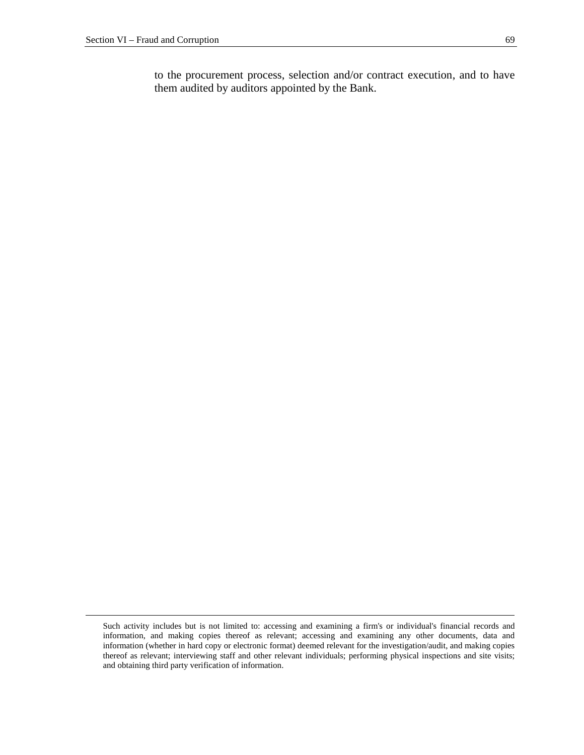to the procurement process, selection and/or contract execution, and to have them audited by auditors appointed by the Bank.

---

Such activity includes but is not limited to: accessing and examining a firm's or individual's financial records and information, and making copies thereof as relevant; accessing and examining any other documents, data and information (whether in hard copy or electronic format) deemed relevant for the investigation/audit, and making copies thereof as relevant; interviewing staff and other relevant individuals; performing physical inspections and site visits; and obtaining third party verification of information.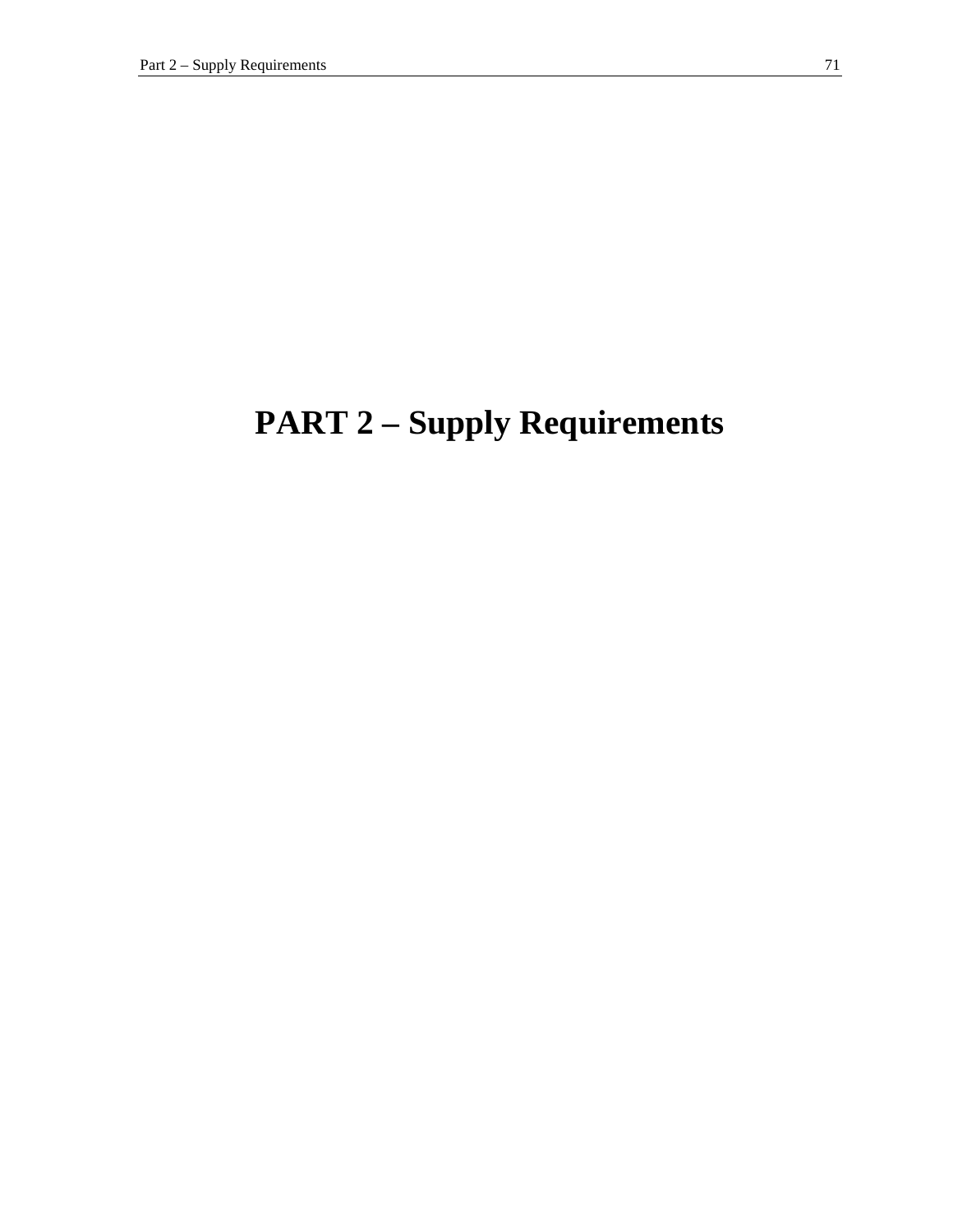# PART 2 – Supply Requirements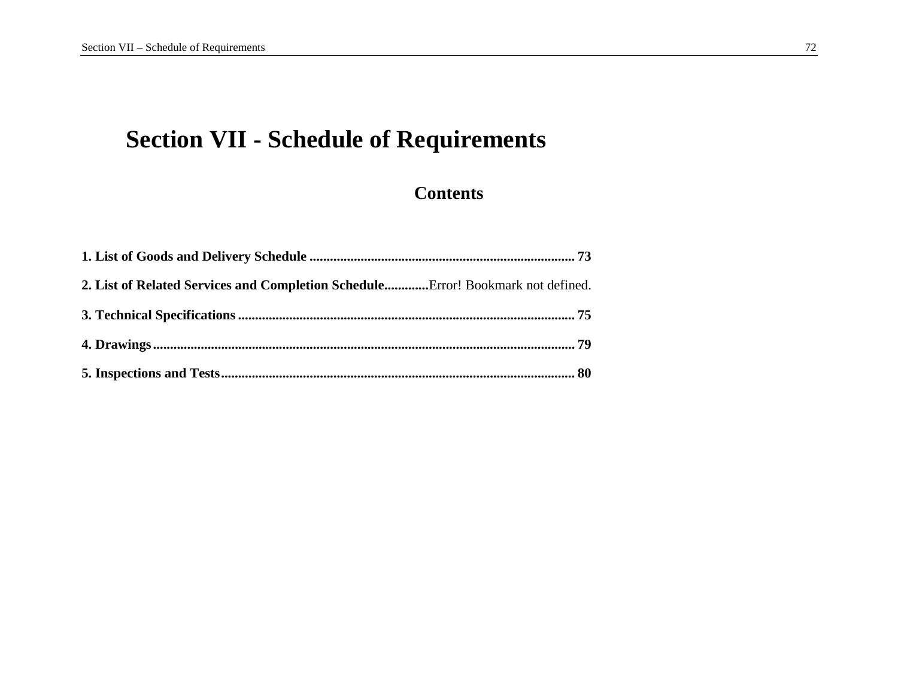# Section VII - Schedule of Requirements

## Contents

**1. List of Goods and Delivery Schedule** ............................................................................ **73**

**2. List of Related Services and Completion Schedule**............Error! Bookmark not defined.

**3. Technical Specifications** ................................................................................................ **75**

**4. Drawings**........................................................................................................................ **79**

**5. Inspections and Tests**...................................................................................................... **80**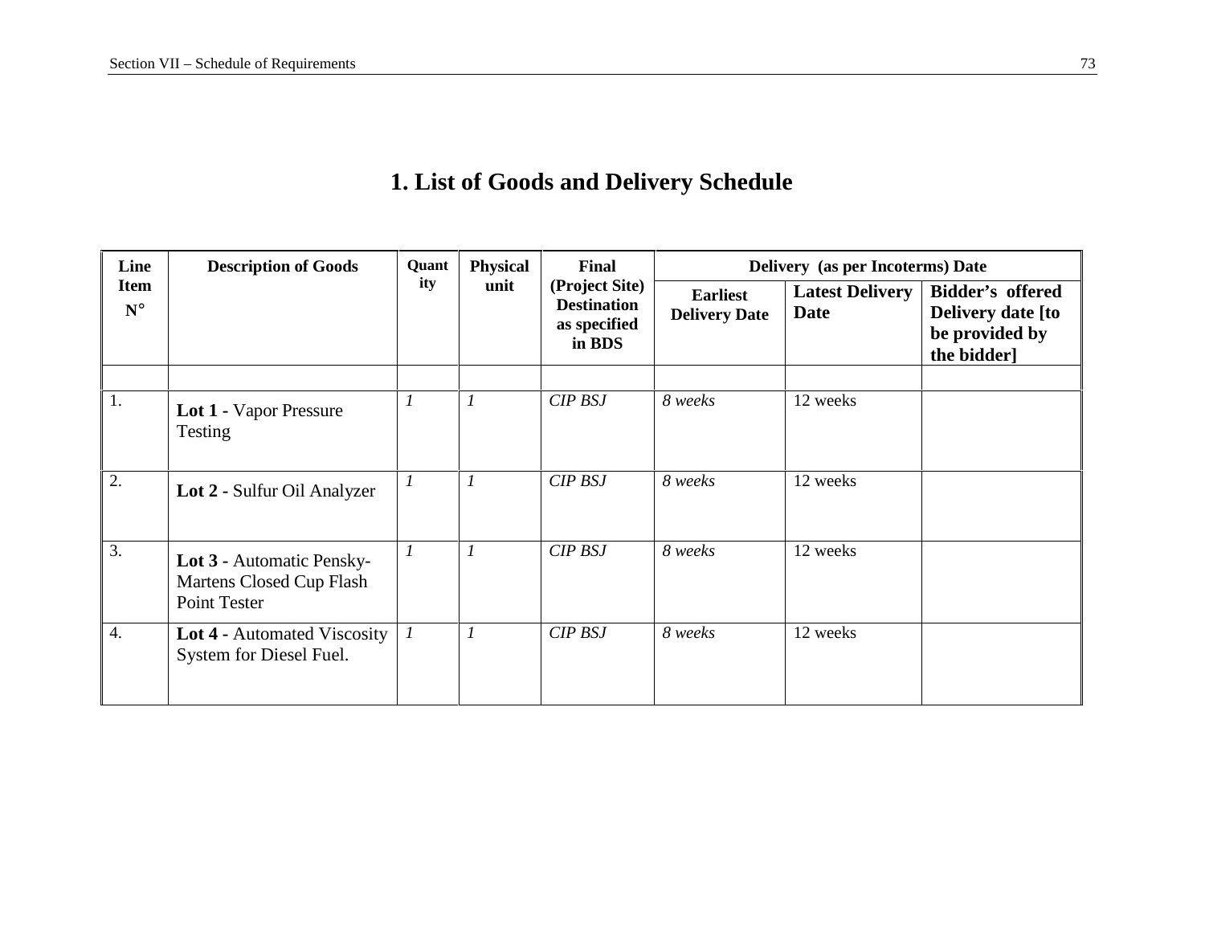# 1. List of Goods and Delivery Schedule

| Line Item N° | Description of Goods | Quantity | Physical unit | Final (Project Site) Destination as specified in BDS | Delivery (as per Incoterms) Date | | |
|---|---|---|---|---|---|---|---|
| | | | | | Earliest Delivery Date | Latest Delivery Date | Bidder's offered Delivery date [to be provided by the bidder] |
| | | | | | | | |
| 1. | **Lot 1 -** Vapor Pressure Testing | *1* | *1* | *CIP BSJ* | *8 weeks* | 12 weeks | |
| 2. | **Lot 2 -** Sulfur Oil Analyzer | *1* | *1* | *CIP BSJ* | *8 weeks* | 12 weeks | |
| 3. | **Lot 3 -** Automatic Pensky-Martens Closed Cup Flash Point Tester | *1* | *1* | *CIP BSJ* | *8 weeks* | 12 weeks | |
| 4. | **Lot 4 -** Automated Viscosity System for Diesel Fuel. | *1* | *1* | *CIP BSJ* | *8 weeks* | 12 weeks | |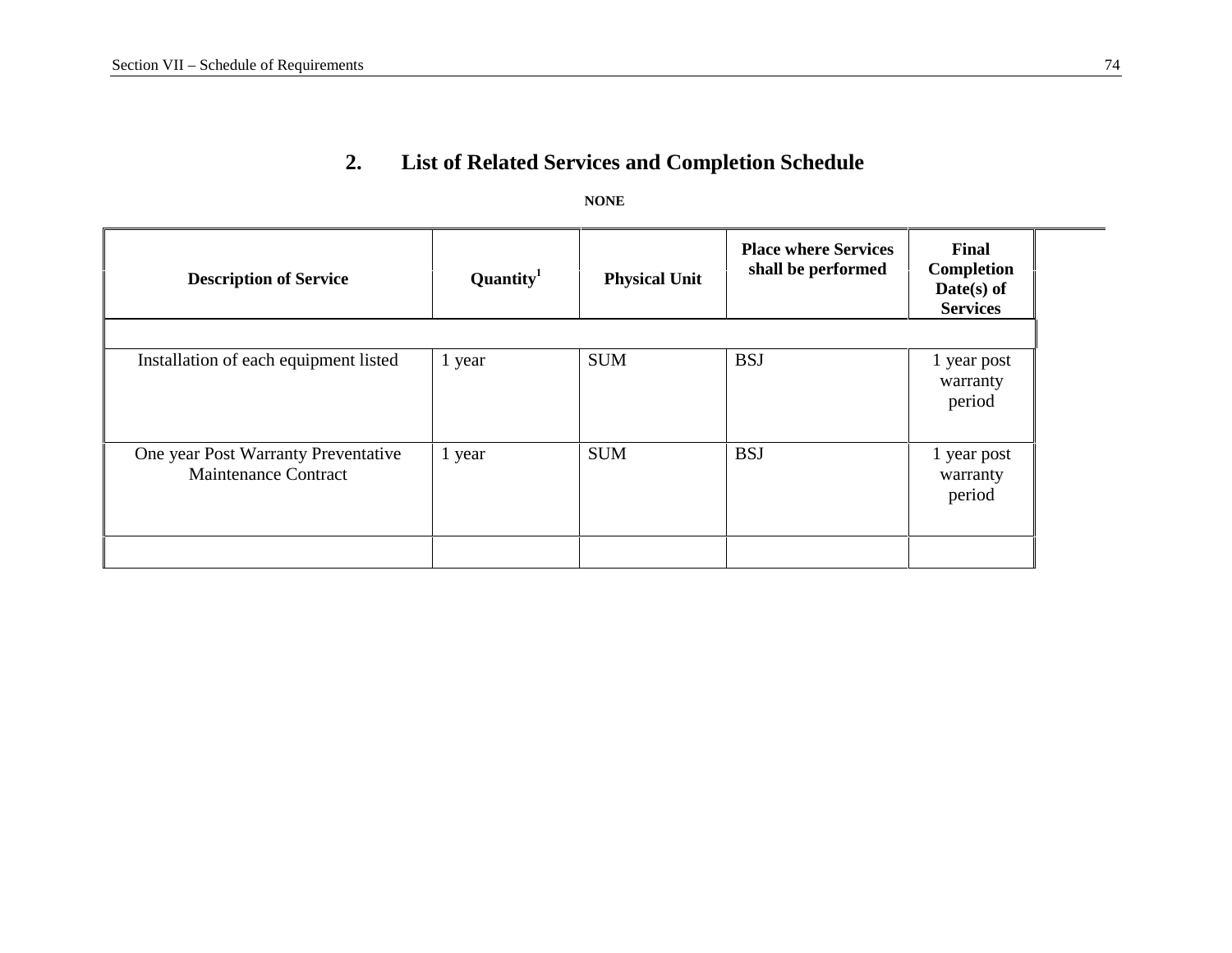## 2. List of Related Services and Completion Schedule

**NONE**

| Description of Service | Quantity[1] | Physical Unit | Place where Services shall be performed | Final Completion Date(s) of Services |
|---|---|---|---|---|
| | | | | |
| Installation of each equipment listed | 1 year | SUM | BSJ | 1 year post warranty period |
| One year Post Warranty Preventative Maintenance Contract | 1 year | SUM | BSJ | 1 year post warranty period |
| | | | | |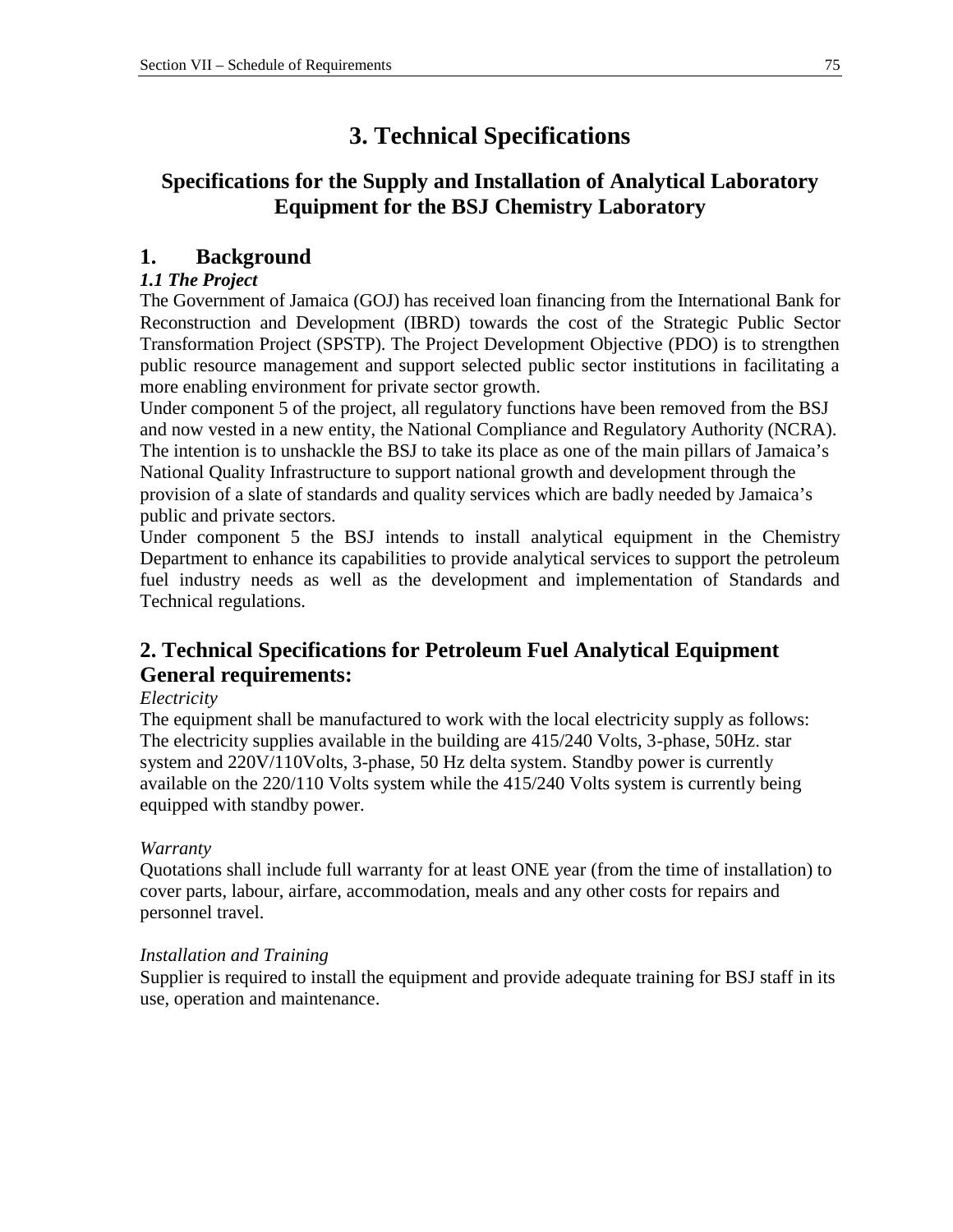# 3. Technical Specifications

## Specifications for the Supply and Installation of Analytical Laboratory Equipment for the BSJ Chemistry Laboratory

## 1. Background

### *1.1 The Project*

The Government of Jamaica (GOJ) has received loan financing from the International Bank for Reconstruction and Development (IBRD) towards the cost of the Strategic Public Sector Transformation Project (SPSTP). The Project Development Objective (PDO) is to strengthen public resource management and support selected public sector institutions in facilitating a more enabling environment for private sector growth.

Under component 5 of the project, all regulatory functions have been removed from the BSJ and now vested in a new entity, the National Compliance and Regulatory Authority (NCRA). The intention is to unshackle the BSJ to take its place as one of the main pillars of Jamaica's National Quality Infrastructure to support national growth and development through the provision of a slate of standards and quality services which are badly needed by Jamaica's public and private sectors.

Under component 5 the BSJ intends to install analytical equipment in the Chemistry Department to enhance its capabilities to provide analytical services to support the petroleum fuel industry needs as well as the development and implementation of Standards and Technical regulations.

## 2. Technical Specifications for Petroleum Fuel Analytical Equipment General requirements:

*Electricity*

The equipment shall be manufactured to work with the local electricity supply as follows: The electricity supplies available in the building are 415/240 Volts, 3-phase, 50Hz. star system and 220V/110Volts, 3-phase, 50 Hz delta system. Standby power is currently available on the 220/110 Volts system while the 415/240 Volts system is currently being equipped with standby power.

*Warranty*

Quotations shall include full warranty for at least ONE year (from the time of installation) to cover parts, labour, airfare, accommodation, meals and any other costs for repairs and personnel travel.

*Installation and Training*

Supplier is required to install the equipment and provide adequate training for BSJ staff in its use, operation and maintenance.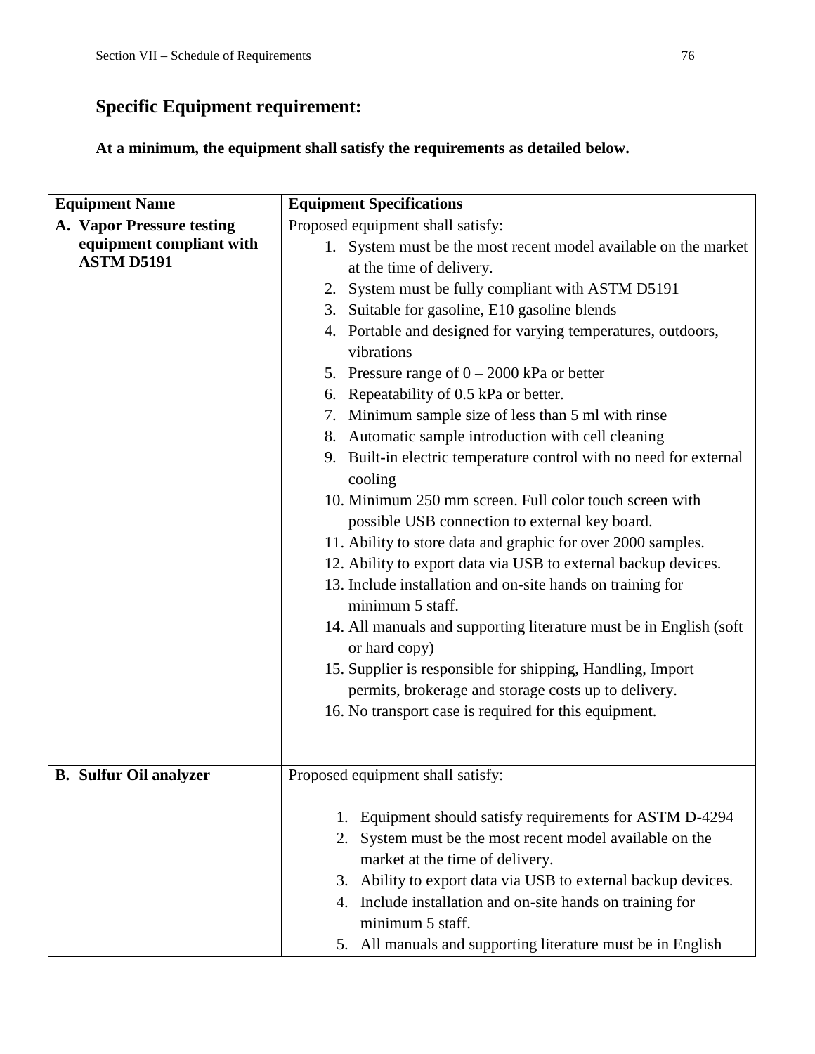## Specific Equipment requirement:

**At a minimum, the equipment shall satisfy the requirements as detailed below.**

| Equipment Name | Equipment Specifications |
|---|---|
| **A. Vapor Pressure testing equipment compliant with ASTM D5191** | Proposed equipment shall satisfy:<br>1. System must be the most recent model available on the market at the time of delivery.<br>2. System must be fully compliant with ASTM D5191<br>3. Suitable for gasoline, E10 gasoline blends<br>4. Portable and designed for varying temperatures, outdoors, vibrations<br>5. Pressure range of 0 – 2000 kPa or better<br>6. Repeatability of 0.5 kPa or better.<br>7. Minimum sample size of less than 5 ml with rinse<br>8. Automatic sample introduction with cell cleaning<br>9. Built-in electric temperature control with no need for external cooling<br>10. Minimum 250 mm screen. Full color touch screen with possible USB connection to external key board.<br>11. Ability to store data and graphic for over 2000 samples.<br>12. Ability to export data via USB to external backup devices.<br>13. Include installation and on-site hands on training for minimum 5 staff.<br>14. All manuals and supporting literature must be in English (soft or hard copy)<br>15. Supplier is responsible for shipping, Handling, Import permits, brokerage and storage costs up to delivery.<br>16. No transport case is required for this equipment. |
| **B. Sulfur Oil analyzer** | Proposed equipment shall satisfy:<br>1. Equipment should satisfy requirements for ASTM D-4294<br>2. System must be the most recent model available on the market at the time of delivery.<br>3. Ability to export data via USB to external backup devices.<br>4. Include installation and on-site hands on training for minimum 5 staff.<br>5. All manuals and supporting literature must be in English |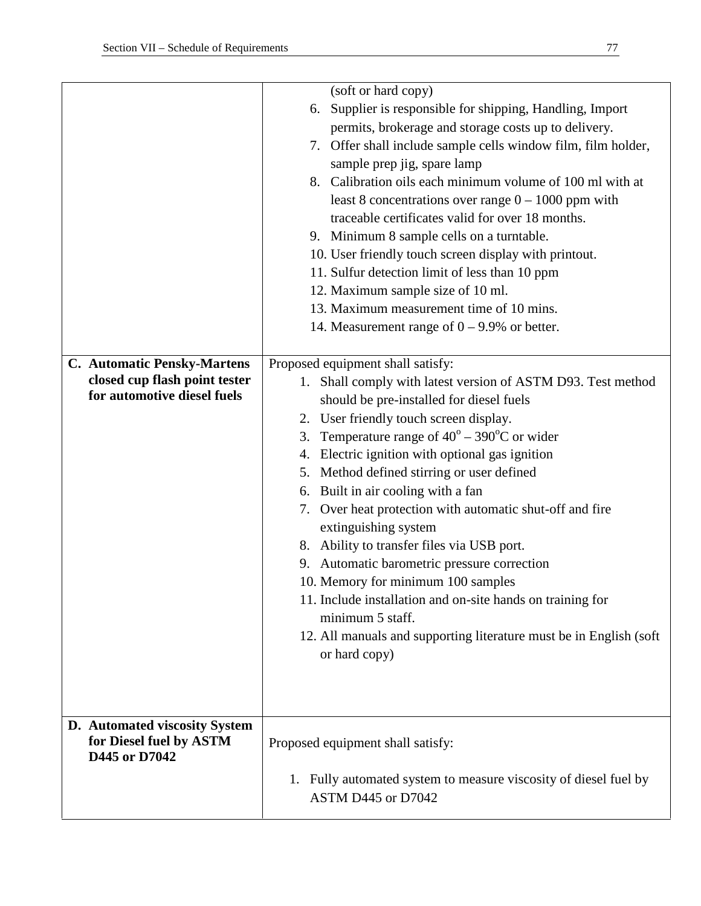| | |
|---|---|
| | (soft or hard copy)<br>6. Supplier is responsible for shipping, Handling, Import permits, brokerage and storage costs up to delivery.<br>7. Offer shall include sample cells window film, film holder, sample prep jig, spare lamp<br>8. Calibration oils each minimum volume of 100 ml with at least 8 concentrations over range 0 – 1000 ppm with traceable certificates valid for over 18 months.<br>9. Minimum 8 sample cells on a turntable.<br>10. User friendly touch screen display with printout.<br>11. Sulfur detection limit of less than 10 ppm<br>12. Maximum sample size of 10 ml.<br>13. Maximum measurement time of 10 mins.<br>14. Measurement range of 0 – 9.9% or better. |
| **C. Automatic Pensky-Martens closed cup flash point tester for automotive diesel fuels** | Proposed equipment shall satisfy:<br>1. Shall comply with latest version of ASTM D93. Test method should be pre-installed for diesel fuels<br>2. User friendly touch screen display.<br>3. Temperature range of $40^o$ – $390^o$C or wider<br>4. Electric ignition with optional gas ignition<br>5. Method defined stirring or user defined<br>6. Built in air cooling with a fan<br>7. Over heat protection with automatic shut-off and fire extinguishing system<br>8. Ability to transfer files via USB port.<br>9. Automatic barometric pressure correction<br>10. Memory for minimum 100 samples<br>11. Include installation and on-site hands on training for minimum 5 staff.<br>12. All manuals and supporting literature must be in English (soft or hard copy) |
| **D. Automated viscosity System for Diesel fuel by ASTM D445 or D7042** | Proposed equipment shall satisfy:<br>1. Fully automated system to measure viscosity of diesel fuel by ASTM D445 or D7042 |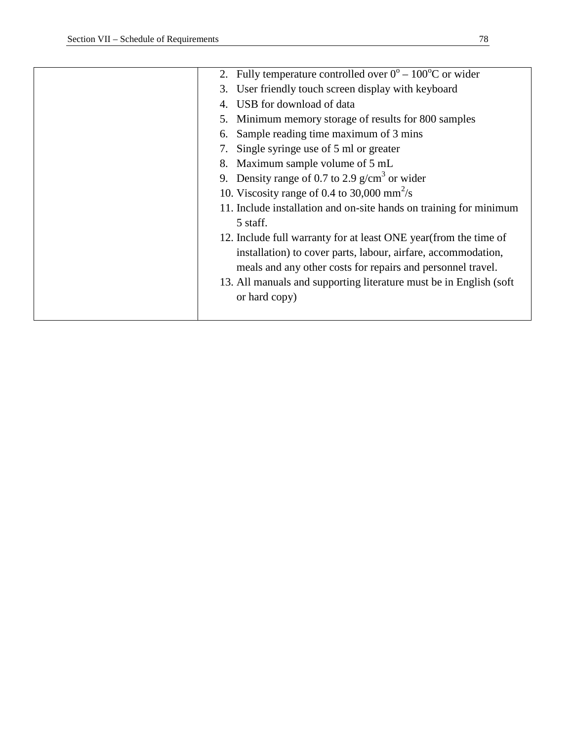| | |
|---|---|
| | 2. Fully temperature controlled over $0^o$ – $100^oC$ or wider<br>3. User friendly touch screen display with keyboard<br>4. USB for download of data<br>5. Minimum memory storage of results for 800 samples<br>6. Sample reading time maximum of 3 mins<br>7. Single syringe use of 5 ml or greater<br>8. Maximum sample volume of 5 mL<br>9. Density range of 0.7 to 2.9 g/cm$^3$ or wider<br>10. Viscosity range of 0.4 to 30,000 mm$^2$/s<br>11. Include installation and on-site hands on training for minimum 5 staff.<br>12. Include full warranty for at least ONE year(from the time of installation) to cover parts, labour, airfare, accommodation, meals and any other costs for repairs and personnel travel.<br>13. All manuals and supporting literature must be in English (soft or hard copy) |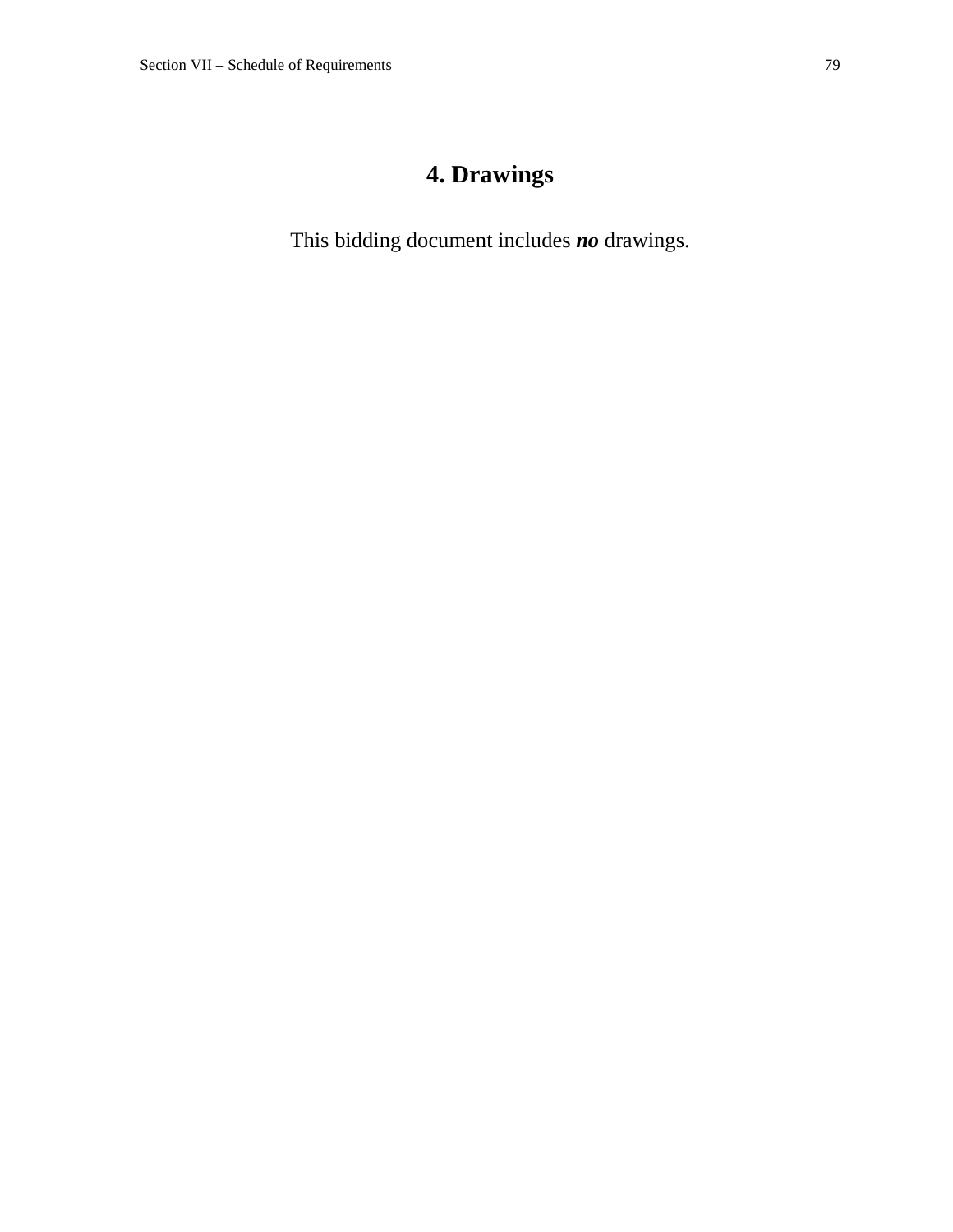# 4. Drawings

This bidding document includes ***no*** drawings.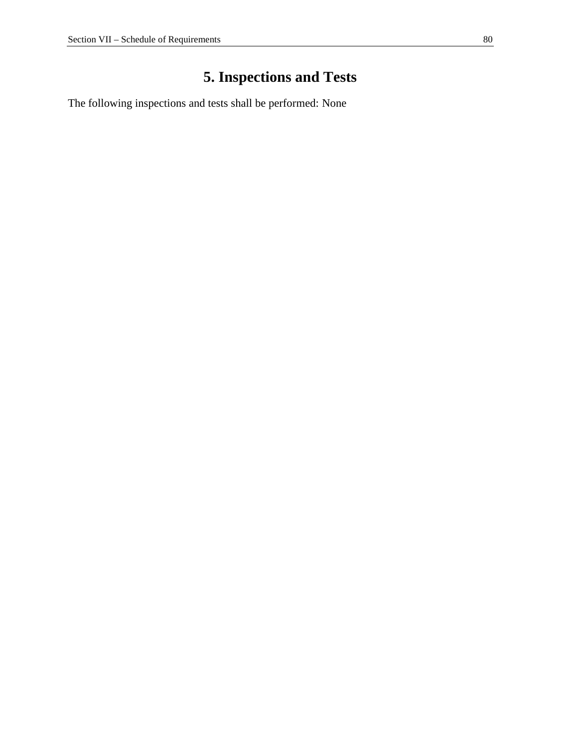# 5. Inspections and Tests

The following inspections and tests shall be performed: None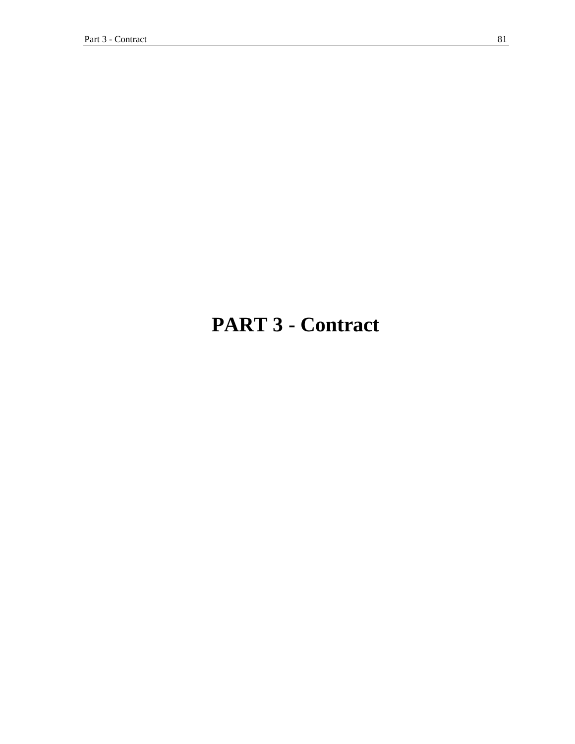# PART 3 - Contract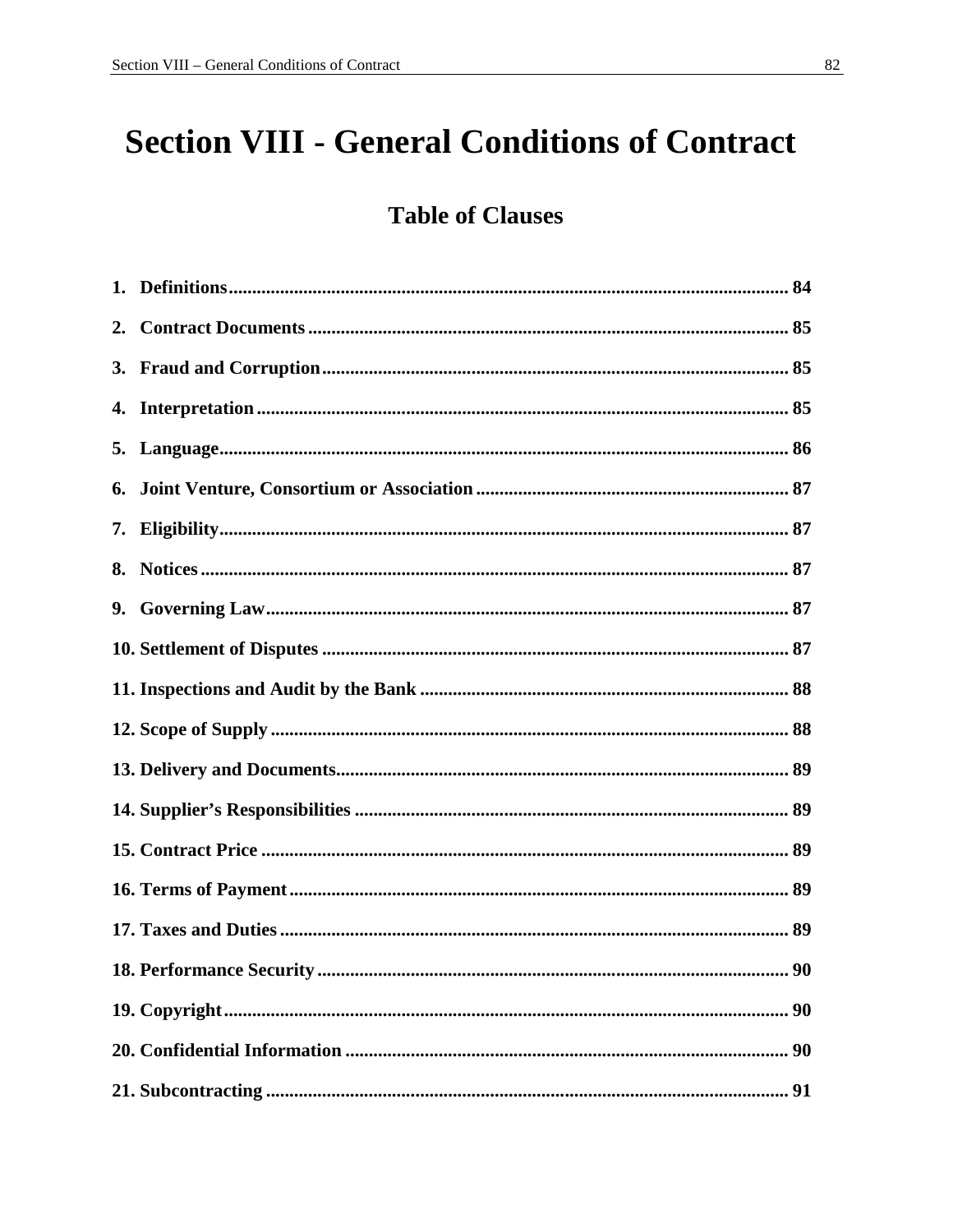# Section VIII - General Conditions of Contract

## Table of Clauses

1. Definitions ..... 84
2. Contract Documents ..... 85
3. Fraud and Corruption ..... 85
4. Interpretation ..... 85
5. Language ..... 86
6. Joint Venture, Consortium or Association ..... 87
7. Eligibility ..... 87
8. Notices ..... 87
9. Governing Law ..... 87
10. Settlement of Disputes ..... 87
11. Inspections and Audit by the Bank ..... 88
12. Scope of Supply ..... 88
13. Delivery and Documents ..... 89
14. Supplier's Responsibilities ..... 89
15. Contract Price ..... 89
16. Terms of Payment ..... 89
17. Taxes and Duties ..... 89
18. Performance Security ..... 90
19. Copyright ..... 90
20. Confidential Information ..... 90
21. Subcontracting ..... 91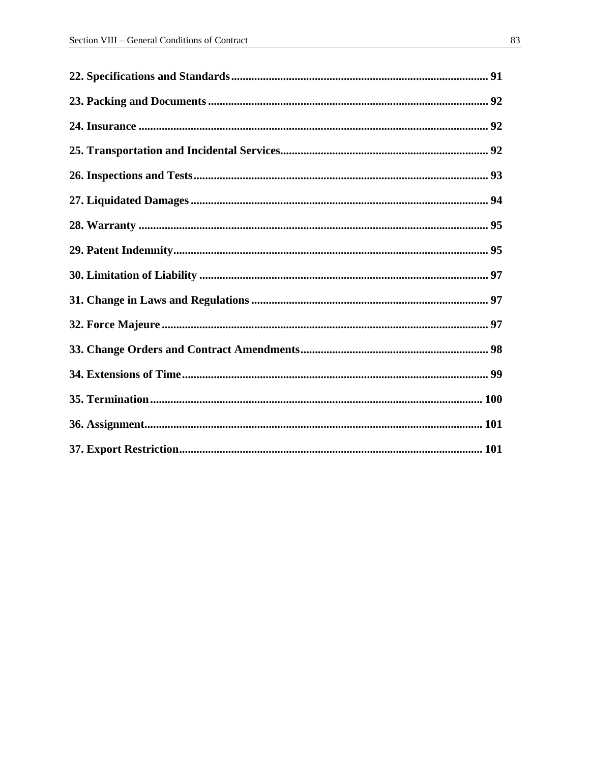**22. Specifications and Standards** ........................................................................................ **91**

**23. Packing and Documents** ................................................................................................ **92**

**24. Insurance** ........................................................................................................................ **92**

**25. Transportation and Incidental Services**........................................................................ **92**

**26. Inspections and Tests**..................................................................................................... **93**

**27. Liquidated Damages** ...................................................................................................... **94**

**28. Warranty** ........................................................................................................................ **95**

**29. Patent Indemnity**............................................................................................................ **95**

**30. Limitation of Liability** ................................................................................................... **97**

**31. Change in Laws and Regulations** ................................................................................. **97**

**32. Force Majeure** ................................................................................................................ **97**

**33. Change Orders and Contract Amendments**................................................................ **98**

**34. Extensions of Time**......................................................................................................... **99**

**35. Termination**.................................................................................................................. **100**

**36. Assignment**.................................................................................................................... **101**

**37. Export Restriction**........................................................................................................ **101**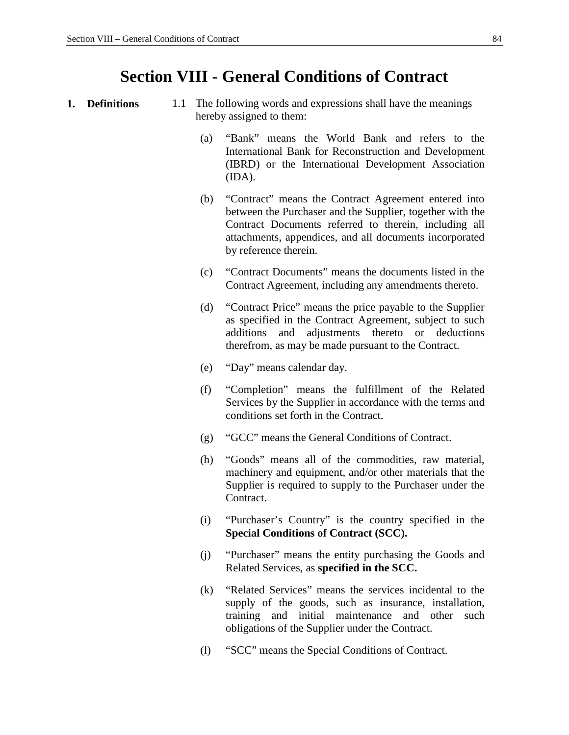# Section VIII - General Conditions of Contract

**1. Definitions**

1.1 The following words and expressions shall have the meanings hereby assigned to them:

(a) "Bank" means the World Bank and refers to the International Bank for Reconstruction and Development (IBRD) or the International Development Association (IDA).

(b) "Contract" means the Contract Agreement entered into between the Purchaser and the Supplier, together with the Contract Documents referred to therein, including all attachments, appendices, and all documents incorporated by reference therein.

(c) "Contract Documents" means the documents listed in the Contract Agreement, including any amendments thereto.

(d) "Contract Price" means the price payable to the Supplier as specified in the Contract Agreement, subject to such additions and adjustments thereto or deductions therefrom, as may be made pursuant to the Contract.

(e) "Day" means calendar day.

(f) "Completion" means the fulfillment of the Related Services by the Supplier in accordance with the terms and conditions set forth in the Contract.

(g) "GCC" means the General Conditions of Contract.

(h) "Goods" means all of the commodities, raw material, machinery and equipment, and/or other materials that the Supplier is required to supply to the Purchaser under the Contract.

(i) "Purchaser's Country" is the country specified in the **Special Conditions of Contract (SCC).**

(j) "Purchaser" means the entity purchasing the Goods and Related Services, as **specified in the SCC.**

(k) "Related Services" means the services incidental to the supply of the goods, such as insurance, installation, training and initial maintenance and other such obligations of the Supplier under the Contract.

(l) "SCC" means the Special Conditions of Contract.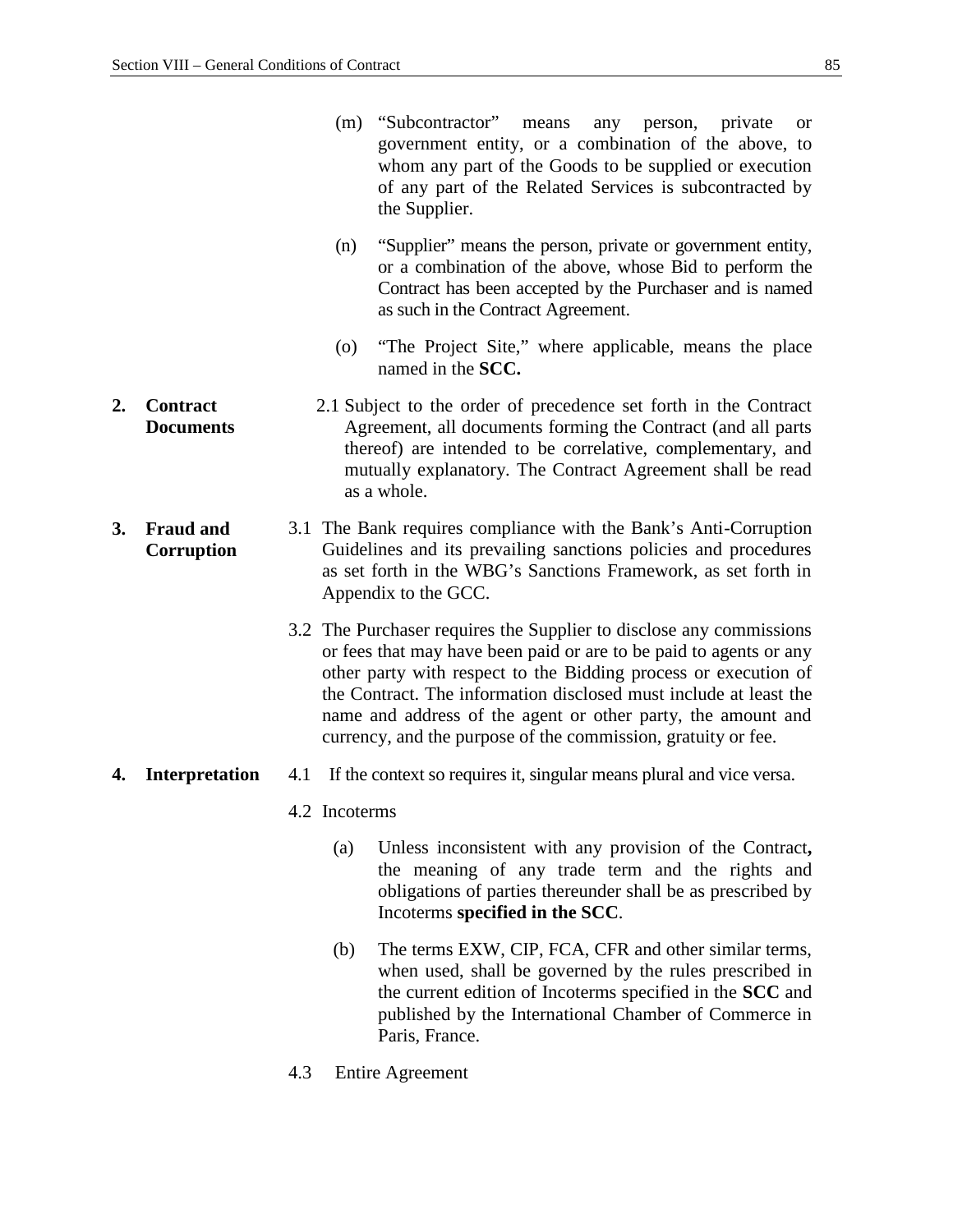(m) "Subcontractor" means any person, private or government entity, or a combination of the above, to whom any part of the Goods to be supplied or execution of any part of the Related Services is subcontracted by the Supplier.

(n) "Supplier" means the person, private or government entity, or a combination of the above, whose Bid to perform the Contract has been accepted by the Purchaser and is named as such in the Contract Agreement.

(o) "The Project Site," where applicable, means the place named in the **SCC.**

**2. Contract Documents**

2.1 Subject to the order of precedence set forth in the Contract Agreement, all documents forming the Contract (and all parts thereof) are intended to be correlative, complementary, and mutually explanatory. The Contract Agreement shall be read as a whole.

**3. Fraud and Corruption**

3.1 The Bank requires compliance with the Bank's Anti-Corruption Guidelines and its prevailing sanctions policies and procedures as set forth in the WBG's Sanctions Framework, as set forth in Appendix to the GCC.

3.2 The Purchaser requires the Supplier to disclose any commissions or fees that may have been paid or are to be paid to agents or any other party with respect to the Bidding process or execution of the Contract. The information disclosed must include at least the name and address of the agent or other party, the amount and currency, and the purpose of the commission, gratuity or fee.

**4. Interpretation**

4.1 If the context so requires it, singular means plural and vice versa.

4.2 Incoterms

(a) Unless inconsistent with any provision of the Contract**,** the meaning of any trade term and the rights and obligations of parties thereunder shall be as prescribed by Incoterms **specified in the SCC**.

(b) The terms EXW, CIP, FCA, CFR and other similar terms, when used, shall be governed by the rules prescribed in the current edition of Incoterms specified in the **SCC** and published by the International Chamber of Commerce in Paris, France.

4.3 Entire Agreement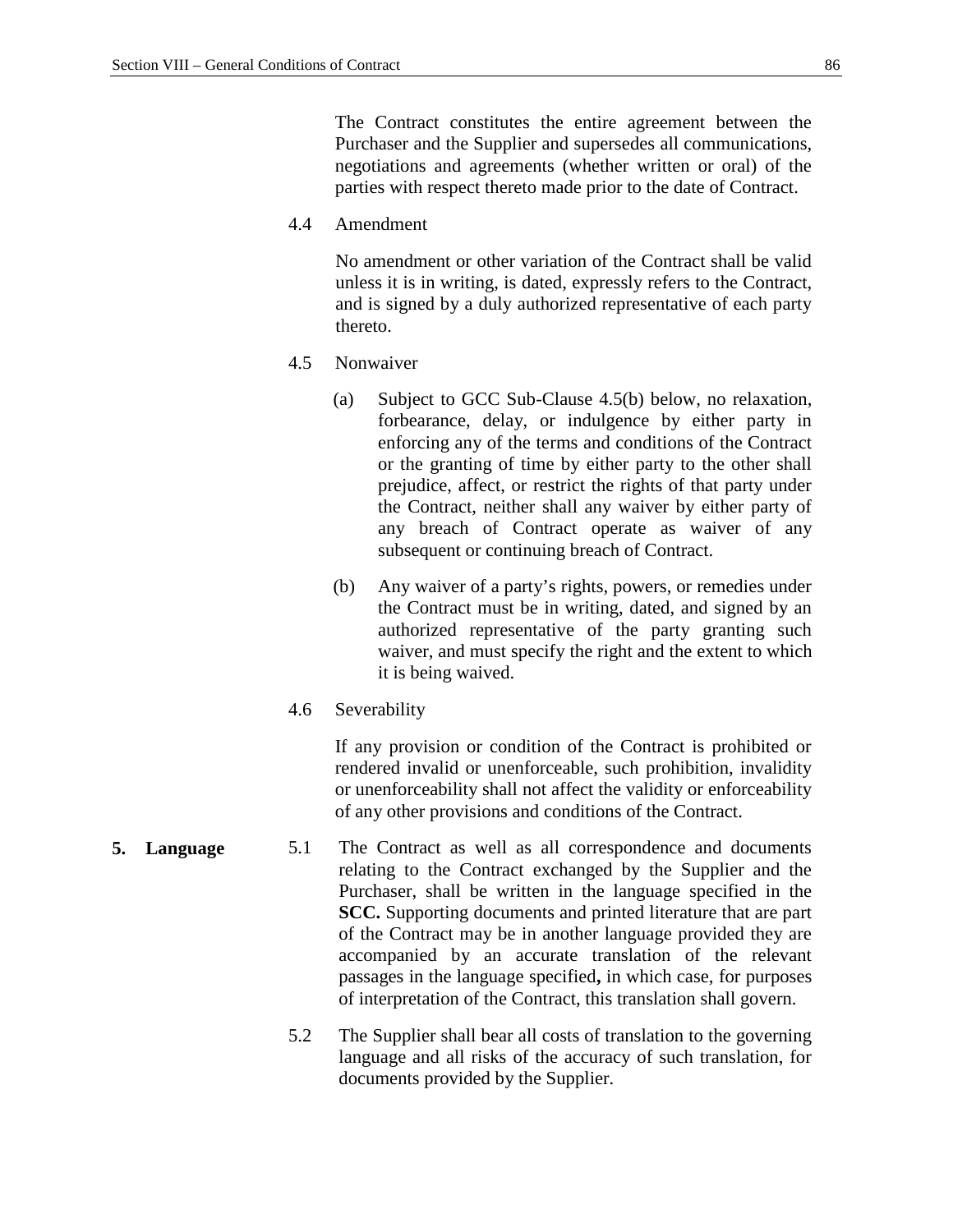The Contract constitutes the entire agreement between the Purchaser and the Supplier and supersedes all communications, negotiations and agreements (whether written or oral) of the parties with respect thereto made prior to the date of Contract.

4.4 Amendment

No amendment or other variation of the Contract shall be valid unless it is in writing, is dated, expressly refers to the Contract, and is signed by a duly authorized representative of each party thereto.

4.5 Nonwaiver

(a) Subject to GCC Sub-Clause 4.5(b) below, no relaxation, forbearance, delay, or indulgence by either party in enforcing any of the terms and conditions of the Contract or the granting of time by either party to the other shall prejudice, affect, or restrict the rights of that party under the Contract, neither shall any waiver by either party of any breach of Contract operate as waiver of any subsequent or continuing breach of Contract.

(b) Any waiver of a party's rights, powers, or remedies under the Contract must be in writing, dated, and signed by an authorized representative of the party granting such waiver, and must specify the right and the extent to which it is being waived.

4.6 Severability

If any provision or condition of the Contract is prohibited or rendered invalid or unenforceable, such prohibition, invalidity or unenforceability shall not affect the validity or enforceability of any other provisions and conditions of the Contract.

**5. Language**

5.1 The Contract as well as all correspondence and documents relating to the Contract exchanged by the Supplier and the Purchaser, shall be written in the language specified in the **SCC.** Supporting documents and printed literature that are part of the Contract may be in another language provided they are accompanied by an accurate translation of the relevant passages in the language specified**,** in which case, for purposes of interpretation of the Contract, this translation shall govern.

5.2 The Supplier shall bear all costs of translation to the governing language and all risks of the accuracy of such translation, for documents provided by the Supplier.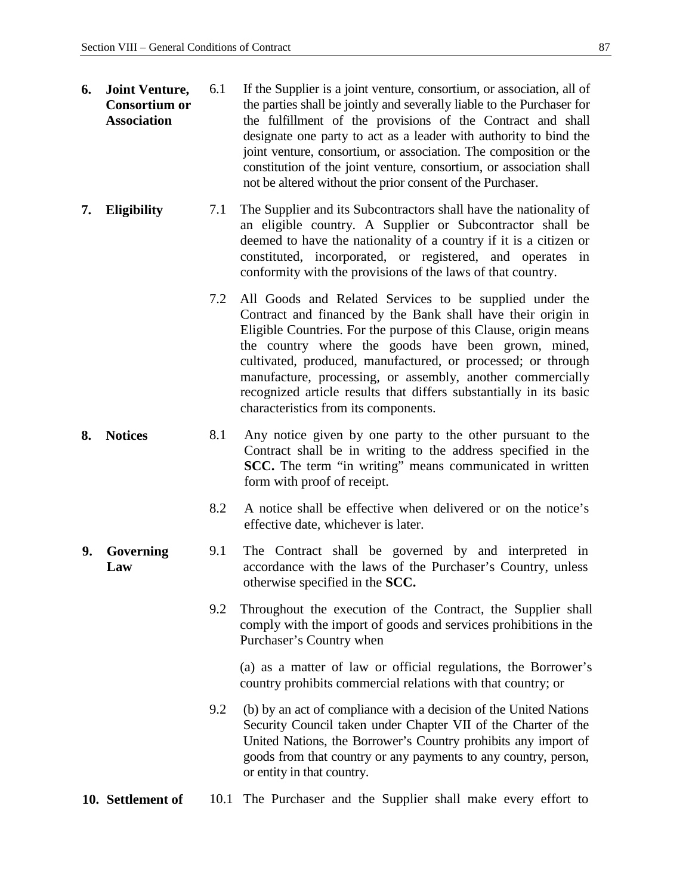**6. Joint Venture, Consortium or Association**

6.1 If the Supplier is a joint venture, consortium, or association, all of the parties shall be jointly and severally liable to the Purchaser for the fulfillment of the provisions of the Contract and shall designate one party to act as a leader with authority to bind the joint venture, consortium, or association. The composition or the constitution of the joint venture, consortium, or association shall not be altered without the prior consent of the Purchaser.

**7. Eligibility**

7.1 The Supplier and its Subcontractors shall have the nationality of an eligible country. A Supplier or Subcontractor shall be deemed to have the nationality of a country if it is a citizen or constituted, incorporated, or registered, and operates in conformity with the provisions of the laws of that country.

7.2 All Goods and Related Services to be supplied under the Contract and financed by the Bank shall have their origin in Eligible Countries. For the purpose of this Clause, origin means the country where the goods have been grown, mined, cultivated, produced, manufactured, or processed; or through manufacture, processing, or assembly, another commercially recognized article results that differs substantially in its basic characteristics from its components.

**8. Notices**

8.1 Any notice given by one party to the other pursuant to the Contract shall be in writing to the address specified in the **SCC.** The term "in writing" means communicated in written form with proof of receipt.

8.2 A notice shall be effective when delivered or on the notice's effective date, whichever is later.

**9. Governing Law**

9.1 The Contract shall be governed by and interpreted in accordance with the laws of the Purchaser's Country, unless otherwise specified in the **SCC.**

9.2 Throughout the execution of the Contract, the Supplier shall comply with the import of goods and services prohibitions in the Purchaser's Country when

(a) as a matter of law or official regulations, the Borrower's country prohibits commercial relations with that country; or

9.2 (b) by an act of compliance with a decision of the United Nations Security Council taken under Chapter VII of the Charter of the United Nations, the Borrower's Country prohibits any import of goods from that country or any payments to any country, person, or entity in that country.

**10. Settlement of**

10.1 The Purchaser and the Supplier shall make every effort to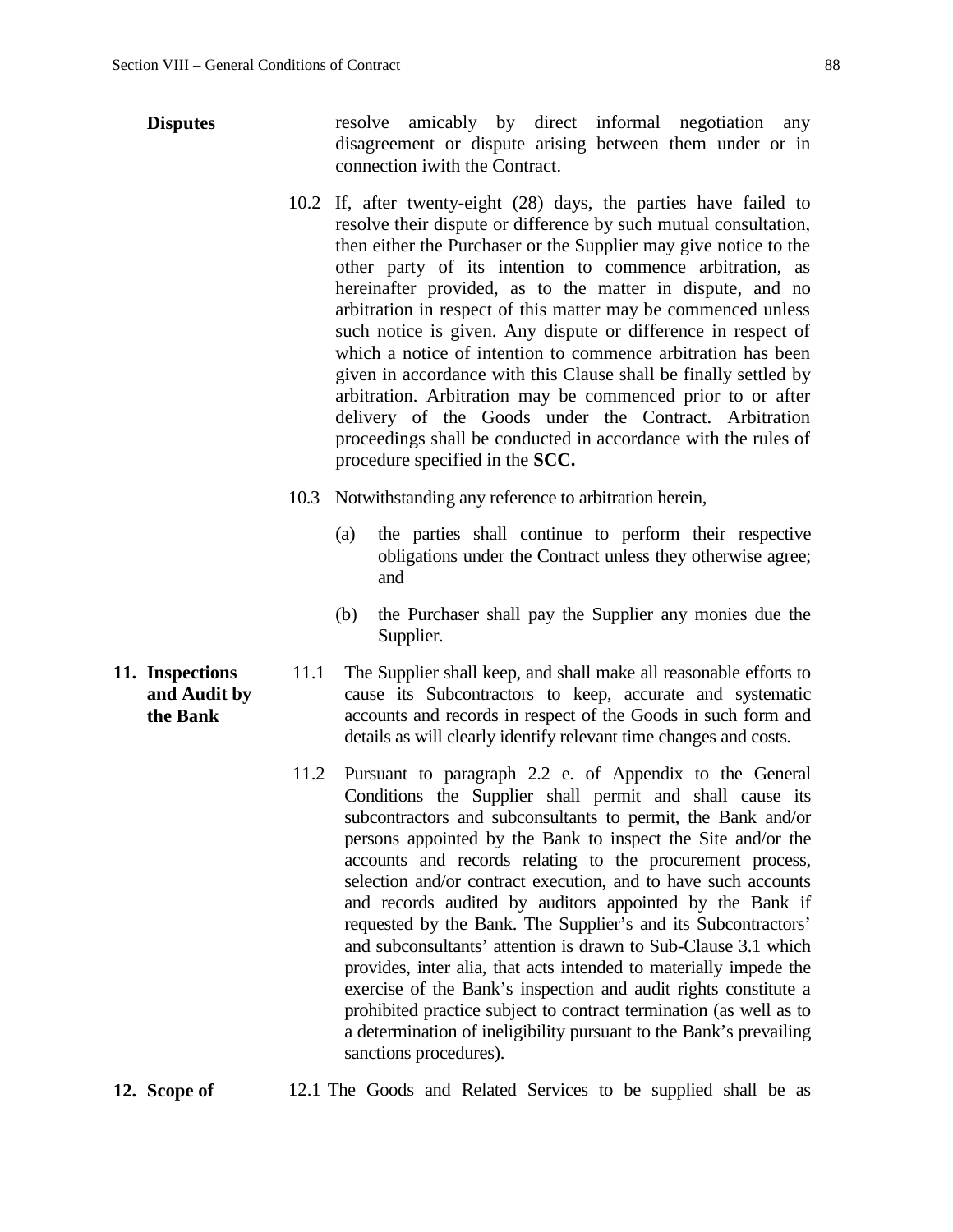**Disputes**

resolve amicably by direct informal negotiation any disagreement or dispute arising between them under or in connection iwith the Contract.

10.2 If, after twenty-eight (28) days, the parties have failed to resolve their dispute or difference by such mutual consultation, then either the Purchaser or the Supplier may give notice to the other party of its intention to commence arbitration, as hereinafter provided, as to the matter in dispute, and no arbitration in respect of this matter may be commenced unless such notice is given. Any dispute or difference in respect of which a notice of intention to commence arbitration has been given in accordance with this Clause shall be finally settled by arbitration. Arbitration may be commenced prior to or after delivery of the Goods under the Contract. Arbitration proceedings shall be conducted in accordance with the rules of procedure specified in the **SCC.**

10.3 Notwithstanding any reference to arbitration herein,

(a) the parties shall continue to perform their respective obligations under the Contract unless they otherwise agree; and

(b) the Purchaser shall pay the Supplier any monies due the Supplier.

**11. Inspections and Audit by the Bank**

11.1 The Supplier shall keep, and shall make all reasonable efforts to cause its Subcontractors to keep, accurate and systematic accounts and records in respect of the Goods in such form and details as will clearly identify relevant time changes and costs.

11.2 Pursuant to paragraph 2.2 e. of Appendix to the General Conditions the Supplier shall permit and shall cause its subcontractors and subconsultants to permit, the Bank and/or persons appointed by the Bank to inspect the Site and/or the accounts and records relating to the procurement process, selection and/or contract execution, and to have such accounts and records audited by auditors appointed by the Bank if requested by the Bank. The Supplier's and its Subcontractors' and subconsultants' attention is drawn to Sub-Clause 3.1 which provides, inter alia, that acts intended to materially impede the exercise of the Bank's inspection and audit rights constitute a prohibited practice subject to contract termination (as well as to a determination of ineligibility pursuant to the Bank's prevailing sanctions procedures).

**12. Scope of**

12.1 The Goods and Related Services to be supplied shall be as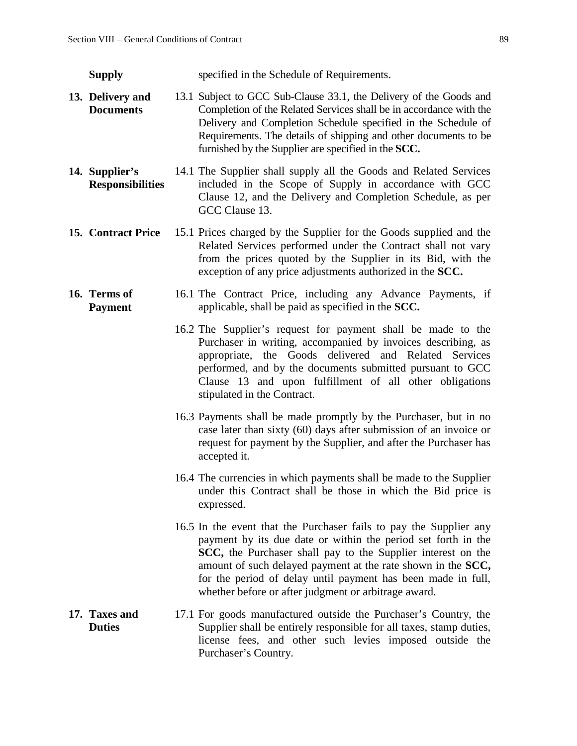**Supply** specified in the Schedule of Requirements.

**13. Delivery and Documents**

13.1 Subject to GCC Sub-Clause 33.1, the Delivery of the Goods and Completion of the Related Services shall be in accordance with the Delivery and Completion Schedule specified in the Schedule of Requirements. The details of shipping and other documents to be furnished by the Supplier are specified in the **SCC.**

**14. Supplier's Responsibilities**

14.1 The Supplier shall supply all the Goods and Related Services included in the Scope of Supply in accordance with GCC Clause 12, and the Delivery and Completion Schedule, as per GCC Clause 13.

**15. Contract Price**

15.1 Prices charged by the Supplier for the Goods supplied and the Related Services performed under the Contract shall not vary from the prices quoted by the Supplier in its Bid, with the exception of any price adjustments authorized in the **SCC.**

**16. Terms of Payment**

16.1 The Contract Price, including any Advance Payments, if applicable, shall be paid as specified in the **SCC.**

16.2 The Supplier's request for payment shall be made to the Purchaser in writing, accompanied by invoices describing, as appropriate, the Goods delivered and Related Services performed, and by the documents submitted pursuant to GCC Clause 13 and upon fulfillment of all other obligations stipulated in the Contract.

16.3 Payments shall be made promptly by the Purchaser, but in no case later than sixty (60) days after submission of an invoice or request for payment by the Supplier, and after the Purchaser has accepted it.

16.4 The currencies in which payments shall be made to the Supplier under this Contract shall be those in which the Bid price is expressed.

16.5 In the event that the Purchaser fails to pay the Supplier any payment by its due date or within the period set forth in the **SCC,** the Purchaser shall pay to the Supplier interest on the amount of such delayed payment at the rate shown in the **SCC,** for the period of delay until payment has been made in full, whether before or after judgment or arbitrage award.

**17. Taxes and Duties**

17.1 For goods manufactured outside the Purchaser's Country, the Supplier shall be entirely responsible for all taxes, stamp duties, license fees, and other such levies imposed outside the Purchaser's Country.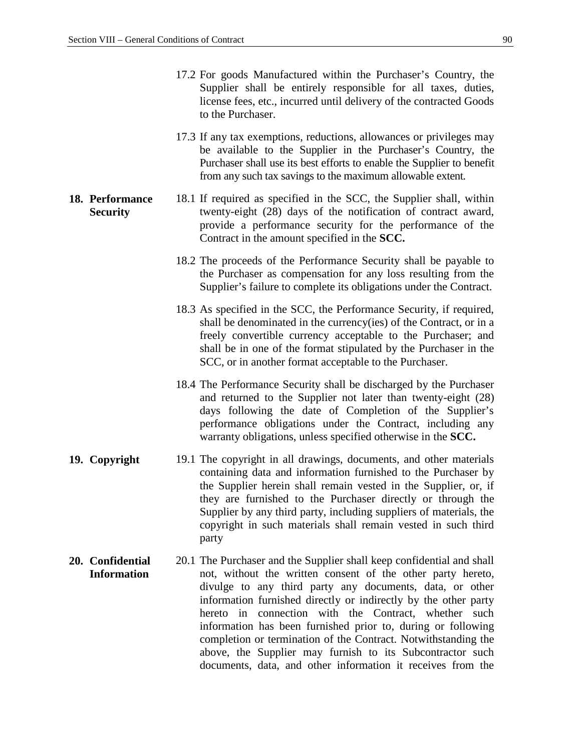17.2 For goods Manufactured within the Purchaser's Country, the Supplier shall be entirely responsible for all taxes, duties, license fees, etc., incurred until delivery of the contracted Goods to the Purchaser.

17.3 If any tax exemptions, reductions, allowances or privileges may be available to the Supplier in the Purchaser's Country, the Purchaser shall use its best efforts to enable the Supplier to benefit from any such tax savings to the maximum allowable extent.

**18. Performance Security**

18.1 If required as specified in the SCC, the Supplier shall, within twenty-eight (28) days of the notification of contract award, provide a performance security for the performance of the Contract in the amount specified in the **SCC.**

18.2 The proceeds of the Performance Security shall be payable to the Purchaser as compensation for any loss resulting from the Supplier's failure to complete its obligations under the Contract.

18.3 As specified in the SCC, the Performance Security, if required, shall be denominated in the currency(ies) of the Contract, or in a freely convertible currency acceptable to the Purchaser; and shall be in one of the format stipulated by the Purchaser in the SCC, or in another format acceptable to the Purchaser.

18.4 The Performance Security shall be discharged by the Purchaser and returned to the Supplier not later than twenty-eight (28) days following the date of Completion of the Supplier's performance obligations under the Contract, including any warranty obligations, unless specified otherwise in the **SCC.**

**19. Copyright**

19.1 The copyright in all drawings, documents, and other materials containing data and information furnished to the Purchaser by the Supplier herein shall remain vested in the Supplier, or, if they are furnished to the Purchaser directly or through the Supplier by any third party, including suppliers of materials, the copyright in such materials shall remain vested in such third party

**20. Confidential Information**

20.1 The Purchaser and the Supplier shall keep confidential and shall not, without the written consent of the other party hereto, divulge to any third party any documents, data, or other information furnished directly or indirectly by the other party hereto in connection with the Contract, whether such information has been furnished prior to, during or following completion or termination of the Contract. Notwithstanding the above, the Supplier may furnish to its Subcontractor such documents, data, and other information it receives from the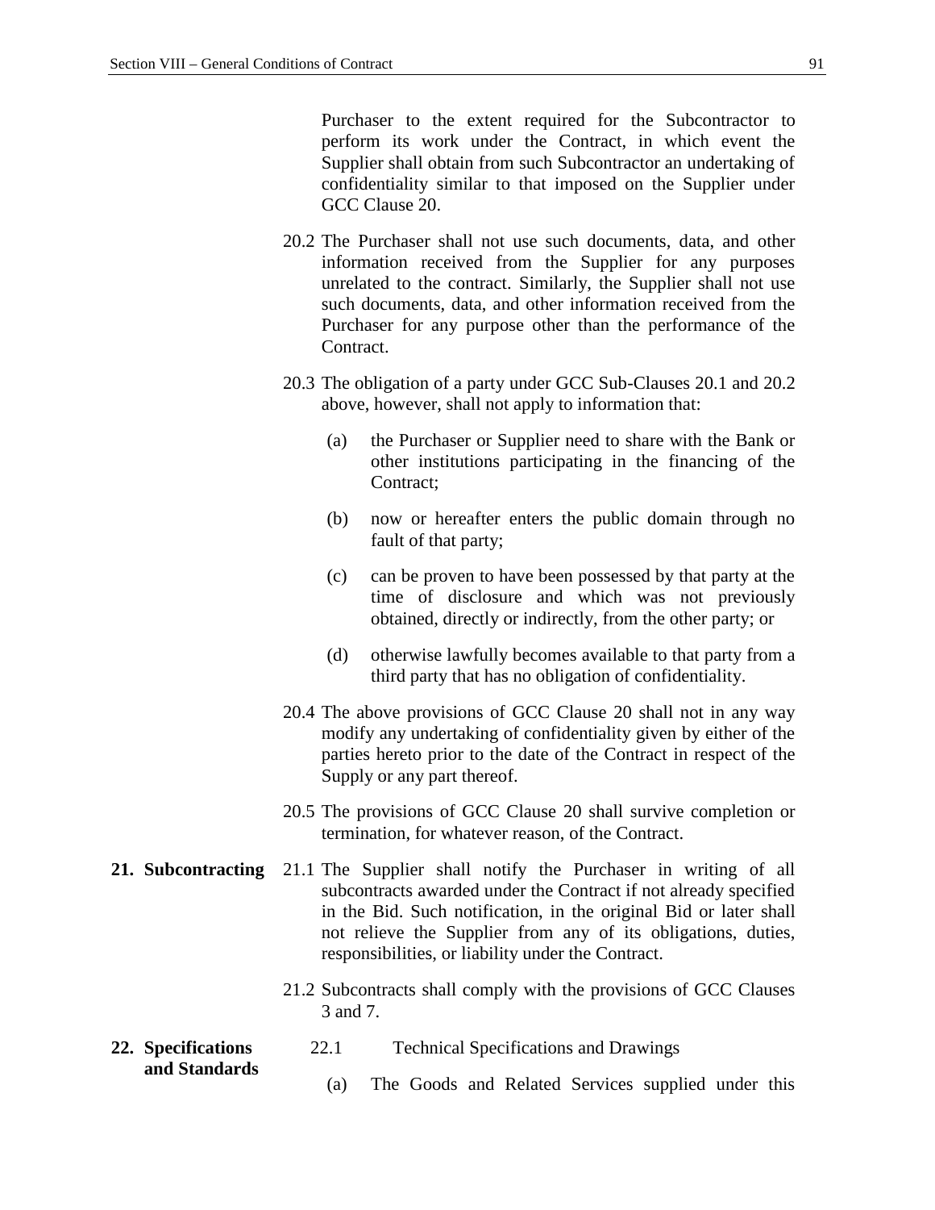Purchaser to the extent required for the Subcontractor to perform its work under the Contract, in which event the Supplier shall obtain from such Subcontractor an undertaking of confidentiality similar to that imposed on the Supplier under GCC Clause 20.

20.2 The Purchaser shall not use such documents, data, and other information received from the Supplier for any purposes unrelated to the contract. Similarly, the Supplier shall not use such documents, data, and other information received from the Purchaser for any purpose other than the performance of the Contract.

20.3 The obligation of a party under GCC Sub-Clauses 20.1 and 20.2 above, however, shall not apply to information that:

(a) the Purchaser or Supplier need to share with the Bank or other institutions participating in the financing of the Contract;

(b) now or hereafter enters the public domain through no fault of that party;

(c) can be proven to have been possessed by that party at the time of disclosure and which was not previously obtained, directly or indirectly, from the other party; or

(d) otherwise lawfully becomes available to that party from a third party that has no obligation of confidentiality.

20.4 The above provisions of GCC Clause 20 shall not in any way modify any undertaking of confidentiality given by either of the parties hereto prior to the date of the Contract in respect of the Supply or any part thereof.

20.5 The provisions of GCC Clause 20 shall survive completion or termination, for whatever reason, of the Contract.

**21. Subcontracting**

21.1 The Supplier shall notify the Purchaser in writing of all subcontracts awarded under the Contract if not already specified in the Bid. Such notification, in the original Bid or later shall not relieve the Supplier from any of its obligations, duties, responsibilities, or liability under the Contract.

21.2 Subcontracts shall comply with the provisions of GCC Clauses 3 and 7.

**22. Specifications and Standards**

22.1 Technical Specifications and Drawings

(a) The Goods and Related Services supplied under this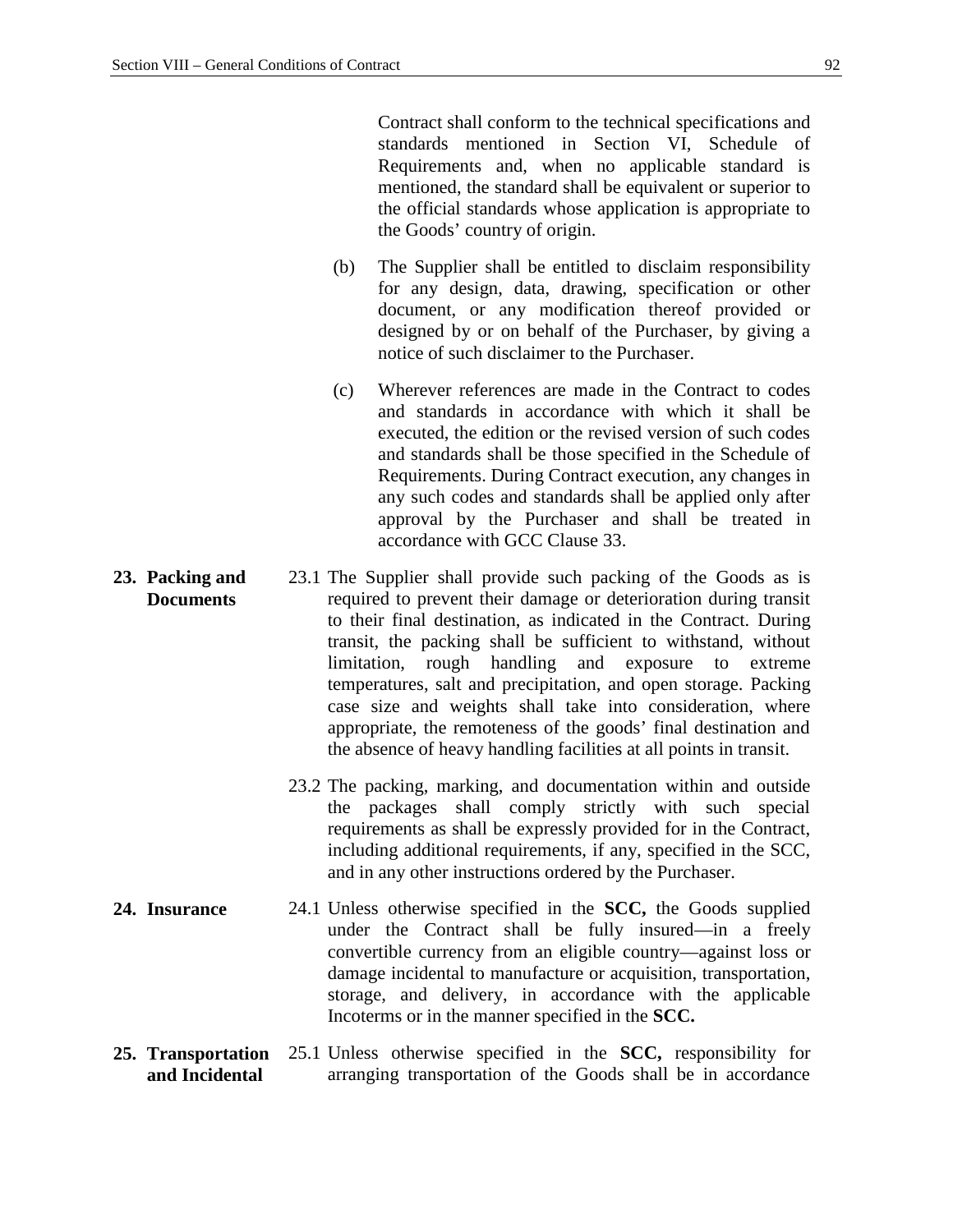Contract shall conform to the technical specifications and standards mentioned in Section VI, Schedule of Requirements and, when no applicable standard is mentioned, the standard shall be equivalent or superior to the official standards whose application is appropriate to the Goods' country of origin.

(b) The Supplier shall be entitled to disclaim responsibility for any design, data, drawing, specification or other document, or any modification thereof provided or designed by or on behalf of the Purchaser, by giving a notice of such disclaimer to the Purchaser.

(c) Wherever references are made in the Contract to codes and standards in accordance with which it shall be executed, the edition or the revised version of such codes and standards shall be those specified in the Schedule of Requirements. During Contract execution, any changes in any such codes and standards shall be applied only after approval by the Purchaser and shall be treated in accordance with GCC Clause 33.

**23. Packing and Documents**

23.1 The Supplier shall provide such packing of the Goods as is required to prevent their damage or deterioration during transit to their final destination, as indicated in the Contract. During transit, the packing shall be sufficient to withstand, without limitation, rough handling and exposure to extreme temperatures, salt and precipitation, and open storage. Packing case size and weights shall take into consideration, where appropriate, the remoteness of the goods' final destination and the absence of heavy handling facilities at all points in transit.

23.2 The packing, marking, and documentation within and outside the packages shall comply strictly with such special requirements as shall be expressly provided for in the Contract, including additional requirements, if any, specified in the SCC, and in any other instructions ordered by the Purchaser.

**24. Insurance**

24.1 Unless otherwise specified in the **SCC,** the Goods supplied under the Contract shall be fully insured—in a freely convertible currency from an eligible country—against loss or damage incidental to manufacture or acquisition, transportation, storage, and delivery, in accordance with the applicable Incoterms or in the manner specified in the **SCC.**

**25. Transportation and Incidental**

25.1 Unless otherwise specified in the **SCC,** responsibility for arranging transportation of the Goods shall be in accordance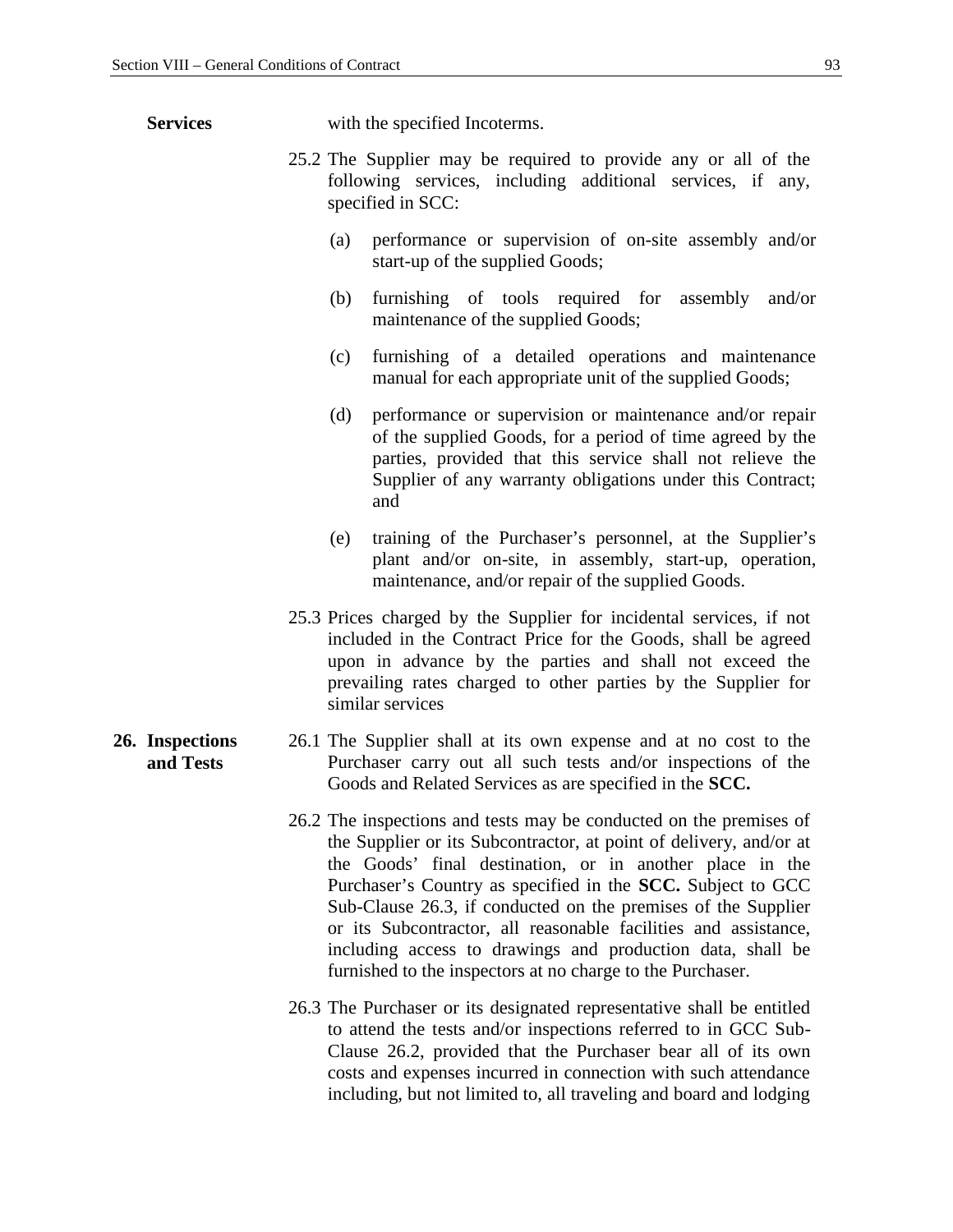**Services** with the specified Incoterms.

25.2 The Supplier may be required to provide any or all of the following services, including additional services, if any, specified in SCC:

(a) performance or supervision of on-site assembly and/or start-up of the supplied Goods;

(b) furnishing of tools required for assembly and/or maintenance of the supplied Goods;

(c) furnishing of a detailed operations and maintenance manual for each appropriate unit of the supplied Goods;

(d) performance or supervision or maintenance and/or repair of the supplied Goods, for a period of time agreed by the parties, provided that this service shall not relieve the Supplier of any warranty obligations under this Contract; and

(e) training of the Purchaser's personnel, at the Supplier's plant and/or on-site, in assembly, start-up, operation, maintenance, and/or repair of the supplied Goods.

25.3 Prices charged by the Supplier for incidental services, if not included in the Contract Price for the Goods, shall be agreed upon in advance by the parties and shall not exceed the prevailing rates charged to other parties by the Supplier for similar services

**26. Inspections and Tests**

26.1 The Supplier shall at its own expense and at no cost to the Purchaser carry out all such tests and/or inspections of the Goods and Related Services as are specified in the **SCC.**

26.2 The inspections and tests may be conducted on the premises of the Supplier or its Subcontractor, at point of delivery, and/or at the Goods' final destination, or in another place in the Purchaser's Country as specified in the **SCC.** Subject to GCC Sub-Clause 26.3, if conducted on the premises of the Supplier or its Subcontractor, all reasonable facilities and assistance, including access to drawings and production data, shall be furnished to the inspectors at no charge to the Purchaser.

26.3 The Purchaser or its designated representative shall be entitled to attend the tests and/or inspections referred to in GCC Sub-Clause 26.2, provided that the Purchaser bear all of its own costs and expenses incurred in connection with such attendance including, but not limited to, all traveling and board and lodging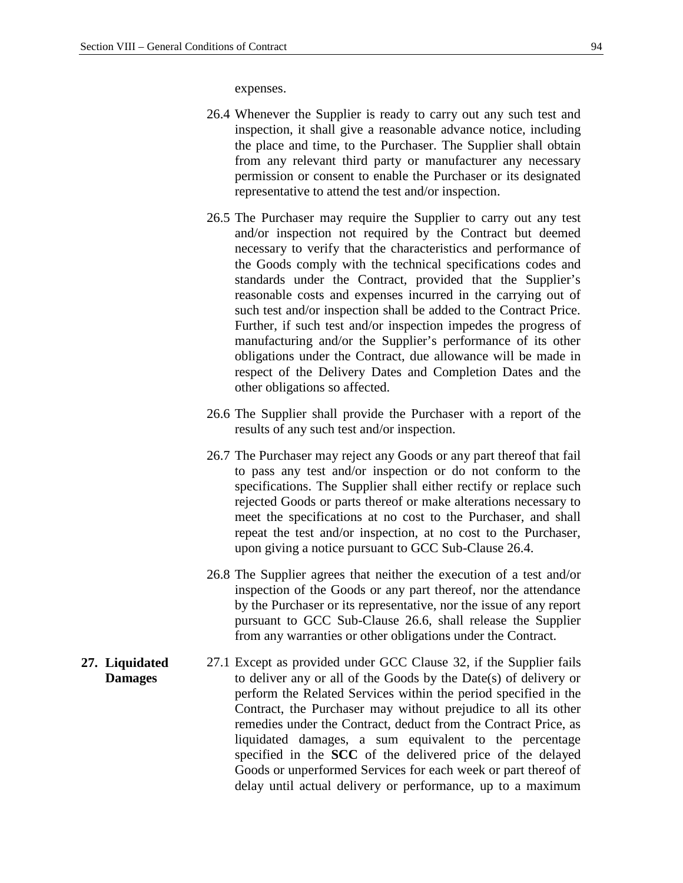expenses.

26.4 Whenever the Supplier is ready to carry out any such test and inspection, it shall give a reasonable advance notice, including the place and time, to the Purchaser. The Supplier shall obtain from any relevant third party or manufacturer any necessary permission or consent to enable the Purchaser or its designated representative to attend the test and/or inspection.

26.5 The Purchaser may require the Supplier to carry out any test and/or inspection not required by the Contract but deemed necessary to verify that the characteristics and performance of the Goods comply with the technical specifications codes and standards under the Contract, provided that the Supplier's reasonable costs and expenses incurred in the carrying out of such test and/or inspection shall be added to the Contract Price. Further, if such test and/or inspection impedes the progress of manufacturing and/or the Supplier's performance of its other obligations under the Contract, due allowance will be made in respect of the Delivery Dates and Completion Dates and the other obligations so affected.

26.6 The Supplier shall provide the Purchaser with a report of the results of any such test and/or inspection.

26.7 The Purchaser may reject any Goods or any part thereof that fail to pass any test and/or inspection or do not conform to the specifications. The Supplier shall either rectify or replace such rejected Goods or parts thereof or make alterations necessary to meet the specifications at no cost to the Purchaser, and shall repeat the test and/or inspection, at no cost to the Purchaser, upon giving a notice pursuant to GCC Sub-Clause 26.4.

26.8 The Supplier agrees that neither the execution of a test and/or inspection of the Goods or any part thereof, nor the attendance by the Purchaser or its representative, nor the issue of any report pursuant to GCC Sub-Clause 26.6, shall release the Supplier from any warranties or other obligations under the Contract.

**27. Liquidated Damages**

27.1 Except as provided under GCC Clause 32, if the Supplier fails to deliver any or all of the Goods by the Date(s) of delivery or perform the Related Services within the period specified in the Contract, the Purchaser may without prejudice to all its other remedies under the Contract, deduct from the Contract Price, as liquidated damages, a sum equivalent to the percentage specified in the **SCC** of the delivered price of the delayed Goods or unperformed Services for each week or part thereof of delay until actual delivery or performance, up to a maximum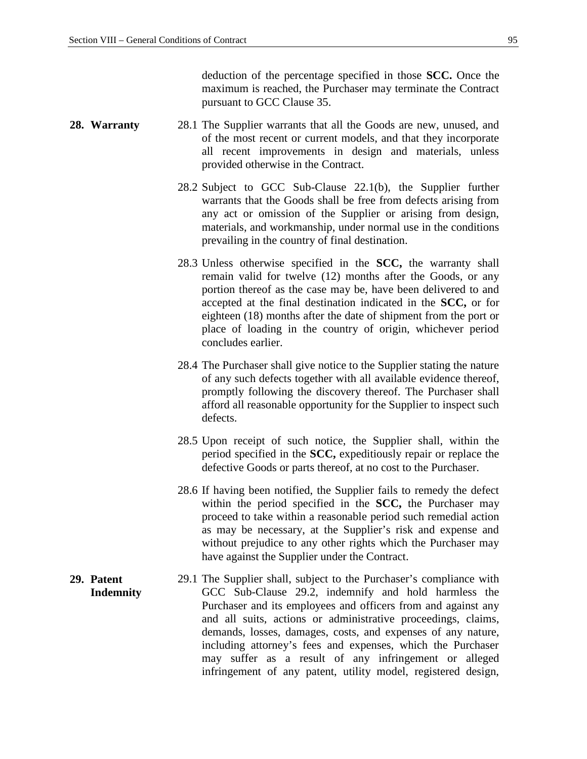deduction of the percentage specified in those **SCC.** Once the maximum is reached, the Purchaser may terminate the Contract pursuant to GCC Clause 35.

**28. Warranty**

28.1 The Supplier warrants that all the Goods are new, unused, and of the most recent or current models, and that they incorporate all recent improvements in design and materials, unless provided otherwise in the Contract.

28.2 Subject to GCC Sub-Clause 22.1(b), the Supplier further warrants that the Goods shall be free from defects arising from any act or omission of the Supplier or arising from design, materials, and workmanship, under normal use in the conditions prevailing in the country of final destination.

28.3 Unless otherwise specified in the **SCC,** the warranty shall remain valid for twelve (12) months after the Goods, or any portion thereof as the case may be, have been delivered to and accepted at the final destination indicated in the **SCC,** or for eighteen (18) months after the date of shipment from the port or place of loading in the country of origin, whichever period concludes earlier.

28.4 The Purchaser shall give notice to the Supplier stating the nature of any such defects together with all available evidence thereof, promptly following the discovery thereof. The Purchaser shall afford all reasonable opportunity for the Supplier to inspect such defects.

28.5 Upon receipt of such notice, the Supplier shall, within the period specified in the **SCC,** expeditiously repair or replace the defective Goods or parts thereof, at no cost to the Purchaser.

28.6 If having been notified, the Supplier fails to remedy the defect within the period specified in the **SCC,** the Purchaser may proceed to take within a reasonable period such remedial action as may be necessary, at the Supplier's risk and expense and without prejudice to any other rights which the Purchaser may have against the Supplier under the Contract.

**29. Patent Indemnity**

29.1 The Supplier shall, subject to the Purchaser's compliance with GCC Sub-Clause 29.2, indemnify and hold harmless the Purchaser and its employees and officers from and against any and all suits, actions or administrative proceedings, claims, demands, losses, damages, costs, and expenses of any nature, including attorney's fees and expenses, which the Purchaser may suffer as a result of any infringement or alleged infringement of any patent, utility model, registered design,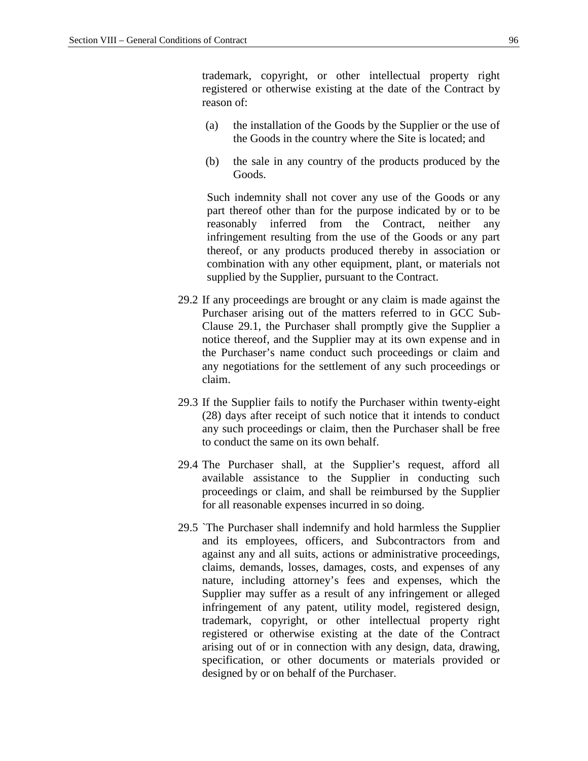trademark, copyright, or other intellectual property right registered or otherwise existing at the date of the Contract by reason of:

(a) the installation of the Goods by the Supplier or the use of the Goods in the country where the Site is located; and

(b) the sale in any country of the products produced by the Goods.

Such indemnity shall not cover any use of the Goods or any part thereof other than for the purpose indicated by or to be reasonably inferred from the Contract, neither any infringement resulting from the use of the Goods or any part thereof, or any products produced thereby in association or combination with any other equipment, plant, or materials not supplied by the Supplier, pursuant to the Contract.

29.2 If any proceedings are brought or any claim is made against the Purchaser arising out of the matters referred to in GCC Sub-Clause 29.1, the Purchaser shall promptly give the Supplier a notice thereof, and the Supplier may at its own expense and in the Purchaser's name conduct such proceedings or claim and any negotiations for the settlement of any such proceedings or claim.

29.3 If the Supplier fails to notify the Purchaser within twenty-eight (28) days after receipt of such notice that it intends to conduct any such proceedings or claim, then the Purchaser shall be free to conduct the same on its own behalf.

29.4 The Purchaser shall, at the Supplier's request, afford all available assistance to the Supplier in conducting such proceedings or claim, and shall be reimbursed by the Supplier for all reasonable expenses incurred in so doing.

29.5 `The Purchaser shall indemnify and hold harmless the Supplier and its employees, officers, and Subcontractors from and against any and all suits, actions or administrative proceedings, claims, demands, losses, damages, costs, and expenses of any nature, including attorney's fees and expenses, which the Supplier may suffer as a result of any infringement or alleged infringement of any patent, utility model, registered design, trademark, copyright, or other intellectual property right registered or otherwise existing at the date of the Contract arising out of or in connection with any design, data, drawing, specification, or other documents or materials provided or designed by or on behalf of the Purchaser.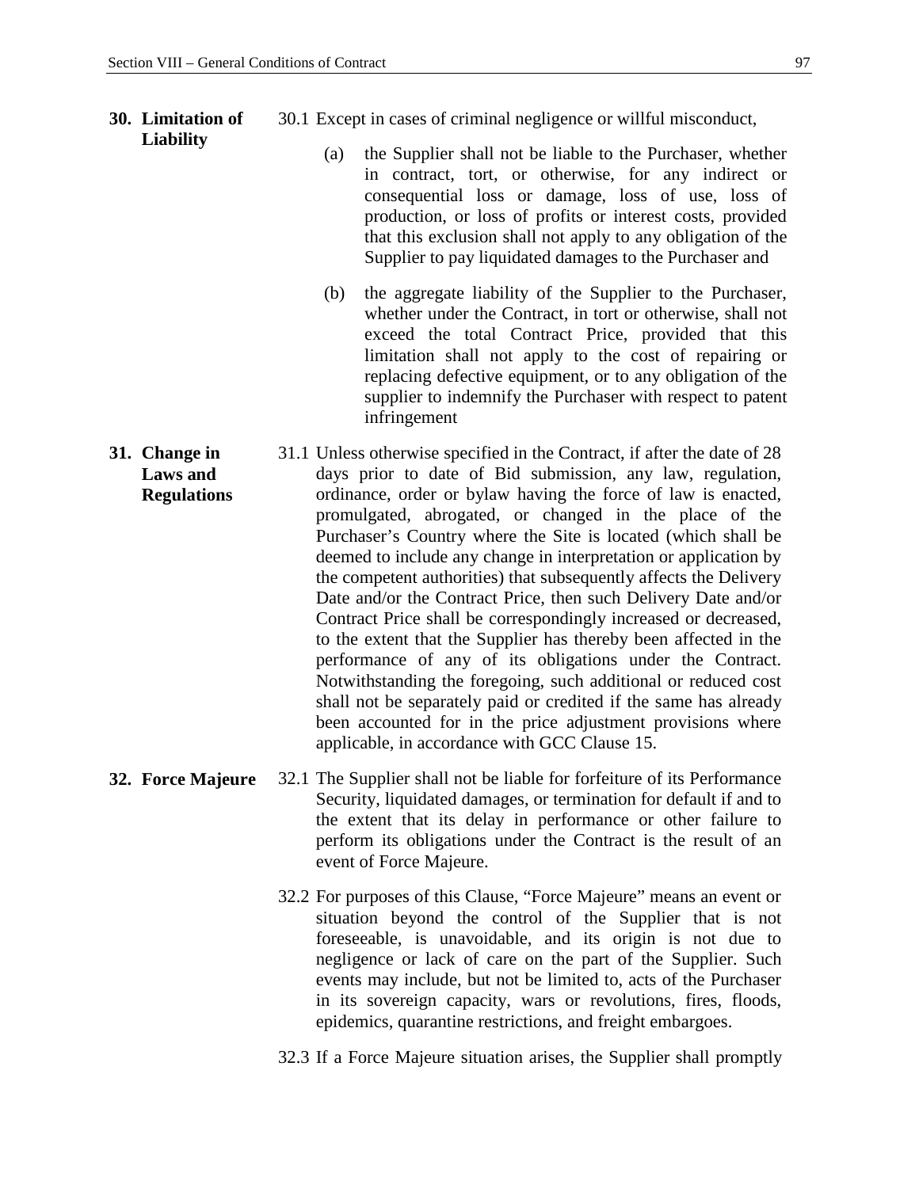**30. Limitation of Liability**

30.1 Except in cases of criminal negligence or willful misconduct,

(a) the Supplier shall not be liable to the Purchaser, whether in contract, tort, or otherwise, for any indirect or consequential loss or damage, loss of use, loss of production, or loss of profits or interest costs, provided that this exclusion shall not apply to any obligation of the Supplier to pay liquidated damages to the Purchaser and

(b) the aggregate liability of the Supplier to the Purchaser, whether under the Contract, in tort or otherwise, shall not exceed the total Contract Price, provided that this limitation shall not apply to the cost of repairing or replacing defective equipment, or to any obligation of the supplier to indemnify the Purchaser with respect to patent infringement

**31. Change in Laws and Regulations**

31.1 Unless otherwise specified in the Contract, if after the date of 28 days prior to date of Bid submission, any law, regulation, ordinance, order or bylaw having the force of law is enacted, promulgated, abrogated, or changed in the place of the Purchaser's Country where the Site is located (which shall be deemed to include any change in interpretation or application by the competent authorities) that subsequently affects the Delivery Date and/or the Contract Price, then such Delivery Date and/or Contract Price shall be correspondingly increased or decreased, to the extent that the Supplier has thereby been affected in the performance of any of its obligations under the Contract. Notwithstanding the foregoing, such additional or reduced cost shall not be separately paid or credited if the same has already been accounted for in the price adjustment provisions where applicable, in accordance with GCC Clause 15.

**32. Force Majeure**

32.1 The Supplier shall not be liable for forfeiture of its Performance Security, liquidated damages, or termination for default if and to the extent that its delay in performance or other failure to perform its obligations under the Contract is the result of an event of Force Majeure.

32.2 For purposes of this Clause, "Force Majeure" means an event or situation beyond the control of the Supplier that is not foreseeable, is unavoidable, and its origin is not due to negligence or lack of care on the part of the Supplier. Such events may include, but not be limited to, acts of the Purchaser in its sovereign capacity, wars or revolutions, fires, floods, epidemics, quarantine restrictions, and freight embargoes.

32.3 If a Force Majeure situation arises, the Supplier shall promptly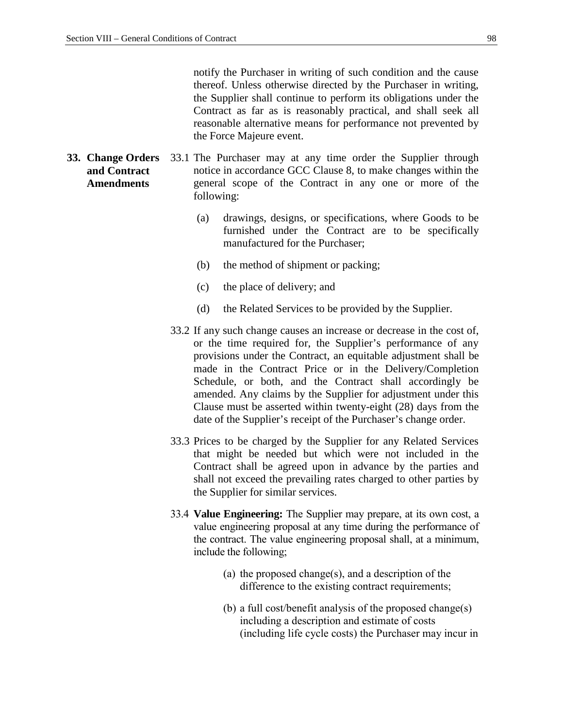notify the Purchaser in writing of such condition and the cause thereof. Unless otherwise directed by the Purchaser in writing, the Supplier shall continue to perform its obligations under the Contract as far as is reasonably practical, and shall seek all reasonable alternative means for performance not prevented by the Force Majeure event.

**33. Change Orders and Contract Amendments**

33.1 The Purchaser may at any time order the Supplier through notice in accordance GCC Clause 8, to make changes within the general scope of the Contract in any one or more of the following:

(a) drawings, designs, or specifications, where Goods to be furnished under the Contract are to be specifically manufactured for the Purchaser;

(b) the method of shipment or packing;

(c) the place of delivery; and

(d) the Related Services to be provided by the Supplier.

33.2 If any such change causes an increase or decrease in the cost of, or the time required for, the Supplier's performance of any provisions under the Contract, an equitable adjustment shall be made in the Contract Price or in the Delivery/Completion Schedule, or both, and the Contract shall accordingly be amended. Any claims by the Supplier for adjustment under this Clause must be asserted within twenty-eight (28) days from the date of the Supplier's receipt of the Purchaser's change order.

33.3 Prices to be charged by the Supplier for any Related Services that might be needed but which were not included in the Contract shall be agreed upon in advance by the parties and shall not exceed the prevailing rates charged to other parties by the Supplier for similar services.

33.4 **Value Engineering:** The Supplier may prepare, at its own cost, a value engineering proposal at any time during the performance of the contract. The value engineering proposal shall, at a minimum, include the following;

(a) the proposed change(s), and a description of the difference to the existing contract requirements;

(b) a full cost/benefit analysis of the proposed change(s) including a description and estimate of costs (including life cycle costs) the Purchaser may incur in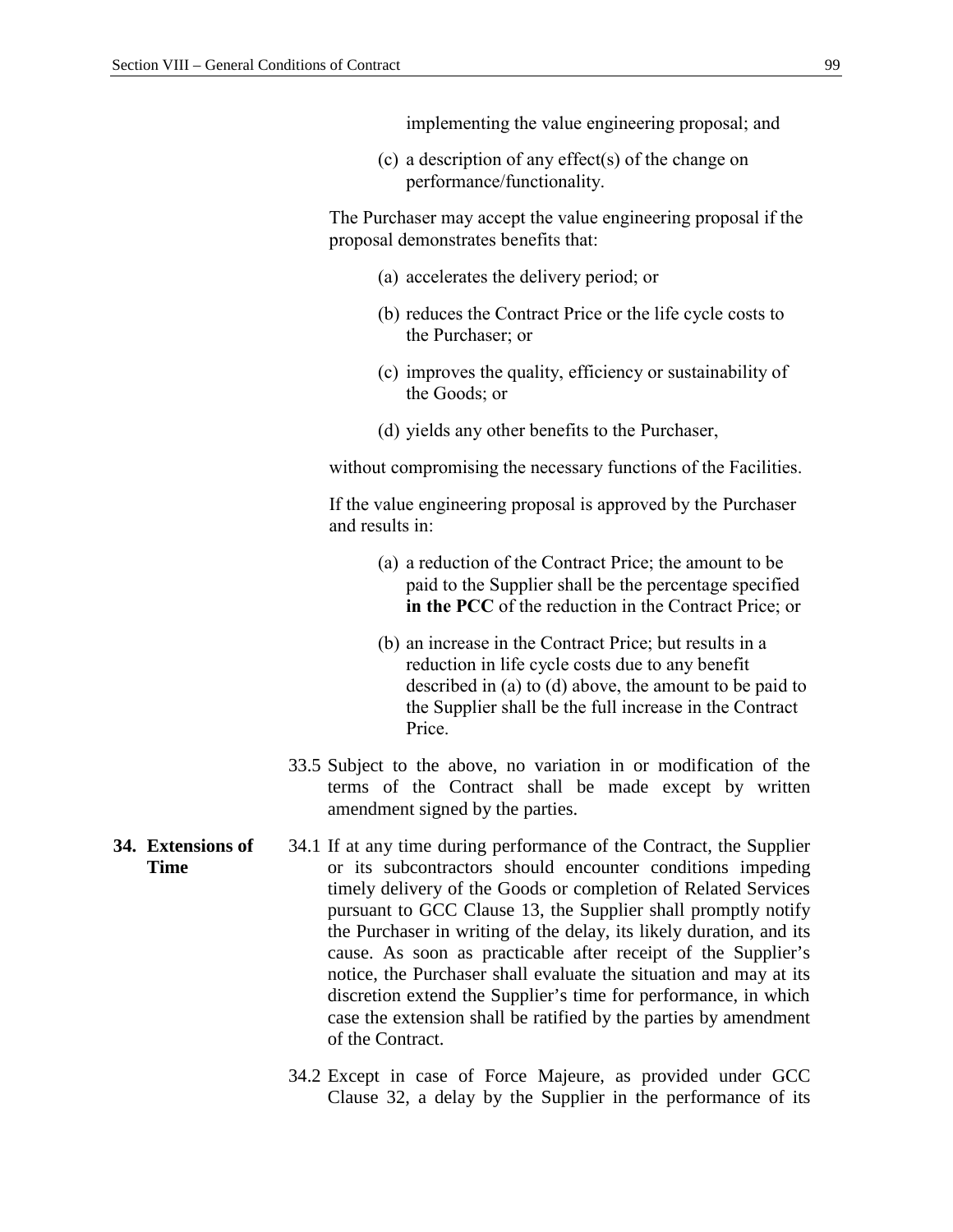implementing the value engineering proposal; and

(c) a description of any effect(s) of the change on performance/functionality.

The Purchaser may accept the value engineering proposal if the proposal demonstrates benefits that:

(a) accelerates the delivery period; or

(b) reduces the Contract Price or the life cycle costs to the Purchaser; or

(c) improves the quality, efficiency or sustainability of the Goods; or

(d) yields any other benefits to the Purchaser,

without compromising the necessary functions of the Facilities.

If the value engineering proposal is approved by the Purchaser and results in:

(a) a reduction of the Contract Price; the amount to be paid to the Supplier shall be the percentage specified **in the PCC** of the reduction in the Contract Price; or

(b) an increase in the Contract Price; but results in a reduction in life cycle costs due to any benefit described in (a) to (d) above, the amount to be paid to the Supplier shall be the full increase in the Contract Price.

33.5 Subject to the above, no variation in or modification of the terms of the Contract shall be made except by written amendment signed by the parties.

**34. Extensions of Time**

34.1 If at any time during performance of the Contract, the Supplier or its subcontractors should encounter conditions impeding timely delivery of the Goods or completion of Related Services pursuant to GCC Clause 13, the Supplier shall promptly notify the Purchaser in writing of the delay, its likely duration, and its cause. As soon as practicable after receipt of the Supplier's notice, the Purchaser shall evaluate the situation and may at its discretion extend the Supplier's time for performance, in which case the extension shall be ratified by the parties by amendment of the Contract.

34.2 Except in case of Force Majeure, as provided under GCC Clause 32, a delay by the Supplier in the performance of its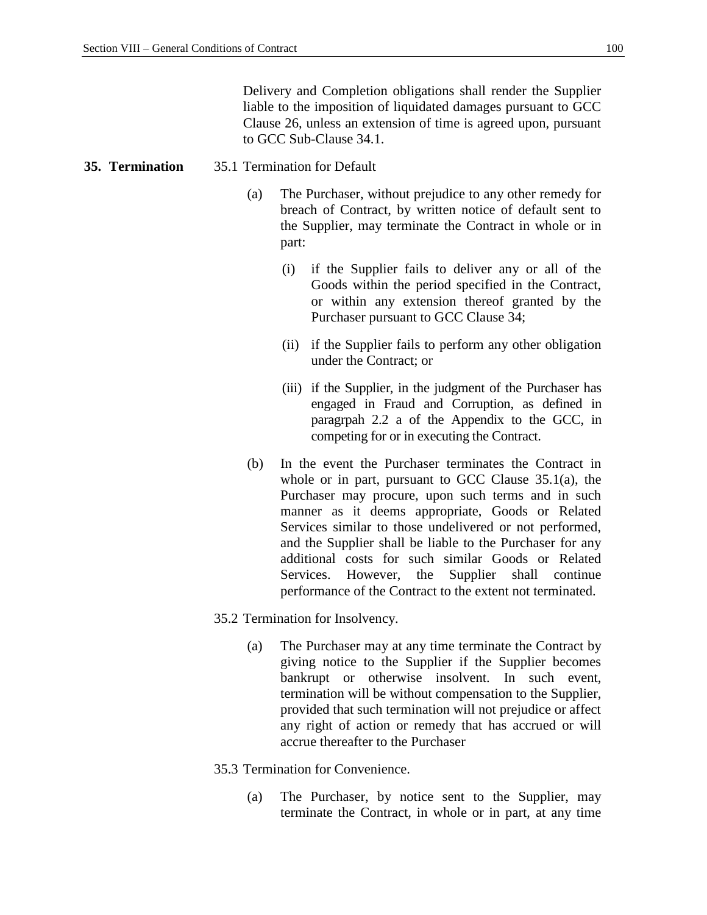Delivery and Completion obligations shall render the Supplier liable to the imposition of liquidated damages pursuant to GCC Clause 26, unless an extension of time is agreed upon, pursuant to GCC Sub-Clause 34.1.

**35. Termination**

35.1 Termination for Default

(a) The Purchaser, without prejudice to any other remedy for breach of Contract, by written notice of default sent to the Supplier, may terminate the Contract in whole or in part:

(i) if the Supplier fails to deliver any or all of the Goods within the period specified in the Contract, or within any extension thereof granted by the Purchaser pursuant to GCC Clause 34;

(ii) if the Supplier fails to perform any other obligation under the Contract; or

(iii) if the Supplier, in the judgment of the Purchaser has engaged in Fraud and Corruption, as defined in paragrpah 2.2 a of the Appendix to the GCC, in competing for or in executing the Contract.

(b) In the event the Purchaser terminates the Contract in whole or in part, pursuant to GCC Clause 35.1(a), the Purchaser may procure, upon such terms and in such manner as it deems appropriate, Goods or Related Services similar to those undelivered or not performed, and the Supplier shall be liable to the Purchaser for any additional costs for such similar Goods or Related Services. However, the Supplier shall continue performance of the Contract to the extent not terminated.

35.2 Termination for Insolvency.

(a) The Purchaser may at any time terminate the Contract by giving notice to the Supplier if the Supplier becomes bankrupt or otherwise insolvent. In such event, termination will be without compensation to the Supplier, provided that such termination will not prejudice or affect any right of action or remedy that has accrued or will accrue thereafter to the Purchaser

35.3 Termination for Convenience.

(a) The Purchaser, by notice sent to the Supplier, may terminate the Contract, in whole or in part, at any time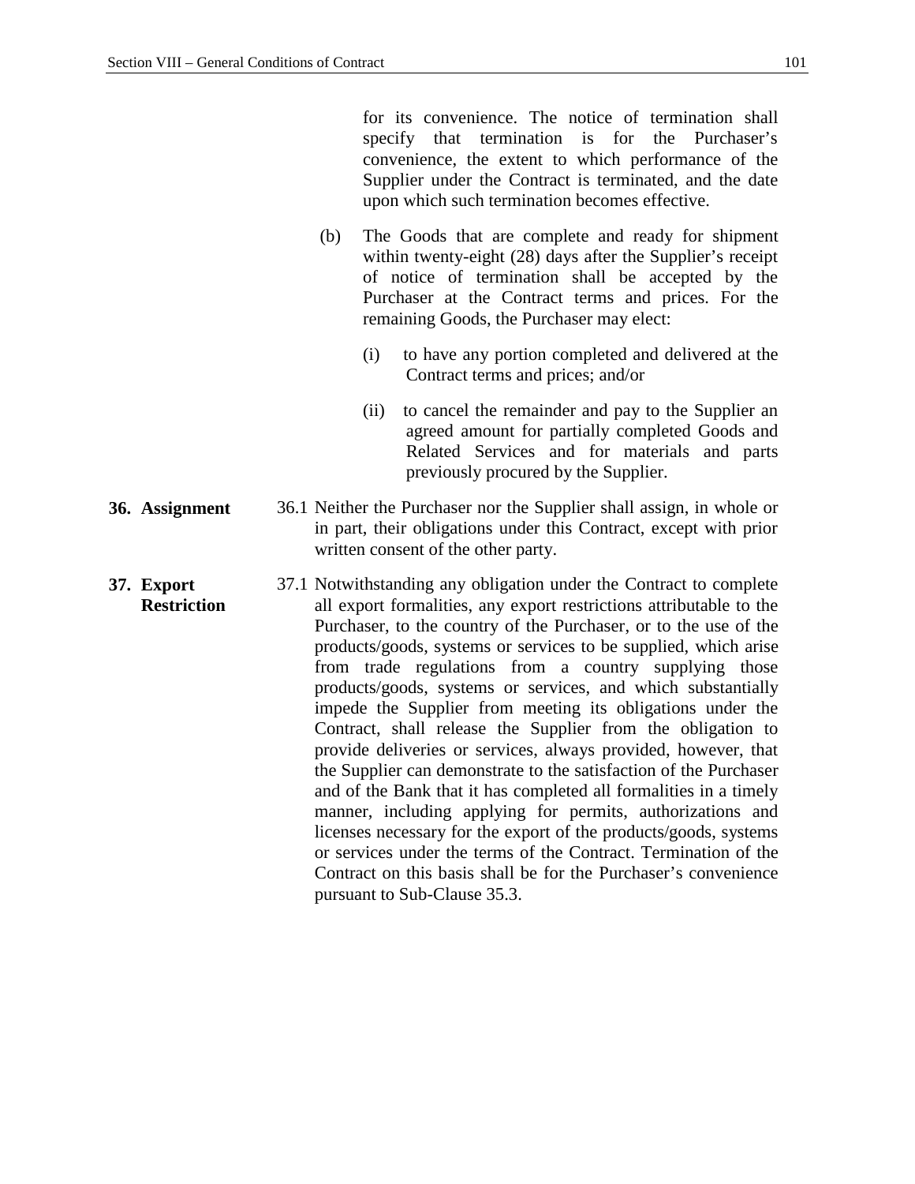for its convenience. The notice of termination shall specify that termination is for the Purchaser's convenience, the extent to which performance of the Supplier under the Contract is terminated, and the date upon which such termination becomes effective.

(b) The Goods that are complete and ready for shipment within twenty-eight (28) days after the Supplier's receipt of notice of termination shall be accepted by the Purchaser at the Contract terms and prices. For the remaining Goods, the Purchaser may elect:

(i) to have any portion completed and delivered at the Contract terms and prices; and/or

(ii) to cancel the remainder and pay to the Supplier an agreed amount for partially completed Goods and Related Services and for materials and parts previously procured by the Supplier.

**36. Assignment**

36.1 Neither the Purchaser nor the Supplier shall assign, in whole or in part, their obligations under this Contract, except with prior written consent of the other party.

**37. Export Restriction**

37.1 Notwithstanding any obligation under the Contract to complete all export formalities, any export restrictions attributable to the Purchaser, to the country of the Purchaser, or to the use of the products/goods, systems or services to be supplied, which arise from trade regulations from a country supplying those products/goods, systems or services, and which substantially impede the Supplier from meeting its obligations under the Contract, shall release the Supplier from the obligation to provide deliveries or services, always provided, however, that the Supplier can demonstrate to the satisfaction of the Purchaser and of the Bank that it has completed all formalities in a timely manner, including applying for permits, authorizations and licenses necessary for the export of the products/goods, systems or services under the terms of the Contract. Termination of the Contract on this basis shall be for the Purchaser's convenience pursuant to Sub-Clause 35.3.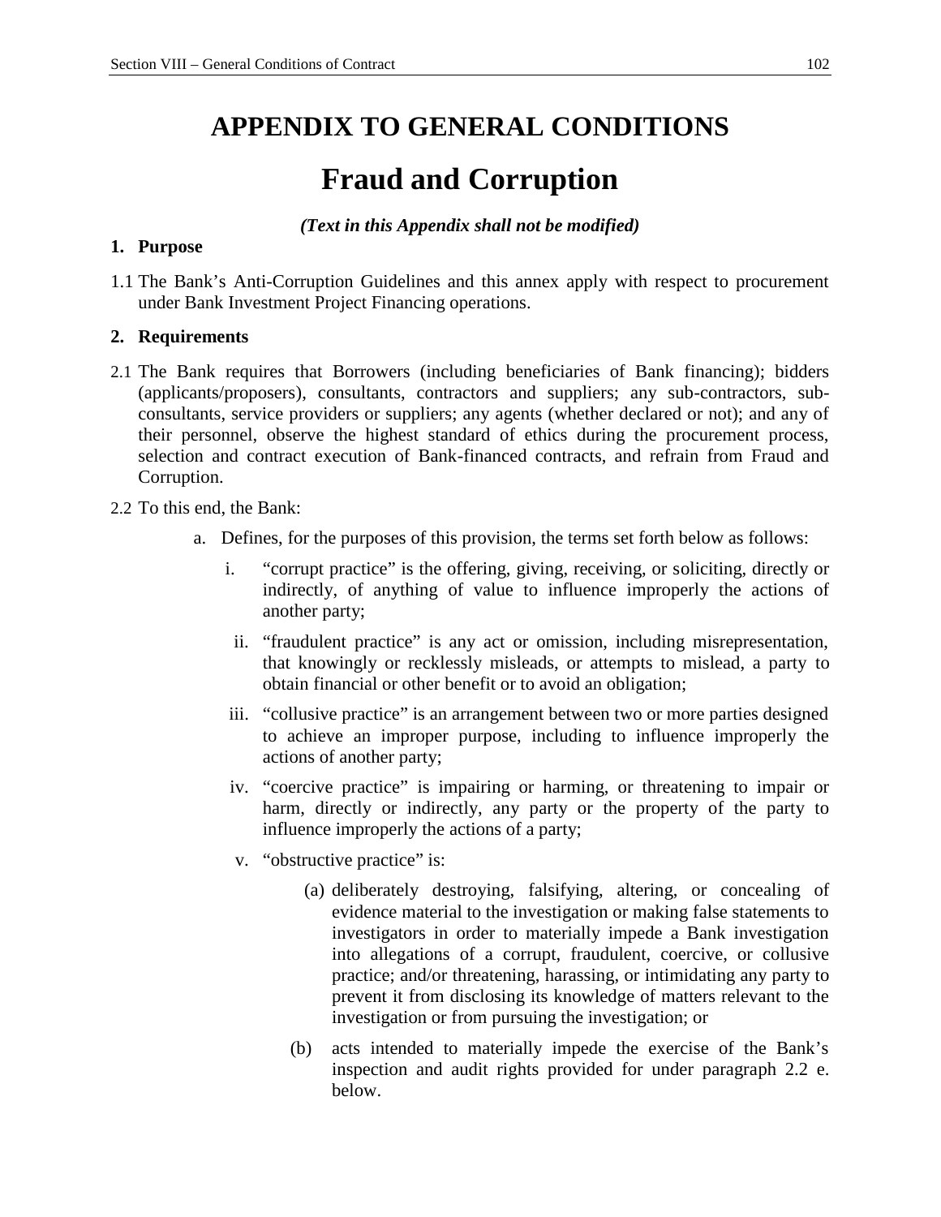# APPENDIX TO GENERAL CONDITIONS

# Fraud and Corruption

***(Text in this Appendix shall not be modified)***

## 1. Purpose

1.1 The Bank's Anti-Corruption Guidelines and this annex apply with respect to procurement under Bank Investment Project Financing operations.

## 2. Requirements

2.1 The Bank requires that Borrowers (including beneficiaries of Bank financing); bidders (applicants/proposers), consultants, contractors and suppliers; any sub-contractors, sub-consultants, service providers or suppliers; any agents (whether declared or not); and any of their personnel, observe the highest standard of ethics during the procurement process, selection and contract execution of Bank-financed contracts, and refrain from Fraud and Corruption.

2.2 To this end, the Bank:

a. Defines, for the purposes of this provision, the terms set forth below as follows:

   i. "corrupt practice" is the offering, giving, receiving, or soliciting, directly or indirectly, of anything of value to influence improperly the actions of another party;

   ii. "fraudulent practice" is any act or omission, including misrepresentation, that knowingly or recklessly misleads, or attempts to mislead, a party to obtain financial or other benefit or to avoid an obligation;

   iii. "collusive practice" is an arrangement between two or more parties designed to achieve an improper purpose, including to influence improperly the actions of another party;

   iv. "coercive practice" is impairing or harming, or threatening to impair or harm, directly or indirectly, any party or the property of the party to influence improperly the actions of a party;

   v. "obstructive practice" is:

      (a) deliberately destroying, falsifying, altering, or concealing of evidence material to the investigation or making false statements to investigators in order to materially impede a Bank investigation into allegations of a corrupt, fraudulent, coercive, or collusive practice; and/or threatening, harassing, or intimidating any party to prevent it from disclosing its knowledge of matters relevant to the investigation or from pursuing the investigation; or

      (b) acts intended to materially impede the exercise of the Bank's inspection and audit rights provided for under paragraph 2.2 e. below.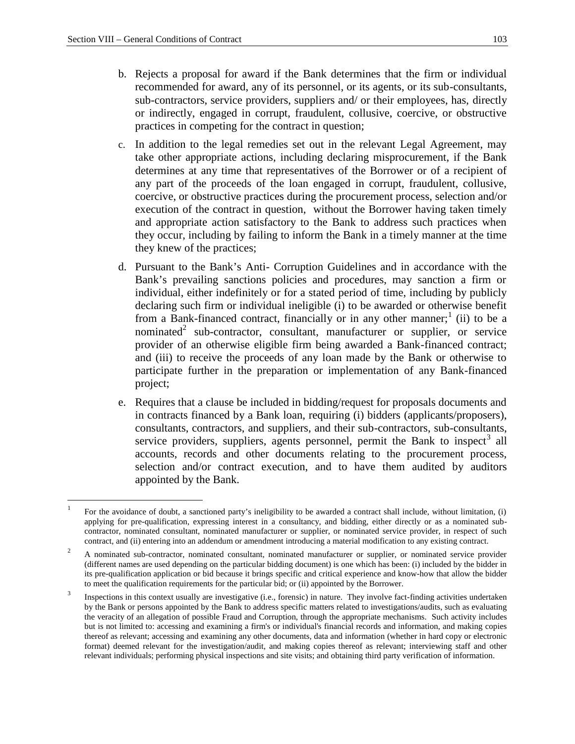b. Rejects a proposal for award if the Bank determines that the firm or individual recommended for award, any of its personnel, or its agents, or its sub-consultants, sub-contractors, service providers, suppliers and/ or their employees, has, directly or indirectly, engaged in corrupt, fraudulent, collusive, coercive, or obstructive practices in competing for the contract in question;

c. In addition to the legal remedies set out in the relevant Legal Agreement, may take other appropriate actions, including declaring misprocurement, if the Bank determines at any time that representatives of the Borrower or of a recipient of any part of the proceeds of the loan engaged in corrupt, fraudulent, collusive, coercive, or obstructive practices during the procurement process, selection and/or execution of the contract in question, without the Borrower having taken timely and appropriate action satisfactory to the Bank to address such practices when they occur, including by failing to inform the Bank in a timely manner at the time they knew of the practices;

d. Pursuant to the Bank's Anti- Corruption Guidelines and in accordance with the Bank's prevailing sanctions policies and procedures, may sanction a firm or individual, either indefinitely or for a stated period of time, including by publicly declaring such firm or individual ineligible (i) to be awarded or otherwise benefit from a Bank-financed contract, financially or in any other manner;[1] (ii) to be a nominated[2] sub-contractor, consultant, manufacturer or supplier, or service provider of an otherwise eligible firm being awarded a Bank-financed contract; and (iii) to receive the proceeds of any loan made by the Bank or otherwise to participate further in the preparation or implementation of any Bank-financed project;

e. Requires that a clause be included in bidding/request for proposals documents and in contracts financed by a Bank loan, requiring (i) bidders (applicants/proposers), consultants, contractors, and suppliers, and their sub-contractors, sub-consultants, service providers, suppliers, agents personnel, permit the Bank to inspect[3] all accounts, records and other documents relating to the procurement process, selection and/or contract execution, and to have them audited by auditors appointed by the Bank.

---

[1] For the avoidance of doubt, a sanctioned party's ineligibility to be awarded a contract shall include, without limitation, (i) applying for pre-qualification, expressing interest in a consultancy, and bidding, either directly or as a nominated sub-contractor, nominated consultant, nominated manufacturer or supplier, or nominated service provider, in respect of such contract, and (ii) entering into an addendum or amendment introducing a material modification to any existing contract.

[2] A nominated sub-contractor, nominated consultant, nominated manufacturer or supplier, or nominated service provider (different names are used depending on the particular bidding document) is one which has been: (i) included by the bidder in its pre-qualification application or bid because it brings specific and critical experience and know-how that allow the bidder to meet the qualification requirements for the particular bid; or (ii) appointed by the Borrower.

[3] Inspections in this context usually are investigative (i.e., forensic) in nature. They involve fact-finding activities undertaken by the Bank or persons appointed by the Bank to address specific matters related to investigations/audits, such as evaluating the veracity of an allegation of possible Fraud and Corruption, through the appropriate mechanisms. Such activity includes but is not limited to: accessing and examining a firm's or individual's financial records and information, and making copies thereof as relevant; accessing and examining any other documents, data and information (whether in hard copy or electronic format) deemed relevant for the investigation/audit, and making copies thereof as relevant; interviewing staff and other relevant individuals; performing physical inspections and site visits; and obtaining third party verification of information.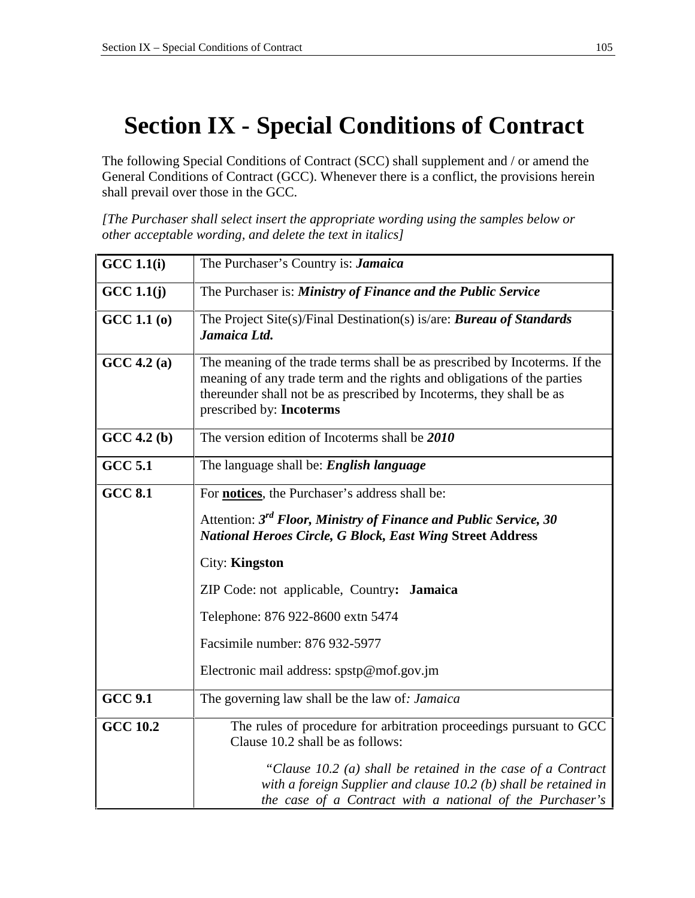# Section IX - Special Conditions of Contract

The following Special Conditions of Contract (SCC) shall supplement and / or amend the General Conditions of Contract (GCC). Whenever there is a conflict, the provisions herein shall prevail over those in the GCC.

*[The Purchaser shall select insert the appropriate wording using the samples below or other acceptable wording, and delete the text in italics]*

| | |
|---|---|
| **GCC 1.1(i)** | The Purchaser's Country is: ***Jamaica*** |
| **GCC 1.1(j)** | The Purchaser is: ***Ministry of Finance and the Public Service*** |
| **GCC 1.1 (o)** | The Project Site(s)/Final Destination(s) is/are: ***Bureau of Standards Jamaica Ltd.*** |
| **GCC 4.2 (a)** | The meaning of the trade terms shall be as prescribed by Incoterms. If the meaning of any trade term and the rights and obligations of the parties thereunder shall not be as prescribed by Incoterms, they shall be as prescribed by: **Incoterms** |
| **GCC 4.2 (b)** | The version edition of Incoterms shall be ***2010*** |
| **GCC 5.1** | The language shall be: ***English language*** |
| **GCC 8.1** | For **notices**, the Purchaser's address shall be:<br><br>Attention: ***3rd Floor, Ministry of Finance and Public Service, 30 National Heroes Circle, G Block, East Wing*** **Street Address**<br><br>City: **Kingston**<br><br>ZIP Code: not applicable, Country**: Jamaica**<br><br>Telephone: 876 922-8600 extn 5474<br><br>Facsimile number: 876 932-5977<br><br>Electronic mail address: spstp@mof.gov.jm |
| **GCC 9.1** | The governing law shall be the law of*: Jamaica* |
| **GCC 10.2** | The rules of procedure for arbitration proceedings pursuant to GCC Clause 10.2 shall be as follows:<br><br>*"Clause 10.2 (a) shall be retained in the case of a Contract with a foreign Supplier and clause 10.2 (b) shall be retained in the case of a Contract with a national of the Purchaser's* |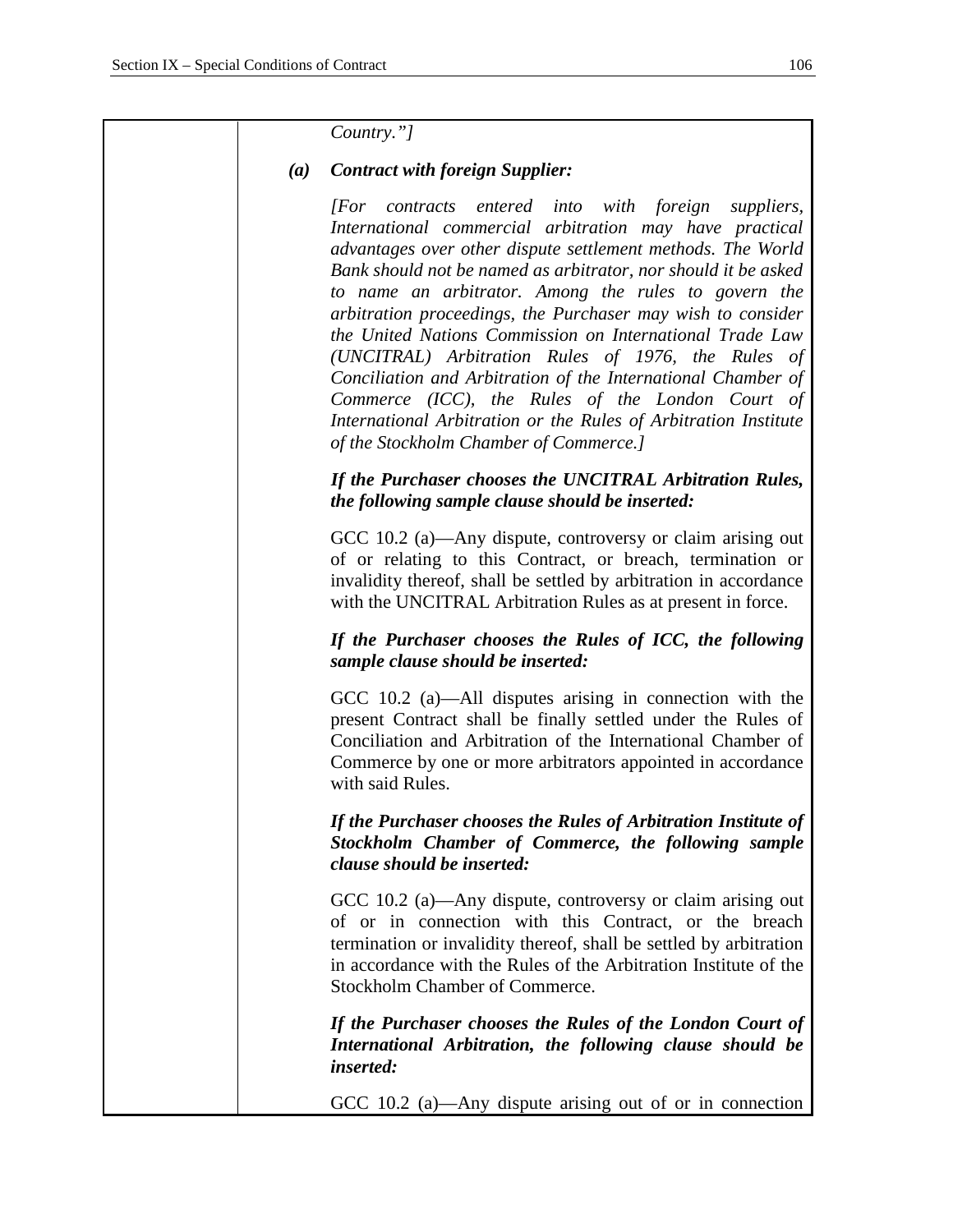*Country."]*

***(a) Contract with foreign Supplier:***

*[For contracts entered into with foreign suppliers, International commercial arbitration may have practical advantages over other dispute settlement methods. The World Bank should not be named as arbitrator, nor should it be asked to name an arbitrator. Among the rules to govern the arbitration proceedings, the Purchaser may wish to consider the United Nations Commission on International Trade Law (UNCITRAL) Arbitration Rules of 1976, the Rules of Conciliation and Arbitration of the International Chamber of Commerce (ICC), the Rules of the London Court of International Arbitration or the Rules of Arbitration Institute of the Stockholm Chamber of Commerce.]*

***If the Purchaser chooses the UNCITRAL Arbitration Rules, the following sample clause should be inserted:***

GCC 10.2 (a)—Any dispute, controversy or claim arising out of or relating to this Contract, or breach, termination or invalidity thereof, shall be settled by arbitration in accordance with the UNCITRAL Arbitration Rules as at present in force.

***If the Purchaser chooses the Rules of ICC, the following sample clause should be inserted:***

GCC 10.2 (a)—All disputes arising in connection with the present Contract shall be finally settled under the Rules of Conciliation and Arbitration of the International Chamber of Commerce by one or more arbitrators appointed in accordance with said Rules.

***If the Purchaser chooses the Rules of Arbitration Institute of Stockholm Chamber of Commerce, the following sample clause should be inserted:***

GCC 10.2 (a)—Any dispute, controversy or claim arising out of or in connection with this Contract, or the breach termination or invalidity thereof, shall be settled by arbitration in accordance with the Rules of the Arbitration Institute of the Stockholm Chamber of Commerce.

***If the Purchaser chooses the Rules of the London Court of International Arbitration, the following clause should be inserted:***

GCC 10.2 (a)—Any dispute arising out of or in connection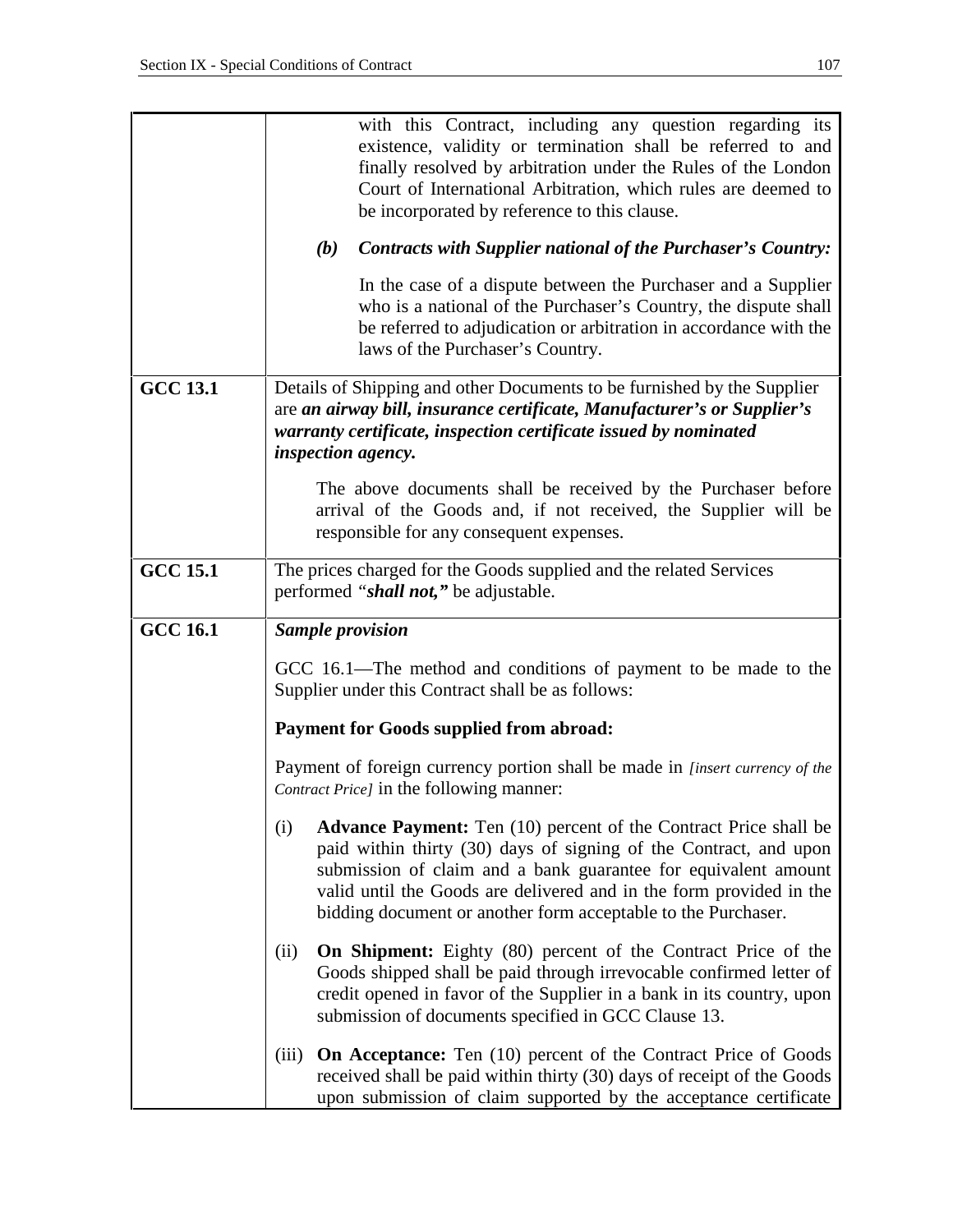| | |
|---|---|
| | with this Contract, including any question regarding its existence, validity or termination shall be referred to and finally resolved by arbitration under the Rules of the London Court of International Arbitration, which rules are deemed to be incorporated by reference to this clause.<br><br>***(b) Contracts with Supplier national of the Purchaser's Country:***<br><br>In the case of a dispute between the Purchaser and a Supplier who is a national of the Purchaser's Country, the dispute shall be referred to adjudication or arbitration in accordance with the laws of the Purchaser's Country. |
| **GCC 13.1** | Details of Shipping and other Documents to be furnished by the Supplier are ***an airway bill, insurance certificate, Manufacturer's or Supplier's warranty certificate, inspection certificate issued by nominated inspection agency.***<br><br>The above documents shall be received by the Purchaser before arrival of the Goods and, if not received, the Supplier will be responsible for any consequent expenses. |
| **GCC 15.1** | The prices charged for the Goods supplied and the related Services performed *"**shall not,**"* be adjustable. |
| **GCC 16.1** | ***Sample provision***<br><br>GCC 16.1—The method and conditions of payment to be made to the Supplier under this Contract shall be as follows:<br><br>**Payment for Goods supplied from abroad:**<br><br>Payment of foreign currency portion shall be made in *[insert currency of the Contract Price]* in the following manner:<br><br>(i) **Advance Payment:** Ten (10) percent of the Contract Price shall be paid within thirty (30) days of signing of the Contract, and upon submission of claim and a bank guarantee for equivalent amount valid until the Goods are delivered and in the form provided in the bidding document or another form acceptable to the Purchaser.<br><br>(ii) **On Shipment:** Eighty (80) percent of the Contract Price of the Goods shipped shall be paid through irrevocable confirmed letter of credit opened in favor of the Supplier in a bank in its country, upon submission of documents specified in GCC Clause 13.<br><br>(iii) **On Acceptance:** Ten (10) percent of the Contract Price of Goods received shall be paid within thirty (30) days of receipt of the Goods upon submission of claim supported by the acceptance certificate |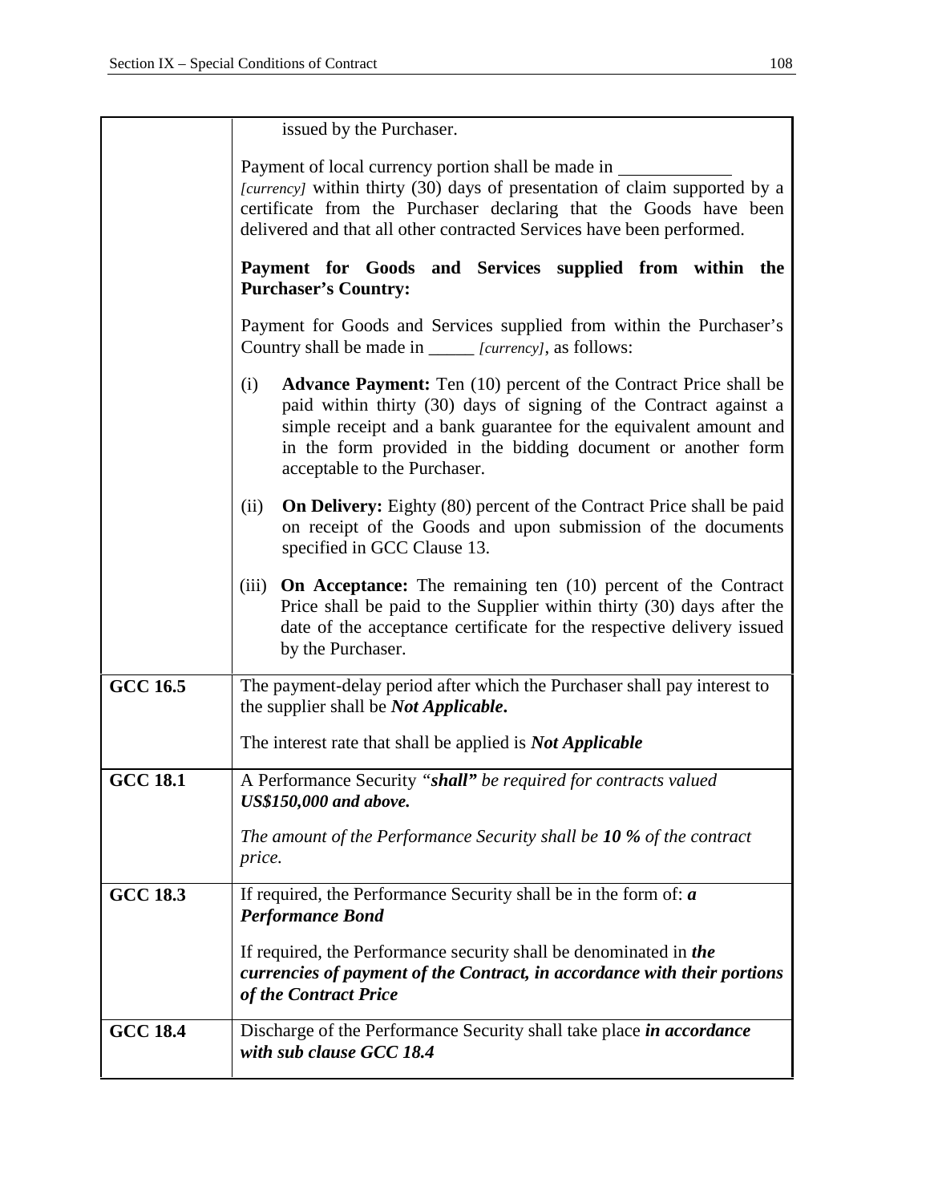| | |
|---|---|
| | issued by the Purchaser.<br><br>Payment of local currency portion shall be made in ____________ *[currency]* within thirty (30) days of presentation of claim supported by a certificate from the Purchaser declaring that the Goods have been delivered and that all other contracted Services have been performed.<br><br>**Payment for Goods and Services supplied from within the Purchaser's Country:**<br><br>Payment for Goods and Services supplied from within the Purchaser's Country shall be made in _____ *[currency]*, as follows:<br><br>(i) **Advance Payment:** Ten (10) percent of the Contract Price shall be paid within thirty (30) days of signing of the Contract against a simple receipt and a bank guarantee for the equivalent amount and in the form provided in the bidding document or another form acceptable to the Purchaser.<br><br>(ii) **On Delivery:** Eighty (80) percent of the Contract Price shall be paid on receipt of the Goods and upon submission of the documents specified in GCC Clause 13.<br><br>(iii) **On Acceptance:** The remaining ten (10) percent of the Contract Price shall be paid to the Supplier within thirty (30) days after the date of the acceptance certificate for the respective delivery issued by the Purchaser. |
| **GCC 16.5** | The payment-delay period after which the Purchaser shall pay interest to the supplier shall be ***Not Applicable*.**<br><br>The interest rate that shall be applied is ***Not Applicable*** |
| **GCC 18.1** | A Performance Security *"**shall"** be required for contracts valued **US$150,000 and above.***<br><br>*The amount of the Performance Security shall be **10 %** of the contract price.* |
| **GCC 18.3** | If required, the Performance Security shall be in the form of: ***a Performance Bond***<br><br>If required, the Performance security shall be denominated in ***the currencies of payment of the Contract, in accordance with their portions of the Contract Price*** |
| **GCC 18.4** | Discharge of the Performance Security shall take place ***in accordance with sub clause GCC 18.4*** |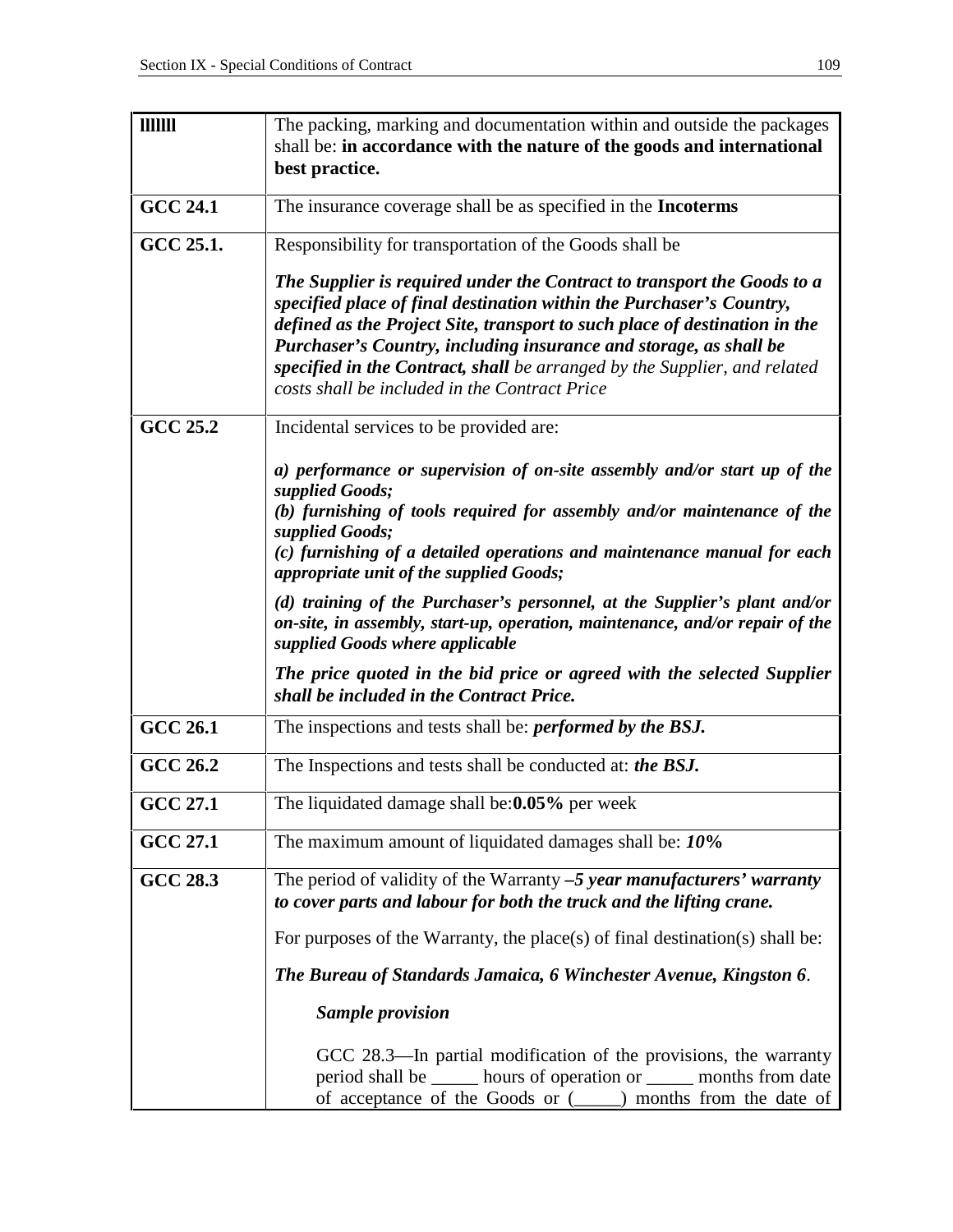| lllllll | The packing, marking and documentation within and outside the packages shall be: **in accordance with the nature of the goods and international best practice.** |
|---|---|
| **GCC 24.1** | The insurance coverage shall be as specified in the **Incoterms** |
| **GCC 25.1.** | Responsibility for transportation of the Goods shall be<br><br>***The Supplier is required under the Contract to transport the Goods to a specified place of final destination within the Purchaser's Country, defined as the Project Site, transport to such place of destination in the Purchaser's Country, including insurance and storage, as shall be specified in the Contract, shall*** *be arranged by the Supplier, and related costs shall be included in the Contract Price* |
| **GCC 25.2** | Incidental services to be provided are:<br><br>***a) performance or supervision of on-site assembly and/or start up of the supplied Goods;***<br>***(b) furnishing of tools required for assembly and/or maintenance of the supplied Goods;***<br>***(c) furnishing of a detailed operations and maintenance manual for each appropriate unit of the supplied Goods;***<br><br>***(d) training of the Purchaser's personnel, at the Supplier's plant and/or on-site, in assembly, start-up, operation, maintenance, and/or repair of the supplied Goods where applicable***<br><br>***The price quoted in the bid price or agreed with the selected Supplier shall be included in the Contract Price.*** |
| **GCC 26.1** | The inspections and tests shall be: ***performed by the BSJ.*** |
| **GCC 26.2** | The Inspections and tests shall be conducted at: ***the BSJ.*** |
| **GCC 27.1** | The liquidated damage shall be:**0.05%** per week |
| **GCC 27.1** | The maximum amount of liquidated damages shall be: ***10%*** |
| **GCC 28.3** | The period of validity of the Warranty ***–5 year manufacturers' warranty to cover parts and labour for both the truck and the lifting crane.***<br><br>For purposes of the Warranty, the place(s) of final destination(s) shall be:<br><br>***The Bureau of Standards Jamaica, 6 Winchester Avenue, Kingston 6***.<br><br>***Sample provision***<br><br>GCC 28.3—In partial modification of the provisions, the warranty period shall be _____ hours of operation or _____ months from date of acceptance of the Goods or (_____) months from the date of |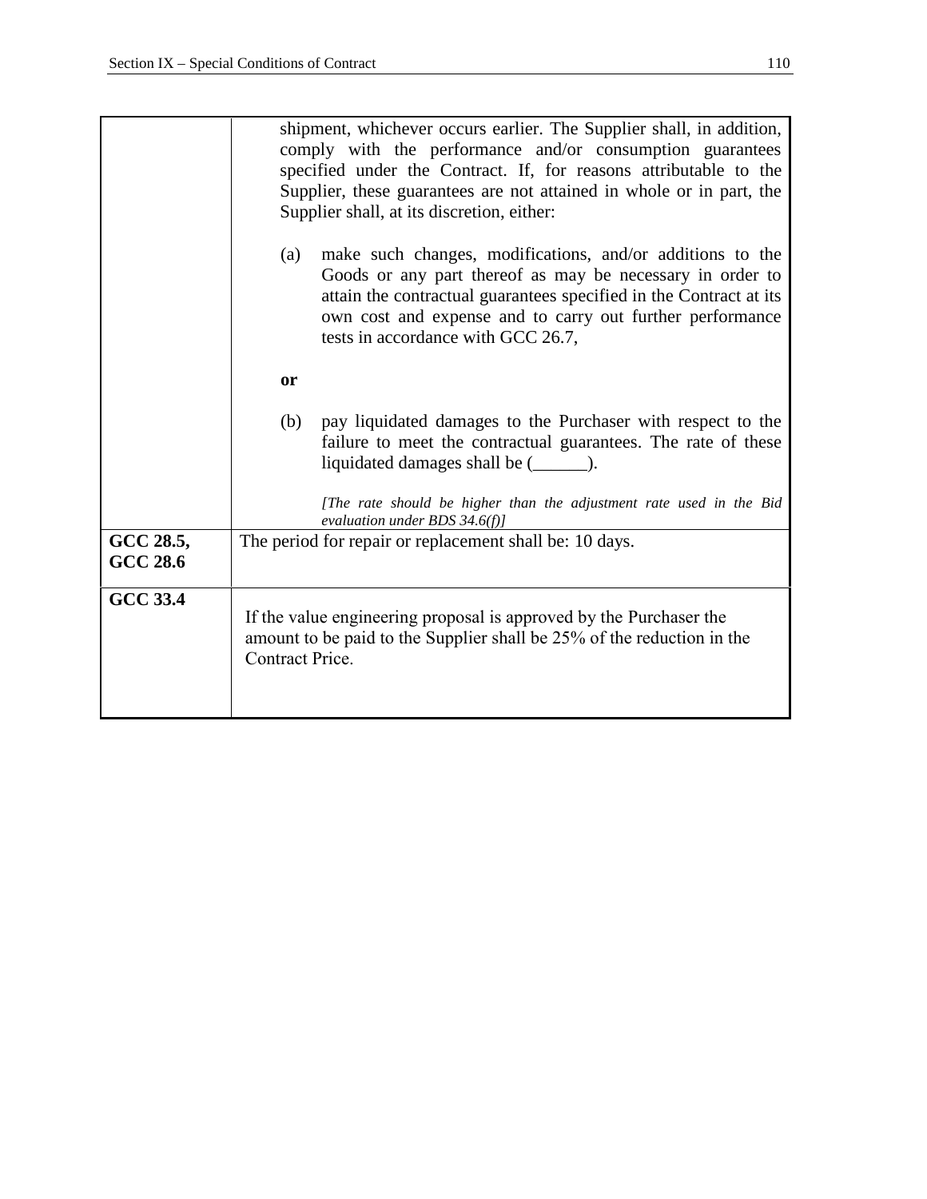| | |
|---|---|
| | shipment, whichever occurs earlier. The Supplier shall, in addition, comply with the performance and/or consumption guarantees specified under the Contract. If, for reasons attributable to the Supplier, these guarantees are not attained in whole or in part, the Supplier shall, at its discretion, either:<br><br>(a) make such changes, modifications, and/or additions to the Goods or any part thereof as may be necessary in order to attain the contractual guarantees specified in the Contract at its own cost and expense and to carry out further performance tests in accordance with GCC 26.7,<br><br>**or**<br><br>(b) pay liquidated damages to the Purchaser with respect to the failure to meet the contractual guarantees. The rate of these liquidated damages shall be (______).<br><br>*[The rate should be higher than the adjustment rate used in the Bid evaluation under BDS 34.6(f)]* |
| **GCC 28.5, GCC 28.6** | The period for repair or replacement shall be: 10 days. |
| **GCC 33.4** | If the value engineering proposal is approved by the Purchaser the amount to be paid to the Supplier shall be 25% of the reduction in the Contract Price. |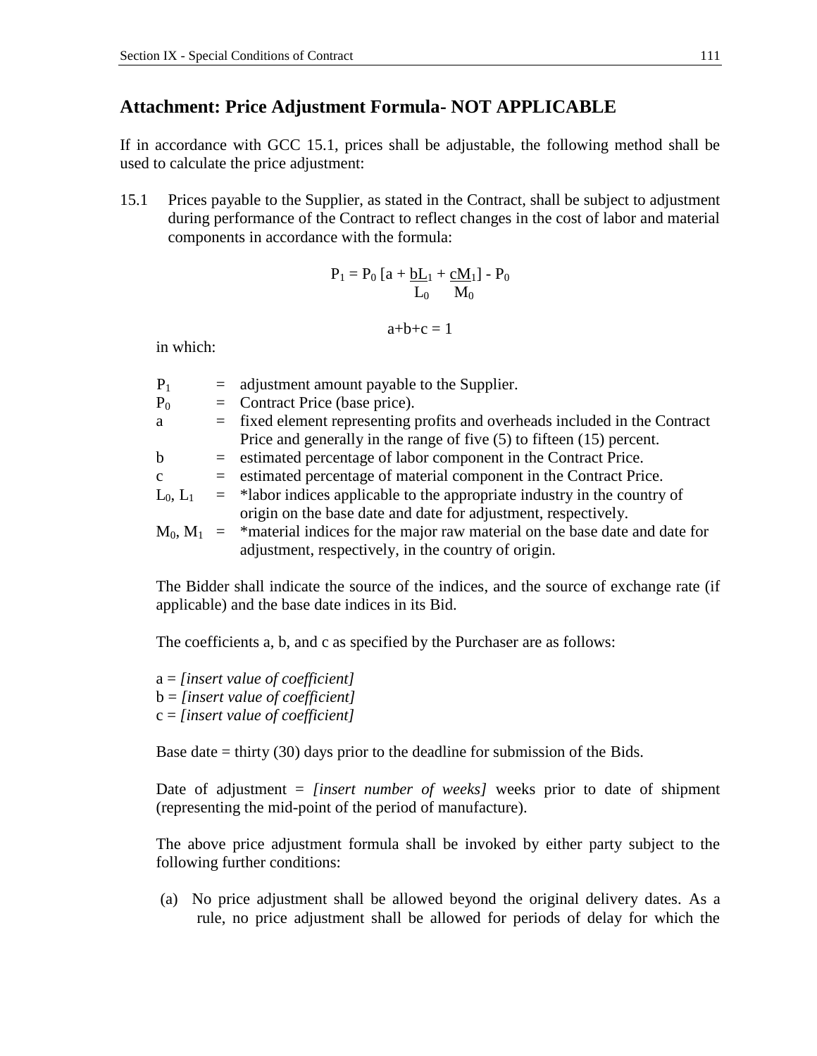## Attachment: Price Adjustment Formula- NOT APPLICABLE

If in accordance with GCC 15.1, prices shall be adjustable, the following method shall be used to calculate the price adjustment:

15.1 Prices payable to the Supplier, as stated in the Contract, shall be subject to adjustment during performance of the Contract to reflect changes in the cost of labor and material components in accordance with the formula:

$$P_1 = P_0 \left[ a + \frac{bL_1}{L_0} + \frac{cM_1}{M_0} \right] - P_0$$

$$a+b+c = 1$$

in which:

| | | |
|---|---|---|
| $P_1$ | = | adjustment amount payable to the Supplier. |
| $P_0$ | = | Contract Price (base price). |
| a | = | fixed element representing profits and overheads included in the Contract Price and generally in the range of five (5) to fifteen (15) percent. |
| b | = | estimated percentage of labor component in the Contract Price. |
| c | = | estimated percentage of material component in the Contract Price. |
| $L_0$, $L_1$ | = | *labor indices applicable to the appropriate industry in the country of origin on the base date and date for adjustment, respectively. |
| $M_0$, $M_1$ | = | *material indices for the major raw material on the base date and date for adjustment, respectively, in the country of origin. |

The Bidder shall indicate the source of the indices, and the source of exchange rate (if applicable) and the base date indices in its Bid.

The coefficients a, b, and c as specified by the Purchaser are as follows:

a = *[insert value of coefficient]*
b = *[insert value of coefficient]*
c = *[insert value of coefficient]*

Base date = thirty (30) days prior to the deadline for submission of the Bids.

Date of adjustment = *[insert number of weeks]* weeks prior to date of shipment (representing the mid-point of the period of manufacture).

The above price adjustment formula shall be invoked by either party subject to the following further conditions:

(a) No price adjustment shall be allowed beyond the original delivery dates. As a rule, no price adjustment shall be allowed for periods of delay for which the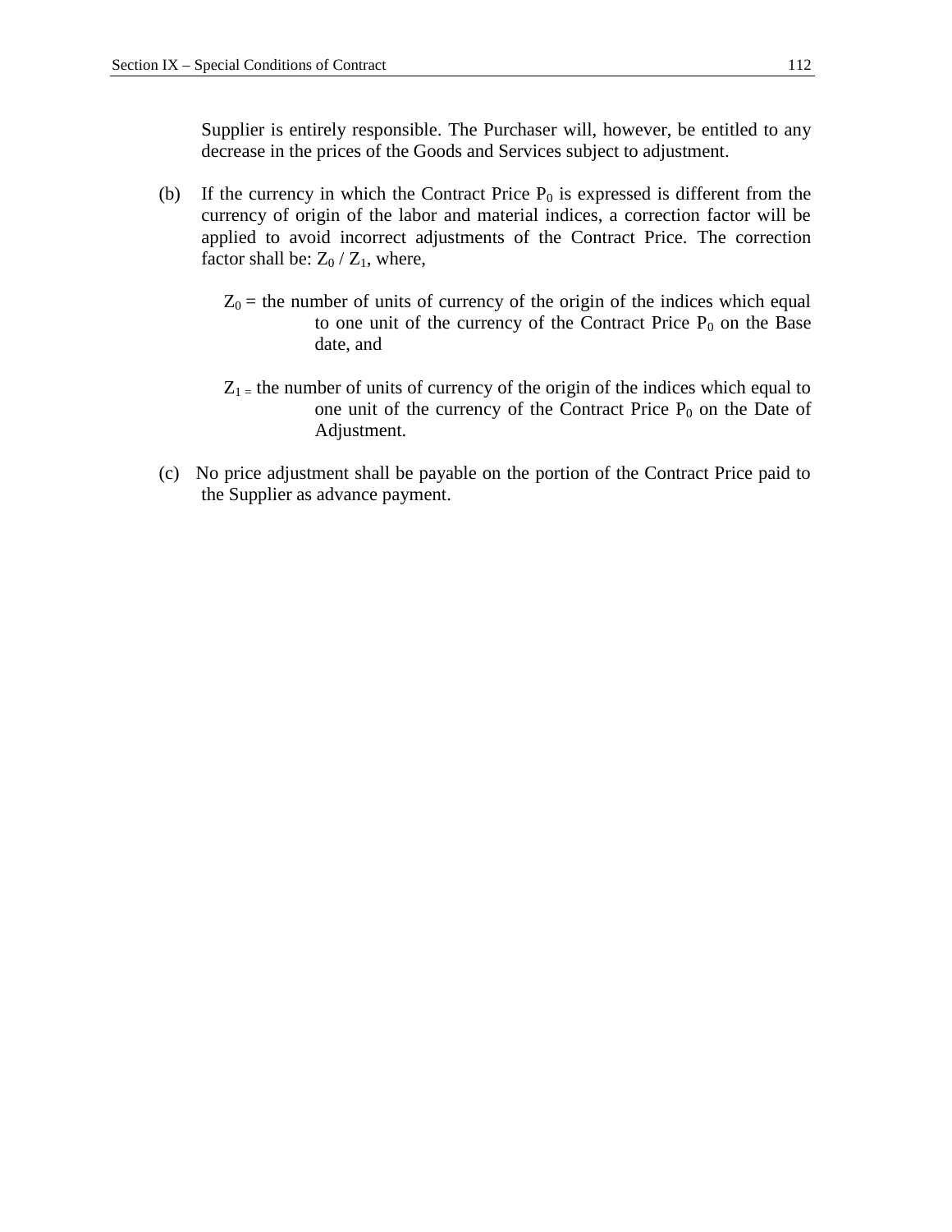Supplier is entirely responsible. The Purchaser will, however, be entitled to any decrease in the prices of the Goods and Services subject to adjustment.

(b) If the currency in which the Contract Price $P_0$ is expressed is different from the currency of origin of the labor and material indices, a correction factor will be applied to avoid incorrect adjustments of the Contract Price. The correction factor shall be: $Z_0 / Z_1$, where,

$Z_0$ = the number of units of currency of the origin of the indices which equal to one unit of the currency of the Contract Price $P_0$ on the Base date, and

$Z_1$ = the number of units of currency of the origin of the indices which equal to one unit of the currency of the Contract Price $P_0$ on the Date of Adjustment.

(c) No price adjustment shall be payable on the portion of the Contract Price paid to the Supplier as advance payment.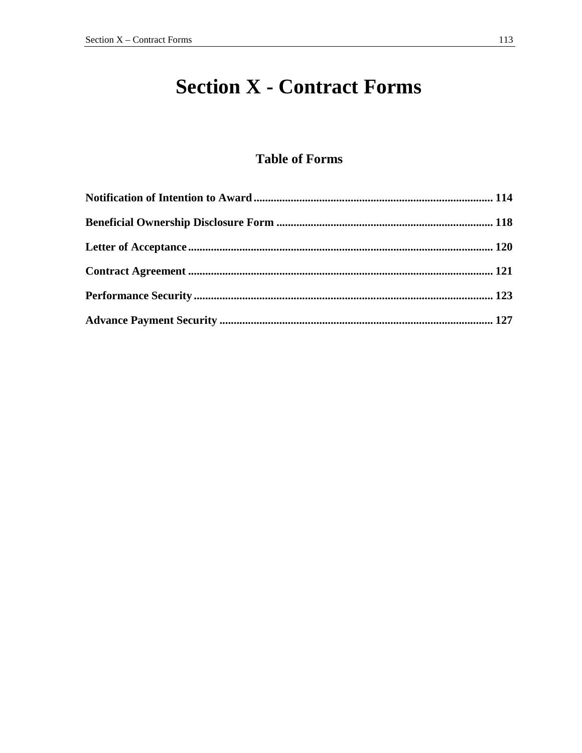# Section X - Contract Forms

## Table of Forms

**Notification of Intention to Award** .......................................................................... **114**

**Beneficial Ownership Disclosure Form** .......................................................................... **118**

**Letter of Acceptance** .......................................................................... **120**

**Contract Agreement** .......................................................................... **121**

**Performance Security** .......................................................................... **123**

**Advance Payment Security** .......................................................................... **127**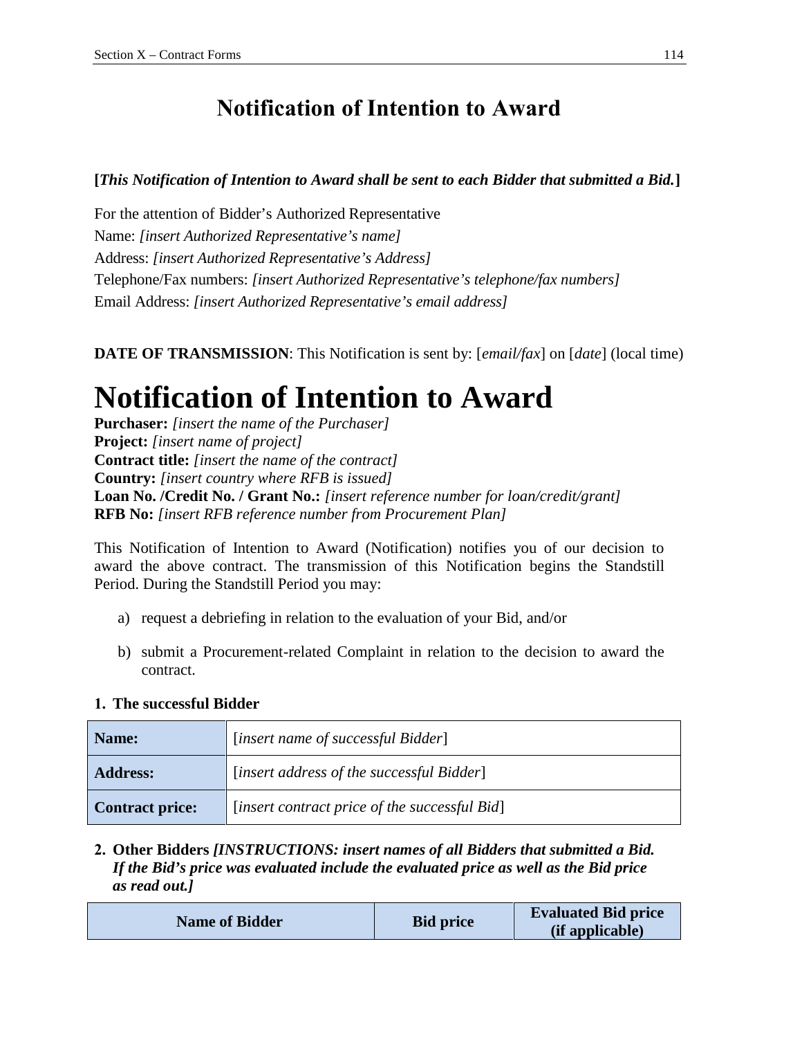# Notification of Intention to Award

**[*This Notification of Intention to Award shall be sent to each Bidder that submitted a Bid.*]**

For the attention of Bidder's Authorized Representative
Name: *[insert Authorized Representative's name]*
Address: *[insert Authorized Representative's Address]*
Telephone/Fax numbers: *[insert Authorized Representative's telephone/fax numbers]*
Email Address: *[insert Authorized Representative's email address]*

**DATE OF TRANSMISSION**: This Notification is sent by: [*email/fax*] on [*date*] (local time)

# Notification of Intention to Award

**Purchaser:** *[insert the name of the Purchaser]*
**Project:** *[insert name of project]*
**Contract title:** *[insert the name of the contract]*
**Country:** *[insert country where RFB is issued]*
**Loan No. /Credit No. / Grant No.:** *[insert reference number for loan/credit/grant]*
**RFB No:** *[insert RFB reference number from Procurement Plan]*

This Notification of Intention to Award (Notification) notifies you of our decision to award the above contract. The transmission of this Notification begins the Standstill Period. During the Standstill Period you may:

a) request a debriefing in relation to the evaluation of your Bid, and/or

b) submit a Procurement-related Complaint in relation to the decision to award the contract.

**1. The successful Bidder**

| | |
|---|---|
| **Name:** | [*insert name of successful Bidder*] |
| **Address:** | [*insert address of the successful Bidder*] |
| **Contract price:** | [*insert contract price of the successful Bid*] |

**2. Other Bidders *[INSTRUCTIONS: insert names of all Bidders that submitted a Bid. If the Bid's price was evaluated include the evaluated price as well as the Bid price as read out.]***

| Name of Bidder | Bid price | Evaluated Bid price (if applicable) |
|---|---|---|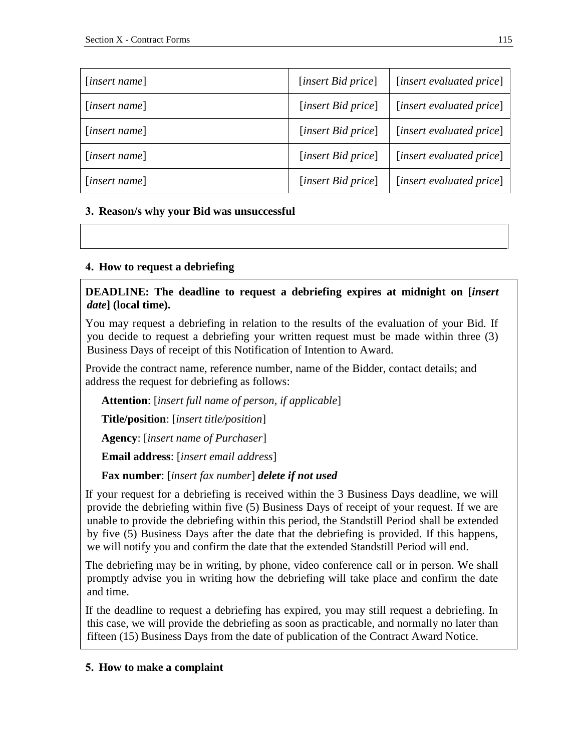| | | |
|---|---|---|
| [*insert name*] | [*insert Bid price*] | [*insert evaluated price*] |
| [*insert name*] | [*insert Bid price*] | [*insert evaluated price*] |
| [*insert name*] | [*insert Bid price*] | [*insert evaluated price*] |
| [*insert name*] | [*insert Bid price*] | [*insert evaluated price*] |
| [*insert name*] | [*insert Bid price*] | [*insert evaluated price*] |

**3. Reason/s why your Bid was unsuccessful**

| |
|---|
| |

**4. How to request a debriefing**

**DEADLINE: The deadline to request a debriefing expires at midnight on [*insert date*] (local time).**

You may request a debriefing in relation to the results of the evaluation of your Bid. If you decide to request a debriefing your written request must be made within three (3) Business Days of receipt of this Notification of Intention to Award.

Provide the contract name, reference number, name of the Bidder, contact details; and address the request for debriefing as follows:

**Attention**: [*insert full name of person, if applicable*]

**Title/position**: [*insert title/position*]

**Agency**: [*insert name of Purchaser*]

**Email address**: [*insert email address*]

**Fax number**: [*insert fax number*] ***delete if not used***

If your request for a debriefing is received within the 3 Business Days deadline, we will provide the debriefing within five (5) Business Days of receipt of your request. If we are unable to provide the debriefing within this period, the Standstill Period shall be extended by five (5) Business Days after the date that the debriefing is provided. If this happens, we will notify you and confirm the date that the extended Standstill Period will end.

The debriefing may be in writing, by phone, video conference call or in person. We shall promptly advise you in writing how the debriefing will take place and confirm the date and time.

If the deadline to request a debriefing has expired, you may still request a debriefing. In this case, we will provide the debriefing as soon as practicable, and normally no later than fifteen (15) Business Days from the date of publication of the Contract Award Notice.

**5. How to make a complaint**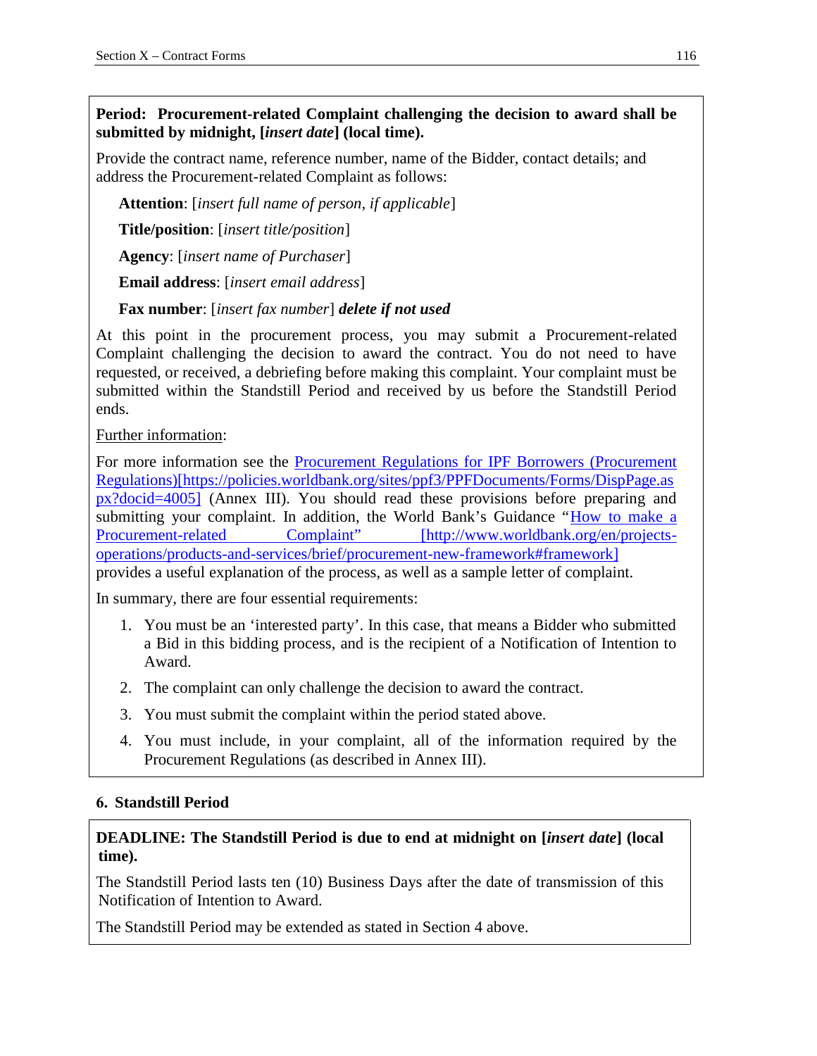**Period: Procurement-related Complaint challenging the decision to award shall be submitted by midnight, [*insert date*] (local time).**

Provide the contract name, reference number, name of the Bidder, contact details; and address the Procurement-related Complaint as follows:

**Attention**: [*insert full name of person, if applicable*]

**Title/position**: [*insert title/position*]

**Agency**: [*insert name of Purchaser*]

**Email address**: [*insert email address*]

**Fax number**: [*insert fax number*] ***delete if not used***

At this point in the procurement process, you may submit a Procurement-related Complaint challenging the decision to award the contract. You do not need to have requested, or received, a debriefing before making this complaint. Your complaint must be submitted within the Standstill Period and received by us before the Standstill Period ends.

Further information:

For more information see the [Procurement Regulations for IPF Borrowers (Procurement Regulations)[https://policies.worldbank.org/sites/ppf3/PPFDocuments/Forms/DispPage.aspx?docid=4005]](https://policies.worldbank.org/sites/ppf3/PPFDocuments/Forms/DispPage.aspx?docid=4005) (Annex III). You should read these provisions before preparing and submitting your complaint. In addition, the World Bank's Guidance "[How to make a Procurement-related Complaint" [http://www.worldbank.org/en/projects-operations/products-and-services/brief/procurement-new-framework#framework]](http://www.worldbank.org/en/projects-operations/products-and-services/brief/procurement-new-framework#framework) provides a useful explanation of the process, as well as a sample letter of complaint.

In summary, there are four essential requirements:

1. You must be an 'interested party'. In this case, that means a Bidder who submitted a Bid in this bidding process, and is the recipient of a Notification of Intention to Award.
2. The complaint can only challenge the decision to award the contract.
3. You must submit the complaint within the period stated above.
4. You must include, in your complaint, all of the information required by the Procurement Regulations (as described in Annex III).

## 6. Standstill Period

**DEADLINE: The Standstill Period is due to end at midnight on [*insert date*] (local time).**

The Standstill Period lasts ten (10) Business Days after the date of transmission of this Notification of Intention to Award.

The Standstill Period may be extended as stated in Section 4 above.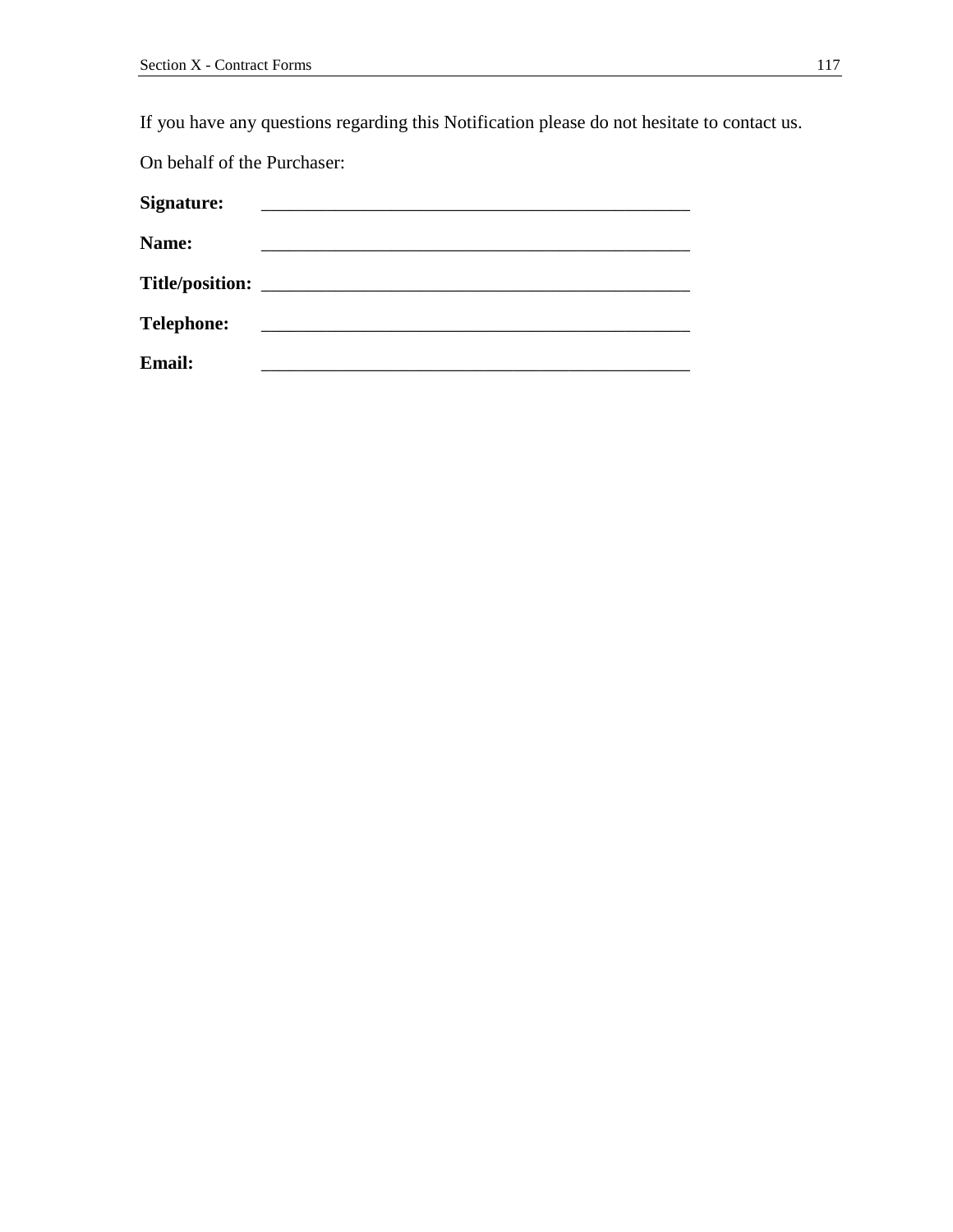If you have any questions regarding this Notification please do not hesitate to contact us.

On behalf of the Purchaser:

**Signature:** _______________________________________________

**Name:** _______________________________________________

**Title/position:** _______________________________________________

**Telephone:** _______________________________________________

**Email:** _______________________________________________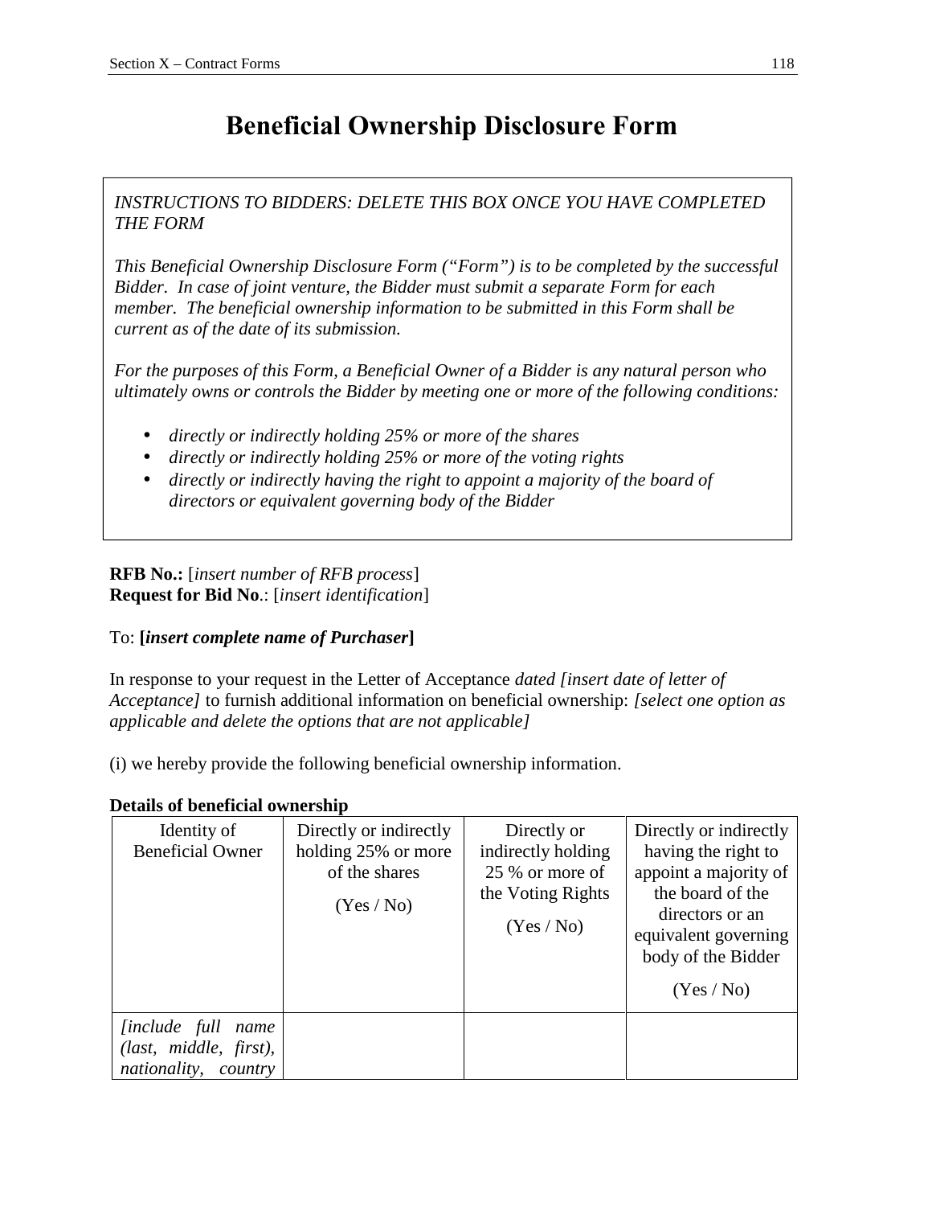# Beneficial Ownership Disclosure Form

*INSTRUCTIONS TO BIDDERS: DELETE THIS BOX ONCE YOU HAVE COMPLETED THE FORM*

*This Beneficial Ownership Disclosure Form ("Form") is to be completed by the successful Bidder. In case of joint venture, the Bidder must submit a separate Form for each member. The beneficial ownership information to be submitted in this Form shall be current as of the date of its submission.*

*For the purposes of this Form, a Beneficial Owner of a Bidder is any natural person who ultimately owns or controls the Bidder by meeting one or more of the following conditions:*

- *directly or indirectly holding 25% or more of the shares*
- *directly or indirectly holding 25% or more of the voting rights*
- *directly or indirectly having the right to appoint a majority of the board of directors or equivalent governing body of the Bidder*

**RFB No.:** [*insert number of RFB process*]
**Request for Bid No**.: [*insert identification*]

To: **[*insert complete name of Purchaser*]**

In response to your request in the Letter of Acceptance *dated [insert date of letter of Acceptance]* to furnish additional information on beneficial ownership: *[select one option as applicable and delete the options that are not applicable]*

(i) we hereby provide the following beneficial ownership information.

**Details of beneficial ownership**

| Identity of Beneficial Owner | Directly or indirectly holding 25% or more of the shares (Yes / No) | Directly or indirectly holding 25 % or more of the Voting Rights (Yes / No) | Directly or indirectly having the right to appoint a majority of the board of the directors or an equivalent governing body of the Bidder (Yes / No) |
|---|---|---|---|
| *[include full name (last, middle, first), nationality, country* | | | |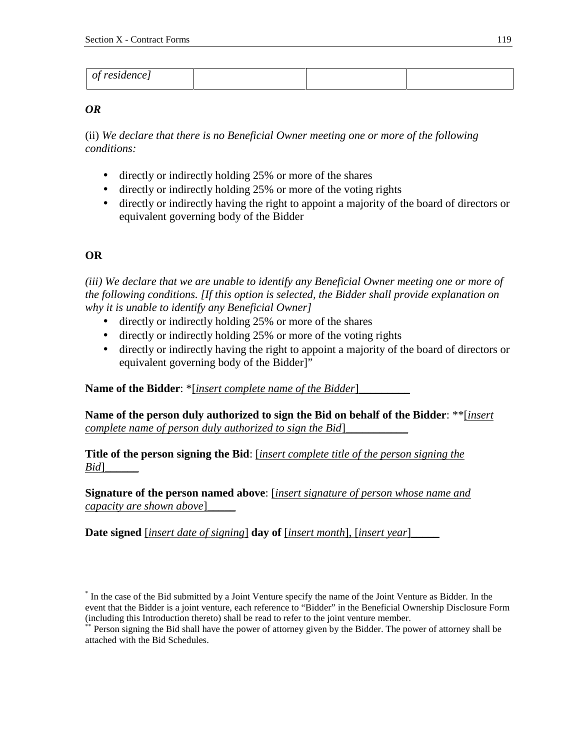| of residence] | | | |
|---|---|---|---|

***OR***

(ii) *We declare that there is no Beneficial Owner meeting one or more of the following conditions:*

- directly or indirectly holding 25% or more of the shares
- directly or indirectly holding 25% or more of the voting rights
- directly or indirectly having the right to appoint a majority of the board of directors or equivalent governing body of the Bidder

**OR**

*(iii) We declare that we are unable to identify any Beneficial Owner meeting one or more of the following conditions. [If this option is selected, the Bidder shall provide explanation on why it is unable to identify any Beneficial Owner]*

- directly or indirectly holding 25% or more of the shares
- directly or indirectly holding 25% or more of the voting rights
- directly or indirectly having the right to appoint a majority of the board of directors or equivalent governing body of the Bidder]"

**Name of the Bidder**: *[*insert complete name of the Bidder*]_________

**Name of the person duly authorized to sign the Bid on behalf of the Bidder**: **[*insert complete name of person duly authorized to sign the Bid*]___________

**Title of the person signing the Bid**: [*insert complete title of the person signing the Bid*]______

**Signature of the person named above**: [*insert signature of person whose name and capacity are shown above*]_____

**Date signed** [*insert date of signing*] **day of** [*insert month*], [*insert year*]_____

---

* In the case of the Bid submitted by a Joint Venture specify the name of the Joint Venture as Bidder. In the event that the Bidder is a joint venture, each reference to "Bidder" in the Beneficial Ownership Disclosure Form (including this Introduction thereto) shall be read to refer to the joint venture member.

** Person signing the Bid shall have the power of attorney given by the Bidder. The power of attorney shall be attached with the Bid Schedules.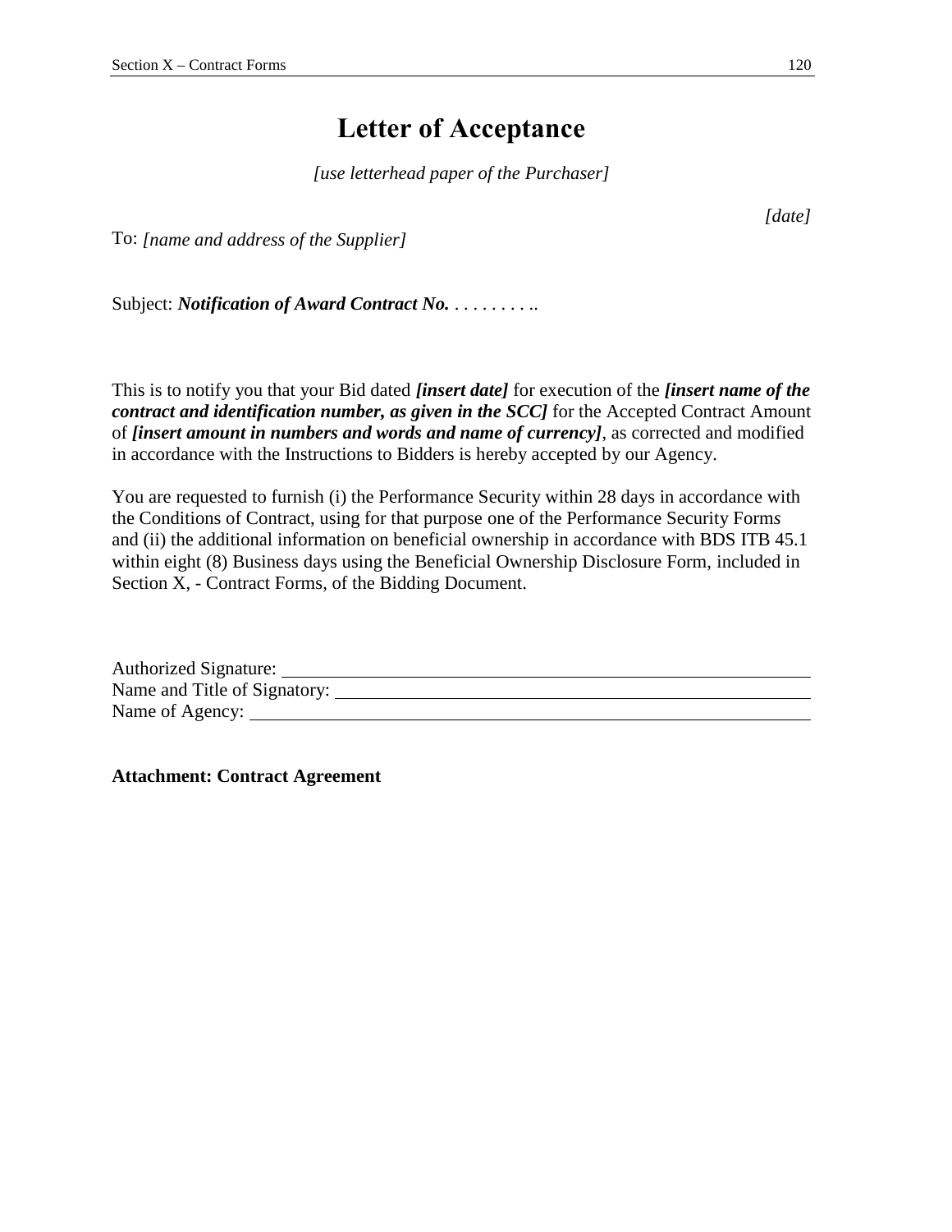# Letter of Acceptance

*[use letterhead paper of the Purchaser]*

*[date]*

To: *[name and address of the Supplier]*

Subject: ***Notification of Award Contract No.*** . . . . . . . . . ..

This is to notify you that your Bid dated ***[insert date]*** for execution of the ***[insert name of the contract and identification number, as given in the SCC]*** for the Accepted Contract Amount of ***[insert amount in numbers and words and name of currency]***, as corrected and modified in accordance with the Instructions to Bidders is hereby accepted by our Agency.

You are requested to furnish (i) the Performance Security within 28 days in accordance with the Conditions of Contract, using for that purpose one of the Performance Security Form*s* and (ii) the additional information on beneficial ownership in accordance with BDS ITB 45.1 within eight (8) Business days using the Beneficial Ownership Disclosure Form, included in Section X, - Contract Forms, of the Bidding Document.

Authorized Signature: ______________________________

Name and Title of Signatory: ______________________________

Name of Agency: ______________________________

**Attachment: Contract Agreement**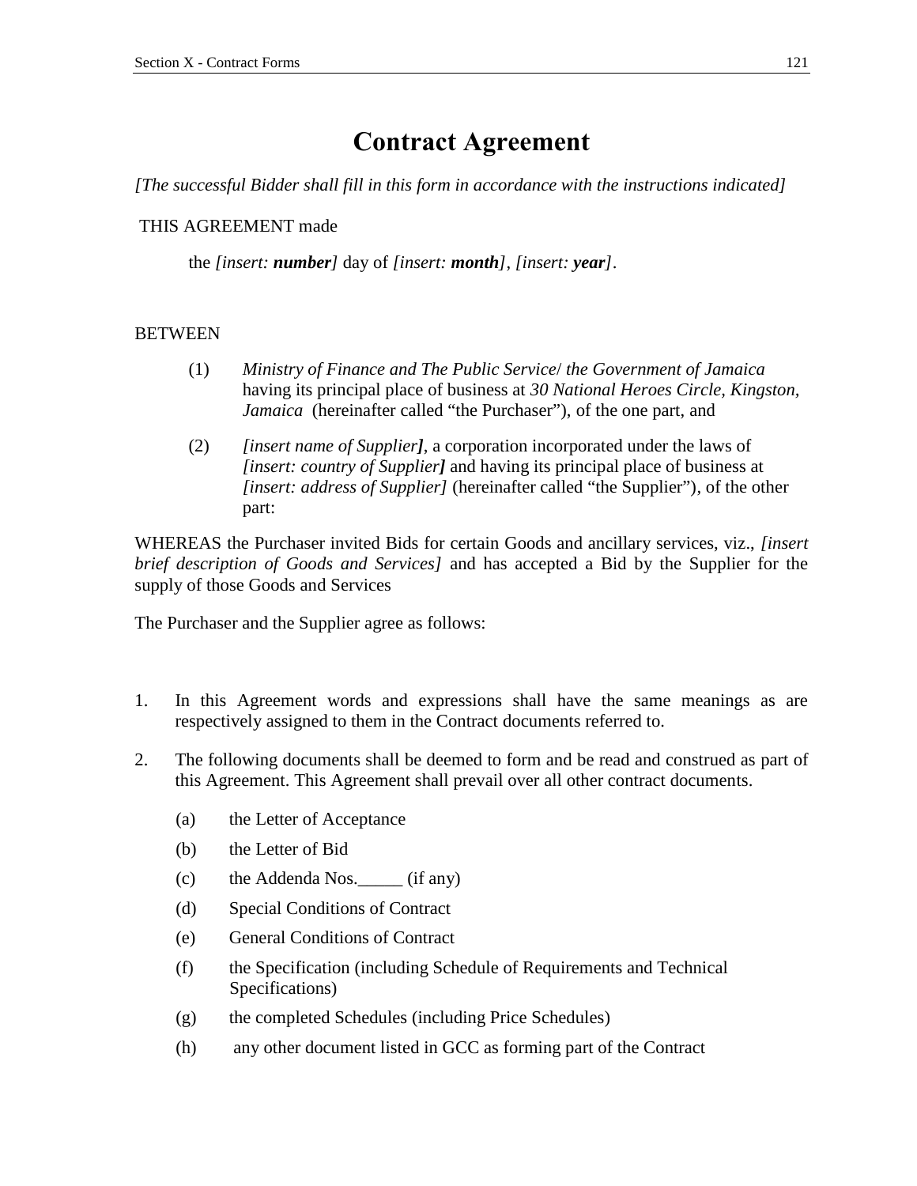# Contract Agreement

*[The successful Bidder shall fill in this form in accordance with the instructions indicated]*

THIS AGREEMENT made

the *[insert: **number**]* day of *[insert: **month**]*, *[insert: **year**]*.

BETWEEN

(1) *Ministry of Finance and The Public Service*/ *the Government of Jamaica* having its principal place of business at *30 National Heroes Circle, Kingston, Jamaica* (hereinafter called "the Purchaser"), of the one part, and

(2) *[insert name of Supplier]*, a corporation incorporated under the laws of *[insert: country of Supplier]* and having its principal place of business at *[insert: address of Supplier]* (hereinafter called "the Supplier"), of the other part:

WHEREAS the Purchaser invited Bids for certain Goods and ancillary services, viz., *[insert brief description of Goods and Services]* and has accepted a Bid by the Supplier for the supply of those Goods and Services

The Purchaser and the Supplier agree as follows:

1. In this Agreement words and expressions shall have the same meanings as are respectively assigned to them in the Contract documents referred to.

2. The following documents shall be deemed to form and be read and construed as part of this Agreement. This Agreement shall prevail over all other contract documents.

   (a) the Letter of Acceptance

   (b) the Letter of Bid

   (c) the Addenda Nos._____ (if any)

   (d) Special Conditions of Contract

   (e) General Conditions of Contract

   (f) the Specification (including Schedule of Requirements and Technical Specifications)

   (g) the completed Schedules (including Price Schedules)

   (h) any other document listed in GCC as forming part of the Contract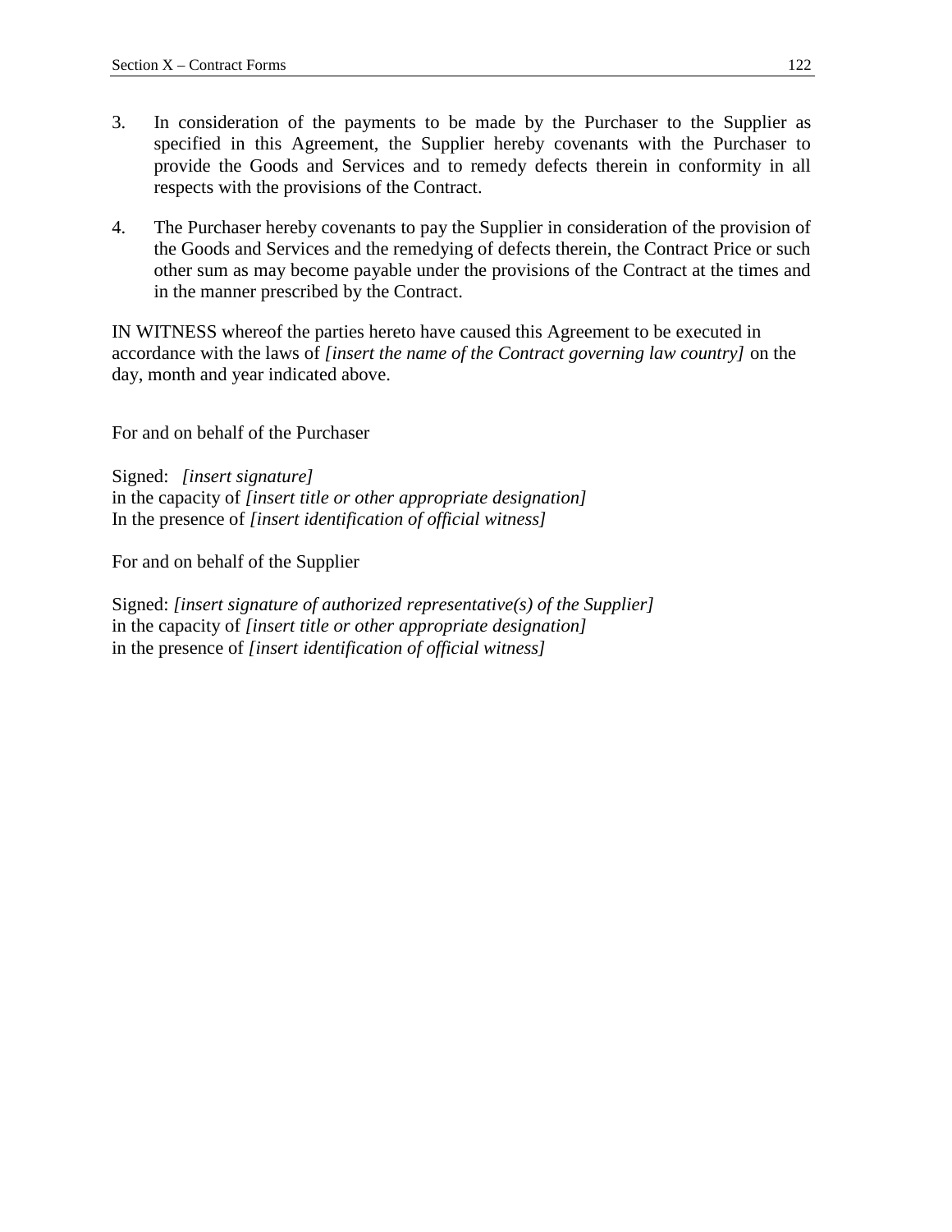3. In consideration of the payments to be made by the Purchaser to the Supplier as specified in this Agreement, the Supplier hereby covenants with the Purchaser to provide the Goods and Services and to remedy defects therein in conformity in all respects with the provisions of the Contract.

4. The Purchaser hereby covenants to pay the Supplier in consideration of the provision of the Goods and Services and the remedying of defects therein, the Contract Price or such other sum as may become payable under the provisions of the Contract at the times and in the manner prescribed by the Contract.

IN WITNESS whereof the parties hereto have caused this Agreement to be executed in accordance with the laws of *[insert the name of the Contract governing law country]* on the day, month and year indicated above.

For and on behalf of the Purchaser

Signed: *[insert signature]*
in the capacity of *[insert title or other appropriate designation]*
In the presence of *[insert identification of official witness]*

For and on behalf of the Supplier

Signed: *[insert signature of authorized representative(s) of the Supplier]*
in the capacity of *[insert title or other appropriate designation]*
in the presence of *[insert identification of official witness]*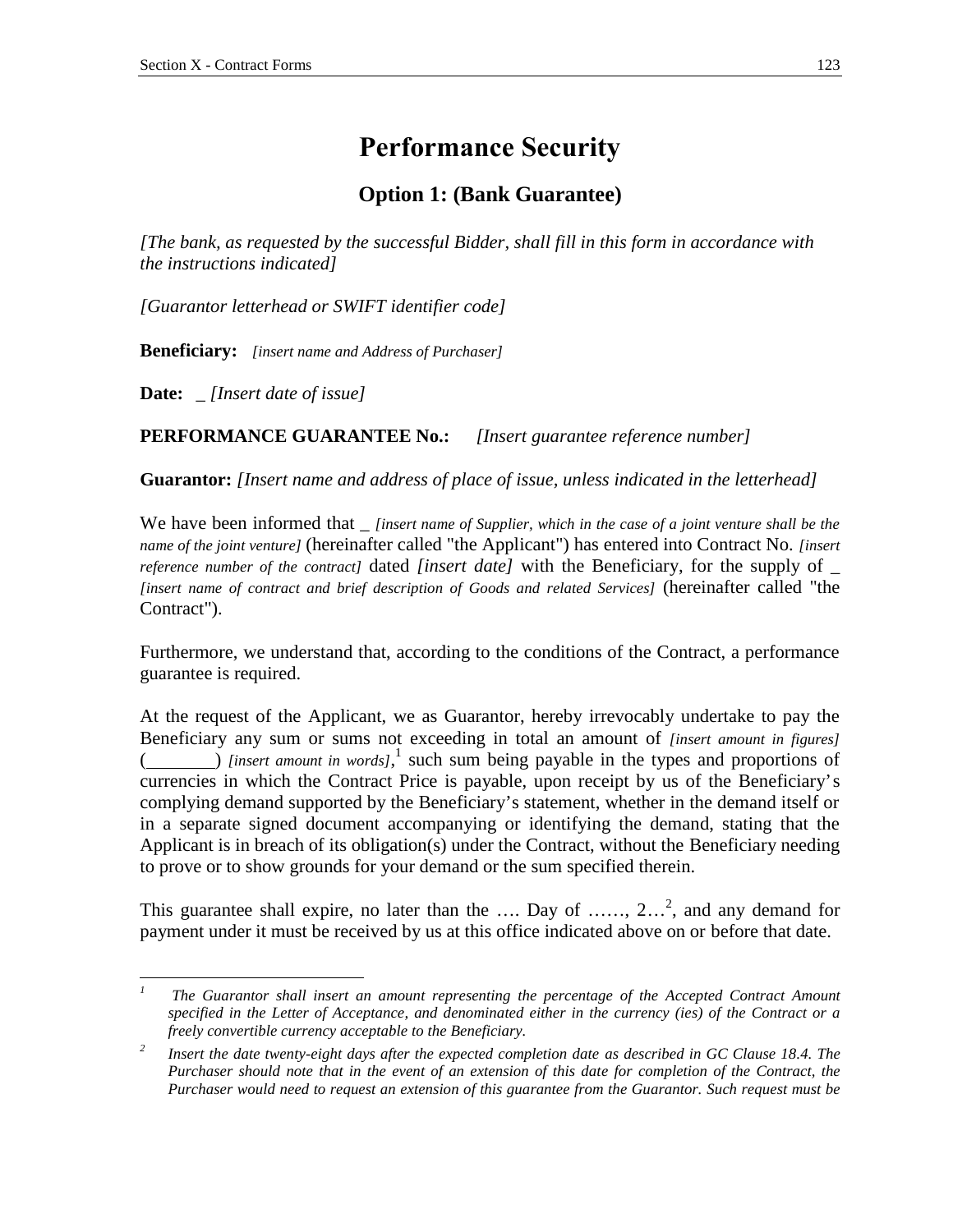# Performance Security

## Option 1: (Bank Guarantee)

*[The bank, as requested by the successful Bidder, shall fill in this form in accordance with the instructions indicated]*

*[Guarantor letterhead or SWIFT identifier code]*

**Beneficiary:** *[insert name and Address of Purchaser]*

**Date:** _ *[Insert date of issue]*

**PERFORMANCE GUARANTEE No.:** *[Insert guarantee reference number]*

**Guarantor:** *[Insert name and address of place of issue, unless indicated in the letterhead]*

We have been informed that _ *[insert name of Supplier, which in the case of a joint venture shall be the name of the joint venture]* (hereinafter called "the Applicant") has entered into Contract No. *[insert reference number of the contract]* dated *[insert date]* with the Beneficiary, for the supply of _ *[insert name of contract and brief description of Goods and related Services]* (hereinafter called "the Contract").

Furthermore, we understand that, according to the conditions of the Contract, a performance guarantee is required.

At the request of the Applicant, we as Guarantor, hereby irrevocably undertake to pay the Beneficiary any sum or sums not exceeding in total an amount of *[insert amount in figures]* (________) *[insert amount in words]*,[1] such sum being payable in the types and proportions of currencies in which the Contract Price is payable, upon receipt by us of the Beneficiary's complying demand supported by the Beneficiary's statement, whether in the demand itself or in a separate signed document accompanying or identifying the demand, stating that the Applicant is in breach of its obligation(s) under the Contract, without the Beneficiary needing to prove or to show grounds for your demand or the sum specified therein.

This guarantee shall expire, no later than the …. Day of ……, 2…[2], and any demand for payment under it must be received by us at this office indicated above on or before that date.

---

[1] *The Guarantor shall insert an amount representing the percentage of the Accepted Contract Amount specified in the Letter of Acceptance, and denominated either in the currency (ies) of the Contract or a freely convertible currency acceptable to the Beneficiary.*

[2] *Insert the date twenty-eight days after the expected completion date as described in GC Clause 18.4. The Purchaser should note that in the event of an extension of this date for completion of the Contract, the Purchaser would need to request an extension of this guarantee from the Guarantor. Such request must be*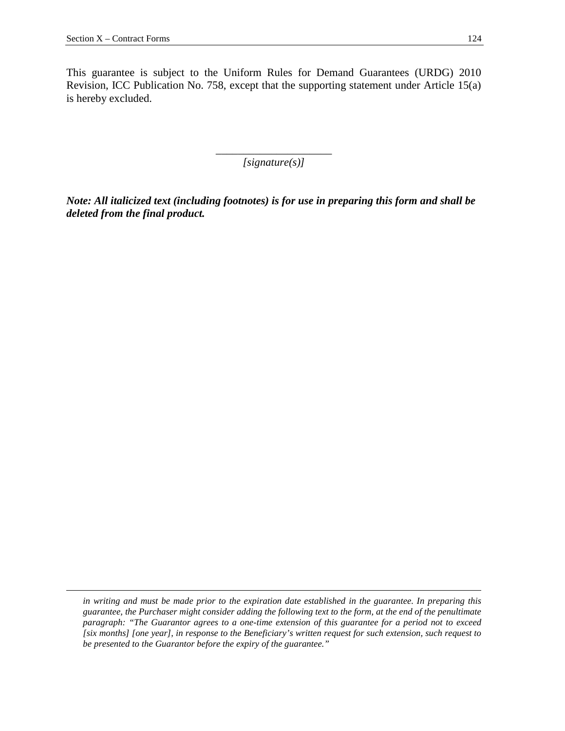This guarantee is subject to the Uniform Rules for Demand Guarantees (URDG) 2010 Revision, ICC Publication No. 758, except that the supporting statement under Article 15(a) is hereby excluded.

_____________________

*[signature(s)]*

***Note: All italicized text (including footnotes) is for use in preparing this form and shall be deleted from the final product.***

---

*in writing and must be made prior to the expiration date established in the guarantee. In preparing this guarantee, the Purchaser might consider adding the following text to the form, at the end of the penultimate paragraph: "The Guarantor agrees to a one-time extension of this guarantee for a period not to exceed [six months] [one year], in response to the Beneficiary's written request for such extension, such request to be presented to the Guarantor before the expiry of the guarantee."*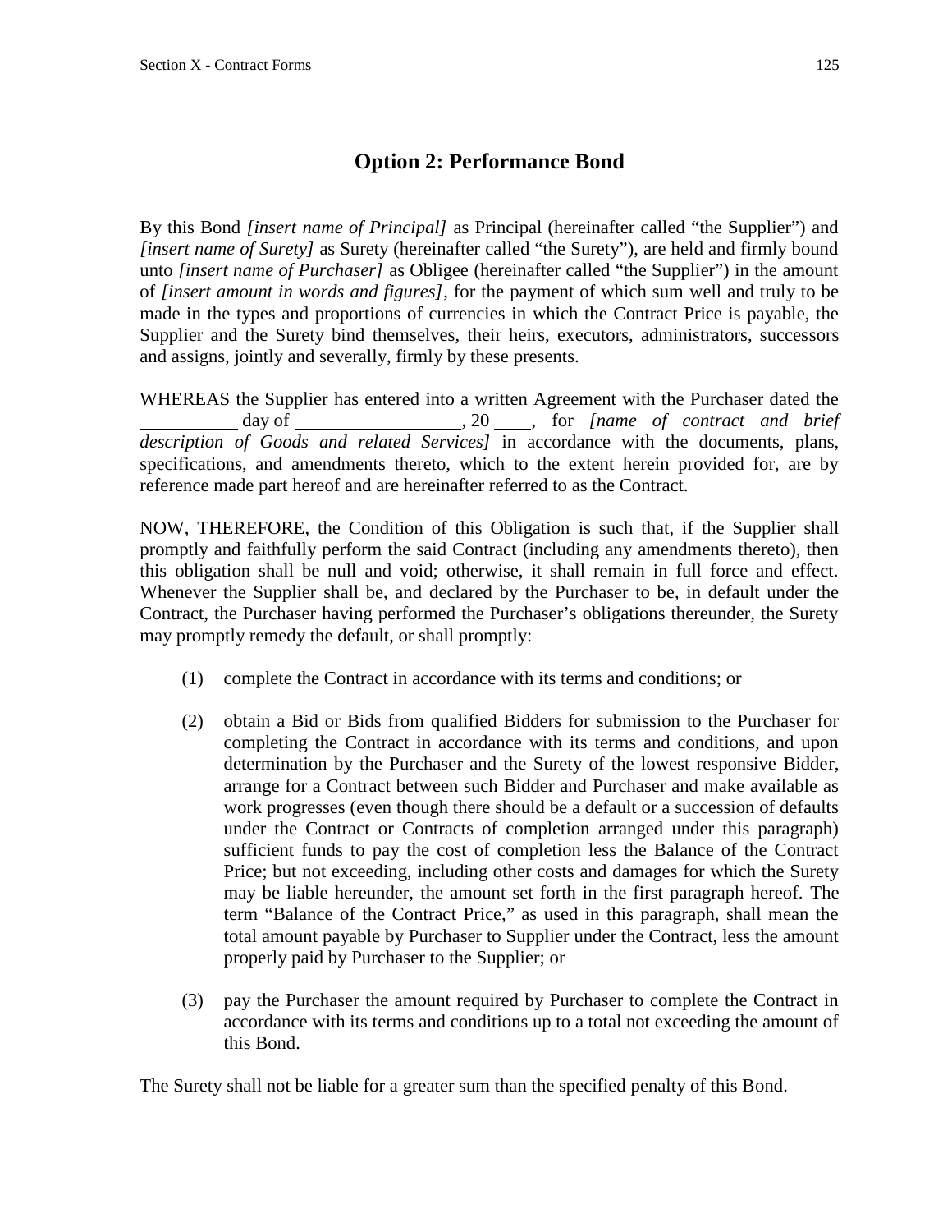## Option 2: Performance Bond

By this Bond *[insert name of Principal]* as Principal (hereinafter called "the Supplier") and *[insert name of Surety]* as Surety (hereinafter called "the Surety"), are held and firmly bound unto *[insert name of Purchaser]* as Obligee (hereinafter called "the Supplier") in the amount of *[insert amount in words and figures]*, for the payment of which sum well and truly to be made in the types and proportions of currencies in which the Contract Price is payable, the Supplier and the Surety bind themselves, their heirs, executors, administrators, successors and assigns, jointly and severally, firmly by these presents.

WHEREAS the Supplier has entered into a written Agreement with the Purchaser dated the __________ day of __________________, 20 ____, for *[name of contract and brief description of Goods and related Services]* in accordance with the documents, plans, specifications, and amendments thereto, which to the extent herein provided for, are by reference made part hereof and are hereinafter referred to as the Contract.

NOW, THEREFORE, the Condition of this Obligation is such that, if the Supplier shall promptly and faithfully perform the said Contract (including any amendments thereto), then this obligation shall be null and void; otherwise, it shall remain in full force and effect. Whenever the Supplier shall be, and declared by the Purchaser to be, in default under the Contract, the Purchaser having performed the Purchaser's obligations thereunder, the Surety may promptly remedy the default, or shall promptly:

(1) complete the Contract in accordance with its terms and conditions; or

(2) obtain a Bid or Bids from qualified Bidders for submission to the Purchaser for completing the Contract in accordance with its terms and conditions, and upon determination by the Purchaser and the Surety of the lowest responsive Bidder, arrange for a Contract between such Bidder and Purchaser and make available as work progresses (even though there should be a default or a succession of defaults under the Contract or Contracts of completion arranged under this paragraph) sufficient funds to pay the cost of completion less the Balance of the Contract Price; but not exceeding, including other costs and damages for which the Surety may be liable hereunder, the amount set forth in the first paragraph hereof. The term "Balance of the Contract Price," as used in this paragraph, shall mean the total amount payable by Purchaser to Supplier under the Contract, less the amount properly paid by Purchaser to the Supplier; or

(3) pay the Purchaser the amount required by Purchaser to complete the Contract in accordance with its terms and conditions up to a total not exceeding the amount of this Bond.

The Surety shall not be liable for a greater sum than the specified penalty of this Bond.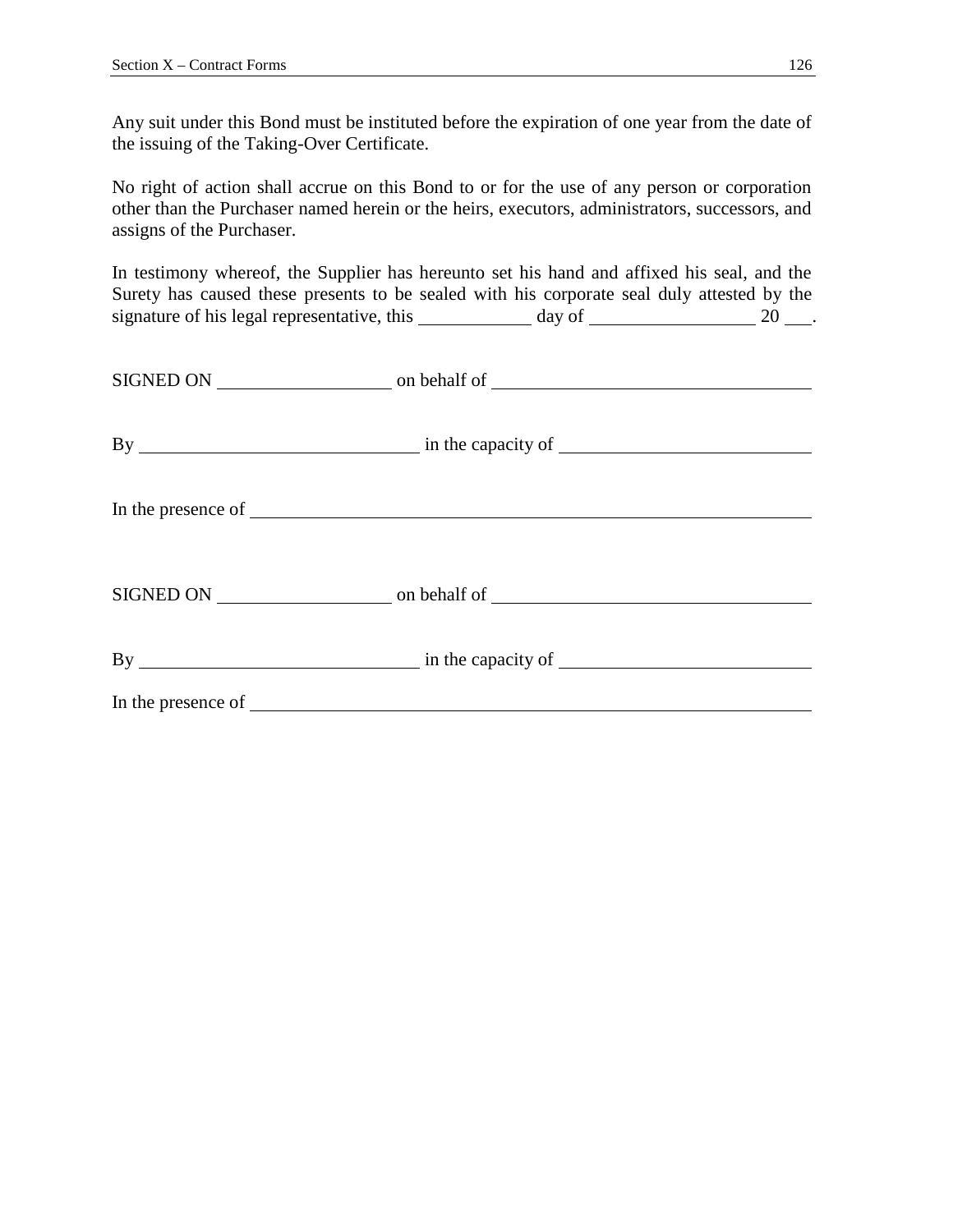Any suit under this Bond must be instituted before the expiration of one year from the date of the issuing of the Taking-Over Certificate.

No right of action shall accrue on this Bond to or for the use of any person or corporation other than the Purchaser named herein or the heirs, executors, administrators, successors, and assigns of the Purchaser.

In testimony whereof, the Supplier has hereunto set his hand and affixed his seal, and the Surety has caused these presents to be sealed with his corporate seal duly attested by the signature of his legal representative, this ____________ day of __________________ 20 ___.

SIGNED ON ___________________ on behalf of ___________________________________

By ______________________________ in the capacity of ___________________________

In the presence of ________________________________________________________________

SIGNED ON ___________________ on behalf of ___________________________________

By ______________________________ in the capacity of ___________________________

In the presence of ________________________________________________________________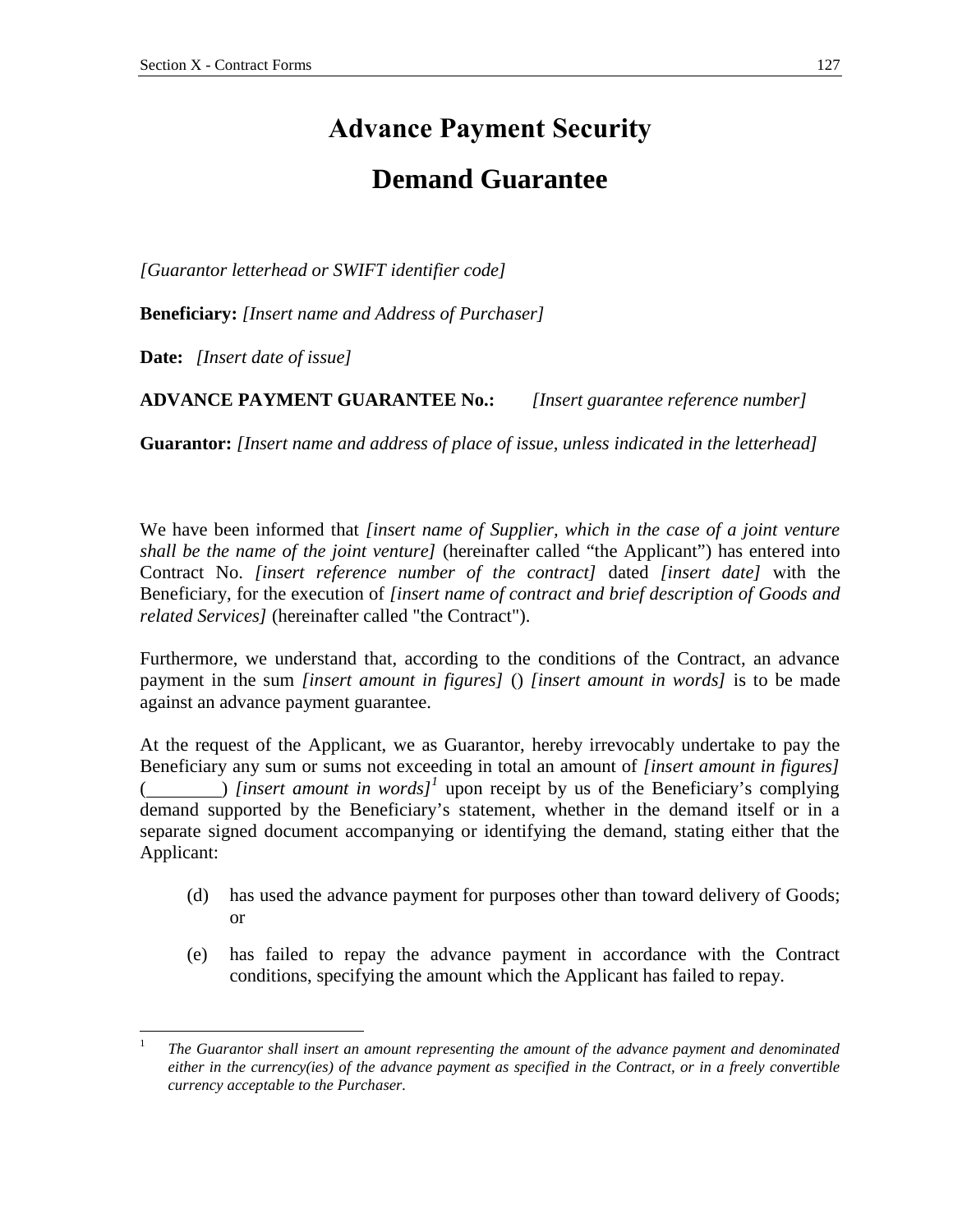# Advance Payment Security

# Demand Guarantee

*[Guarantor letterhead or SWIFT identifier code]*

**Beneficiary:** *[Insert name and Address of Purchaser]*

**Date:** *[Insert date of issue]*

**ADVANCE PAYMENT GUARANTEE No.:** *[Insert guarantee reference number]*

**Guarantor:** *[Insert name and address of place of issue, unless indicated in the letterhead]*

We have been informed that *[insert name of Supplier, which in the case of a joint venture shall be the name of the joint venture]* (hereinafter called "the Applicant") has entered into Contract No. *[insert reference number of the contract]* dated *[insert date]* with the Beneficiary, for the execution of *[insert name of contract and brief description of Goods and related Services]* (hereinafter called "the Contract").

Furthermore, we understand that, according to the conditions of the Contract, an advance payment in the sum *[insert amount in figures]* () *[insert amount in words]* is to be made against an advance payment guarantee.

At the request of the Applicant, we as Guarantor, hereby irrevocably undertake to pay the Beneficiary any sum or sums not exceeding in total an amount of *[insert amount in figures]* (________) *[insert amount in words]*[1] upon receipt by us of the Beneficiary's complying demand supported by the Beneficiary's statement, whether in the demand itself or in a separate signed document accompanying or identifying the demand, stating either that the Applicant:

(d) has used the advance payment for purposes other than toward delivery of Goods; or

(e) has failed to repay the advance payment in accordance with the Contract conditions, specifying the amount which the Applicant has failed to repay.

---

[1] *The Guarantor shall insert an amount representing the amount of the advance payment and denominated either in the currency(ies) of the advance payment as specified in the Contract, or in a freely convertible currency acceptable to the Purchaser.*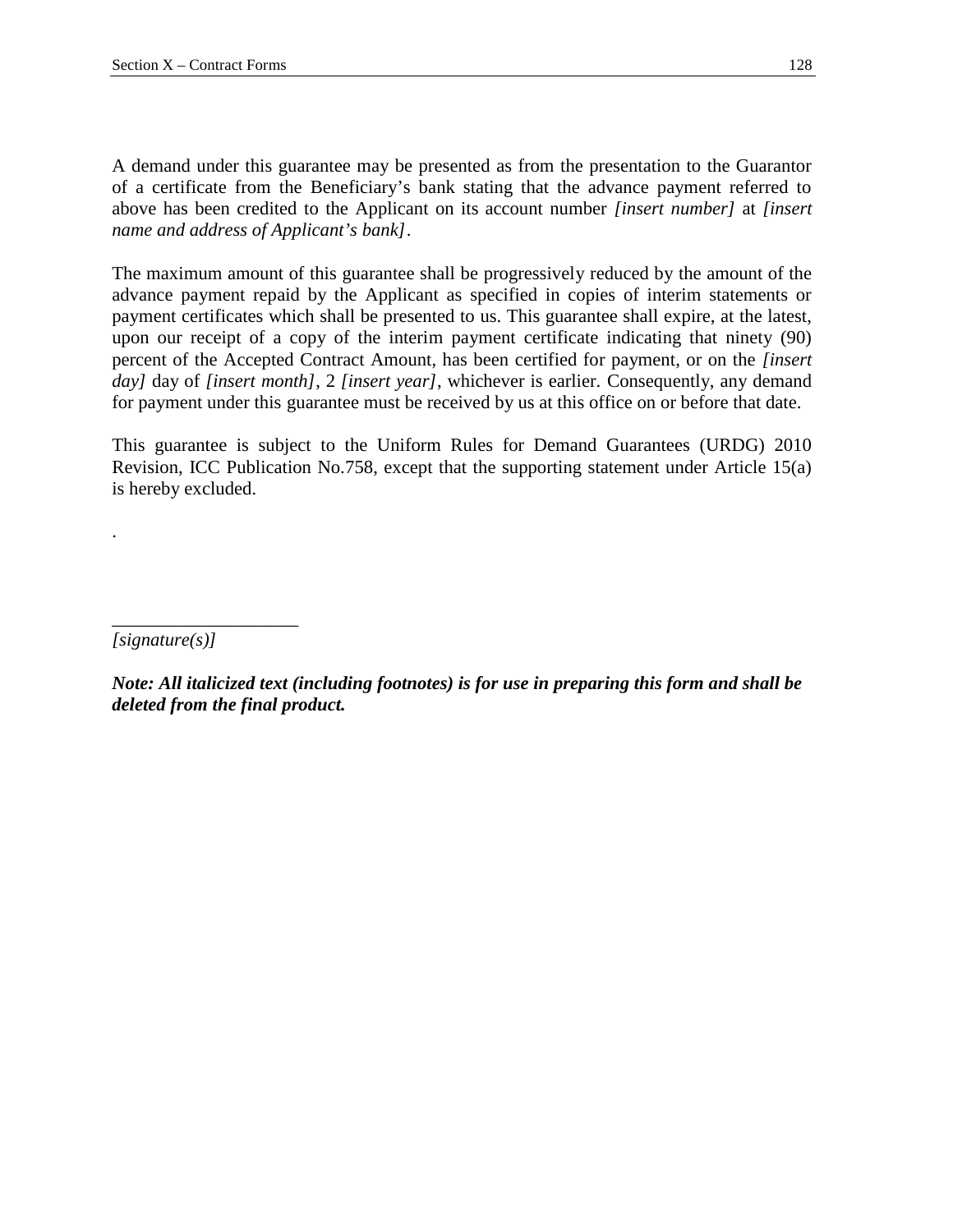A demand under this guarantee may be presented as from the presentation to the Guarantor of a certificate from the Beneficiary's bank stating that the advance payment referred to above has been credited to the Applicant on its account number *[insert number]* at *[insert name and address of Applicant's bank]*.

The maximum amount of this guarantee shall be progressively reduced by the amount of the advance payment repaid by the Applicant as specified in copies of interim statements or payment certificates which shall be presented to us. This guarantee shall expire, at the latest, upon our receipt of a copy of the interim payment certificate indicating that ninety (90) percent of the Accepted Contract Amount, has been certified for payment, or on the *[insert day]* day of *[insert month]*, 2 *[insert year]*, whichever is earlier. Consequently, any demand for payment under this guarantee must be received by us at this office on or before that date.

This guarantee is subject to the Uniform Rules for Demand Guarantees (URDG) 2010 Revision, ICC Publication No.758, except that the supporting statement under Article 15(a) is hereby excluded.

.

_____________________

*[signature(s)]*

***Note: All italicized text (including footnotes) is for use in preparing this form and shall be deleted from the final product.***